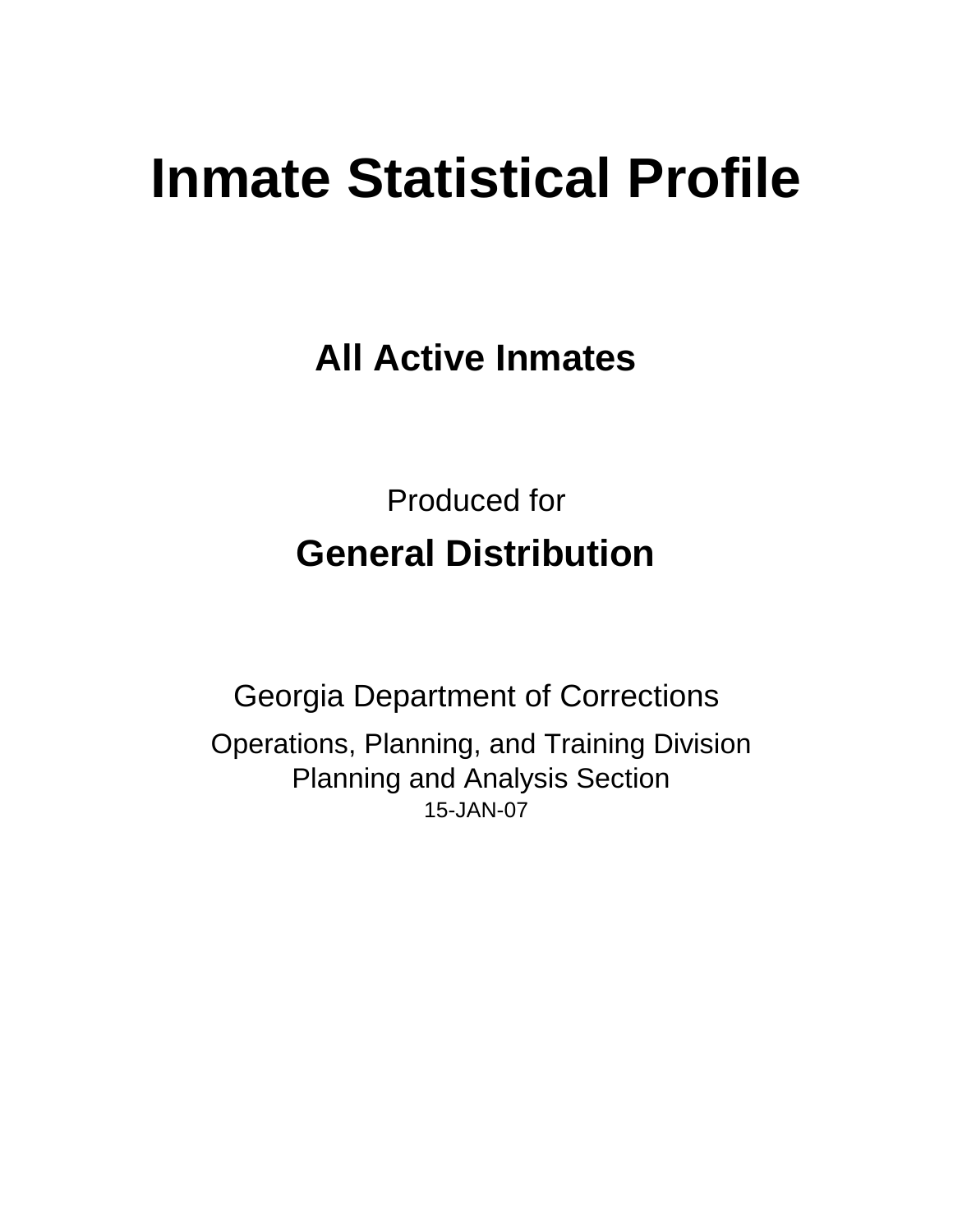# Inmate Statistical Profile

## All Active Inmates

Produced for

**General Distribution**

Georgia Department of Corrections

Operations, Planning, and Training Division
Planning and Analysis Section
15-JAN-07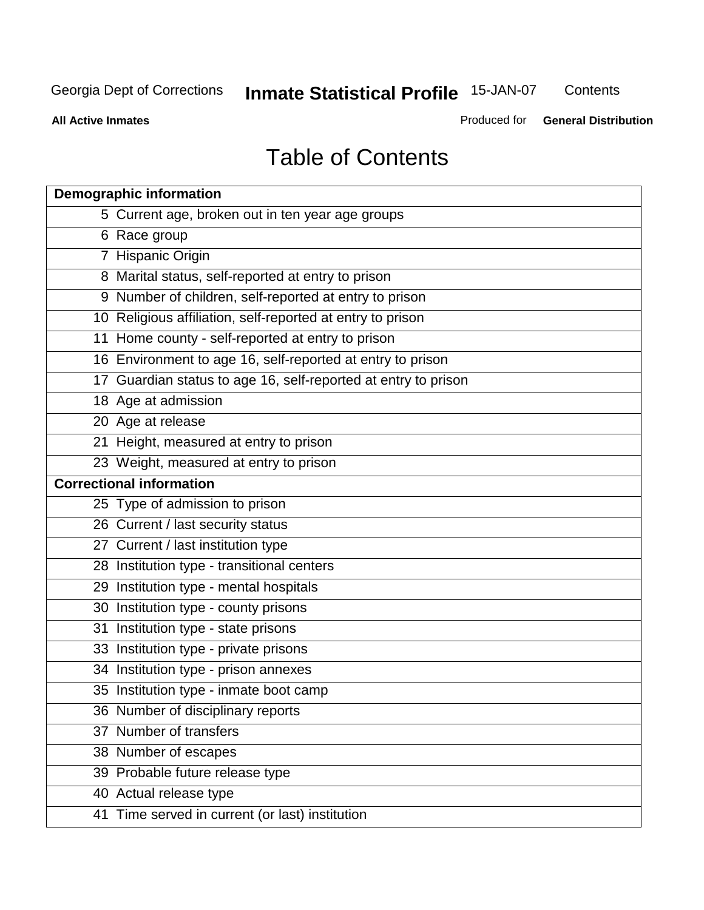# Table of Contents

| Demographic information | |
|---|---|
| 5 | Current age, broken out in ten year age groups |
| 6 | Race group |
| 7 | Hispanic Origin |
| 8 | Marital status, self-reported at entry to prison |
| 9 | Number of children, self-reported at entry to prison |
| 10 | Religious affiliation, self-reported at entry to prison |
| 11 | Home county - self-reported at entry to prison |
| 16 | Environment to age 16, self-reported at entry to prison |
| 17 | Guardian status to age 16, self-reported at entry to prison |
| 18 | Age at admission |
| 20 | Age at release |
| 21 | Height, measured at entry to prison |
| 23 | Weight, measured at entry to prison |
| **Correctional information** | |
| 25 | Type of admission to prison |
| 26 | Current / last security status |
| 27 | Current / last institution type |
| 28 | Institution type - transitional centers |
| 29 | Institution type - mental hospitals |
| 30 | Institution type - county prisons |
| 31 | Institution type - state prisons |
| 33 | Institution type - private prisons |
| 34 | Institution type - prison annexes |
| 35 | Institution type - inmate boot camp |
| 36 | Number of disciplinary reports |
| 37 | Number of transfers |
| 38 | Number of escapes |
| 39 | Probable future release type |
| 40 | Actual release type |
| 41 | Time served in current (or last) institution |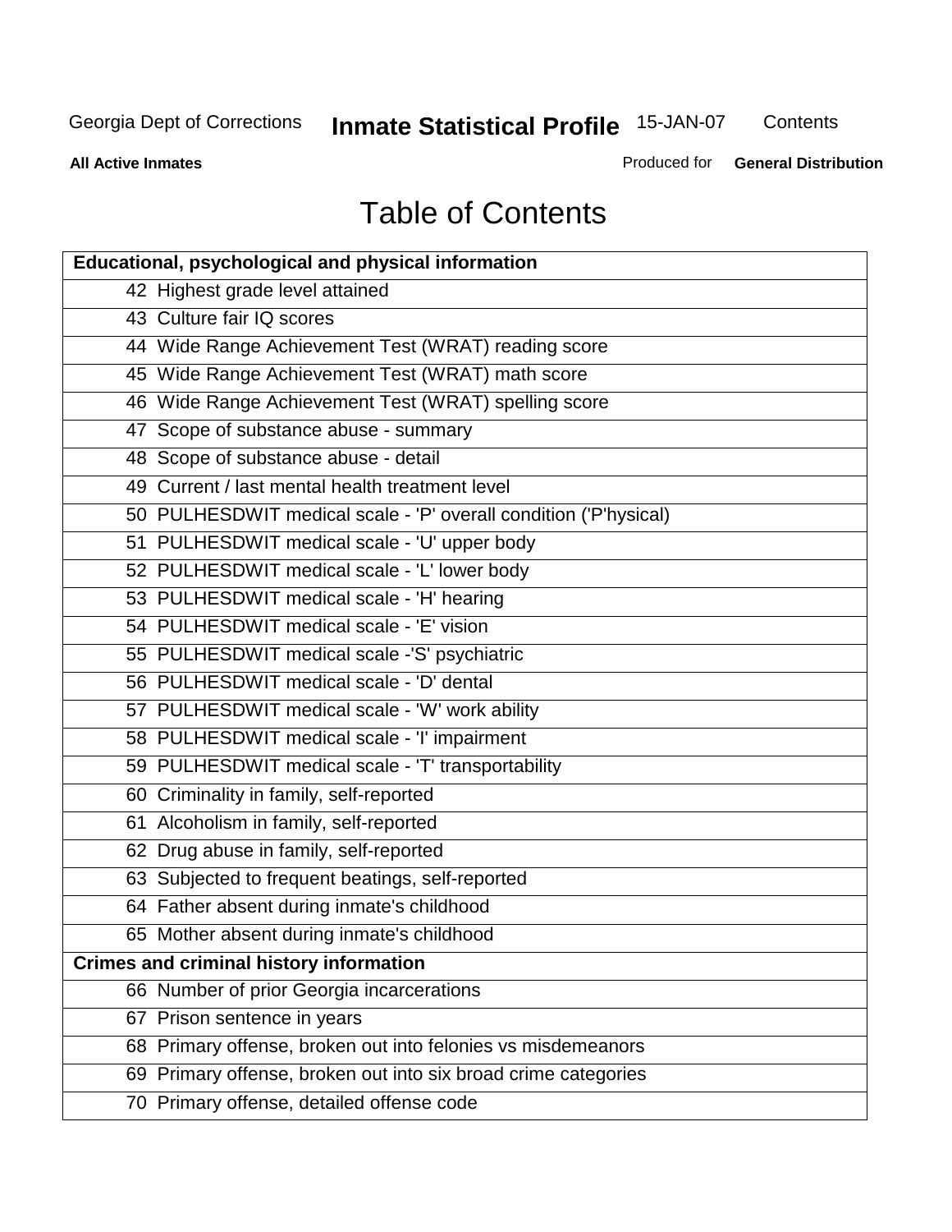# Table of Contents

| Educational, psychological and physical information | |
|---|---|
| 42 | Highest grade level attained |
| 43 | Culture fair IQ scores |
| 44 | Wide Range Achievement Test (WRAT) reading score |
| 45 | Wide Range Achievement Test (WRAT) math score |
| 46 | Wide Range Achievement Test (WRAT) spelling score |
| 47 | Scope of substance abuse - summary |
| 48 | Scope of substance abuse - detail |
| 49 | Current / last mental health treatment level |
| 50 | PULHESDWIT medical scale - 'P' overall condition ('P'hysical) |
| 51 | PULHESDWIT medical scale - 'U' upper body |
| 52 | PULHESDWIT medical scale - 'L' lower body |
| 53 | PULHESDWIT medical scale - 'H' hearing |
| 54 | PULHESDWIT medical scale - 'E' vision |
| 55 | PULHESDWIT medical scale -'S' psychiatric |
| 56 | PULHESDWIT medical scale - 'D' dental |
| 57 | PULHESDWIT medical scale - 'W' work ability |
| 58 | PULHESDWIT medical scale - 'I' impairment |
| 59 | PULHESDWIT medical scale - 'T' transportability |
| 60 | Criminality in family, self-reported |
| 61 | Alcoholism in family, self-reported |
| 62 | Drug abuse in family, self-reported |
| 63 | Subjected to frequent beatings, self-reported |
| 64 | Father absent during inmate's childhood |
| 65 | Mother absent during inmate's childhood |
| **Crimes and criminal history information** | |
| 66 | Number of prior Georgia incarcerations |
| 67 | Prison sentence in years |
| 68 | Primary offense, broken out into felonies vs misdemeanors |
| 69 | Primary offense, broken out into six broad crime categories |
| 70 | Primary offense, detailed offense code |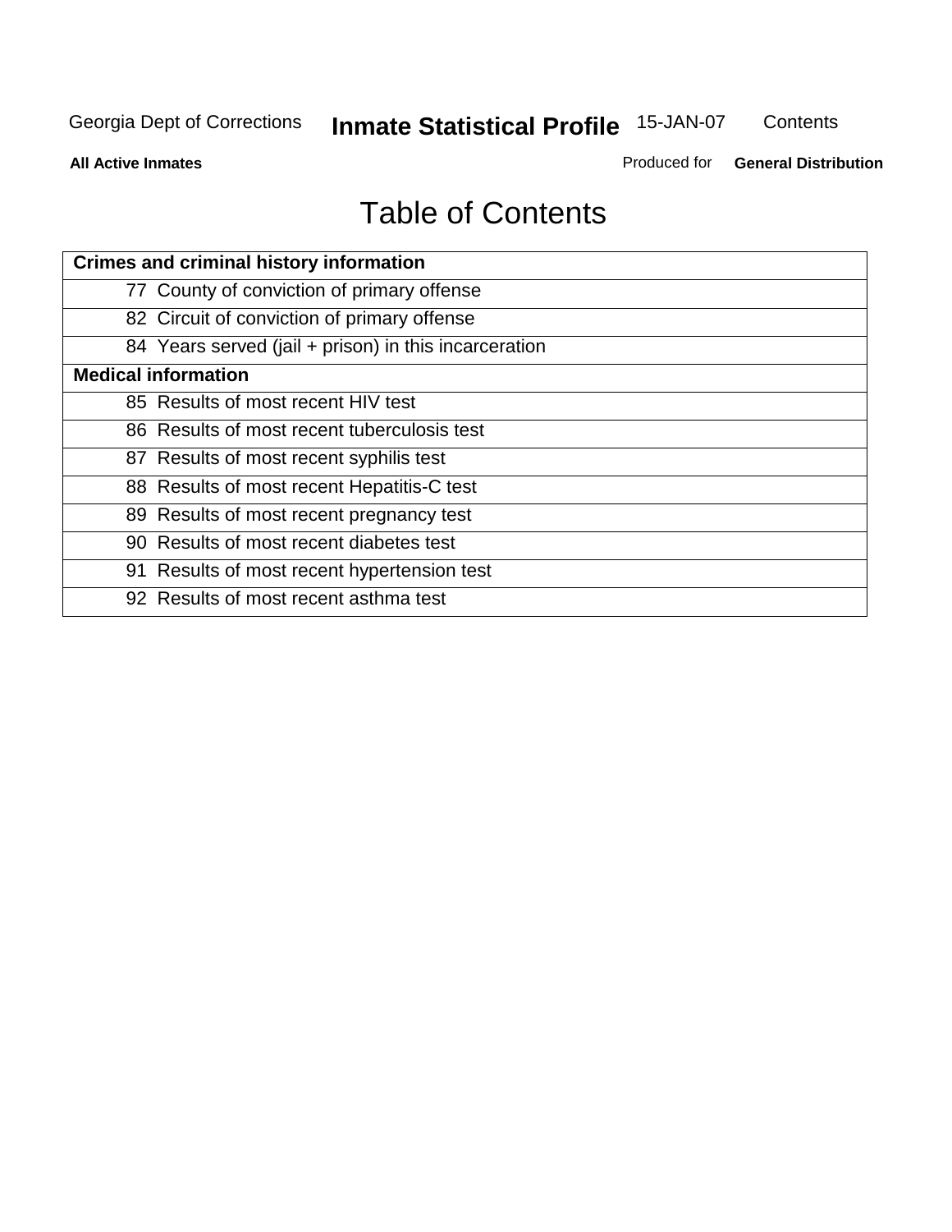# Table of Contents

| Crimes and criminal history information | |
|---|---|
| 77 | County of conviction of primary offense |
| 82 | Circuit of conviction of primary offense |
| 84 | Years served (jail + prison) in this incarceration |
| **Medical information** | |
| 85 | Results of most recent HIV test |
| 86 | Results of most recent tuberculosis test |
| 87 | Results of most recent syphilis test |
| 88 | Results of most recent Hepatitis-C test |
| 89 | Results of most recent pregnancy test |
| 90 | Results of most recent diabetes test |
| 91 | Results of most recent hypertension test |
| 92 | Results of most recent asthma test |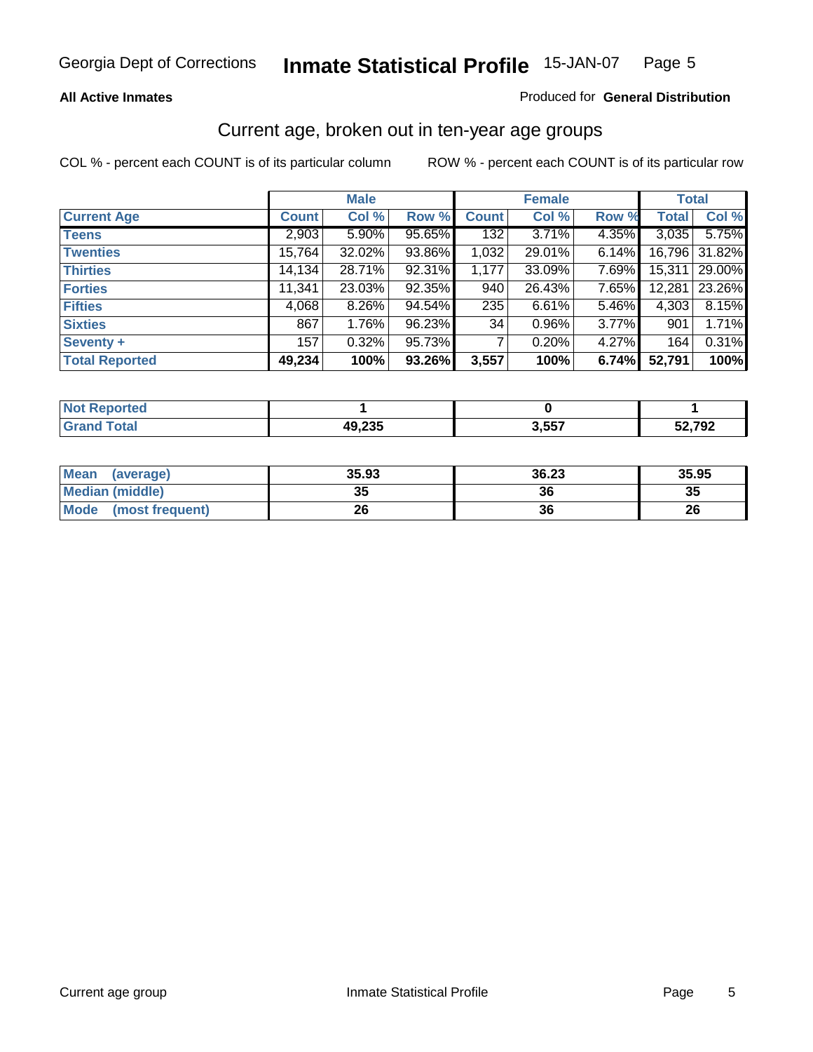Georgia Dept of Corrections **Inmate Statistical Profile** 15-JAN-07

**All Active Inmates**

Produced for **General Distribution**

## Current age, broken out in ten-year age groups

COL % - percent each COUNT is of its particular column

ROW % - percent each COUNT is of its particular row

| | Male | | | Female | | | Total | |
|---|---|---|---|---|---|---|---|---|
| **Current Age** | **Count** | **Col %** | **Row %** | **Count** | **Col %** | **Row %** | **Total** | **Col %** |
| **Teens** | 2,903 | 5.90% | 95.65% | 132 | 3.71% | 4.35% | 3,035 | 5.75% |
| **Twenties** | 15,764 | 32.02% | 93.86% | 1,032 | 29.01% | 6.14% | 16,796 | 31.82% |
| **Thirties** | 14,134 | 28.71% | 92.31% | 1,177 | 33.09% | 7.69% | 15,311 | 29.00% |
| **Forties** | 11,341 | 23.03% | 92.35% | 940 | 26.43% | 7.65% | 12,281 | 23.26% |
| **Fifties** | 4,068 | 8.26% | 94.54% | 235 | 6.61% | 5.46% | 4,303 | 8.15% |
| **Sixties** | 867 | 1.76% | 96.23% | 34 | 0.96% | 3.77% | 901 | 1.71% |
| **Seventy +** | 157 | 0.32% | 95.73% | 7 | 0.20% | 4.27% | 164 | 0.31% |
| **Total Reported** | **49,234** | **100%** | **93.26%** | **3,557** | **100%** | **6.74%** | **52,791** | **100%** |

| | Male | Female | Total |
|---|---|---|---|
| **Not Reported** | **1** | **0** | **1** |
| **Grand Total** | **49,235** | **3,557** | **52,792** |

| | Male | Female | Total |
|---|---|---|---|
| **Mean (average)** | **35.93** | **36.23** | **35.95** |
| **Median (middle)** | **35** | **36** | **35** |
| **Mode (most frequent)** | **26** | **36** | **26** |

Current age group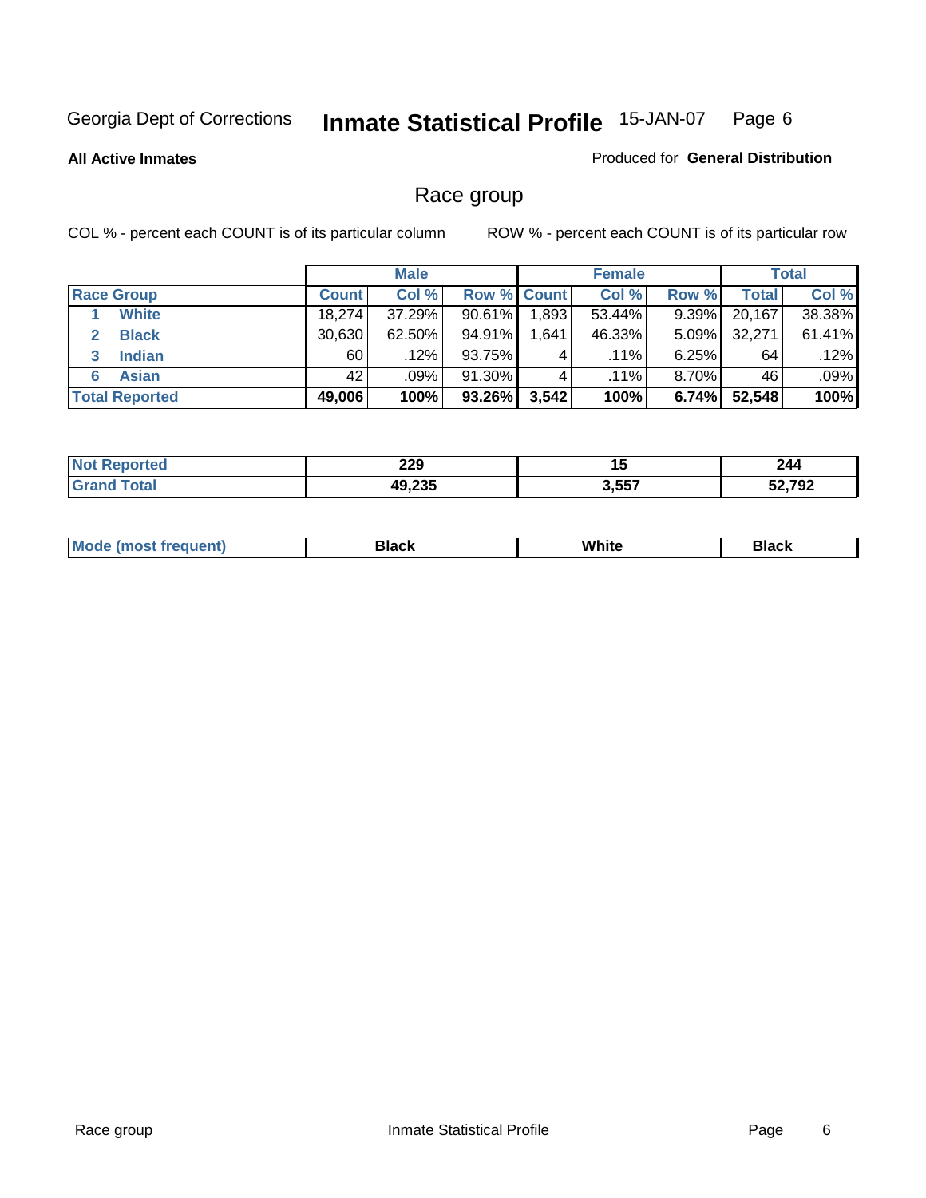Georgia Dept of Corrections **Inmate Statistical Profile** 15-JAN-07

**All Active Inmates**

Produced for **General Distribution**

## Race group

COL % - percent each COUNT is of its particular column

ROW % - percent each COUNT is of its particular row

| | Male | | | Female | | | Total | |
|---|---|---|---|---|---|---|---|---|
| **Race Group** | **Count** | **Col %** | **Row %** | **Count** | **Col %** | **Row %** | **Total** | **Col %** |
| 1 **White** | 18,274 | 37.29% | 90.61% | 1,893 | 53.44% | 9.39% | 20,167 | 38.38% |
| 2 **Black** | 30,630 | 62.50% | 94.91% | 1,641 | 46.33% | 5.09% | 32,271 | 61.41% |
| 3 **Indian** | 60 | .12% | 93.75% | 4 | .11% | 6.25% | 64 | .12% |
| 6 **Asian** | 42 | .09% | 91.30% | 4 | .11% | 8.70% | 46 | .09% |
| **Total Reported** | **49,006** | **100%** | **93.26%** | **3,542** | **100%** | **6.74%** | **52,548** | **100%** |

| | Male | Female | Total |
|---|---|---|---|
| **Not Reported** | **229** | **15** | **244** |
| **Grand Total** | **49,235** | **3,557** | **52,792** |

| | Male | Female | Total |
|---|---|---|---|
| **Mode (most frequent)** | **Black** | **White** | **Black** |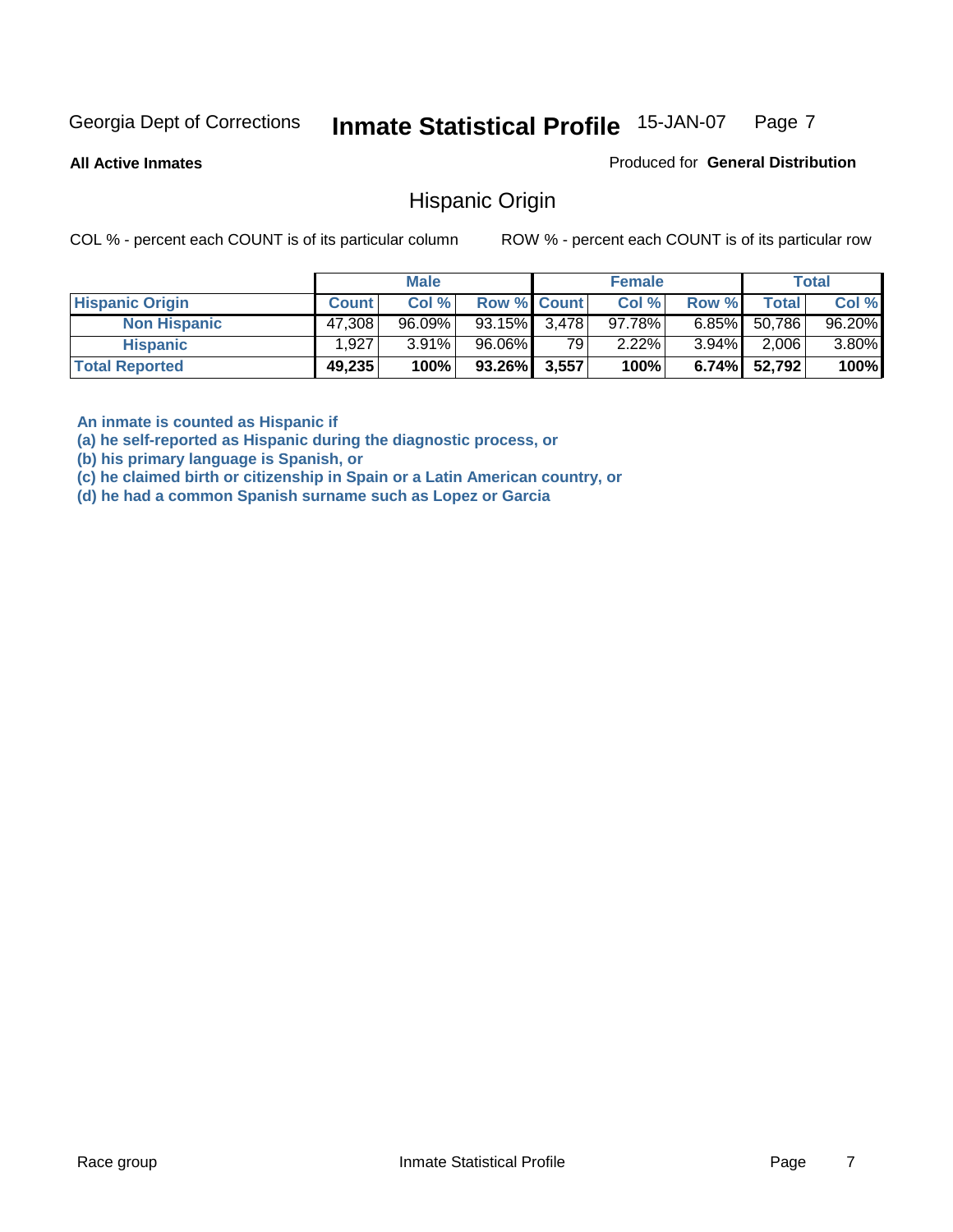Georgia Dept of Corrections **Inmate Statistical Profile** 15-JAN-07

**All Active Inmates**

Produced for **General Distribution**

## Hispanic Origin

COL % - percent each COUNT is of its particular column

ROW % - percent each COUNT is of its particular row

| | Male | | | Female | | | Total | |
|---|---|---|---|---|---|---|---|---|
| **Hispanic Origin** | **Count** | **Col %** | **Row %** | **Count** | **Col %** | **Row %** | **Total** | **Col %** |
| **Non Hispanic** | 47,308 | 96.09% | 93.15% | 3,478 | 97.78% | 6.85% | 50,786 | 96.20% |
| **Hispanic** | 1,927 | 3.91% | 96.06% | 79 | 2.22% | 3.94% | 2,006 | 3.80% |
| **Total Reported** | **49,235** | **100%** | **93.26%** | **3,557** | **100%** | **6.74%** | **52,792** | **100%** |

**An inmate is counted as Hispanic if**
**(a) he self-reported as Hispanic during the diagnostic process, or**
**(b) his primary language is Spanish, or**
**(c) he claimed birth or citizenship in Spain or a Latin American country, or**
**(d) he had a common Spanish surname such as Lopez or Garcia**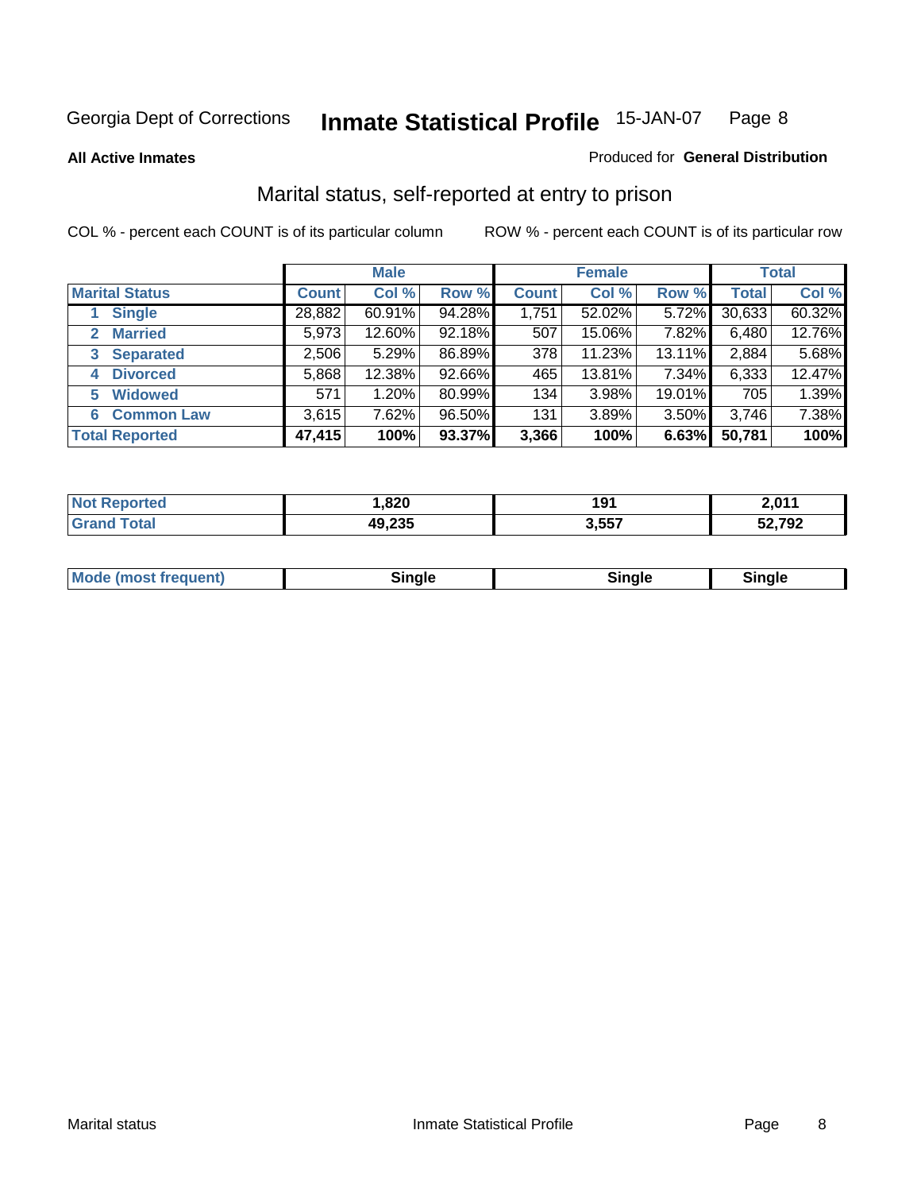Georgia Dept of Corrections **Inmate Statistical Profile** 15-JAN-07

**All Active Inmates**

Produced for **General Distribution**

## Marital status, self-reported at entry to prison

COL % - percent each COUNT is of its particular column

ROW % - percent each COUNT is of its particular row

| | Male | | | Female | | | Total | |
|---|---|---|---|---|---|---|---|---|
| **Marital Status** | **Count** | **Col %** | **Row %** | **Count** | **Col %** | **Row %** | **Total** | **Col %** |
| 1 **Single** | 28,882 | 60.91% | 94.28% | 1,751 | 52.02% | 5.72% | 30,633 | 60.32% |
| 2 **Married** | 5,973 | 12.60% | 92.18% | 507 | 15.06% | 7.82% | 6,480 | 12.76% |
| 3 **Separated** | 2,506 | 5.29% | 86.89% | 378 | 11.23% | 13.11% | 2,884 | 5.68% |
| 4 **Divorced** | 5,868 | 12.38% | 92.66% | 465 | 13.81% | 7.34% | 6,333 | 12.47% |
| 5 **Widowed** | 571 | 1.20% | 80.99% | 134 | 3.98% | 19.01% | 705 | 1.39% |
| 6 **Common Law** | 3,615 | 7.62% | 96.50% | 131 | 3.89% | 3.50% | 3,746 | 7.38% |
| **Total Reported** | **47,415** | **100%** | **93.37%** | **3,366** | **100%** | **6.63%** | **50,781** | **100%** |

| | Male | Female | Total |
|---|---|---|---|
| **Not Reported** | **1,820** | **191** | **2,011** |
| **Grand Total** | **49,235** | **3,557** | **52,792** |

| | Male | Female | Total |
|---|---|---|---|
| **Mode (most frequent)** | **Single** | **Single** | **Single** |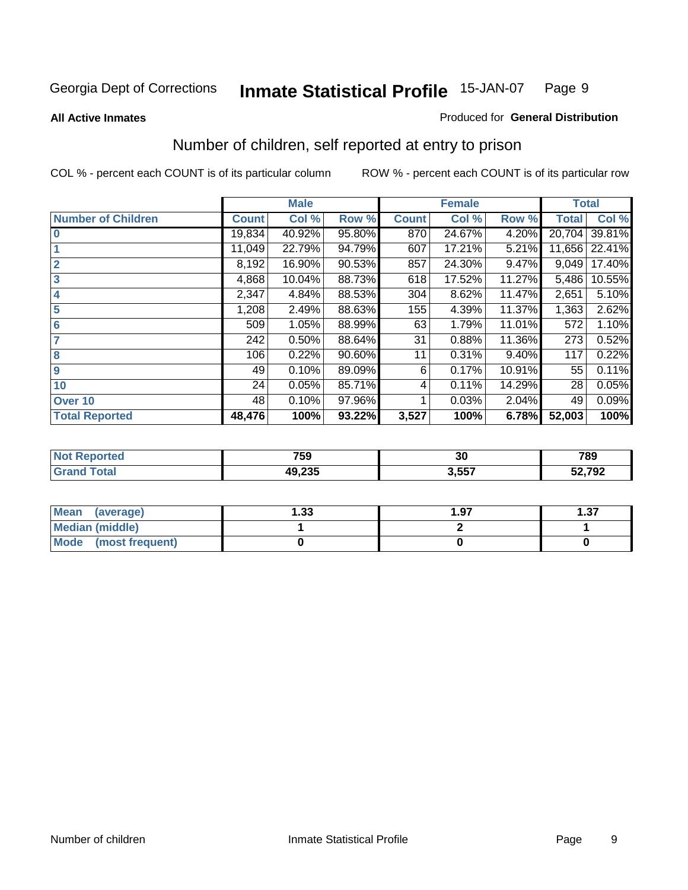Georgia Dept of Corrections **Inmate Statistical Profile** 15-JAN-07

**All Active Inmates**

Produced for **General Distribution**

## Number of children, self reported at entry to prison

COL % - percent each COUNT is of its particular column

ROW % - percent each COUNT is of its particular row

| | Male | | | Female | | | Total | |
|---|---|---|---|---|---|---|---|---|
| **Number of Children** | **Count** | **Col %** | **Row %** | **Count** | **Col %** | **Row %** | **Total** | **Col %** |
| **0** | 19,834 | 40.92% | 95.80% | 870 | 24.67% | 4.20% | 20,704 | 39.81% |
| **1** | 11,049 | 22.79% | 94.79% | 607 | 17.21% | 5.21% | 11,656 | 22.41% |
| **2** | 8,192 | 16.90% | 90.53% | 857 | 24.30% | 9.47% | 9,049 | 17.40% |
| **3** | 4,868 | 10.04% | 88.73% | 618 | 17.52% | 11.27% | 5,486 | 10.55% |
| **4** | 2,347 | 4.84% | 88.53% | 304 | 8.62% | 11.47% | 2,651 | 5.10% |
| **5** | 1,208 | 2.49% | 88.63% | 155 | 4.39% | 11.37% | 1,363 | 2.62% |
| **6** | 509 | 1.05% | 88.99% | 63 | 1.79% | 11.01% | 572 | 1.10% |
| **7** | 242 | 0.50% | 88.64% | 31 | 0.88% | 11.36% | 273 | 0.52% |
| **8** | 106 | 0.22% | 90.60% | 11 | 0.31% | 9.40% | 117 | 0.22% |
| **9** | 49 | 0.10% | 89.09% | 6 | 0.17% | 10.91% | 55 | 0.11% |
| **10** | 24 | 0.05% | 85.71% | 4 | 0.11% | 14.29% | 28 | 0.05% |
| **Over 10** | 48 | 0.10% | 97.96% | 1 | 0.03% | 2.04% | 49 | 0.09% |
| **Total Reported** | **48,476** | **100%** | **93.22%** | **3,527** | **100%** | **6.78%** | **52,003** | **100%** |

| | Male | Female | Total |
|---|---|---|---|
| **Not Reported** | **759** | **30** | **789** |
| **Grand Total** | **49,235** | **3,557** | **52,792** |

| | Male | Female | Total |
|---|---|---|---|
| **Mean (average)** | **1.33** | **1.97** | **1.37** |
| **Median (middle)** | **1** | **2** | **1** |
| **Mode (most frequent)** | **0** | **0** | **0** |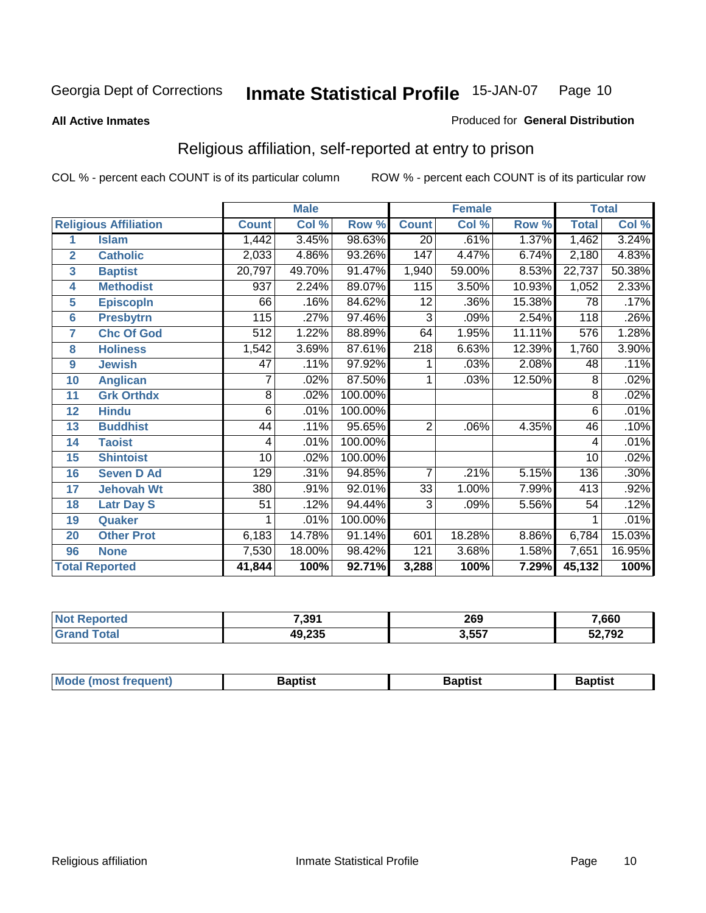Georgia Dept of Corrections **Inmate Statistical Profile** 15-JAN-07

**All Active Inmates**

Produced for **General Distribution**

## Religious affiliation, self-reported at entry to prison

COL % - percent each COUNT is of its particular column ROW % - percent each COUNT is of its particular row

| | | Male | | | Female | | | Total | |
|---|---|---|---|---|---|---|---|---|---|
| **Religious Affiliation** | | **Count** | **Col %** | **Row %** | **Count** | **Col %** | **Row %** | **Total** | **Col %** |
| 1 | Islam | 1,442 | 3.45% | 98.63% | 20 | .61% | 1.37% | 1,462 | 3.24% |
| 2 | Catholic | 2,033 | 4.86% | 93.26% | 147 | 4.47% | 6.74% | 2,180 | 4.83% |
| 3 | Baptist | 20,797 | 49.70% | 91.47% | 1,940 | 59.00% | 8.53% | 22,737 | 50.38% |
| 4 | Methodist | 937 | 2.24% | 89.07% | 115 | 3.50% | 10.93% | 1,052 | 2.33% |
| 5 | Episcopln | 66 | .16% | 84.62% | 12 | .36% | 15.38% | 78 | .17% |
| 6 | Presbytrn | 115 | .27% | 97.46% | 3 | .09% | 2.54% | 118 | .26% |
| 7 | Chc Of God | 512 | 1.22% | 88.89% | 64 | 1.95% | 11.11% | 576 | 1.28% |
| 8 | Holiness | 1,542 | 3.69% | 87.61% | 218 | 6.63% | 12.39% | 1,760 | 3.90% |
| 9 | Jewish | 47 | .11% | 97.92% | 1 | .03% | 2.08% | 48 | .11% |
| 10 | Anglican | 7 | .02% | 87.50% | 1 | .03% | 12.50% | 8 | .02% |
| 11 | Grk Orthdx | 8 | .02% | 100.00% | | | | 8 | .02% |
| 12 | Hindu | 6 | .01% | 100.00% | | | | 6 | .01% |
| 13 | Buddhist | 44 | .11% | 95.65% | 2 | .06% | 4.35% | 46 | .10% |
| 14 | Taoist | 4 | .01% | 100.00% | | | | 4 | .01% |
| 15 | Shintoist | 10 | .02% | 100.00% | | | | 10 | .02% |
| 16 | Seven D Ad | 129 | .31% | 94.85% | 7 | .21% | 5.15% | 136 | .30% |
| 17 | Jehovah Wt | 380 | .91% | 92.01% | 33 | 1.00% | 7.99% | 413 | .92% |
| 18 | Latr Day S | 51 | .12% | 94.44% | 3 | .09% | 5.56% | 54 | .12% |
| 19 | Quaker | 1 | .01% | 100.00% | | | | 1 | .01% |
| 20 | Other Prot | 6,183 | 14.78% | 91.14% | 601 | 18.28% | 8.86% | 6,784 | 15.03% |
| 96 | None | 7,530 | 18.00% | 98.42% | 121 | 3.68% | 1.58% | 7,651 | 16.95% |
| **Total Reported** | | **41,844** | **100%** | **92.71%** | **3,288** | **100%** | **7.29%** | **45,132** | **100%** |

| | Male | Female | Total |
|---|---|---|---|
| Not Reported | 7,391 | 269 | 7,660 |
| Grand Total | 49,235 | 3,557 | 52,792 |

| | Male | Female | Total |
|---|---|---|---|
| Mode (most frequent) | Baptist | Baptist | Baptist |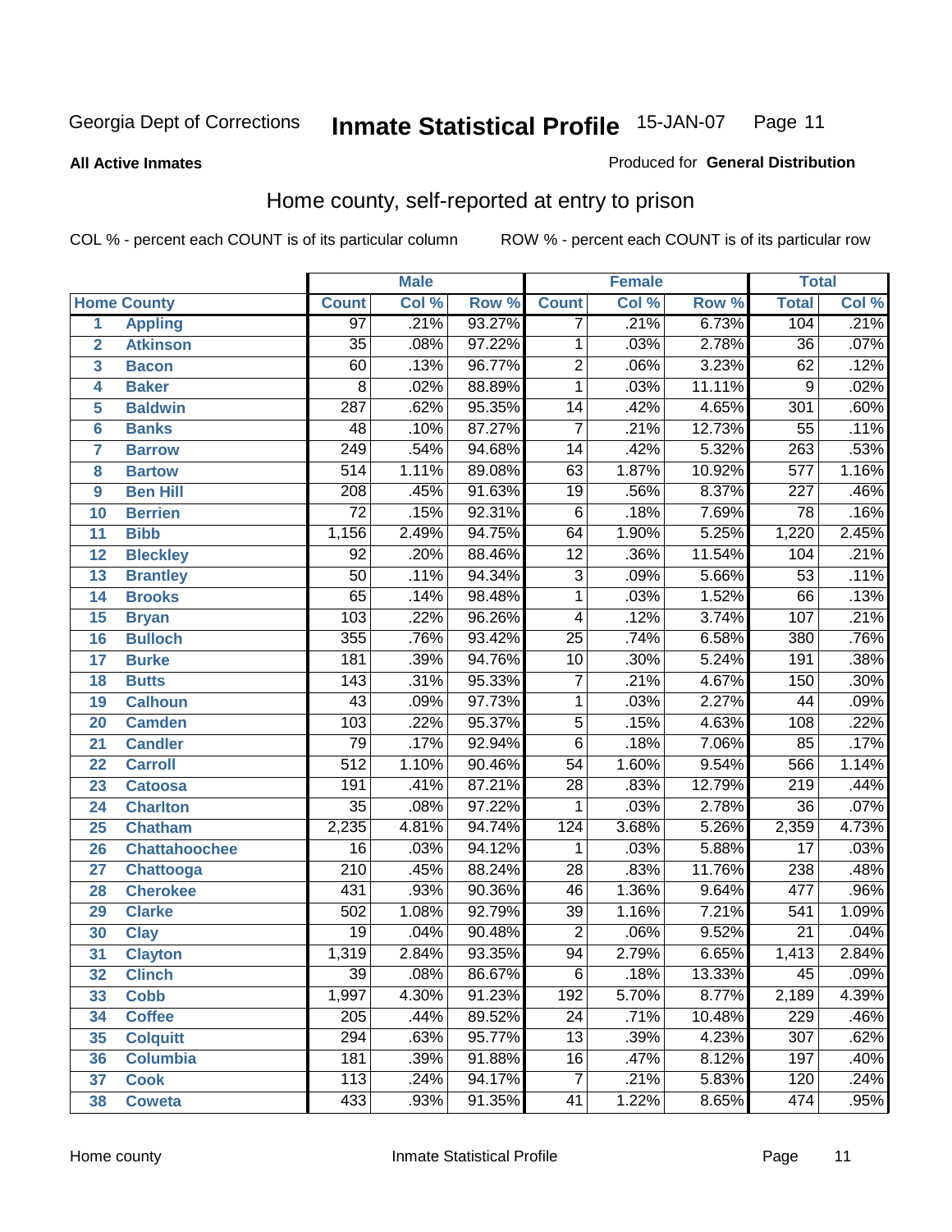Georgia Dept of Corrections **Inmate Statistical Profile** 15-JAN-07

**All Active Inmates** Produced for **General Distribution**

## Home county, self-reported at entry to prison

COL % - percent each COUNT is of its particular column ROW % - percent each COUNT is of its particular row

| | Home County | Male | | | Female | | | Total | |
|---|---|---|---|---|---|---|---|---|---|
| | | Count | Col % | Row % | Count | Col % | Row % | Total | Col % |
| 1 | Appling | 97 | .21% | 93.27% | 7 | .21% | 6.73% | 104 | .21% |
| 2 | Atkinson | 35 | .08% | 97.22% | 1 | .03% | 2.78% | 36 | .07% |
| 3 | Bacon | 60 | .13% | 96.77% | 2 | .06% | 3.23% | 62 | .12% |
| 4 | Baker | 8 | .02% | 88.89% | 1 | .03% | 11.11% | 9 | .02% |
| 5 | Baldwin | 287 | .62% | 95.35% | 14 | .42% | 4.65% | 301 | .60% |
| 6 | Banks | 48 | .10% | 87.27% | 7 | .21% | 12.73% | 55 | .11% |
| 7 | Barrow | 249 | .54% | 94.68% | 14 | .42% | 5.32% | 263 | .53% |
| 8 | Bartow | 514 | 1.11% | 89.08% | 63 | 1.87% | 10.92% | 577 | 1.16% |
| 9 | Ben Hill | 208 | .45% | 91.63% | 19 | .56% | 8.37% | 227 | .46% |
| 10 | Berrien | 72 | .15% | 92.31% | 6 | .18% | 7.69% | 78 | .16% |
| 11 | Bibb | 1,156 | 2.49% | 94.75% | 64 | 1.90% | 5.25% | 1,220 | 2.45% |
| 12 | Bleckley | 92 | .20% | 88.46% | 12 | .36% | 11.54% | 104 | .21% |
| 13 | Brantley | 50 | .11% | 94.34% | 3 | .09% | 5.66% | 53 | .11% |
| 14 | Brooks | 65 | .14% | 98.48% | 1 | .03% | 1.52% | 66 | .13% |
| 15 | Bryan | 103 | .22% | 96.26% | 4 | .12% | 3.74% | 107 | .21% |
| 16 | Bulloch | 355 | .76% | 93.42% | 25 | .74% | 6.58% | 380 | .76% |
| 17 | Burke | 181 | .39% | 94.76% | 10 | .30% | 5.24% | 191 | .38% |
| 18 | Butts | 143 | .31% | 95.33% | 7 | .21% | 4.67% | 150 | .30% |
| 19 | Calhoun | 43 | .09% | 97.73% | 1 | .03% | 2.27% | 44 | .09% |
| 20 | Camden | 103 | .22% | 95.37% | 5 | .15% | 4.63% | 108 | .22% |
| 21 | Candler | 79 | .17% | 92.94% | 6 | .18% | 7.06% | 85 | .17% |
| 22 | Carroll | 512 | 1.10% | 90.46% | 54 | 1.60% | 9.54% | 566 | 1.14% |
| 23 | Catoosa | 191 | .41% | 87.21% | 28 | .83% | 12.79% | 219 | .44% |
| 24 | Charlton | 35 | .08% | 97.22% | 1 | .03% | 2.78% | 36 | .07% |
| 25 | Chatham | 2,235 | 4.81% | 94.74% | 124 | 3.68% | 5.26% | 2,359 | 4.73% |
| 26 | Chattahoochee | 16 | .03% | 94.12% | 1 | .03% | 5.88% | 17 | .03% |
| 27 | Chattooga | 210 | .45% | 88.24% | 28 | .83% | 11.76% | 238 | .48% |
| 28 | Cherokee | 431 | .93% | 90.36% | 46 | 1.36% | 9.64% | 477 | .96% |
| 29 | Clarke | 502 | 1.08% | 92.79% | 39 | 1.16% | 7.21% | 541 | 1.09% |
| 30 | Clay | 19 | .04% | 90.48% | 2 | .06% | 9.52% | 21 | .04% |
| 31 | Clayton | 1,319 | 2.84% | 93.35% | 94 | 2.79% | 6.65% | 1,413 | 2.84% |
| 32 | Clinch | 39 | .08% | 86.67% | 6 | .18% | 13.33% | 45 | .09% |
| 33 | Cobb | 1,997 | 4.30% | 91.23% | 192 | 5.70% | 8.77% | 2,189 | 4.39% |
| 34 | Coffee | 205 | .44% | 89.52% | 24 | .71% | 10.48% | 229 | .46% |
| 35 | Colquitt | 294 | .63% | 95.77% | 13 | .39% | 4.23% | 307 | .62% |
| 36 | Columbia | 181 | .39% | 91.88% | 16 | .47% | 8.12% | 197 | .40% |
| 37 | Cook | 113 | .24% | 94.17% | 7 | .21% | 5.83% | 120 | .24% |
| 38 | Coweta | 433 | .93% | 91.35% | 41 | 1.22% | 8.65% | 474 | .95% |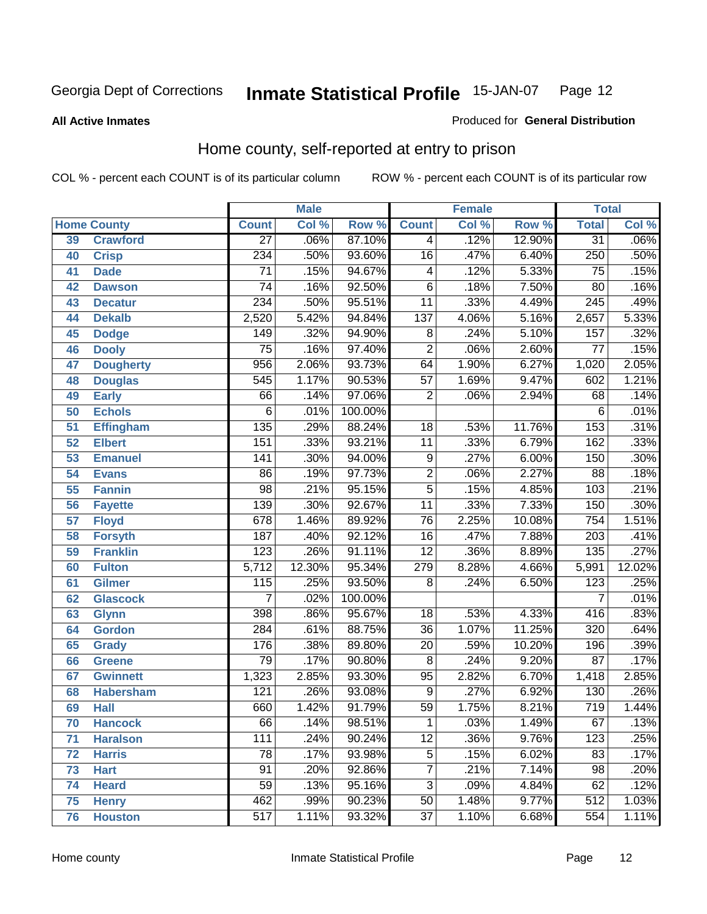Georgia Dept of Corrections **Inmate Statistical Profile** 15-JAN-07

**All Active Inmates**

Produced for **General Distribution**

## Home county, self-reported at entry to prison

COL % - percent each COUNT is of its particular column ROW % - percent each COUNT is of its particular row

| Home County | | Male | | | Female | | | Total | |
|---|---|---|---|---|---|---|---|---|---|
| | | Count | Col % | Row % | Count | Col % | Row % | Total | Col % |
| 39 | Crawford | 27 | .06% | 87.10% | 4 | .12% | 12.90% | 31 | .06% |
| 40 | Crisp | 234 | .50% | 93.60% | 16 | .47% | 6.40% | 250 | .50% |
| 41 | Dade | 71 | .15% | 94.67% | 4 | .12% | 5.33% | 75 | .15% |
| 42 | Dawson | 74 | .16% | 92.50% | 6 | .18% | 7.50% | 80 | .16% |
| 43 | Decatur | 234 | .50% | 95.51% | 11 | .33% | 4.49% | 245 | .49% |
| 44 | Dekalb | 2,520 | 5.42% | 94.84% | 137 | 4.06% | 5.16% | 2,657 | 5.33% |
| 45 | Dodge | 149 | .32% | 94.90% | 8 | .24% | 5.10% | 157 | .32% |
| 46 | Dooly | 75 | .16% | 97.40% | 2 | .06% | 2.60% | 77 | .15% |
| 47 | Dougherty | 956 | 2.06% | 93.73% | 64 | 1.90% | 6.27% | 1,020 | 2.05% |
| 48 | Douglas | 545 | 1.17% | 90.53% | 57 | 1.69% | 9.47% | 602 | 1.21% |
| 49 | Early | 66 | .14% | 97.06% | 2 | .06% | 2.94% | 68 | .14% |
| 50 | Echols | 6 | .01% | 100.00% | | | | 6 | .01% |
| 51 | Effingham | 135 | .29% | 88.24% | 18 | .53% | 11.76% | 153 | .31% |
| 52 | Elbert | 151 | .33% | 93.21% | 11 | .33% | 6.79% | 162 | .33% |
| 53 | Emanuel | 141 | .30% | 94.00% | 9 | .27% | 6.00% | 150 | .30% |
| 54 | Evans | 86 | .19% | 97.73% | 2 | .06% | 2.27% | 88 | .18% |
| 55 | Fannin | 98 | .21% | 95.15% | 5 | .15% | 4.85% | 103 | .21% |
| 56 | Fayette | 139 | .30% | 92.67% | 11 | .33% | 7.33% | 150 | .30% |
| 57 | Floyd | 678 | 1.46% | 89.92% | 76 | 2.25% | 10.08% | 754 | 1.51% |
| 58 | Forsyth | 187 | .40% | 92.12% | 16 | .47% | 7.88% | 203 | .41% |
| 59 | Franklin | 123 | .26% | 91.11% | 12 | .36% | 8.89% | 135 | .27% |
| 60 | Fulton | 5,712 | 12.30% | 95.34% | 279 | 8.28% | 4.66% | 5,991 | 12.02% |
| 61 | Gilmer | 115 | .25% | 93.50% | 8 | .24% | 6.50% | 123 | .25% |
| 62 | Glascock | 7 | .02% | 100.00% | | | | 7 | .01% |
| 63 | Glynn | 398 | .86% | 95.67% | 18 | .53% | 4.33% | 416 | .83% |
| 64 | Gordon | 284 | .61% | 88.75% | 36 | 1.07% | 11.25% | 320 | .64% |
| 65 | Grady | 176 | .38% | 89.80% | 20 | .59% | 10.20% | 196 | .39% |
| 66 | Greene | 79 | .17% | 90.80% | 8 | .24% | 9.20% | 87 | .17% |
| 67 | Gwinnett | 1,323 | 2.85% | 93.30% | 95 | 2.82% | 6.70% | 1,418 | 2.85% |
| 68 | Habersham | 121 | .26% | 93.08% | 9 | .27% | 6.92% | 130 | .26% |
| 69 | Hall | 660 | 1.42% | 91.79% | 59 | 1.75% | 8.21% | 719 | 1.44% |
| 70 | Hancock | 66 | .14% | 98.51% | 1 | .03% | 1.49% | 67 | .13% |
| 71 | Haralson | 111 | .24% | 90.24% | 12 | .36% | 9.76% | 123 | .25% |
| 72 | Harris | 78 | .17% | 93.98% | 5 | .15% | 6.02% | 83 | .17% |
| 73 | Hart | 91 | .20% | 92.86% | 7 | .21% | 7.14% | 98 | .20% |
| 74 | Heard | 59 | .13% | 95.16% | 3 | .09% | 4.84% | 62 | .12% |
| 75 | Henry | 462 | .99% | 90.23% | 50 | 1.48% | 9.77% | 512 | 1.03% |
| 76 | Houston | 517 | 1.11% | 93.32% | 37 | 1.10% | 6.68% | 554 | 1.11% |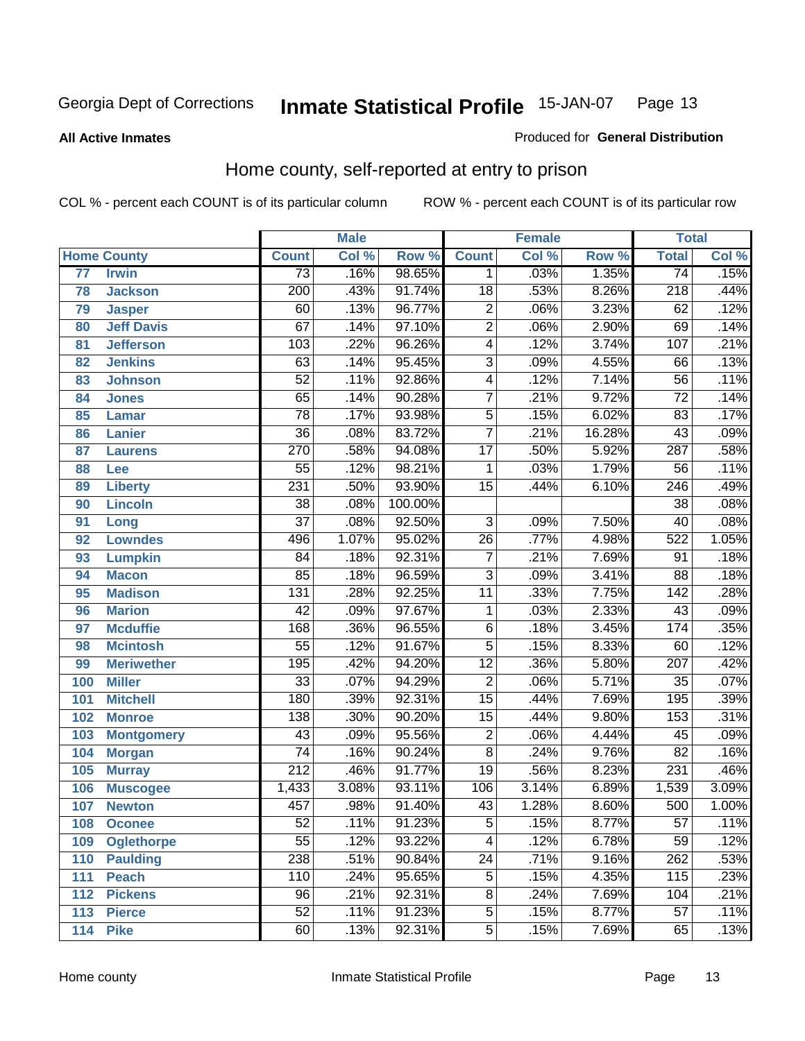Georgia Dept of Corrections **Inmate Statistical Profile** 15-JAN-07

**All Active Inmates** Produced for **General Distribution**

## Home county, self-reported at entry to prison

COL % - percent each COUNT is of its particular column ROW % - percent each COUNT is of its particular row

| | | Male | | | Female | | | Total | |
|---|---|---|---|---|---|---|---|---|---|
| Home County | | Count | Col % | Row % | Count | Col % | Row % | Total | Col % |
| 77 | Irwin | 73 | .16% | 98.65% | 1 | .03% | 1.35% | 74 | .15% |
| 78 | Jackson | 200 | .43% | 91.74% | 18 | .53% | 8.26% | 218 | .44% |
| 79 | Jasper | 60 | .13% | 96.77% | 2 | .06% | 3.23% | 62 | .12% |
| 80 | Jeff Davis | 67 | .14% | 97.10% | 2 | .06% | 2.90% | 69 | .14% |
| 81 | Jefferson | 103 | .22% | 96.26% | 4 | .12% | 3.74% | 107 | .21% |
| 82 | Jenkins | 63 | .14% | 95.45% | 3 | .09% | 4.55% | 66 | .13% |
| 83 | Johnson | 52 | .11% | 92.86% | 4 | .12% | 7.14% | 56 | .11% |
| 84 | Jones | 65 | .14% | 90.28% | 7 | .21% | 9.72% | 72 | .14% |
| 85 | Lamar | 78 | .17% | 93.98% | 5 | .15% | 6.02% | 83 | .17% |
| 86 | Lanier | 36 | .08% | 83.72% | 7 | .21% | 16.28% | 43 | .09% |
| 87 | Laurens | 270 | .58% | 94.08% | 17 | .50% | 5.92% | 287 | .58% |
| 88 | Lee | 55 | .12% | 98.21% | 1 | .03% | 1.79% | 56 | .11% |
| 89 | Liberty | 231 | .50% | 93.90% | 15 | .44% | 6.10% | 246 | .49% |
| 90 | Lincoln | 38 | .08% | 100.00% | | | | 38 | .08% |
| 91 | Long | 37 | .08% | 92.50% | 3 | .09% | 7.50% | 40 | .08% |
| 92 | Lowndes | 496 | 1.07% | 95.02% | 26 | .77% | 4.98% | 522 | 1.05% |
| 93 | Lumpkin | 84 | .18% | 92.31% | 7 | .21% | 7.69% | 91 | .18% |
| 94 | Macon | 85 | .18% | 96.59% | 3 | .09% | 3.41% | 88 | .18% |
| 95 | Madison | 131 | .28% | 92.25% | 11 | .33% | 7.75% | 142 | .28% |
| 96 | Marion | 42 | .09% | 97.67% | 1 | .03% | 2.33% | 43 | .09% |
| 97 | Mcduffie | 168 | .36% | 96.55% | 6 | .18% | 3.45% | 174 | .35% |
| 98 | Mcintosh | 55 | .12% | 91.67% | 5 | .15% | 8.33% | 60 | .12% |
| 99 | Meriwether | 195 | .42% | 94.20% | 12 | .36% | 5.80% | 207 | .42% |
| 100 | Miller | 33 | .07% | 94.29% | 2 | .06% | 5.71% | 35 | .07% |
| 101 | Mitchell | 180 | .39% | 92.31% | 15 | .44% | 7.69% | 195 | .39% |
| 102 | Monroe | 138 | .30% | 90.20% | 15 | .44% | 9.80% | 153 | .31% |
| 103 | Montgomery | 43 | .09% | 95.56% | 2 | .06% | 4.44% | 45 | .09% |
| 104 | Morgan | 74 | .16% | 90.24% | 8 | .24% | 9.76% | 82 | .16% |
| 105 | Murray | 212 | .46% | 91.77% | 19 | .56% | 8.23% | 231 | .46% |
| 106 | Muscogee | 1,433 | 3.08% | 93.11% | 106 | 3.14% | 6.89% | 1,539 | 3.09% |
| 107 | Newton | 457 | .98% | 91.40% | 43 | 1.28% | 8.60% | 500 | 1.00% |
| 108 | Oconee | 52 | .11% | 91.23% | 5 | .15% | 8.77% | 57 | .11% |
| 109 | Oglethorpe | 55 | .12% | 93.22% | 4 | .12% | 6.78% | 59 | .12% |
| 110 | Paulding | 238 | .51% | 90.84% | 24 | .71% | 9.16% | 262 | .53% |
| 111 | Peach | 110 | .24% | 95.65% | 5 | .15% | 4.35% | 115 | .23% |
| 112 | Pickens | 96 | .21% | 92.31% | 8 | .24% | 7.69% | 104 | .21% |
| 113 | Pierce | 52 | .11% | 91.23% | 5 | .15% | 8.77% | 57 | .11% |
| 114 | Pike | 60 | .13% | 92.31% | 5 | .15% | 7.69% | 65 | .13% |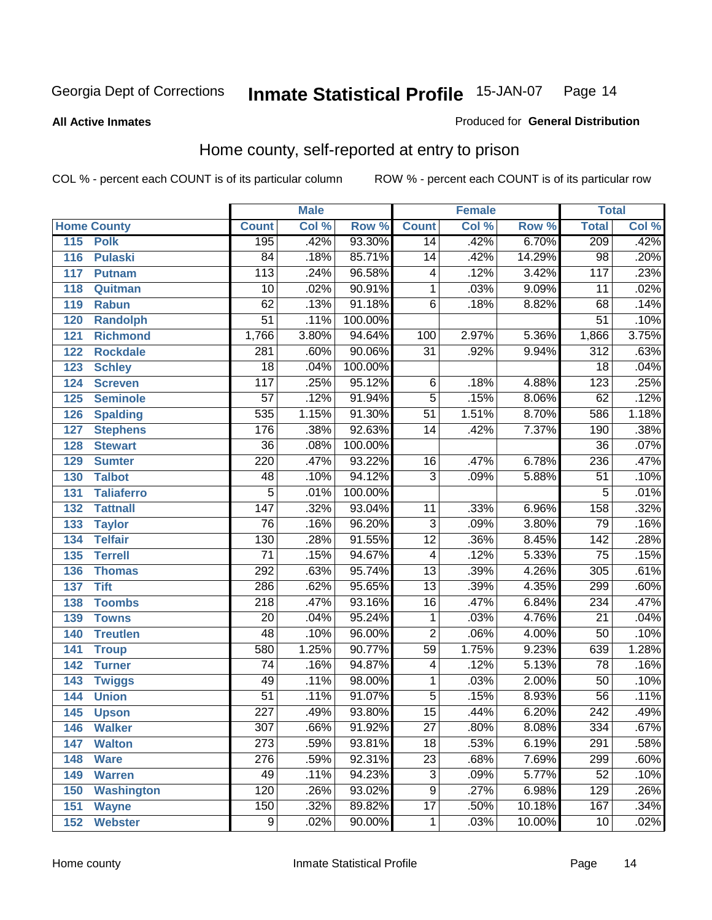Georgia Dept of Corrections **Inmate Statistical Profile** 15-JAN-07

**All Active Inmates**

Produced for **General Distribution**

## Home county, self-reported at entry to prison

COL % - percent each COUNT is of its particular column ROW % - percent each COUNT is of its particular row

| Home County | | Male | | | Female | | | Total | |
|---|---|---|---|---|---|---|---|---|---|
| | | Count | Col % | Row % | Count | Col % | Row % | Total | Col % |
| 115 | Polk | 195 | .42% | 93.30% | 14 | .42% | 6.70% | 209 | .42% |
| 116 | Pulaski | 84 | .18% | 85.71% | 14 | .42% | 14.29% | 98 | .20% |
| 117 | Putnam | 113 | .24% | 96.58% | 4 | .12% | 3.42% | 117 | .23% |
| 118 | Quitman | 10 | .02% | 90.91% | 1 | .03% | 9.09% | 11 | .02% |
| 119 | Rabun | 62 | .13% | 91.18% | 6 | .18% | 8.82% | 68 | .14% |
| 120 | Randolph | 51 | .11% | 100.00% | | | | 51 | .10% |
| 121 | Richmond | 1,766 | 3.80% | 94.64% | 100 | 2.97% | 5.36% | 1,866 | 3.75% |
| 122 | Rockdale | 281 | .60% | 90.06% | 31 | .92% | 9.94% | 312 | .63% |
| 123 | Schley | 18 | .04% | 100.00% | | | | 18 | .04% |
| 124 | Screven | 117 | .25% | 95.12% | 6 | .18% | 4.88% | 123 | .25% |
| 125 | Seminole | 57 | .12% | 91.94% | 5 | .15% | 8.06% | 62 | .12% |
| 126 | Spalding | 535 | 1.15% | 91.30% | 51 | 1.51% | 8.70% | 586 | 1.18% |
| 127 | Stephens | 176 | .38% | 92.63% | 14 | .42% | 7.37% | 190 | .38% |
| 128 | Stewart | 36 | .08% | 100.00% | | | | 36 | .07% |
| 129 | Sumter | 220 | .47% | 93.22% | 16 | .47% | 6.78% | 236 | .47% |
| 130 | Talbot | 48 | .10% | 94.12% | 3 | .09% | 5.88% | 51 | .10% |
| 131 | Taliaferro | 5 | .01% | 100.00% | | | | 5 | .01% |
| 132 | Tattnall | 147 | .32% | 93.04% | 11 | .33% | 6.96% | 158 | .32% |
| 133 | Taylor | 76 | .16% | 96.20% | 3 | .09% | 3.80% | 79 | .16% |
| 134 | Telfair | 130 | .28% | 91.55% | 12 | .36% | 8.45% | 142 | .28% |
| 135 | Terrell | 71 | .15% | 94.67% | 4 | .12% | 5.33% | 75 | .15% |
| 136 | Thomas | 292 | .63% | 95.74% | 13 | .39% | 4.26% | 305 | .61% |
| 137 | Tift | 286 | .62% | 95.65% | 13 | .39% | 4.35% | 299 | .60% |
| 138 | Toombs | 218 | .47% | 93.16% | 16 | .47% | 6.84% | 234 | .47% |
| 139 | Towns | 20 | .04% | 95.24% | 1 | .03% | 4.76% | 21 | .04% |
| 140 | Treutlen | 48 | .10% | 96.00% | 2 | .06% | 4.00% | 50 | .10% |
| 141 | Troup | 580 | 1.25% | 90.77% | 59 | 1.75% | 9.23% | 639 | 1.28% |
| 142 | Turner | 74 | .16% | 94.87% | 4 | .12% | 5.13% | 78 | .16% |
| 143 | Twiggs | 49 | .11% | 98.00% | 1 | .03% | 2.00% | 50 | .10% |
| 144 | Union | 51 | .11% | 91.07% | 5 | .15% | 8.93% | 56 | .11% |
| 145 | Upson | 227 | .49% | 93.80% | 15 | .44% | 6.20% | 242 | .49% |
| 146 | Walker | 307 | .66% | 91.92% | 27 | .80% | 8.08% | 334 | .67% |
| 147 | Walton | 273 | .59% | 93.81% | 18 | .53% | 6.19% | 291 | .58% |
| 148 | Ware | 276 | .59% | 92.31% | 23 | .68% | 7.69% | 299 | .60% |
| 149 | Warren | 49 | .11% | 94.23% | 3 | .09% | 5.77% | 52 | .10% |
| 150 | Washington | 120 | .26% | 93.02% | 9 | .27% | 6.98% | 129 | .26% |
| 151 | Wayne | 150 | .32% | 89.82% | 17 | .50% | 10.18% | 167 | .34% |
| 152 | Webster | 9 | .02% | 90.00% | 1 | .03% | 10.00% | 10 | .02% |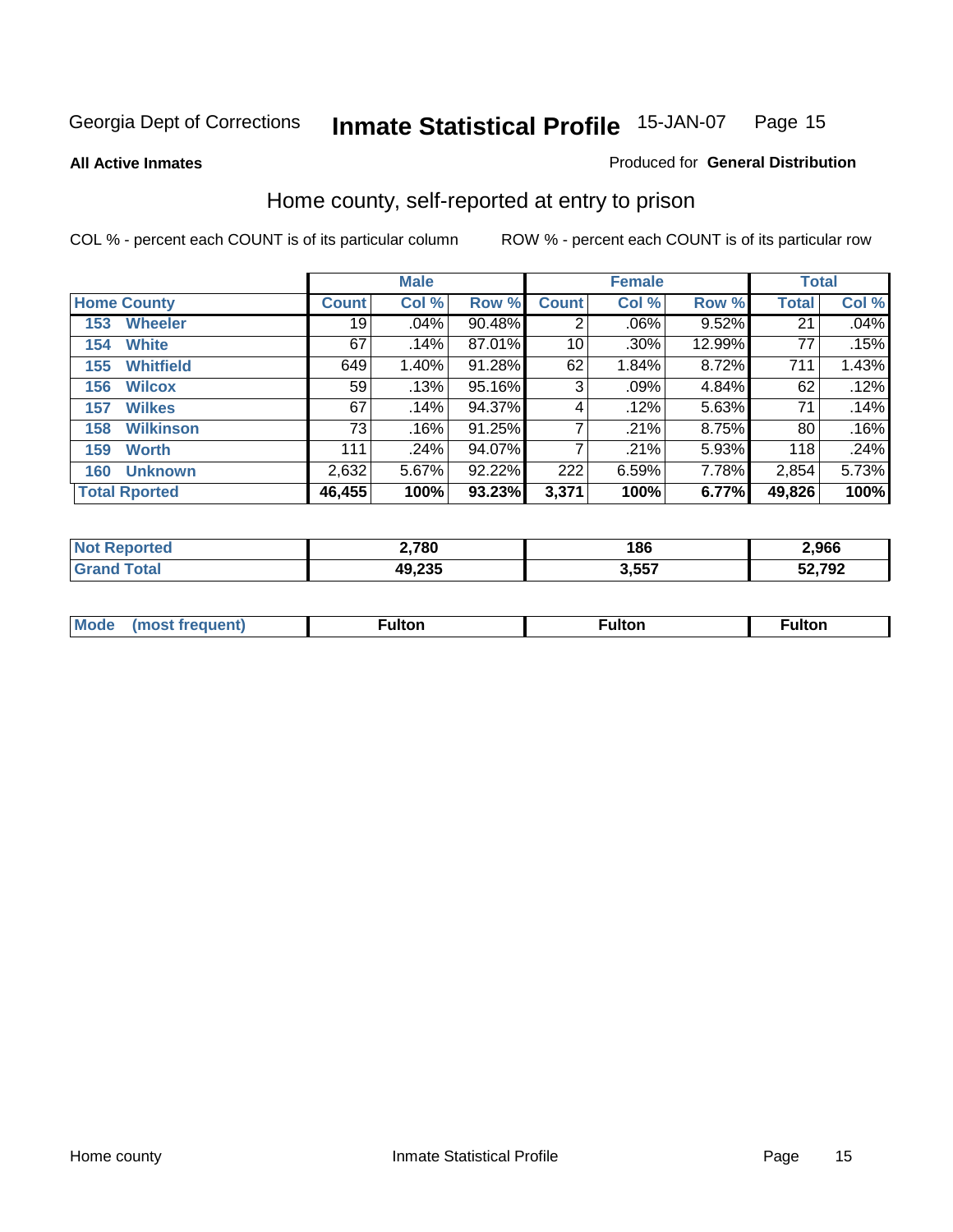Georgia Dept of Corrections **Inmate Statistical Profile** 15-JAN-07

**All Active Inmates**

Produced for **General Distribution**

## Home county, self-reported at entry to prison

COL % - percent each COUNT is of its particular column

ROW % - percent each COUNT is of its particular row

| | Male | | | Female | | | Total | |
|---|---|---|---|---|---|---|---|---|
| **Home County** | **Count** | **Col %** | **Row %** | **Count** | **Col %** | **Row %** | **Total** | **Col %** |
| 153 Wheeler | 19 | .04% | 90.48% | 2 | .06% | 9.52% | 21 | .04% |
| 154 White | 67 | .14% | 87.01% | 10 | .30% | 12.99% | 77 | .15% |
| 155 Whitfield | 649 | 1.40% | 91.28% | 62 | 1.84% | 8.72% | 711 | 1.43% |
| 156 Wilcox | 59 | .13% | 95.16% | 3 | .09% | 4.84% | 62 | .12% |
| 157 Wilkes | 67 | .14% | 94.37% | 4 | .12% | 5.63% | 71 | .14% |
| 158 Wilkinson | 73 | .16% | 91.25% | 7 | .21% | 8.75% | 80 | .16% |
| 159 Worth | 111 | .24% | 94.07% | 7 | .21% | 5.93% | 118 | .24% |
| 160 Unknown | 2,632 | 5.67% | 92.22% | 222 | 6.59% | 7.78% | 2,854 | 5.73% |
| **Total Rported** | **46,455** | **100%** | **93.23%** | **3,371** | **100%** | **6.77%** | **49,826** | **100%** |

| | Male | Female | Total |
|---|---|---|---|
| **Not Reported** | **2,780** | **186** | **2,966** |
| **Grand Total** | **49,235** | **3,557** | **52,792** |

| | Male | Female | Total |
|---|---|---|---|
| **Mode (most frequent)** | **Fulton** | **Fulton** | **Fulton** |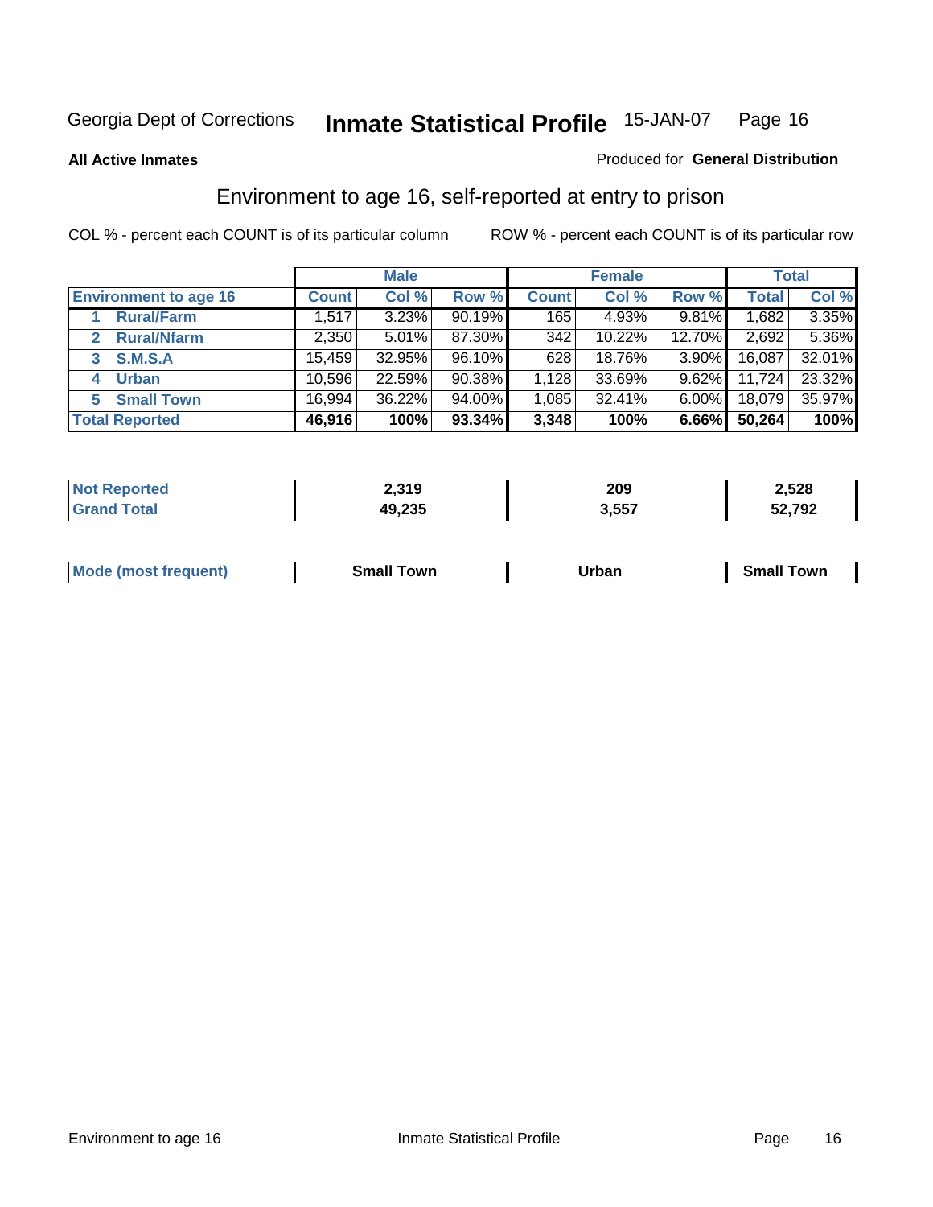Georgia Dept of Corrections **Inmate Statistical Profile** 15-JAN-07

**All Active Inmates**

Produced for **General Distribution**

## Environment to age 16, self-reported at entry to prison

COL % - percent each COUNT is of its particular column

ROW % - percent each COUNT is of its particular row

| | Male | | | Female | | | Total | |
|---|---|---|---|---|---|---|---|---|
| Environment to age 16 | Count | Col % | Row % | Count | Col % | Row % | Total | Col % |
| 1 Rural/Farm | 1,517 | 3.23% | 90.19% | 165 | 4.93% | 9.81% | 1,682 | 3.35% |
| 2 Rural/Nfarm | 2,350 | 5.01% | 87.30% | 342 | 10.22% | 12.70% | 2,692 | 5.36% |
| 3 S.M.S.A | 15,459 | 32.95% | 96.10% | 628 | 18.76% | 3.90% | 16,087 | 32.01% |
| 4 Urban | 10,596 | 22.59% | 90.38% | 1,128 | 33.69% | 9.62% | 11,724 | 23.32% |
| 5 Small Town | 16,994 | 36.22% | 94.00% | 1,085 | 32.41% | 6.00% | 18,079 | 35.97% |
| **Total Reported** | **46,916** | **100%** | **93.34%** | **3,348** | **100%** | **6.66%** | **50,264** | **100%** |

| | Male | Female | Total |
|---|---|---|---|
| Not Reported | 2,319 | 209 | 2,528 |
| Grand Total | 49,235 | 3,557 | 52,792 |

| | Male | Female | Total |
|---|---|---|---|
| Mode (most frequent) | Small Town | Urban | Small Town |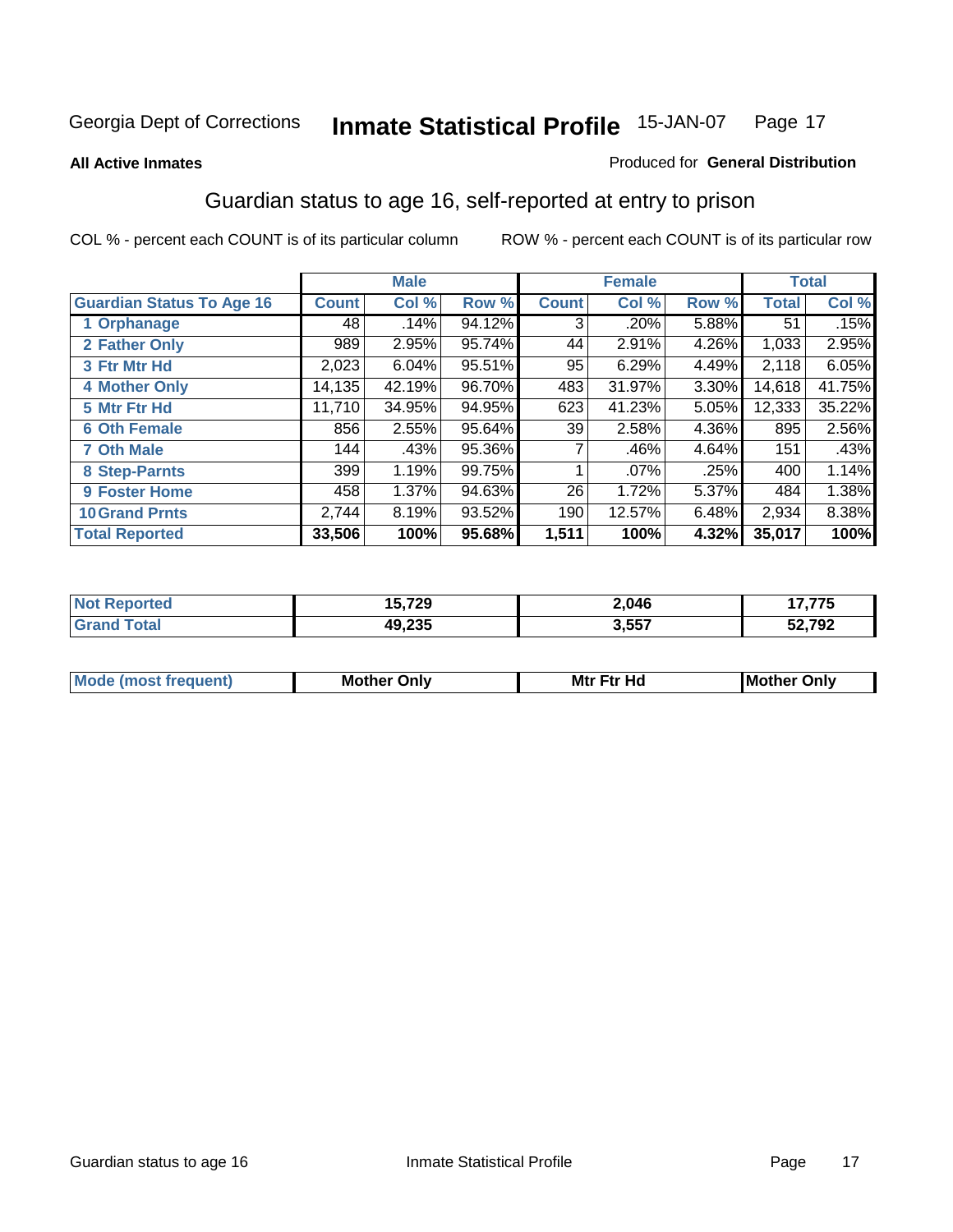Georgia Dept of Corrections **Inmate Statistical Profile** 15-JAN-07

**All Active Inmates**

Produced for **General Distribution**

## Guardian status to age 16, self-reported at entry to prison

COL % - percent each COUNT is of its particular column

ROW % - percent each COUNT is of its particular row

| | Male | | | Female | | | Total | |
|---|---|---|---|---|---|---|---|---|
| **Guardian Status To Age 16** | **Count** | **Col %** | **Row %** | **Count** | **Col %** | **Row %** | **Total** | **Col %** |
| 1 Orphanage | 48 | .14% | 94.12% | 3 | .20% | 5.88% | 51 | .15% |
| 2 Father Only | 989 | 2.95% | 95.74% | 44 | 2.91% | 4.26% | 1,033 | 2.95% |
| 3 Ftr Mtr Hd | 2,023 | 6.04% | 95.51% | 95 | 6.29% | 4.49% | 2,118 | 6.05% |
| 4 Mother Only | 14,135 | 42.19% | 96.70% | 483 | 31.97% | 3.30% | 14,618 | 41.75% |
| 5 Mtr Ftr Hd | 11,710 | 34.95% | 94.95% | 623 | 41.23% | 5.05% | 12,333 | 35.22% |
| 6 Oth Female | 856 | 2.55% | 95.64% | 39 | 2.58% | 4.36% | 895 | 2.56% |
| 7 Oth Male | 144 | .43% | 95.36% | 7 | .46% | 4.64% | 151 | .43% |
| 8 Step-Parnts | 399 | 1.19% | 99.75% | 1 | .07% | .25% | 400 | 1.14% |
| 9 Foster Home | 458 | 1.37% | 94.63% | 26 | 1.72% | 5.37% | 484 | 1.38% |
| 10 Grand Prnts | 2,744 | 8.19% | 93.52% | 190 | 12.57% | 6.48% | 2,934 | 8.38% |
| **Total Reported** | **33,506** | **100%** | **95.68%** | **1,511** | **100%** | **4.32%** | **35,017** | **100%** |

| | Male | Female | Total |
|---|---|---|---|
| Not Reported | **15,729** | **2,046** | **17,775** |
| Grand Total | **49,235** | **3,557** | **52,792** |

| | Male | Female | Total |
|---|---|---|---|
| Mode (most frequent) | **Mother Only** | **Mtr Ftr Hd** | **Mother Only** |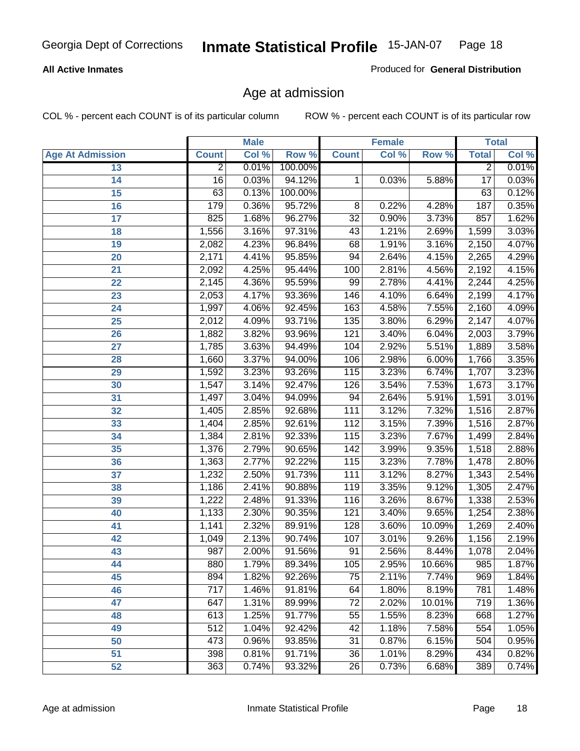## All Active Inmates

Produced for **General Distribution**

### Age at admission

COL % - percent each COUNT is of its particular column

ROW % - percent each COUNT is of its particular row

| | Male | | | Female | | | Total | |
|---|---|---|---|---|---|---|---|---|
| Age At Admission | Count | Col % | Row % | Count | Col % | Row % | Total | Col % |
| 13 | 2 | 0.01% | 100.00% | | | | 2 | 0.01% |
| 14 | 16 | 0.03% | 94.12% | 1 | 0.03% | 5.88% | 17 | 0.03% |
| 15 | 63 | 0.13% | 100.00% | | | | 63 | 0.12% |
| 16 | 179 | 0.36% | 95.72% | 8 | 0.22% | 4.28% | 187 | 0.35% |
| 17 | 825 | 1.68% | 96.27% | 32 | 0.90% | 3.73% | 857 | 1.62% |
| 18 | 1,556 | 3.16% | 97.31% | 43 | 1.21% | 2.69% | 1,599 | 3.03% |
| 19 | 2,082 | 4.23% | 96.84% | 68 | 1.91% | 3.16% | 2,150 | 4.07% |
| 20 | 2,171 | 4.41% | 95.85% | 94 | 2.64% | 4.15% | 2,265 | 4.29% |
| 21 | 2,092 | 4.25% | 95.44% | 100 | 2.81% | 4.56% | 2,192 | 4.15% |
| 22 | 2,145 | 4.36% | 95.59% | 99 | 2.78% | 4.41% | 2,244 | 4.25% |
| 23 | 2,053 | 4.17% | 93.36% | 146 | 4.10% | 6.64% | 2,199 | 4.17% |
| 24 | 1,997 | 4.06% | 92.45% | 163 | 4.58% | 7.55% | 2,160 | 4.09% |
| 25 | 2,012 | 4.09% | 93.71% | 135 | 3.80% | 6.29% | 2,147 | 4.07% |
| 26 | 1,882 | 3.82% | 93.96% | 121 | 3.40% | 6.04% | 2,003 | 3.79% |
| 27 | 1,785 | 3.63% | 94.49% | 104 | 2.92% | 5.51% | 1,889 | 3.58% |
| 28 | 1,660 | 3.37% | 94.00% | 106 | 2.98% | 6.00% | 1,766 | 3.35% |
| 29 | 1,592 | 3.23% | 93.26% | 115 | 3.23% | 6.74% | 1,707 | 3.23% |
| 30 | 1,547 | 3.14% | 92.47% | 126 | 3.54% | 7.53% | 1,673 | 3.17% |
| 31 | 1,497 | 3.04% | 94.09% | 94 | 2.64% | 5.91% | 1,591 | 3.01% |
| 32 | 1,405 | 2.85% | 92.68% | 111 | 3.12% | 7.32% | 1,516 | 2.87% |
| 33 | 1,404 | 2.85% | 92.61% | 112 | 3.15% | 7.39% | 1,516 | 2.87% |
| 34 | 1,384 | 2.81% | 92.33% | 115 | 3.23% | 7.67% | 1,499 | 2.84% |
| 35 | 1,376 | 2.79% | 90.65% | 142 | 3.99% | 9.35% | 1,518 | 2.88% |
| 36 | 1,363 | 2.77% | 92.22% | 115 | 3.23% | 7.78% | 1,478 | 2.80% |
| 37 | 1,232 | 2.50% | 91.73% | 111 | 3.12% | 8.27% | 1,343 | 2.54% |
| 38 | 1,186 | 2.41% | 90.88% | 119 | 3.35% | 9.12% | 1,305 | 2.47% |
| 39 | 1,222 | 2.48% | 91.33% | 116 | 3.26% | 8.67% | 1,338 | 2.53% |
| 40 | 1,133 | 2.30% | 90.35% | 121 | 3.40% | 9.65% | 1,254 | 2.38% |
| 41 | 1,141 | 2.32% | 89.91% | 128 | 3.60% | 10.09% | 1,269 | 2.40% |
| 42 | 1,049 | 2.13% | 90.74% | 107 | 3.01% | 9.26% | 1,156 | 2.19% |
| 43 | 987 | 2.00% | 91.56% | 91 | 2.56% | 8.44% | 1,078 | 2.04% |
| 44 | 880 | 1.79% | 89.34% | 105 | 2.95% | 10.66% | 985 | 1.87% |
| 45 | 894 | 1.82% | 92.26% | 75 | 2.11% | 7.74% | 969 | 1.84% |
| 46 | 717 | 1.46% | 91.81% | 64 | 1.80% | 8.19% | 781 | 1.48% |
| 47 | 647 | 1.31% | 89.99% | 72 | 2.02% | 10.01% | 719 | 1.36% |
| 48 | 613 | 1.25% | 91.77% | 55 | 1.55% | 8.23% | 668 | 1.27% |
| 49 | 512 | 1.04% | 92.42% | 42 | 1.18% | 7.58% | 554 | 1.05% |
| 50 | 473 | 0.96% | 93.85% | 31 | 0.87% | 6.15% | 504 | 0.95% |
| 51 | 398 | 0.81% | 91.71% | 36 | 1.01% | 8.29% | 434 | 0.82% |
| 52 | 363 | 0.74% | 93.32% | 26 | 0.73% | 6.68% | 389 | 0.74% |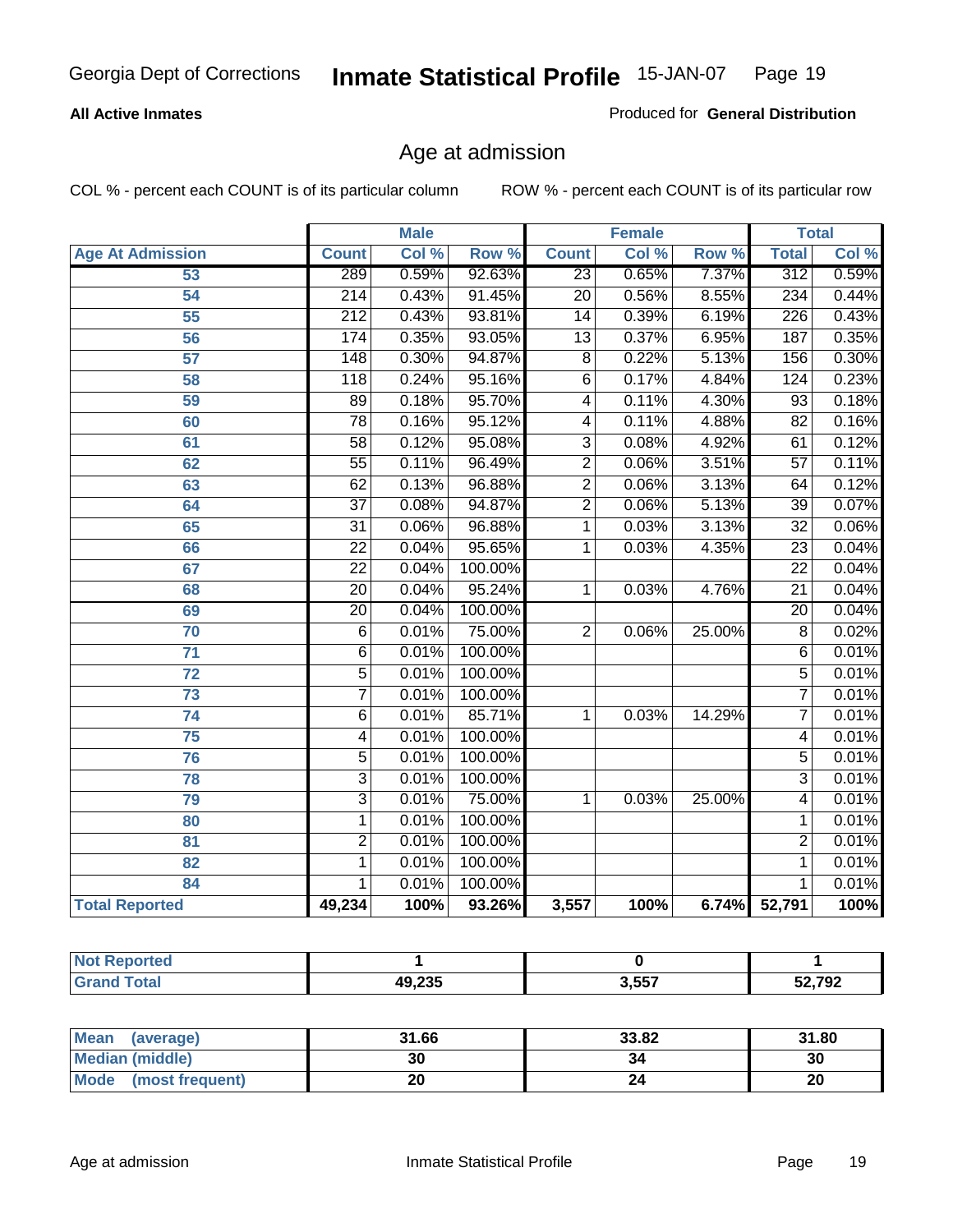Georgia Dept of Corrections **Inmate Statistical Profile** 15-JAN-07

**All Active Inmates**

Produced for **General Distribution**

## Age at admission

COL % - percent each COUNT is of its particular column    ROW % - percent each COUNT is of its particular row

| Age At Admission | Male | | | Female | | | Total | |
|---|---|---|---|---|---|---|---|---|
| | Count | Col % | Row % | Count | Col % | Row % | Total | Col % |
| 53 | 289 | 0.59% | 92.63% | 23 | 0.65% | 7.37% | 312 | 0.59% |
| 54 | 214 | 0.43% | 91.45% | 20 | 0.56% | 8.55% | 234 | 0.44% |
| 55 | 212 | 0.43% | 93.81% | 14 | 0.39% | 6.19% | 226 | 0.43% |
| 56 | 174 | 0.35% | 93.05% | 13 | 0.37% | 6.95% | 187 | 0.35% |
| 57 | 148 | 0.30% | 94.87% | 8 | 0.22% | 5.13% | 156 | 0.30% |
| 58 | 118 | 0.24% | 95.16% | 6 | 0.17% | 4.84% | 124 | 0.23% |
| 59 | 89 | 0.18% | 95.70% | 4 | 0.11% | 4.30% | 93 | 0.18% |
| 60 | 78 | 0.16% | 95.12% | 4 | 0.11% | 4.88% | 82 | 0.16% |
| 61 | 58 | 0.12% | 95.08% | 3 | 0.08% | 4.92% | 61 | 0.12% |
| 62 | 55 | 0.11% | 96.49% | 2 | 0.06% | 3.51% | 57 | 0.11% |
| 63 | 62 | 0.13% | 96.88% | 2 | 0.06% | 3.13% | 64 | 0.12% |
| 64 | 37 | 0.08% | 94.87% | 2 | 0.06% | 5.13% | 39 | 0.07% |
| 65 | 31 | 0.06% | 96.88% | 1 | 0.03% | 3.13% | 32 | 0.06% |
| 66 | 22 | 0.04% | 95.65% | 1 | 0.03% | 4.35% | 23 | 0.04% |
| 67 | 22 | 0.04% | 100.00% | | | | 22 | 0.04% |
| 68 | 20 | 0.04% | 95.24% | 1 | 0.03% | 4.76% | 21 | 0.04% |
| 69 | 20 | 0.04% | 100.00% | | | | 20 | 0.04% |
| 70 | 6 | 0.01% | 75.00% | 2 | 0.06% | 25.00% | 8 | 0.02% |
| 71 | 6 | 0.01% | 100.00% | | | | 6 | 0.01% |
| 72 | 5 | 0.01% | 100.00% | | | | 5 | 0.01% |
| 73 | 7 | 0.01% | 100.00% | | | | 7 | 0.01% |
| 74 | 6 | 0.01% | 85.71% | 1 | 0.03% | 14.29% | 7 | 0.01% |
| 75 | 4 | 0.01% | 100.00% | | | | 4 | 0.01% |
| 76 | 5 | 0.01% | 100.00% | | | | 5 | 0.01% |
| 78 | 3 | 0.01% | 100.00% | | | | 3 | 0.01% |
| 79 | 3 | 0.01% | 75.00% | 1 | 0.03% | 25.00% | 4 | 0.01% |
| 80 | 1 | 0.01% | 100.00% | | | | 1 | 0.01% |
| 81 | 2 | 0.01% | 100.00% | | | | 2 | 0.01% |
| 82 | 1 | 0.01% | 100.00% | | | | 1 | 0.01% |
| 84 | 1 | 0.01% | 100.00% | | | | 1 | 0.01% |
| **Total Reported** | **49,234** | **100%** | **93.26%** | **3,557** | **100%** | **6.74%** | **52,791** | **100%** |

| | Male | Female | Total |
|---|---|---|---|
| **Not Reported** | 1 | 0 | 1 |
| **Grand Total** | 49,235 | 3,557 | 52,792 |

| | Male | Female | Total |
|---|---|---|---|
| **Mean (average)** | 31.66 | 33.82 | 31.80 |
| **Median (middle)** | 30 | 34 | 30 |
| **Mode (most frequent)** | 20 | 24 | 20 |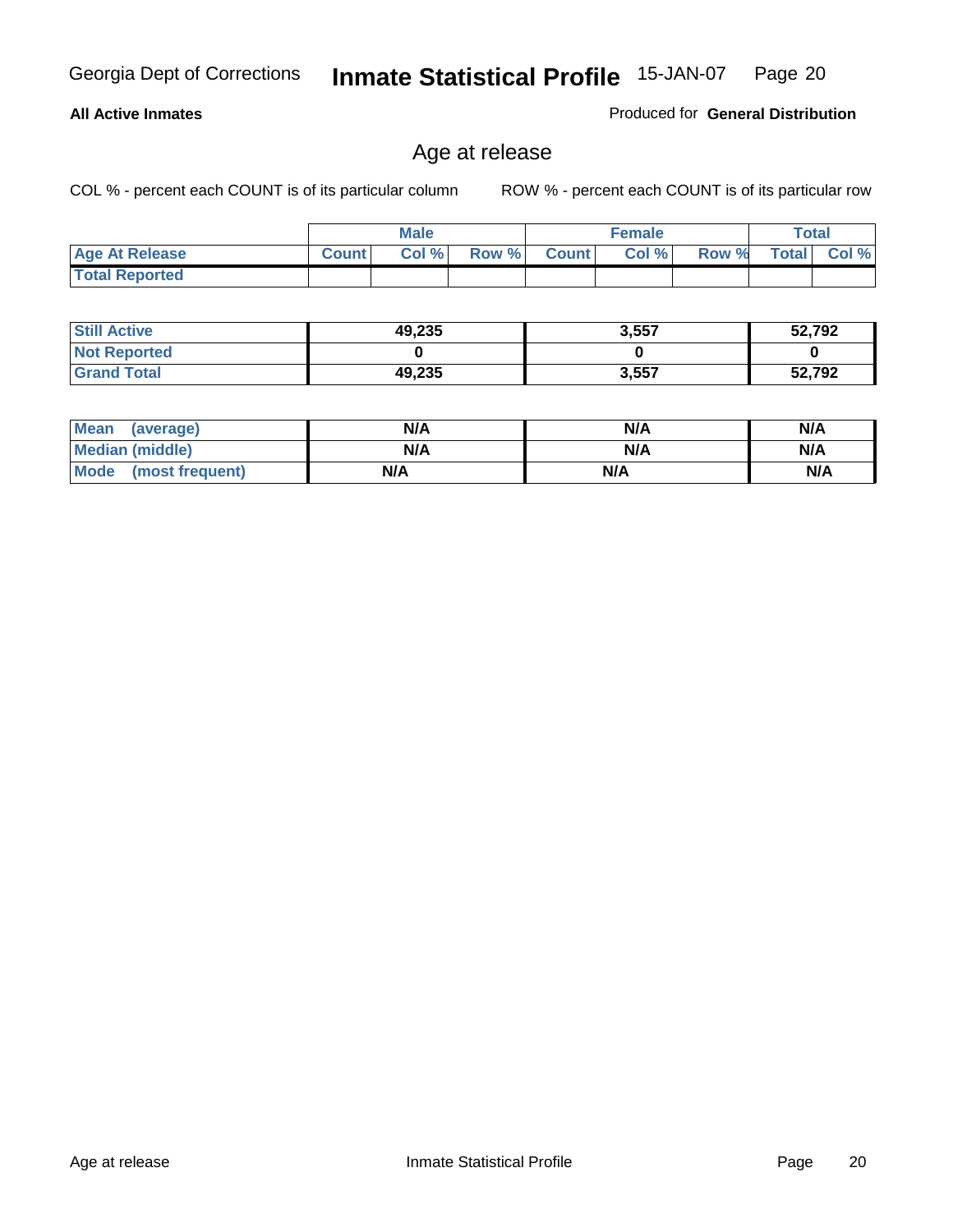Georgia Dept of Corrections **Inmate Statistical Profile** 15-JAN-07

**All Active Inmates**

Produced for **General Distribution**

## Age at release

COL % - percent each COUNT is of its particular column ROW % - percent each COUNT is of its particular row

| | Male | | | Female | | | Total | |
|---|---|---|---|---|---|---|---|---|
| **Age At Release** | **Count** | **Col %** | **Row %** | **Count** | **Col %** | **Row %** | **Total** | **Col %** |
| **Total Reported** | | | | | | | | |

| | Male | Female | Total |
|---|---|---|---|
| **Still Active** | **49,235** | **3,557** | **52,792** |
| **Not Reported** | **0** | **0** | **0** |
| **Grand Total** | **49,235** | **3,557** | **52,792** |

| | Male | Female | Total |
|---|---|---|---|
| **Mean (average)** | **N/A** | **N/A** | **N/A** |
| **Median (middle)** | **N/A** | **N/A** | **N/A** |
| **Mode (most frequent)** | **N/A** | **N/A** | **N/A** |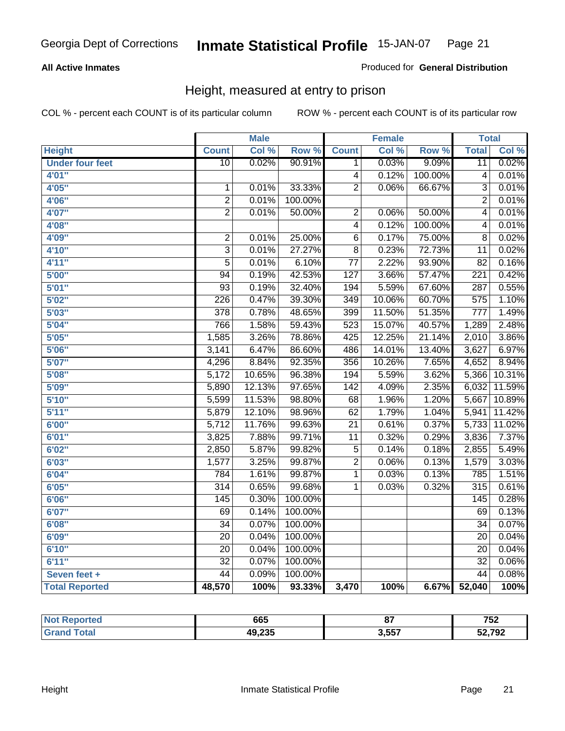Georgia Dept of Corrections **Inmate Statistical Profile** 15-JAN-07

**All Active Inmates** Produced for **General Distribution**

## Height, measured at entry to prison

COL % - percent each COUNT is of its particular column ROW % - percent each COUNT is of its particular row

| | Male | | | Female | | | Total | |
|---|---|---|---|---|---|---|---|---|
| **Height** | **Count** | **Col %** | **Row %** | **Count** | **Col %** | **Row %** | **Total** | **Col %** |
| **Under four feet** | 10 | 0.02% | 90.91% | 1 | 0.03% | 9.09% | 11 | 0.02% |
| **4'01"** | | | | 4 | 0.12% | 100.00% | 4 | 0.01% |
| **4'05"** | 1 | 0.01% | 33.33% | 2 | 0.06% | 66.67% | 3 | 0.01% |
| **4'06"** | 2 | 0.01% | 100.00% | | | | 2 | 0.01% |
| **4'07"** | 2 | 0.01% | 50.00% | 2 | 0.06% | 50.00% | 4 | 0.01% |
| **4'08"** | | | | 4 | 0.12% | 100.00% | 4 | 0.01% |
| **4'09"** | 2 | 0.01% | 25.00% | 6 | 0.17% | 75.00% | 8 | 0.02% |
| **4'10"** | 3 | 0.01% | 27.27% | 8 | 0.23% | 72.73% | 11 | 0.02% |
| **4'11"** | 5 | 0.01% | 6.10% | 77 | 2.22% | 93.90% | 82 | 0.16% |
| **5'00"** | 94 | 0.19% | 42.53% | 127 | 3.66% | 57.47% | 221 | 0.42% |
| **5'01"** | 93 | 0.19% | 32.40% | 194 | 5.59% | 67.60% | 287 | 0.55% |
| **5'02"** | 226 | 0.47% | 39.30% | 349 | 10.06% | 60.70% | 575 | 1.10% |
| **5'03"** | 378 | 0.78% | 48.65% | 399 | 11.50% | 51.35% | 777 | 1.49% |
| **5'04"** | 766 | 1.58% | 59.43% | 523 | 15.07% | 40.57% | 1,289 | 2.48% |
| **5'05"** | 1,585 | 3.26% | 78.86% | 425 | 12.25% | 21.14% | 2,010 | 3.86% |
| **5'06"** | 3,141 | 6.47% | 86.60% | 486 | 14.01% | 13.40% | 3,627 | 6.97% |
| **5'07"** | 4,296 | 8.84% | 92.35% | 356 | 10.26% | 7.65% | 4,652 | 8.94% |
| **5'08"** | 5,172 | 10.65% | 96.38% | 194 | 5.59% | 3.62% | 5,366 | 10.31% |
| **5'09"** | 5,890 | 12.13% | 97.65% | 142 | 4.09% | 2.35% | 6,032 | 11.59% |
| **5'10"** | 5,599 | 11.53% | 98.80% | 68 | 1.96% | 1.20% | 5,667 | 10.89% |
| **5'11"** | 5,879 | 12.10% | 98.96% | 62 | 1.79% | 1.04% | 5,941 | 11.42% |
| **6'00"** | 5,712 | 11.76% | 99.63% | 21 | 0.61% | 0.37% | 5,733 | 11.02% |
| **6'01"** | 3,825 | 7.88% | 99.71% | 11 | 0.32% | 0.29% | 3,836 | 7.37% |
| **6'02"** | 2,850 | 5.87% | 99.82% | 5 | 0.14% | 0.18% | 2,855 | 5.49% |
| **6'03"** | 1,577 | 3.25% | 99.87% | 2 | 0.06% | 0.13% | 1,579 | 3.03% |
| **6'04"** | 784 | 1.61% | 99.87% | 1 | 0.03% | 0.13% | 785 | 1.51% |
| **6'05"** | 314 | 0.65% | 99.68% | 1 | 0.03% | 0.32% | 315 | 0.61% |
| **6'06"** | 145 | 0.30% | 100.00% | | | | 145 | 0.28% |
| **6'07"** | 69 | 0.14% | 100.00% | | | | 69 | 0.13% |
| **6'08"** | 34 | 0.07% | 100.00% | | | | 34 | 0.07% |
| **6'09"** | 20 | 0.04% | 100.00% | | | | 20 | 0.04% |
| **6'10"** | 20 | 0.04% | 100.00% | | | | 20 | 0.04% |
| **6'11"** | 32 | 0.07% | 100.00% | | | | 32 | 0.06% |
| **Seven feet +** | 44 | 0.09% | 100.00% | | | | 44 | 0.08% |
| **Total Reported** | **48,570** | **100%** | **93.33%** | **3,470** | **100%** | **6.67%** | **52,040** | **100%** |

| | Male | Female | Total |
|---|---|---|---|
| **Not Reported** | **665** | **87** | **752** |
| **Grand Total** | **49,235** | **3,557** | **52,792** |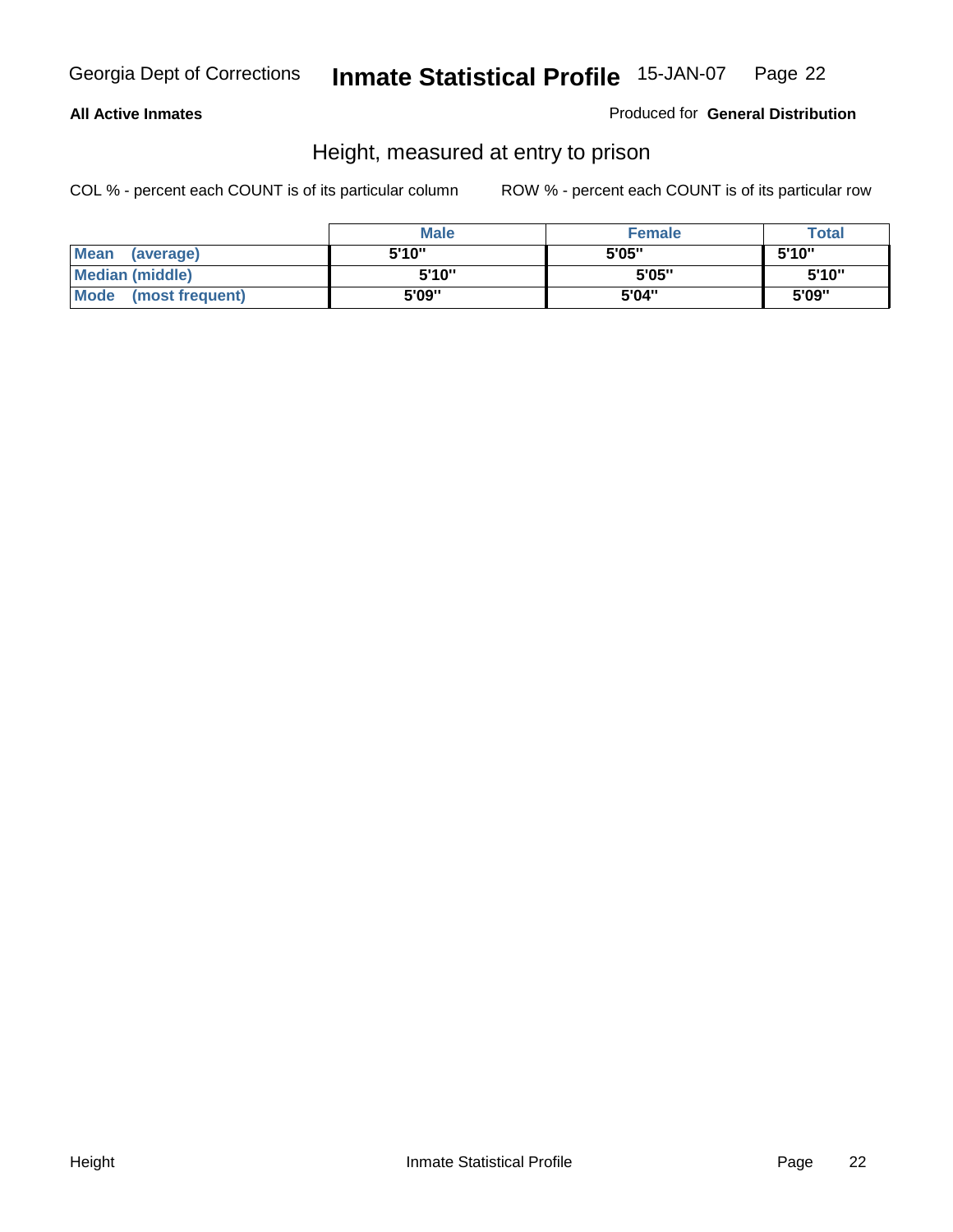**All Active Inmates**

Produced for **General Distribution**

## Height, measured at entry to prison

COL % - percent each COUNT is of its particular column

ROW % - percent each COUNT is of its particular row

| | Male | Female | Total |
|---|---|---|---|
| **Mean (average)** | 5'10" | 5'05" | 5'10" |
| **Median (middle)** | 5'10" | 5'05" | 5'10" |
| **Mode (most frequent)** | 5'09" | 5'04" | 5'09" |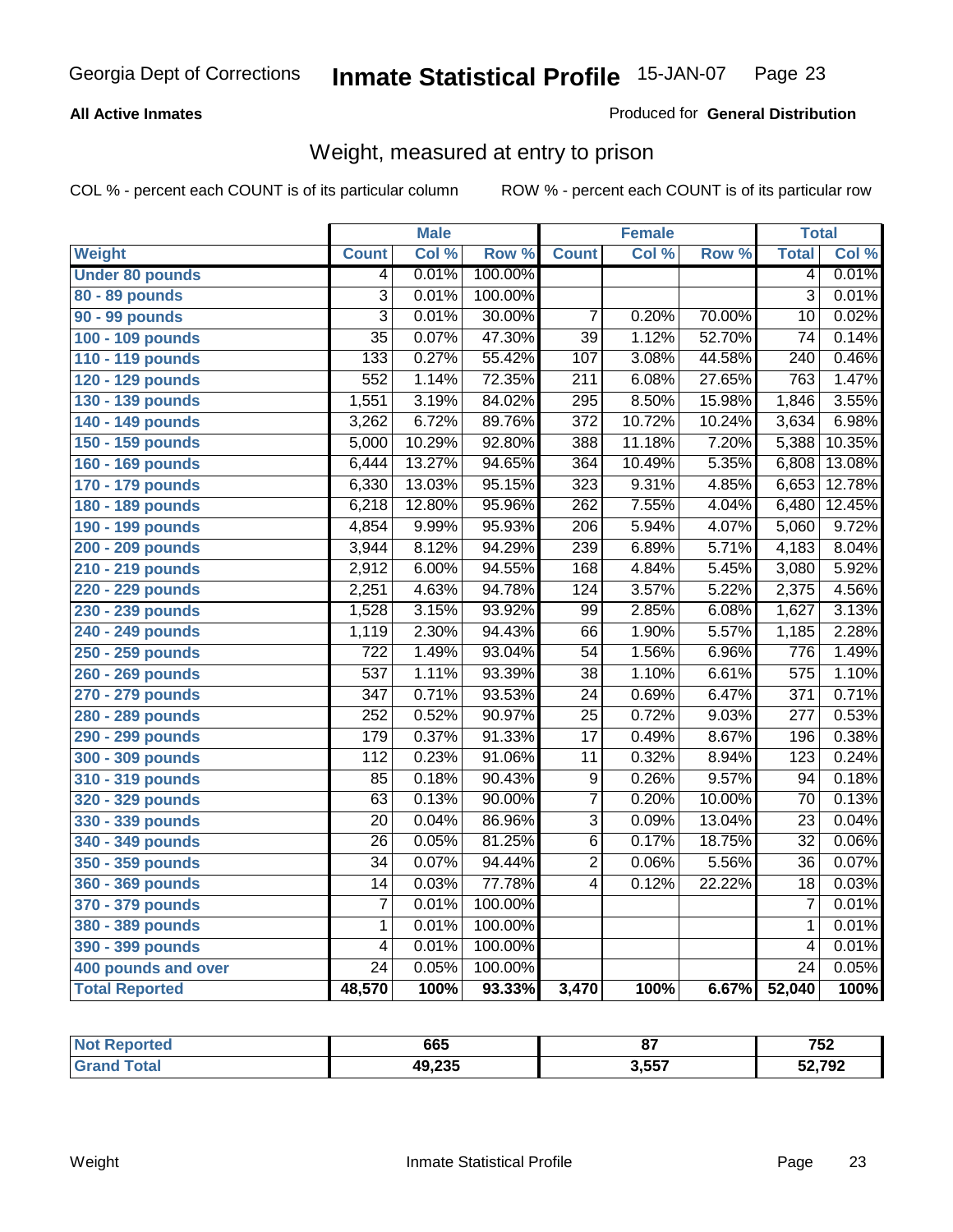Georgia Dept of Corrections **Inmate Statistical Profile** 15-JAN-07

**All Active Inmates** Produced for **General Distribution**

## Weight, measured at entry to prison

COL % - percent each COUNT is of its particular column ROW % - percent each COUNT is of its particular row

| | Male | | | Female | | | Total | |
|---|---|---|---|---|---|---|---|---|
| **Weight** | **Count** | **Col %** | **Row %** | **Count** | **Col %** | **Row %** | **Total** | **Col %** |
| **Under 80 pounds** | 4 | 0.01% | 100.00% | | | | 4 | 0.01% |
| **80 - 89 pounds** | 3 | 0.01% | 100.00% | | | | 3 | 0.01% |
| **90 - 99 pounds** | 3 | 0.01% | 30.00% | 7 | 0.20% | 70.00% | 10 | 0.02% |
| **100 - 109 pounds** | 35 | 0.07% | 47.30% | 39 | 1.12% | 52.70% | 74 | 0.14% |
| **110 - 119 pounds** | 133 | 0.27% | 55.42% | 107 | 3.08% | 44.58% | 240 | 0.46% |
| **120 - 129 pounds** | 552 | 1.14% | 72.35% | 211 | 6.08% | 27.65% | 763 | 1.47% |
| **130 - 139 pounds** | 1,551 | 3.19% | 84.02% | 295 | 8.50% | 15.98% | 1,846 | 3.55% |
| **140 - 149 pounds** | 3,262 | 6.72% | 89.76% | 372 | 10.72% | 10.24% | 3,634 | 6.98% |
| **150 - 159 pounds** | 5,000 | 10.29% | 92.80% | 388 | 11.18% | 7.20% | 5,388 | 10.35% |
| **160 - 169 pounds** | 6,444 | 13.27% | 94.65% | 364 | 10.49% | 5.35% | 6,808 | 13.08% |
| **170 - 179 pounds** | 6,330 | 13.03% | 95.15% | 323 | 9.31% | 4.85% | 6,653 | 12.78% |
| **180 - 189 pounds** | 6,218 | 12.80% | 95.96% | 262 | 7.55% | 4.04% | 6,480 | 12.45% |
| **190 - 199 pounds** | 4,854 | 9.99% | 95.93% | 206 | 5.94% | 4.07% | 5,060 | 9.72% |
| **200 - 209 pounds** | 3,944 | 8.12% | 94.29% | 239 | 6.89% | 5.71% | 4,183 | 8.04% |
| **210 - 219 pounds** | 2,912 | 6.00% | 94.55% | 168 | 4.84% | 5.45% | 3,080 | 5.92% |
| **220 - 229 pounds** | 2,251 | 4.63% | 94.78% | 124 | 3.57% | 5.22% | 2,375 | 4.56% |
| **230 - 239 pounds** | 1,528 | 3.15% | 93.92% | 99 | 2.85% | 6.08% | 1,627 | 3.13% |
| **240 - 249 pounds** | 1,119 | 2.30% | 94.43% | 66 | 1.90% | 5.57% | 1,185 | 2.28% |
| **250 - 259 pounds** | 722 | 1.49% | 93.04% | 54 | 1.56% | 6.96% | 776 | 1.49% |
| **260 - 269 pounds** | 537 | 1.11% | 93.39% | 38 | 1.10% | 6.61% | 575 | 1.10% |
| **270 - 279 pounds** | 347 | 0.71% | 93.53% | 24 | 0.69% | 6.47% | 371 | 0.71% |
| **280 - 289 pounds** | 252 | 0.52% | 90.97% | 25 | 0.72% | 9.03% | 277 | 0.53% |
| **290 - 299 pounds** | 179 | 0.37% | 91.33% | 17 | 0.49% | 8.67% | 196 | 0.38% |
| **300 - 309 pounds** | 112 | 0.23% | 91.06% | 11 | 0.32% | 8.94% | 123 | 0.24% |
| **310 - 319 pounds** | 85 | 0.18% | 90.43% | 9 | 0.26% | 9.57% | 94 | 0.18% |
| **320 - 329 pounds** | 63 | 0.13% | 90.00% | 7 | 0.20% | 10.00% | 70 | 0.13% |
| **330 - 339 pounds** | 20 | 0.04% | 86.96% | 3 | 0.09% | 13.04% | 23 | 0.04% |
| **340 - 349 pounds** | 26 | 0.05% | 81.25% | 6 | 0.17% | 18.75% | 32 | 0.06% |
| **350 - 359 pounds** | 34 | 0.07% | 94.44% | 2 | 0.06% | 5.56% | 36 | 0.07% |
| **360 - 369 pounds** | 14 | 0.03% | 77.78% | 4 | 0.12% | 22.22% | 18 | 0.03% |
| **370 - 379 pounds** | 7 | 0.01% | 100.00% | | | | 7 | 0.01% |
| **380 - 389 pounds** | 1 | 0.01% | 100.00% | | | | 1 | 0.01% |
| **390 - 399 pounds** | 4 | 0.01% | 100.00% | | | | 4 | 0.01% |
| **400 pounds and over** | 24 | 0.05% | 100.00% | | | | 24 | 0.05% |
| **Total Reported** | **48,570** | **100%** | **93.33%** | **3,470** | **100%** | **6.67%** | **52,040** | **100%** |

| | Male | Female | Total |
|---|---|---|---|
| **Not Reported** | **665** | **87** | **752** |
| **Grand Total** | **49,235** | **3,557** | **52,792** |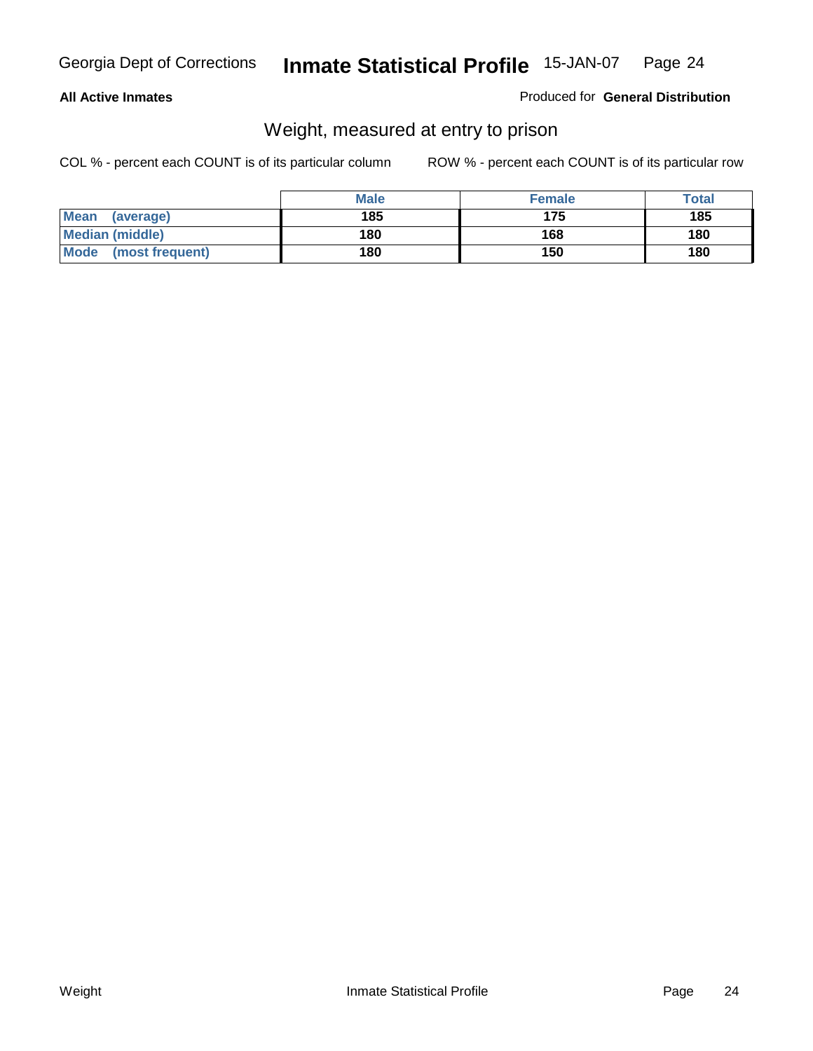## All Active Inmates

Produced for **General Distribution**

### Weight, measured at entry to prison

COL % - percent each COUNT is of its particular column

ROW % - percent each COUNT is of its particular row

| | Male | Female | Total |
|---|---|---|---|
| **Mean (average)** | **185** | **175** | **185** |
| **Median (middle)** | **180** | **168** | **180** |
| **Mode (most frequent)** | **180** | **150** | **180** |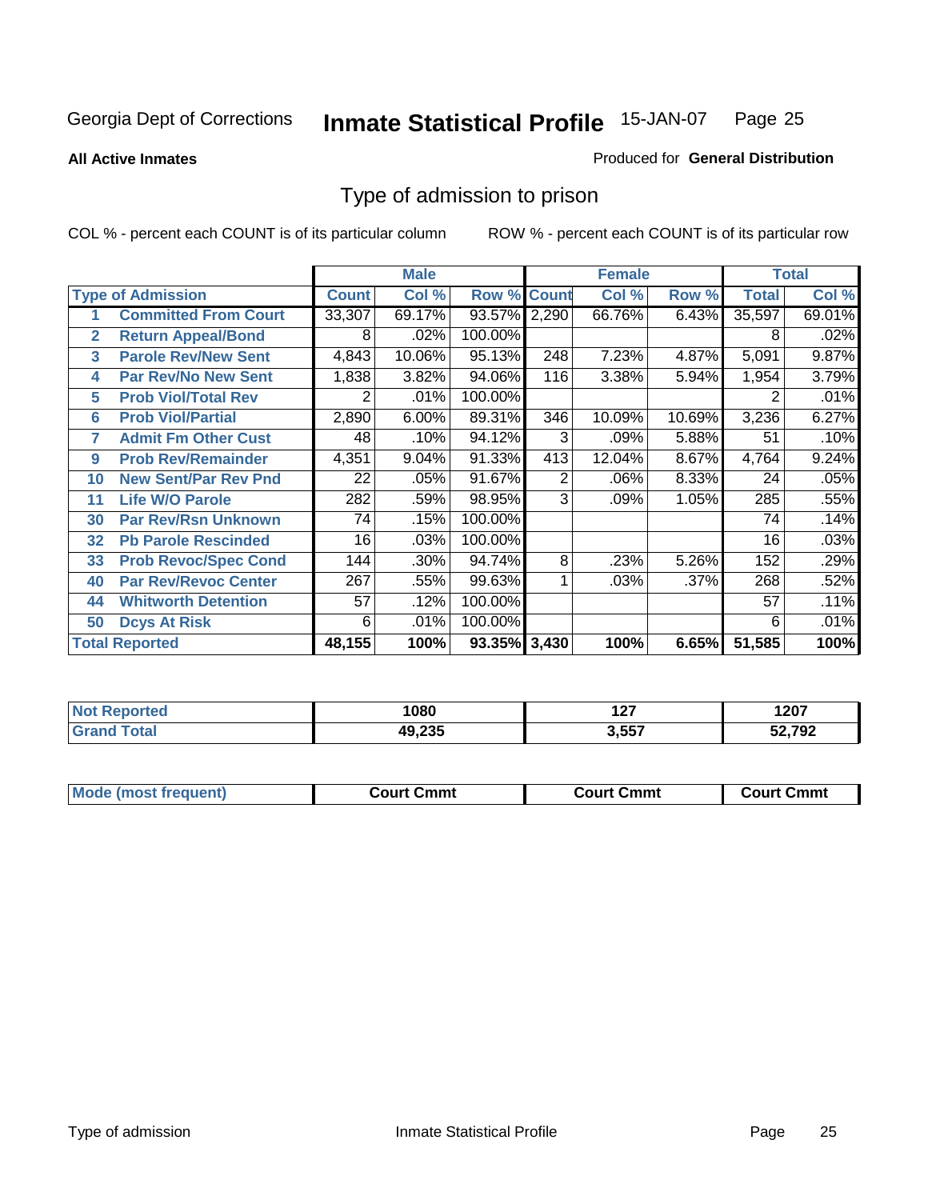Georgia Dept of Corrections **Inmate Statistical Profile** 15-JAN-07

**All Active Inmates**

Produced for **General Distribution**

## Type of admission to prison

COL % - percent each COUNT is of its particular column ROW % - percent each COUNT is of its particular row

| Type of Admission | | Male | | | Female | | | Total | |
|---|---|---|---|---|---|---|---|---|---|
| | | Count | Col % | Row % | Count | Col % | Row % | Total | Col % |
| 1 | Committed From Court | 33,307 | 69.17% | 93.57% | 2,290 | 66.76% | 6.43% | 35,597 | 69.01% |
| 2 | Return Appeal/Bond | 8 | .02% | 100.00% | | | | 8 | .02% |
| 3 | Parole Rev/New Sent | 4,843 | 10.06% | 95.13% | 248 | 7.23% | 4.87% | 5,091 | 9.87% |
| 4 | Par Rev/No New Sent | 1,838 | 3.82% | 94.06% | 116 | 3.38% | 5.94% | 1,954 | 3.79% |
| 5 | Prob Viol/Total Rev | 2 | .01% | 100.00% | | | | 2 | .01% |
| 6 | Prob Viol/Partial | 2,890 | 6.00% | 89.31% | 346 | 10.09% | 10.69% | 3,236 | 6.27% |
| 7 | Admit Fm Other Cust | 48 | .10% | 94.12% | 3 | .09% | 5.88% | 51 | .10% |
| 9 | Prob Rev/Remainder | 4,351 | 9.04% | 91.33% | 413 | 12.04% | 8.67% | 4,764 | 9.24% |
| 10 | New Sent/Par Rev Pnd | 22 | .05% | 91.67% | 2 | .06% | 8.33% | 24 | .05% |
| 11 | Life W/O Parole | 282 | .59% | 98.95% | 3 | .09% | 1.05% | 285 | .55% |
| 30 | Par Rev/Rsn Unknown | 74 | .15% | 100.00% | | | | 74 | .14% |
| 32 | Pb Parole Rescinded | 16 | .03% | 100.00% | | | | 16 | .03% |
| 33 | Prob Revoc/Spec Cond | 144 | .30% | 94.74% | 8 | .23% | 5.26% | 152 | .29% |
| 40 | Par Rev/Revoc Center | 267 | .55% | 99.63% | 1 | .03% | .37% | 268 | .52% |
| 44 | Whitworth Detention | 57 | .12% | 100.00% | | | | 57 | .11% |
| 50 | Dcys At Risk | 6 | .01% | 100.00% | | | | 6 | .01% |
| **Total Reported** | | **48,155** | **100%** | **93.35%** | **3,430** | **100%** | **6.65%** | **51,585** | **100%** |

| | Male | Female | Total |
|---|---|---|---|
| Not Reported | 1080 | 127 | 1207 |
| Grand Total | 49,235 | 3,557 | 52,792 |

| | Male | Female | Total |
|---|---|---|---|
| Mode (most frequent) | Court Cmmt | Court Cmmt | Court Cmmt |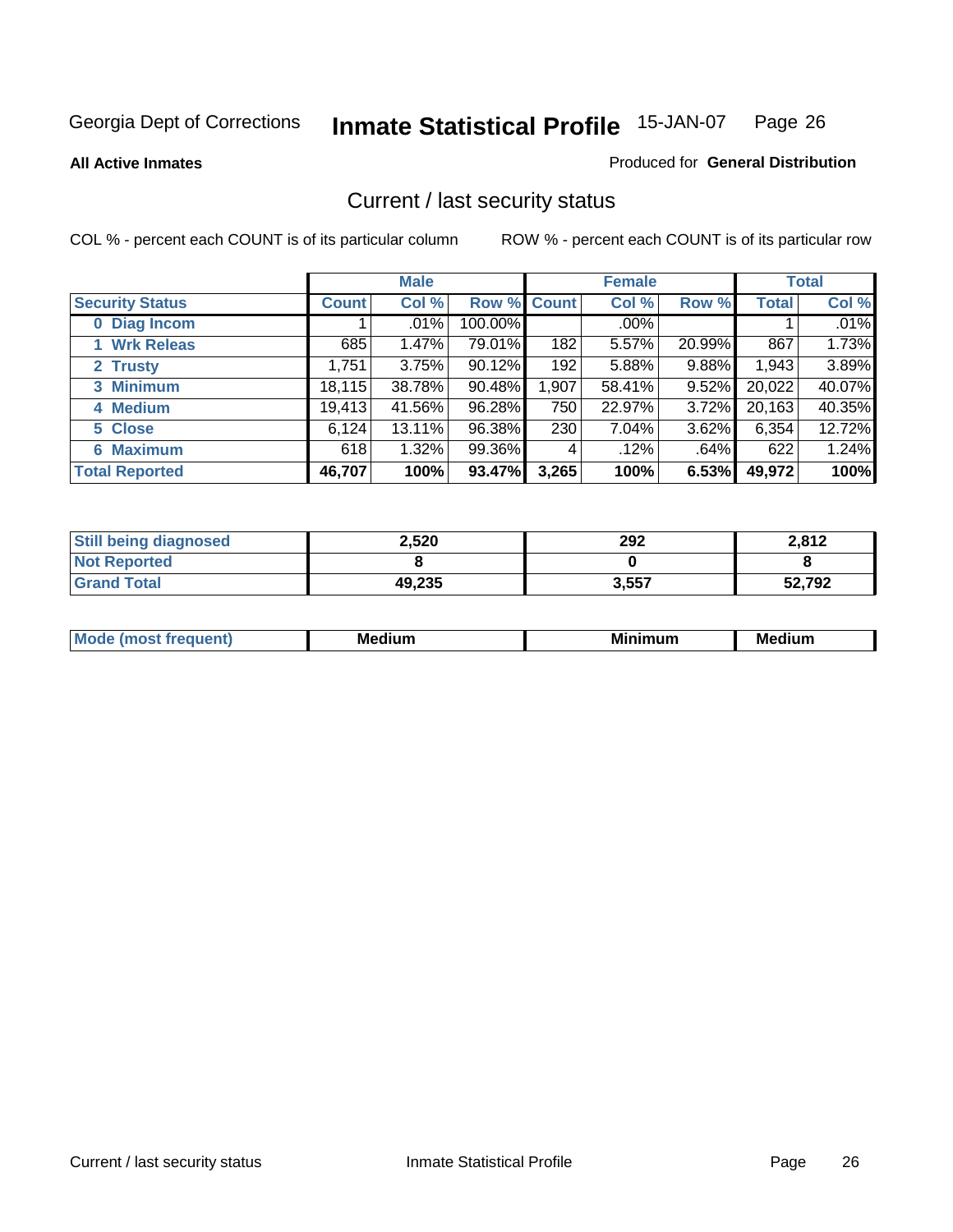Georgia Dept of Corrections **Inmate Statistical Profile** 15-JAN-07 Page 26

**All Active Inmates**

Produced for **General Distribution**

## Current / last security status

COL % - percent each COUNT is of its particular column

ROW % - percent each COUNT is of its particular row

| | Male | | | Female | | | Total | |
|---|---|---|---|---|---|---|---|---|
| **Security Status** | **Count** | **Col %** | **Row %** | **Count** | **Col %** | **Row %** | **Total** | **Col %** |
| 0 Diag Incom | 1 | .01% | 100.00% | | .00% | | 1 | .01% |
| 1 Wrk Releas | 685 | 1.47% | 79.01% | 182 | 5.57% | 20.99% | 867 | 1.73% |
| 2 Trusty | 1,751 | 3.75% | 90.12% | 192 | 5.88% | 9.88% | 1,943 | 3.89% |
| 3 Minimum | 18,115 | 38.78% | 90.48% | 1,907 | 58.41% | 9.52% | 20,022 | 40.07% |
| 4 Medium | 19,413 | 41.56% | 96.28% | 750 | 22.97% | 3.72% | 20,163 | 40.35% |
| 5 Close | 6,124 | 13.11% | 96.38% | 230 | 7.04% | 3.62% | 6,354 | 12.72% |
| 6 Maximum | 618 | 1.32% | 99.36% | 4 | .12% | .64% | 622 | 1.24% |
| **Total Reported** | **46,707** | **100%** | **93.47%** | **3,265** | **100%** | **6.53%** | **49,972** | **100%** |

| | Male | Female | Total |
|---|---|---|---|
| Still being diagnosed | 2,520 | 292 | 2,812 |
| Not Reported | 8 | 0 | 8 |
| Grand Total | 49,235 | 3,557 | 52,792 |

| | Male | Female | Total |
|---|---|---|---|
| Mode (most frequent) | Medium | Minimum | Medium |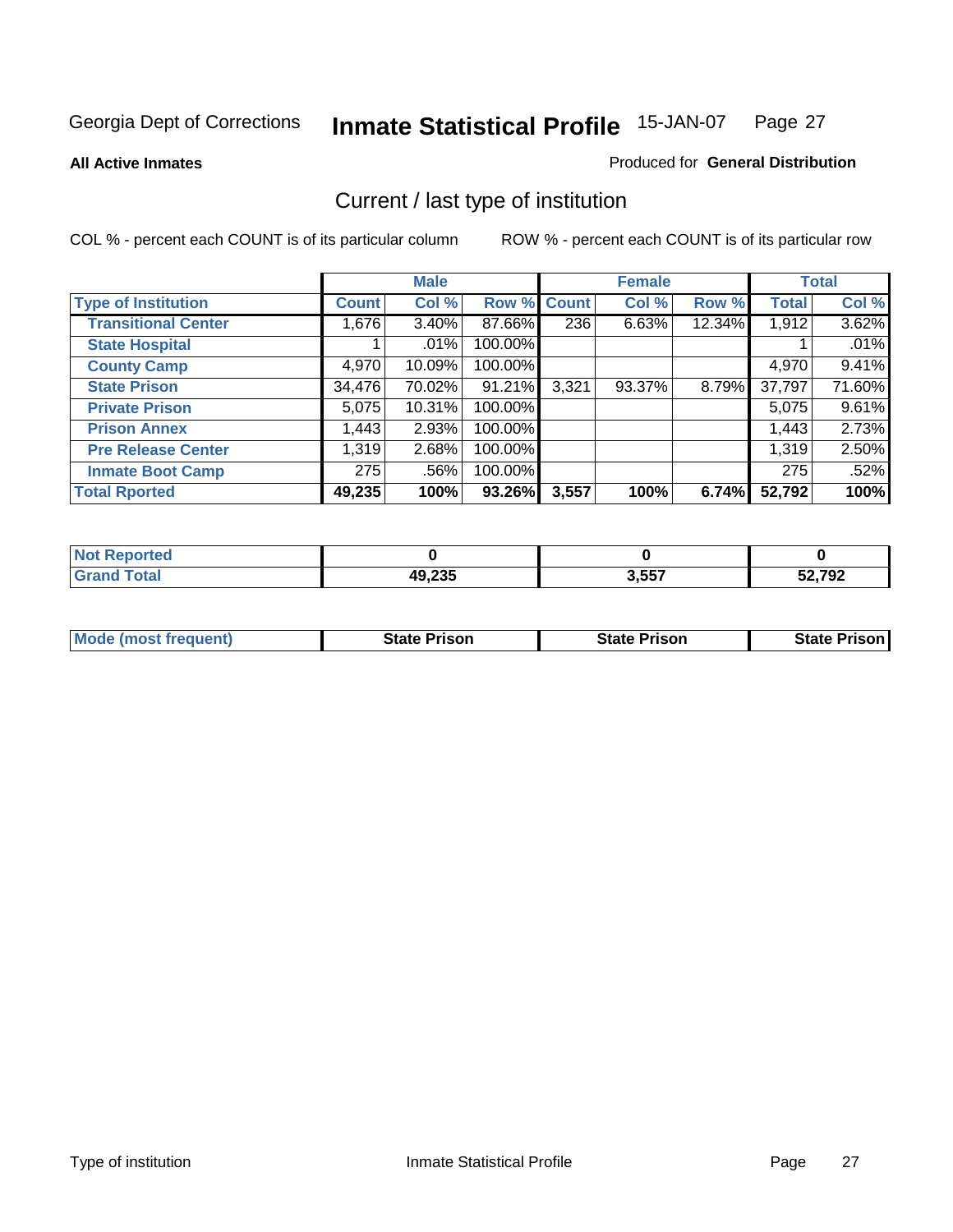Georgia Dept of Corrections **Inmate Statistical Profile** 15-JAN-07

**All Active Inmates**

Produced for **General Distribution**

## Current / last type of institution

COL % - percent each COUNT is of its particular column

ROW % - percent each COUNT is of its particular row

| | Male | | | Female | | | Total | |
|---|---|---|---|---|---|---|---|---|
| **Type of Institution** | **Count** | **Col %** | **Row %** | **Count** | **Col %** | **Row %** | **Total** | **Col %** |
| **Transitional Center** | 1,676 | 3.40% | 87.66% | 236 | 6.63% | 12.34% | 1,912 | 3.62% |
| **State Hospital** | 1 | .01% | 100.00% | | | | 1 | .01% |
| **County Camp** | 4,970 | 10.09% | 100.00% | | | | 4,970 | 9.41% |
| **State Prison** | 34,476 | 70.02% | 91.21% | 3,321 | 93.37% | 8.79% | 37,797 | 71.60% |
| **Private Prison** | 5,075 | 10.31% | 100.00% | | | | 5,075 | 9.61% |
| **Prison Annex** | 1,443 | 2.93% | 100.00% | | | | 1,443 | 2.73% |
| **Pre Release Center** | 1,319 | 2.68% | 100.00% | | | | 1,319 | 2.50% |
| **Inmate Boot Camp** | 275 | .56% | 100.00% | | | | 275 | .52% |
| **Total Rported** | **49,235** | **100%** | **93.26%** | **3,557** | **100%** | **6.74%** | **52,792** | **100%** |

| | Male | Female | Total |
|---|---|---|---|
| **Not Reported** | **0** | **0** | **0** |
| **Grand Total** | **49,235** | **3,557** | **52,792** |

| | Male | Female | Total |
|---|---|---|---|
| **Mode (most frequent)** | **State Prison** | **State Prison** | **State Prison** |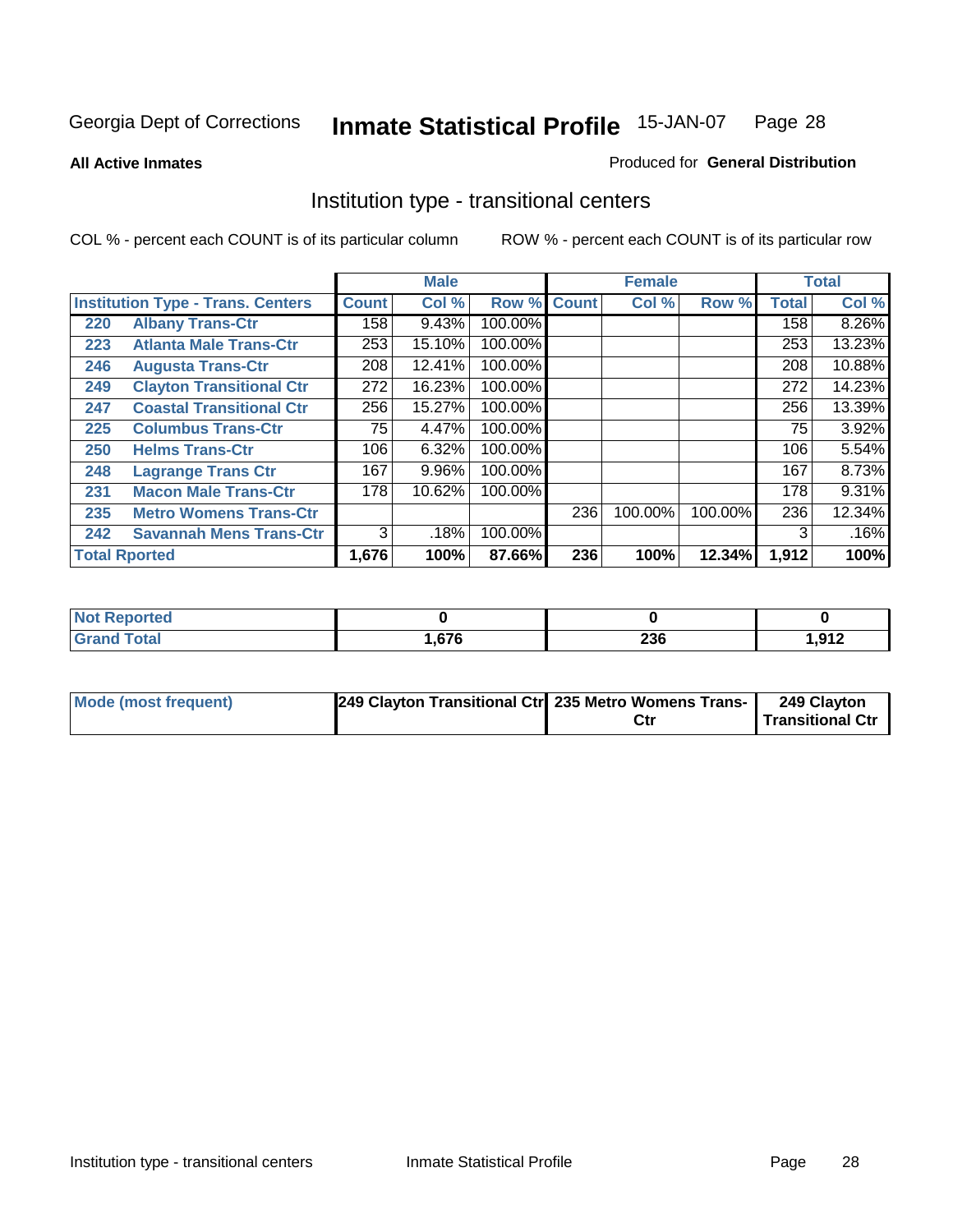Georgia Dept of Corrections **Inmate Statistical Profile** 15-JAN-07

**All Active Inmates**

Produced for **General Distribution**

## Institution type - transitional centers

COL % - percent each COUNT is of its particular column

ROW % - percent each COUNT is of its particular row

| | | Male | | | Female | | | Total | |
|---|---|---|---|---|---|---|---|---|---|
| **Institution Type - Trans. Centers** | | **Count** | **Col %** | **Row %** | **Count** | **Col %** | **Row %** | **Total** | **Col %** |
| **220** | **Albany Trans-Ctr** | 158 | 9.43% | 100.00% | | | | 158 | 8.26% |
| **223** | **Atlanta Male Trans-Ctr** | 253 | 15.10% | 100.00% | | | | 253 | 13.23% |
| **246** | **Augusta Trans-Ctr** | 208 | 12.41% | 100.00% | | | | 208 | 10.88% |
| **249** | **Clayton Transitional Ctr** | 272 | 16.23% | 100.00% | | | | 272 | 14.23% |
| **247** | **Coastal Transitional Ctr** | 256 | 15.27% | 100.00% | | | | 256 | 13.39% |
| **225** | **Columbus Trans-Ctr** | 75 | 4.47% | 100.00% | | | | 75 | 3.92% |
| **250** | **Helms Trans-Ctr** | 106 | 6.32% | 100.00% | | | | 106 | 5.54% |
| **248** | **Lagrange Trans Ctr** | 167 | 9.96% | 100.00% | | | | 167 | 8.73% |
| **231** | **Macon Male Trans-Ctr** | 178 | 10.62% | 100.00% | | | | 178 | 9.31% |
| **235** | **Metro Womens Trans-Ctr** | | | | 236 | 100.00% | 100.00% | 236 | 12.34% |
| **242** | **Savannah Mens Trans-Ctr** | 3 | .18% | 100.00% | | | | 3 | .16% |
| **Total Rported** | | **1,676** | **100%** | **87.66%** | **236** | **100%** | **12.34%** | **1,912** | **100%** |

| | Male | Female | Total |
|---|---|---|---|
| **Not Reported** | **0** | **0** | **0** |
| **Grand Total** | **1,676** | **236** | **1,912** |

| | Male | Female | Total |
|---|---|---|---|
| **Mode (most frequent)** | **249 Clayton Transitional Ctr** | **235 Metro Womens Trans-Ctr** | **249 Clayton Transitional Ctr** |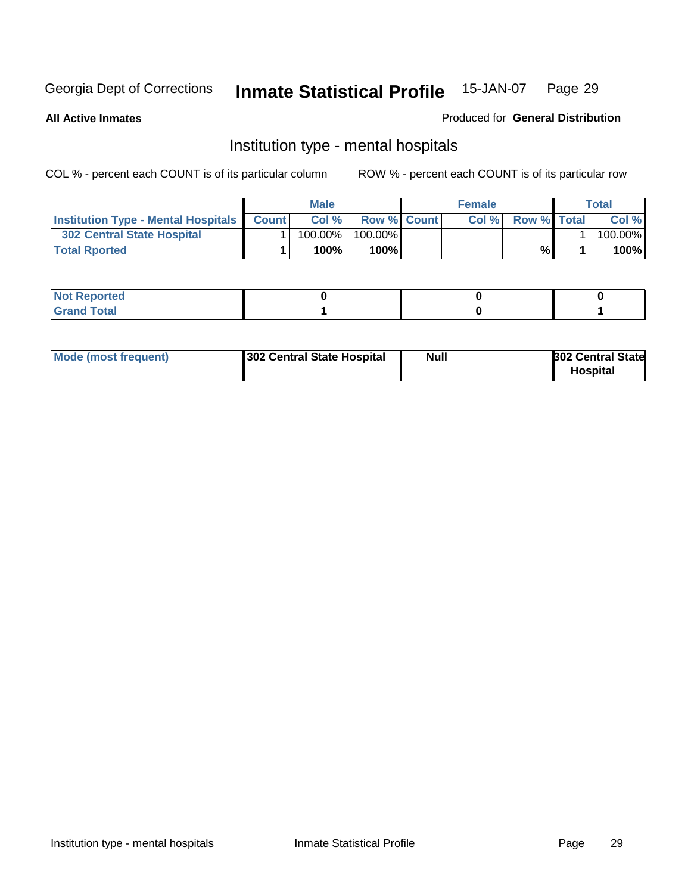Georgia Dept of Corrections **Inmate Statistical Profile** 15-JAN-07

**All Active Inmates**

Produced for **General Distribution**

## Institution type - mental hospitals

COL % - percent each COUNT is of its particular column    ROW % - percent each COUNT is of its particular row

| | Male | | | Female | | | Total | |
|---|---|---|---|---|---|---|---|---|
| **Institution Type - Mental Hospitals** | **Count** | **Col %** | **Row %** | **Count** | **Col %** | **Row %** | **Total** | **Col %** |
| **302 Central State Hospital** | 1 | 100.00% | 100.00% | | | | 1 | 100.00% |
| **Total Rported** | **1** | **100%** | **100%** | | | **%** | **1** | **100%** |

| | Male | Female | Total |
|---|---|---|---|
| **Not Reported** | **0** | **0** | **0** |
| **Grand Total** | **1** | **0** | **1** |

| | Male | Female | Total |
|---|---|---|---|
| **Mode (most frequent)** | **302 Central State Hospital** | **Null** | **302 Central State Hospital** |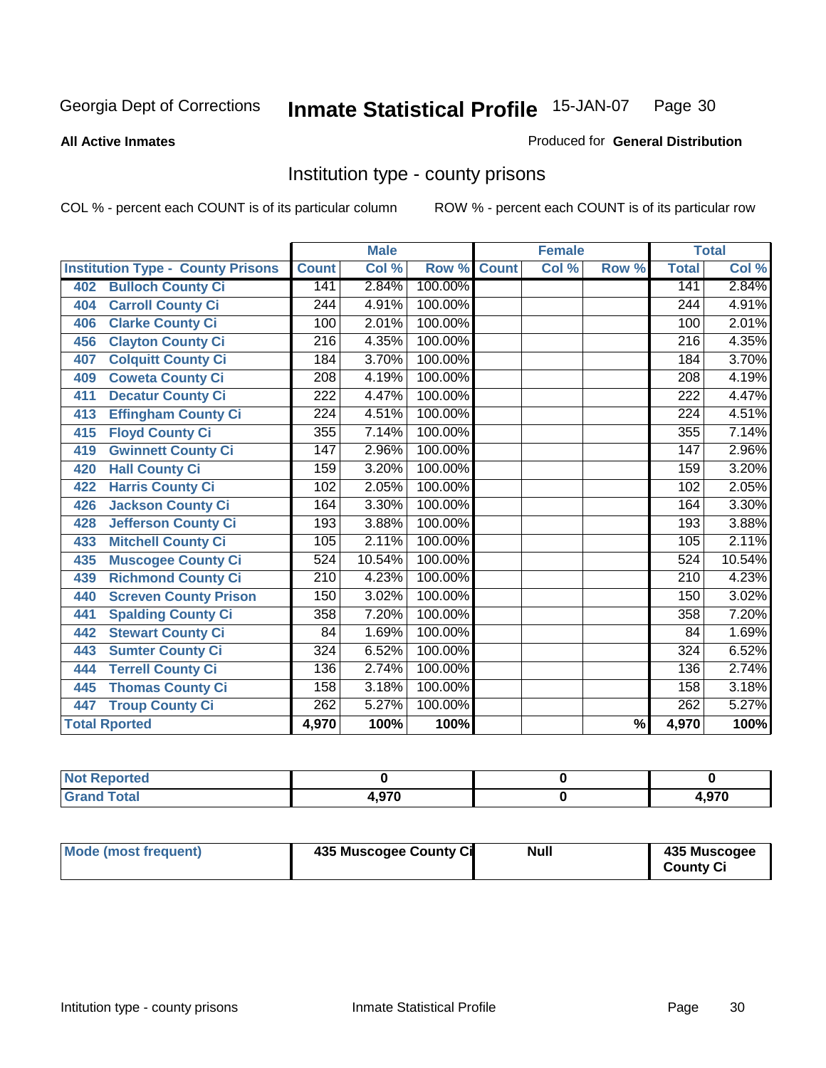Georgia Dept of Corrections **Inmate Statistical Profile** 15-JAN-07

**All Active Inmates**

Produced for **General Distribution**

## Institution type - county prisons

COL % - percent each COUNT is of its particular column

ROW % - percent each COUNT is of its particular row

| Institution Type - County Prisons | Male | | | Female | | | Total | |
|---|---|---|---|---|---|---|---|---|
| | Count | Col % | Row % | Count | Col % | Row % | Total | Col % |
| 402 Bulloch County Ci | 141 | 2.84% | 100.00% | | | | 141 | 2.84% |
| 404 Carroll County Ci | 244 | 4.91% | 100.00% | | | | 244 | 4.91% |
| 406 Clarke County Ci | 100 | 2.01% | 100.00% | | | | 100 | 2.01% |
| 456 Clayton County Ci | 216 | 4.35% | 100.00% | | | | 216 | 4.35% |
| 407 Colquitt County Ci | 184 | 3.70% | 100.00% | | | | 184 | 3.70% |
| 409 Coweta County Ci | 208 | 4.19% | 100.00% | | | | 208 | 4.19% |
| 411 Decatur County Ci | 222 | 4.47% | 100.00% | | | | 222 | 4.47% |
| 413 Effingham County Ci | 224 | 4.51% | 100.00% | | | | 224 | 4.51% |
| 415 Floyd County Ci | 355 | 7.14% | 100.00% | | | | 355 | 7.14% |
| 419 Gwinnett County Ci | 147 | 2.96% | 100.00% | | | | 147 | 2.96% |
| 420 Hall County Ci | 159 | 3.20% | 100.00% | | | | 159 | 3.20% |
| 422 Harris County Ci | 102 | 2.05% | 100.00% | | | | 102 | 2.05% |
| 426 Jackson County Ci | 164 | 3.30% | 100.00% | | | | 164 | 3.30% |
| 428 Jefferson County Ci | 193 | 3.88% | 100.00% | | | | 193 | 3.88% |
| 433 Mitchell County Ci | 105 | 2.11% | 100.00% | | | | 105 | 2.11% |
| 435 Muscogee County Ci | 524 | 10.54% | 100.00% | | | | 524 | 10.54% |
| 439 Richmond County Ci | 210 | 4.23% | 100.00% | | | | 210 | 4.23% |
| 440 Screven County Prison | 150 | 3.02% | 100.00% | | | | 150 | 3.02% |
| 441 Spalding County Ci | 358 | 7.20% | 100.00% | | | | 358 | 7.20% |
| 442 Stewart County Ci | 84 | 1.69% | 100.00% | | | | 84 | 1.69% |
| 443 Sumter County Ci | 324 | 6.52% | 100.00% | | | | 324 | 6.52% |
| 444 Terrell County Ci | 136 | 2.74% | 100.00% | | | | 136 | 2.74% |
| 445 Thomas County Ci | 158 | 3.18% | 100.00% | | | | 158 | 3.18% |
| 447 Troup County Ci | 262 | 5.27% | 100.00% | | | | 262 | 5.27% |
| **Total Rported** | **4,970** | **100%** | **100%** | | | **%** | **4,970** | **100%** |

| | Male | Female | Total |
|---|---|---|---|
| Not Reported | 0 | 0 | 0 |
| Grand Total | 4,970 | 0 | 4,970 |

| | Male | Female | Total |
|---|---|---|---|
| Mode (most frequent) | 435 Muscogee County Ci | Null | 435 Muscogee County Ci |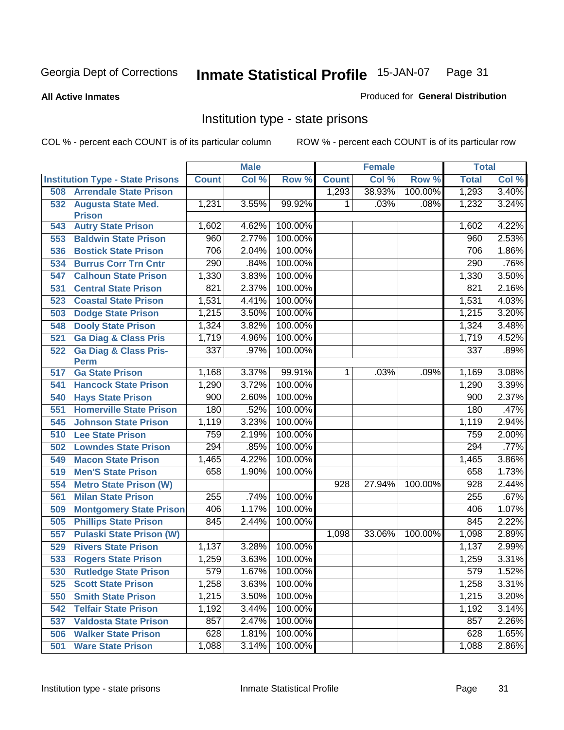Georgia Dept of Corrections **Inmate Statistical Profile** 15-JAN-07

**All Active Inmates**

Produced for **General Distribution**

## Institution type - state prisons

COL % - percent each COUNT is of its particular column ROW % - percent each COUNT is of its particular row

| | Male | | | Female | | | Total | |
|---|---|---|---|---|---|---|---|---|
| **Institution Type - State Prisons** | **Count** | **Col %** | **Row %** | **Count** | **Col %** | **Row %** | **Total** | **Col %** |
| **508 Arrendale State Prison** | | | | 1,293 | 38.93% | 100.00% | 1,293 | 3.40% |
| **532 Augusta State Med. Prison** | 1,231 | 3.55% | 99.92% | 1 | .03% | .08% | 1,232 | 3.24% |
| **543 Autry State Prison** | 1,602 | 4.62% | 100.00% | | | | 1,602 | 4.22% |
| **553 Baldwin State Prison** | 960 | 2.77% | 100.00% | | | | 960 | 2.53% |
| **536 Bostick State Prison** | 706 | 2.04% | 100.00% | | | | 706 | 1.86% |
| **534 Burrus Corr Trn Cntr** | 290 | .84% | 100.00% | | | | 290 | .76% |
| **547 Calhoun State Prison** | 1,330 | 3.83% | 100.00% | | | | 1,330 | 3.50% |
| **531 Central State Prison** | 821 | 2.37% | 100.00% | | | | 821 | 2.16% |
| **523 Coastal State Prison** | 1,531 | 4.41% | 100.00% | | | | 1,531 | 4.03% |
| **503 Dodge State Prison** | 1,215 | 3.50% | 100.00% | | | | 1,215 | 3.20% |
| **548 Dooly State Prison** | 1,324 | 3.82% | 100.00% | | | | 1,324 | 3.48% |
| **521 Ga Diag & Class Pris** | 1,719 | 4.96% | 100.00% | | | | 1,719 | 4.52% |
| **522 Ga Diag & Class Pris-Perm** | 337 | .97% | 100.00% | | | | 337 | .89% |
| **517 Ga State Prison** | 1,168 | 3.37% | 99.91% | 1 | .03% | .09% | 1,169 | 3.08% |
| **541 Hancock State Prison** | 1,290 | 3.72% | 100.00% | | | | 1,290 | 3.39% |
| **540 Hays State Prison** | 900 | 2.60% | 100.00% | | | | 900 | 2.37% |
| **551 Homerville State Prison** | 180 | .52% | 100.00% | | | | 180 | .47% |
| **545 Johnson State Prison** | 1,119 | 3.23% | 100.00% | | | | 1,119 | 2.94% |
| **510 Lee State Prison** | 759 | 2.19% | 100.00% | | | | 759 | 2.00% |
| **502 Lowndes State Prison** | 294 | .85% | 100.00% | | | | 294 | .77% |
| **549 Macon State Prison** | 1,465 | 4.22% | 100.00% | | | | 1,465 | 3.86% |
| **519 Men'S State Prison** | 658 | 1.90% | 100.00% | | | | 658 | 1.73% |
| **554 Metro State Prison (W)** | | | | 928 | 27.94% | 100.00% | 928 | 2.44% |
| **561 Milan State Prison** | 255 | .74% | 100.00% | | | | 255 | .67% |
| **509 Montgomery State Prison** | 406 | 1.17% | 100.00% | | | | 406 | 1.07% |
| **505 Phillips State Prison** | 845 | 2.44% | 100.00% | | | | 845 | 2.22% |
| **557 Pulaski State Prison (W)** | | | | 1,098 | 33.06% | 100.00% | 1,098 | 2.89% |
| **529 Rivers State Prison** | 1,137 | 3.28% | 100.00% | | | | 1,137 | 2.99% |
| **533 Rogers State Prison** | 1,259 | 3.63% | 100.00% | | | | 1,259 | 3.31% |
| **530 Rutledge State Prison** | 579 | 1.67% | 100.00% | | | | 579 | 1.52% |
| **525 Scott State Prison** | 1,258 | 3.63% | 100.00% | | | | 1,258 | 3.31% |
| **550 Smith State Prison** | 1,215 | 3.50% | 100.00% | | | | 1,215 | 3.20% |
| **542 Telfair State Prison** | 1,192 | 3.44% | 100.00% | | | | 1,192 | 3.14% |
| **537 Valdosta State Prison** | 857 | 2.47% | 100.00% | | | | 857 | 2.26% |
| **506 Walker State Prison** | 628 | 1.81% | 100.00% | | | | 628 | 1.65% |
| **501 Ware State Prison** | 1,088 | 3.14% | 100.00% | | | | 1,088 | 2.86% |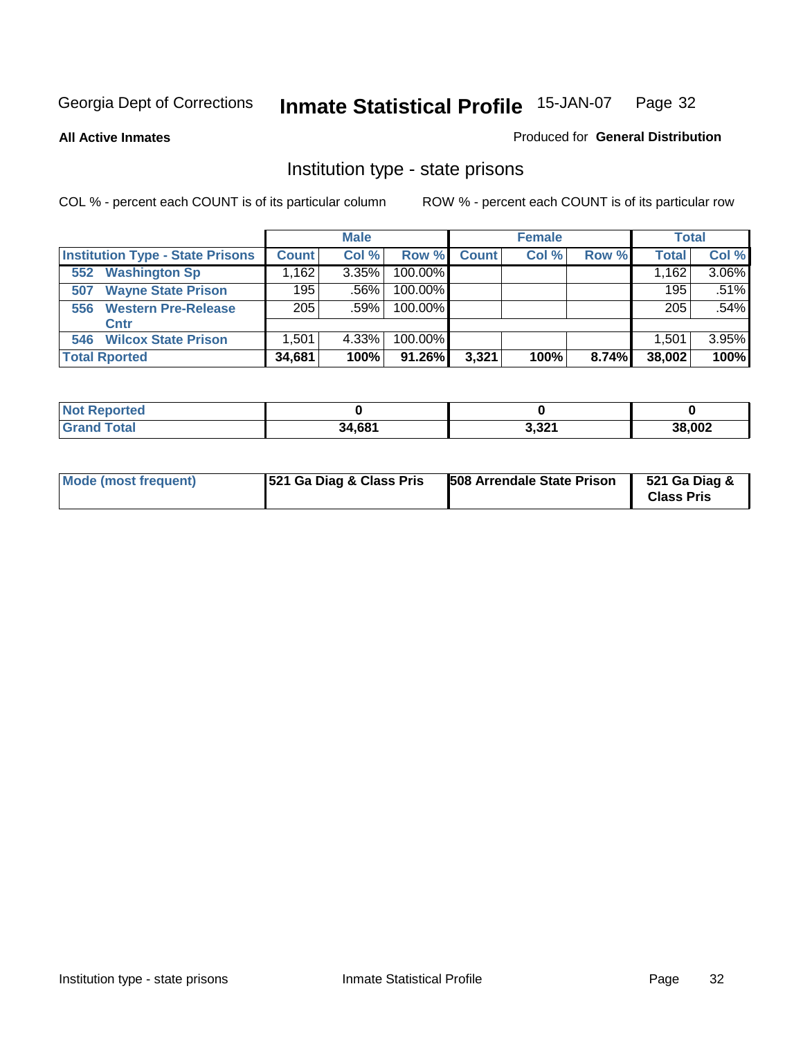Georgia Dept of Corrections **Inmate Statistical Profile** 15-JAN-07

**All Active Inmates**

Produced for **General Distribution**

## Institution type - state prisons

COL % - percent each COUNT is of its particular column

ROW % - percent each COUNT is of its particular row

| | Male | | | Female | | | Total | |
|---|---|---|---|---|---|---|---|---|
| **Institution Type - State Prisons** | **Count** | **Col %** | **Row %** | **Count** | **Col %** | **Row %** | **Total** | **Col %** |
| 552 Washington Sp | 1,162 | 3.35% | 100.00% | | | | 1,162 | 3.06% |
| 507 Wayne State Prison | 195 | .56% | 100.00% | | | | 195 | .51% |
| 556 Western Pre-Release Cntr | 205 | .59% | 100.00% | | | | 205 | .54% |
| 546 Wilcox State Prison | 1,501 | 4.33% | 100.00% | | | | 1,501 | 3.95% |
| **Total Rported** | **34,681** | **100%** | **91.26%** | **3,321** | **100%** | **8.74%** | **38,002** | **100%** |

| | Male | Female | Total |
|---|---|---|---|
| **Not Reported** | **0** | **0** | **0** |
| **Grand Total** | **34,681** | **3,321** | **38,002** |

| | Male | Female | Total |
|---|---|---|---|
| **Mode (most frequent)** | **521 Ga Diag & Class Pris** | **508 Arrendale State Prison** | **521 Ga Diag & Class Pris** |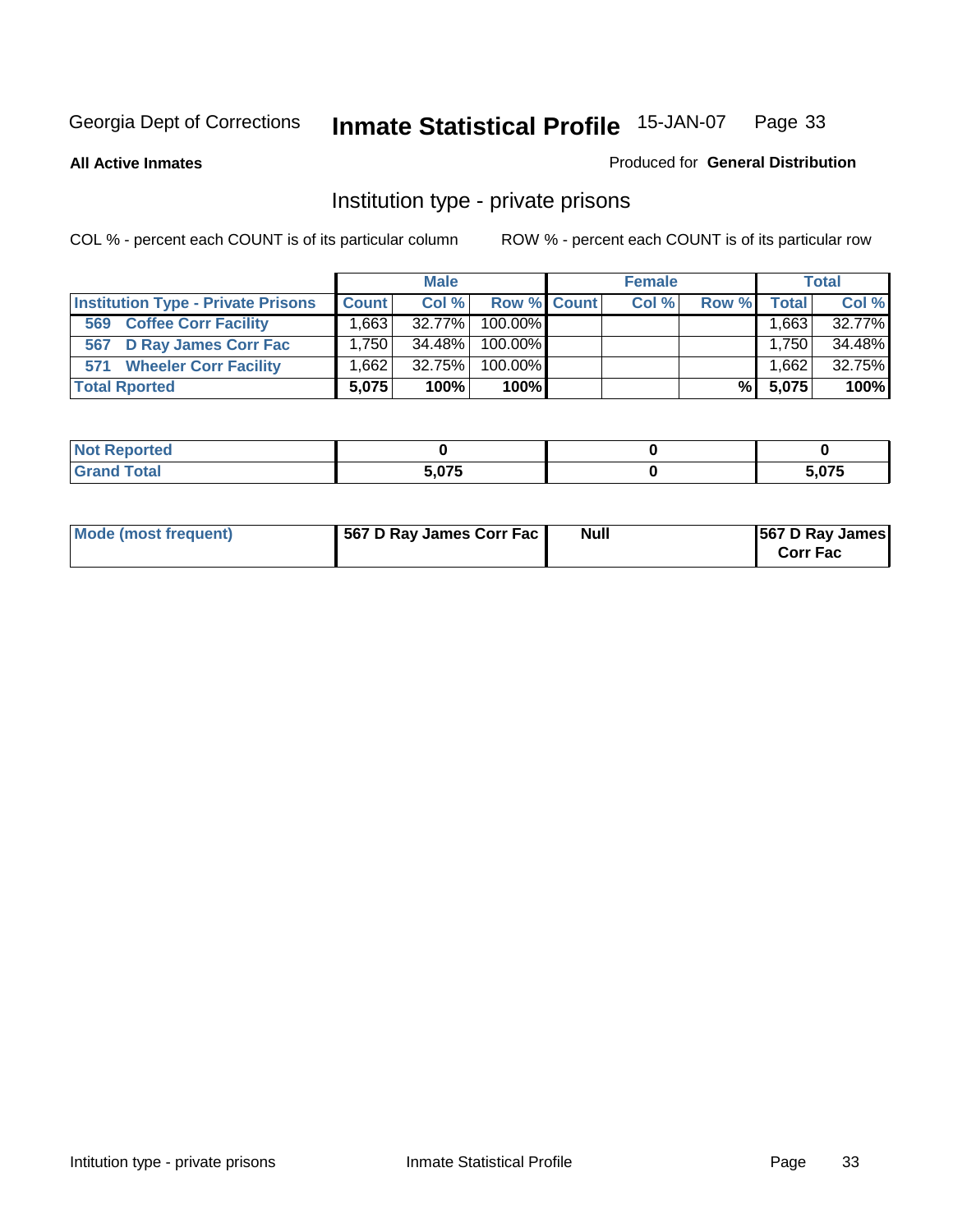Georgia Dept of Corrections **Inmate Statistical Profile** 15-JAN-07

**All Active Inmates**

Produced for **General Distribution**

## Institution type - private prisons

COL % - percent each COUNT is of its particular column

ROW % - percent each COUNT is of its particular row

| | Male | | | Female | | | Total | |
|---|---|---|---|---|---|---|---|---|
| **Institution Type - Private Prisons** | **Count** | **Col %** | **Row %** | **Count** | **Col %** | **Row %** | **Total** | **Col %** |
| **569 Coffee Corr Facility** | 1,663 | 32.77% | 100.00% | | | | 1,663 | 32.77% |
| **567 D Ray James Corr Fac** | 1,750 | 34.48% | 100.00% | | | | 1,750 | 34.48% |
| **571 Wheeler Corr Facility** | 1,662 | 32.75% | 100.00% | | | | 1,662 | 32.75% |
| **Total Rported** | **5,075** | **100%** | **100%** | | | **%** | **5,075** | **100%** |

| | Male | Female | Total |
|---|---|---|---|
| **Not Reported** | **0** | **0** | **0** |
| **Grand Total** | **5,075** | **0** | **5,075** |

| | Male | Female | Total |
|---|---|---|---|
| **Mode (most frequent)** | **567 D Ray James Corr Fac** | **Null** | **567 D Ray James Corr Fac** |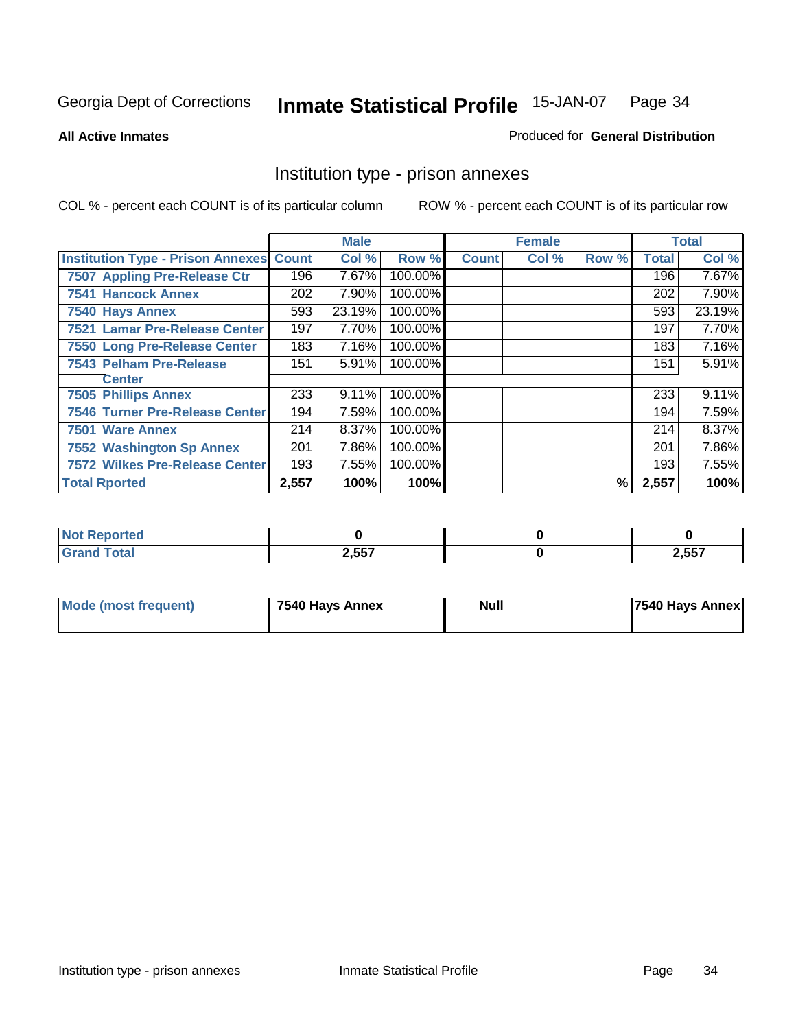Georgia Dept of Corrections **Inmate Statistical Profile** 15-JAN-07

**All Active Inmates**

Produced for **General Distribution**

## Institution type - prison annexes

COL % - percent each COUNT is of its particular column

ROW % - percent each COUNT is of its particular row

| | Male | | | Female | | | Total | |
|---|---|---|---|---|---|---|---|---|
| Institution Type - Prison Annexes | Count | Col % | Row % | Count | Col % | Row % | Total | Col % |
| 7507 Appling Pre-Release Ctr | 196 | 7.67% | 100.00% | | | | 196 | 7.67% |
| 7541 Hancock Annex | 202 | 7.90% | 100.00% | | | | 202 | 7.90% |
| 7540 Hays Annex | 593 | 23.19% | 100.00% | | | | 593 | 23.19% |
| 7521 Lamar Pre-Release Center | 197 | 7.70% | 100.00% | | | | 197 | 7.70% |
| 7550 Long Pre-Release Center | 183 | 7.16% | 100.00% | | | | 183 | 7.16% |
| 7543 Pelham Pre-Release Center | 151 | 5.91% | 100.00% | | | | 151 | 5.91% |
| 7505 Phillips Annex | 233 | 9.11% | 100.00% | | | | 233 | 9.11% |
| 7546 Turner Pre-Release Center | 194 | 7.59% | 100.00% | | | | 194 | 7.59% |
| 7501 Ware Annex | 214 | 8.37% | 100.00% | | | | 214 | 8.37% |
| 7552 Washington Sp Annex | 201 | 7.86% | 100.00% | | | | 201 | 7.86% |
| 7572 Wilkes Pre-Release Center | 193 | 7.55% | 100.00% | | | | 193 | 7.55% |
| Total Rported | 2,557 | 100% | 100% | | | % | 2,557 | 100% |

| | Male | Female | Total |
|---|---|---|---|
| Not Reported | 0 | 0 | 0 |
| Grand Total | 2,557 | 0 | 2,557 |

| | Male | Female | Total |
|---|---|---|---|
| Mode (most frequent) | 7540 Hays Annex | Null | 7540 Hays Annex |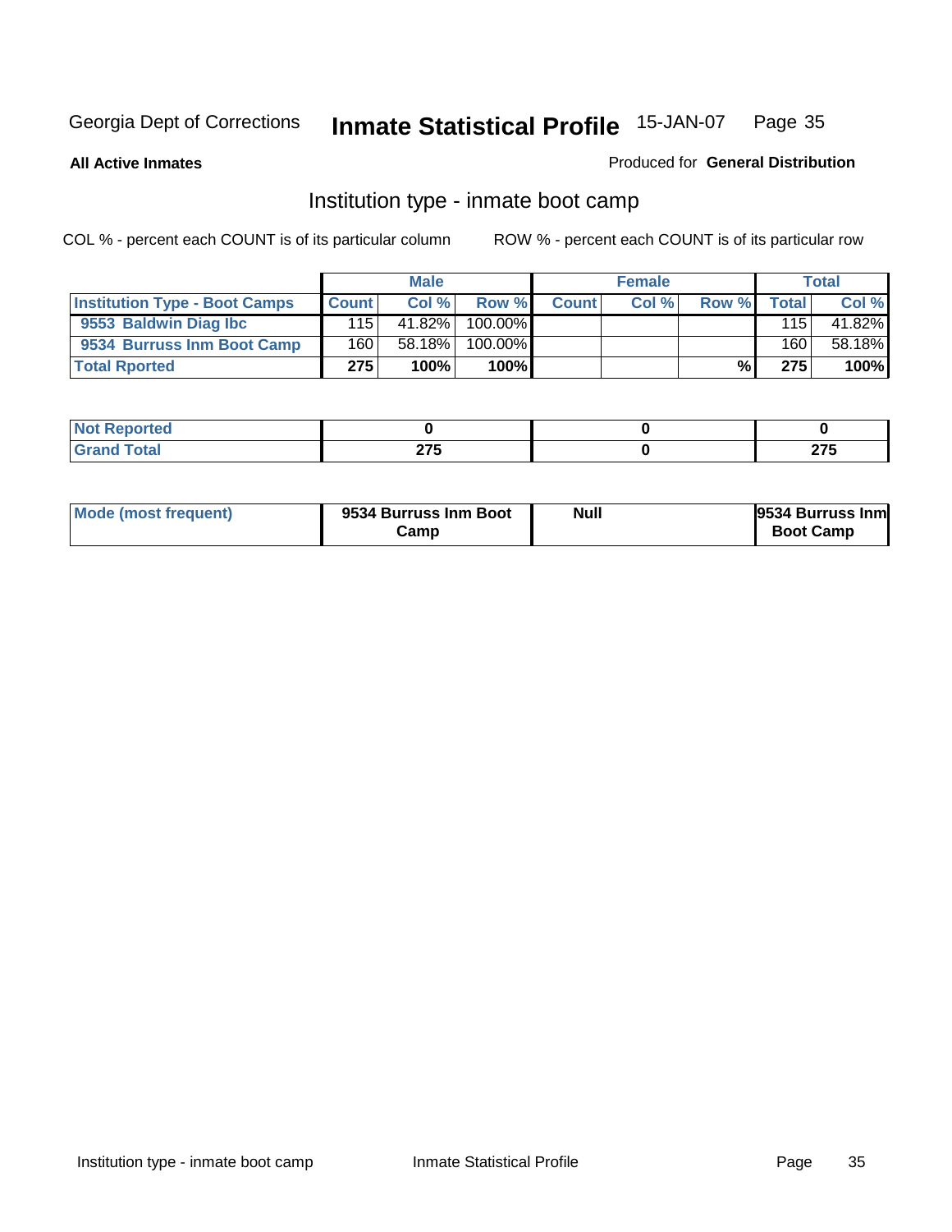Georgia Dept of Corrections **Inmate Statistical Profile** 15-JAN-07

**All Active Inmates**

Produced for **General Distribution**

## Institution type - inmate boot camp

COL % - percent each COUNT is of its particular column     ROW % - percent each COUNT is of its particular row

| | Male | | | Female | | | Total | |
|---|---|---|---|---|---|---|---|---|
| **Institution Type - Boot Camps** | **Count** | **Col %** | **Row %** | **Count** | **Col %** | **Row %** | **Total** | **Col %** |
| **9553 Baldwin Diag Ibc** | 115 | 41.82% | 100.00% | | | | 115 | 41.82% |
| **9534 Burruss Inm Boot Camp** | 160 | 58.18% | 100.00% | | | | 160 | 58.18% |
| **Total Rported** | **275** | **100%** | **100%** | | | **%** | **275** | **100%** |

| | Male | Female | Total |
|---|---|---|---|
| **Not Reported** | **0** | **0** | **0** |
| **Grand Total** | **275** | **0** | **275** |

| | Male | Female | Total |
|---|---|---|---|
| **Mode (most frequent)** | **9534 Burruss Inm Boot Camp** | **Null** | **9534 Burruss Inm Boot Camp** |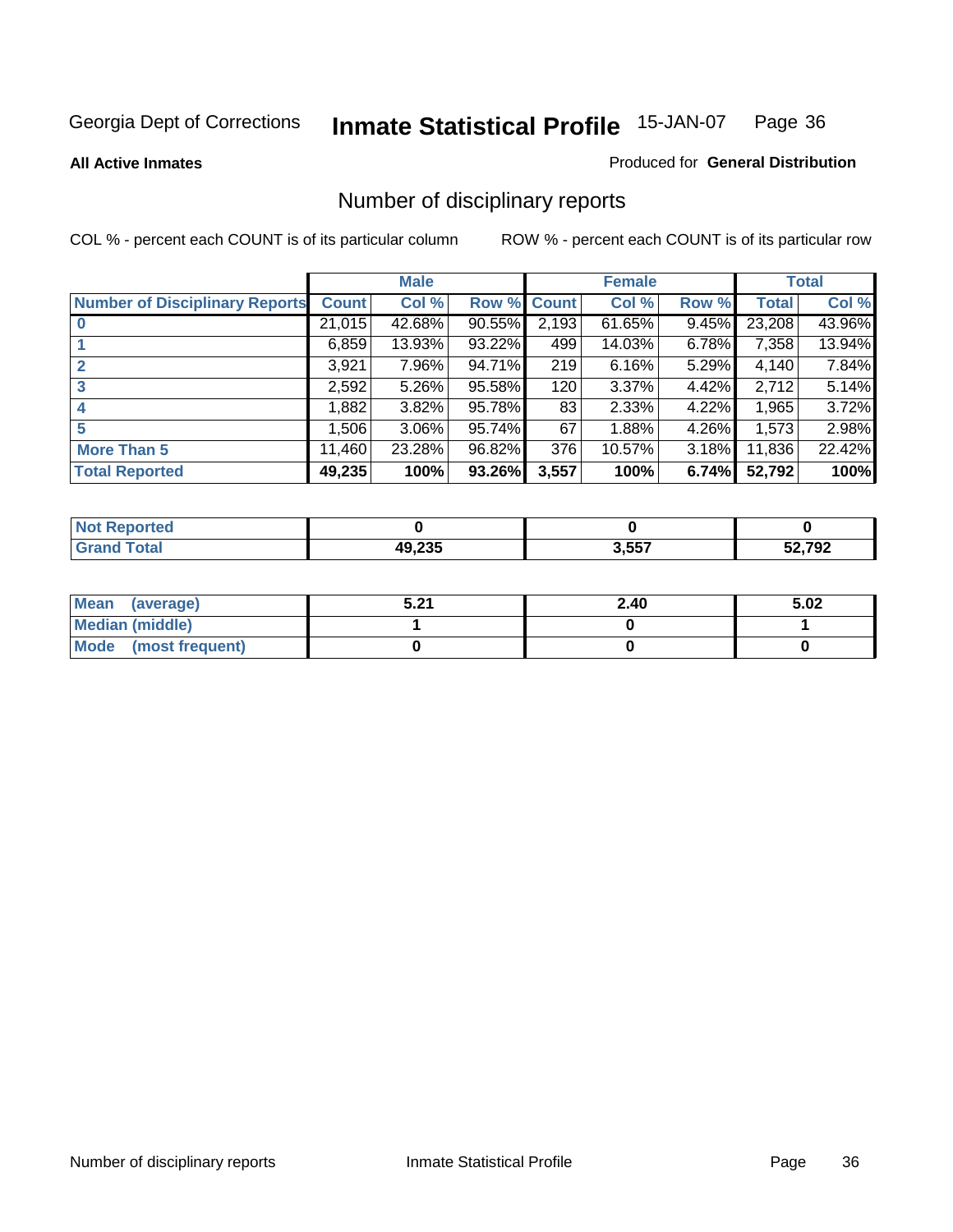Georgia Dept of Corrections **Inmate Statistical Profile** 15-JAN-07

**All Active Inmates**

Produced for **General Distribution**

# Number of disciplinary reports

COL % - percent each COUNT is of its particular column

ROW % - percent each COUNT is of its particular row

| | Male | | | Female | | | Total | |
|---|---|---|---|---|---|---|---|---|
| **Number of Disciplinary Reports** | **Count** | **Col %** | **Row %** | **Count** | **Col %** | **Row %** | **Total** | **Col %** |
| **0** | 21,015 | 42.68% | 90.55% | 2,193 | 61.65% | 9.45% | 23,208 | 43.96% |
| **1** | 6,859 | 13.93% | 93.22% | 499 | 14.03% | 6.78% | 7,358 | 13.94% |
| **2** | 3,921 | 7.96% | 94.71% | 219 | 6.16% | 5.29% | 4,140 | 7.84% |
| **3** | 2,592 | 5.26% | 95.58% | 120 | 3.37% | 4.42% | 2,712 | 5.14% |
| **4** | 1,882 | 3.82% | 95.78% | 83 | 2.33% | 4.22% | 1,965 | 3.72% |
| **5** | 1,506 | 3.06% | 95.74% | 67 | 1.88% | 4.26% | 1,573 | 2.98% |
| **More Than 5** | 11,460 | 23.28% | 96.82% | 376 | 10.57% | 3.18% | 11,836 | 22.42% |
| **Total Reported** | **49,235** | **100%** | **93.26%** | **3,557** | **100%** | **6.74%** | **52,792** | **100%** |

| | Male | Female | Total |
|---|---|---|---|
| **Not Reported** | **0** | **0** | **0** |
| **Grand Total** | **49,235** | **3,557** | **52,792** |

| | Male | Female | Total |
|---|---|---|---|
| **Mean (average)** | **5.21** | **2.40** | **5.02** |
| **Median (middle)** | **1** | **0** | **1** |
| **Mode (most frequent)** | **0** | **0** | **0** |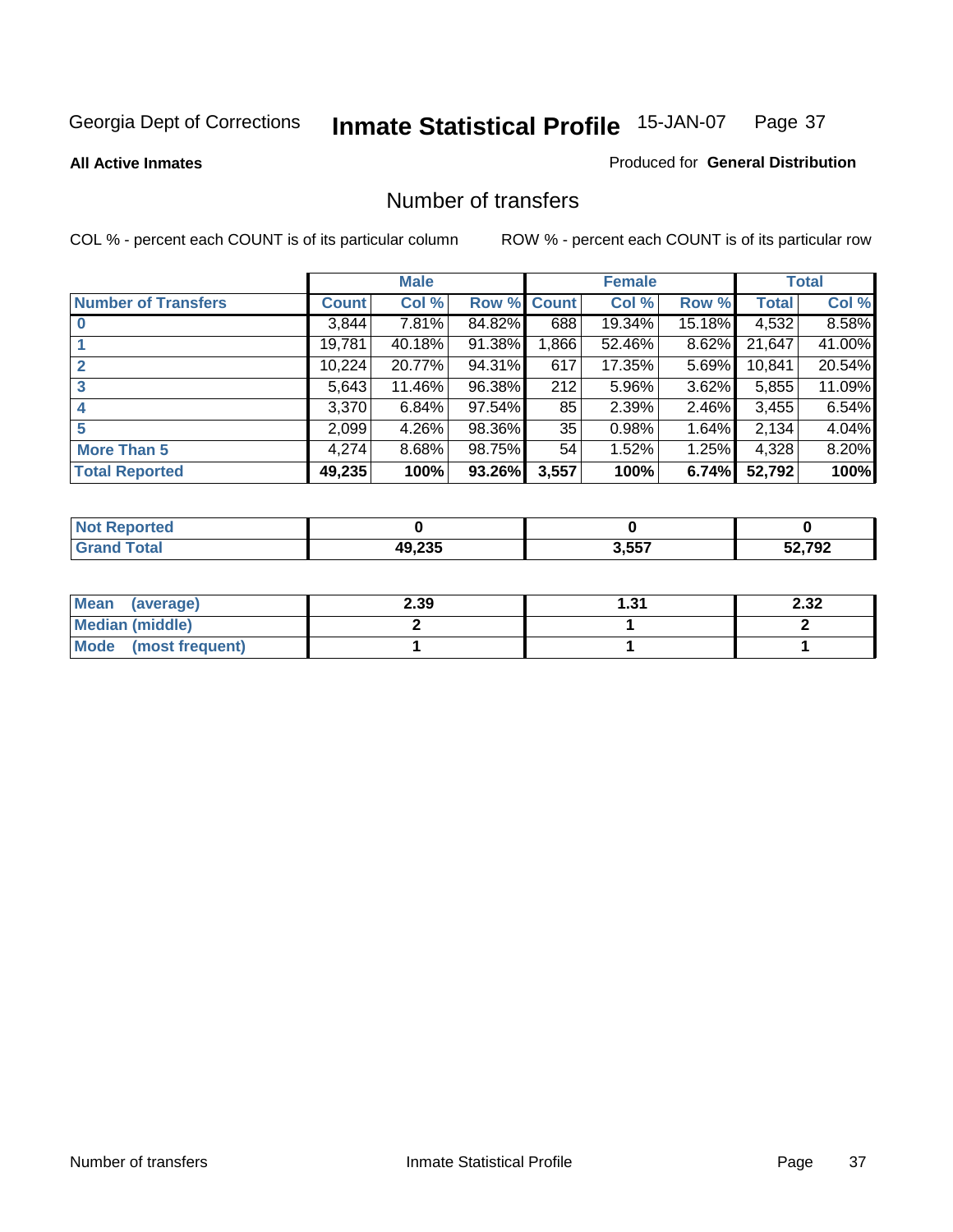Georgia Dept of Corrections **Inmate Statistical Profile** 15-JAN-07

**All Active Inmates**

Produced for **General Distribution**

## Number of transfers

COL % - percent each COUNT is of its particular column

ROW % - percent each COUNT is of its particular row

| | Male | | | Female | | | Total | |
|---|---|---|---|---|---|---|---|---|
| **Number of Transfers** | **Count** | **Col %** | **Row %** | **Count** | **Col %** | **Row %** | **Total** | **Col %** |
| **0** | 3,844 | 7.81% | 84.82% | 688 | 19.34% | 15.18% | 4,532 | 8.58% |
| **1** | 19,781 | 40.18% | 91.38% | 1,866 | 52.46% | 8.62% | 21,647 | 41.00% |
| **2** | 10,224 | 20.77% | 94.31% | 617 | 17.35% | 5.69% | 10,841 | 20.54% |
| **3** | 5,643 | 11.46% | 96.38% | 212 | 5.96% | 3.62% | 5,855 | 11.09% |
| **4** | 3,370 | 6.84% | 97.54% | 85 | 2.39% | 2.46% | 3,455 | 6.54% |
| **5** | 2,099 | 4.26% | 98.36% | 35 | 0.98% | 1.64% | 2,134 | 4.04% |
| **More Than 5** | 4,274 | 8.68% | 98.75% | 54 | 1.52% | 1.25% | 4,328 | 8.20% |
| **Total Reported** | **49,235** | **100%** | **93.26%** | **3,557** | **100%** | **6.74%** | **52,792** | **100%** |

| | Male | Female | Total |
|---|---|---|---|
| **Not Reported** | **0** | **0** | **0** |
| **Grand Total** | **49,235** | **3,557** | **52,792** |

| | Male | Female | Total |
|---|---|---|---|
| **Mean (average)** | **2.39** | **1.31** | **2.32** |
| **Median (middle)** | **2** | **1** | **2** |
| **Mode (most frequent)** | **1** | **1** | **1** |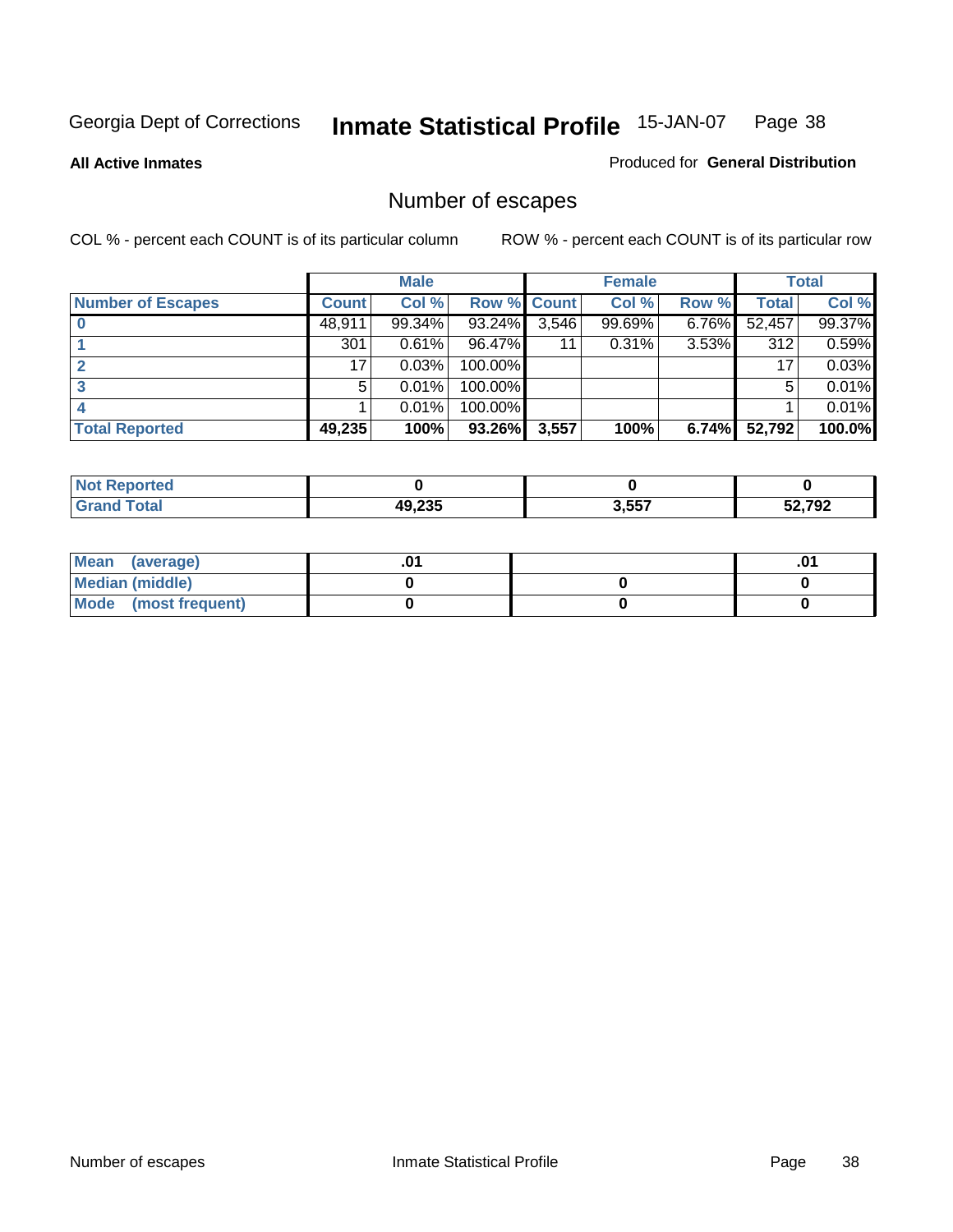Georgia Dept of Corrections **Inmate Statistical Profile** 15-JAN-07

**All Active Inmates**

Produced for **General Distribution**

## Number of escapes

COL % - percent each COUNT is of its particular column

ROW % - percent each COUNT is of its particular row

| | Male | | | Female | | | Total | |
|---|---|---|---|---|---|---|---|---|
| **Number of Escapes** | **Count** | **Col %** | **Row %** | **Count** | **Col %** | **Row %** | **Total** | **Col %** |
| **0** | 48,911 | 99.34% | 93.24% | 3,546 | 99.69% | 6.76% | 52,457 | 99.37% |
| **1** | 301 | 0.61% | 96.47% | 11 | 0.31% | 3.53% | 312 | 0.59% |
| **2** | 17 | 0.03% | 100.00% | | | | 17 | 0.03% |
| **3** | 5 | 0.01% | 100.00% | | | | 5 | 0.01% |
| **4** | 1 | 0.01% | 100.00% | | | | 1 | 0.01% |
| **Total Reported** | **49,235** | **100%** | **93.26%** | **3,557** | **100%** | **6.74%** | **52,792** | **100.0%** |

| | Male | Female | Total |
|---|---|---|---|
| **Not Reported** | **0** | **0** | **0** |
| **Grand Total** | **49,235** | **3,557** | **52,792** |

| | Male | Female | Total |
|---|---|---|---|
| **Mean (average)** | **.01** | | **.01** |
| **Median (middle)** | **0** | **0** | **0** |
| **Mode (most frequent)** | **0** | **0** | **0** |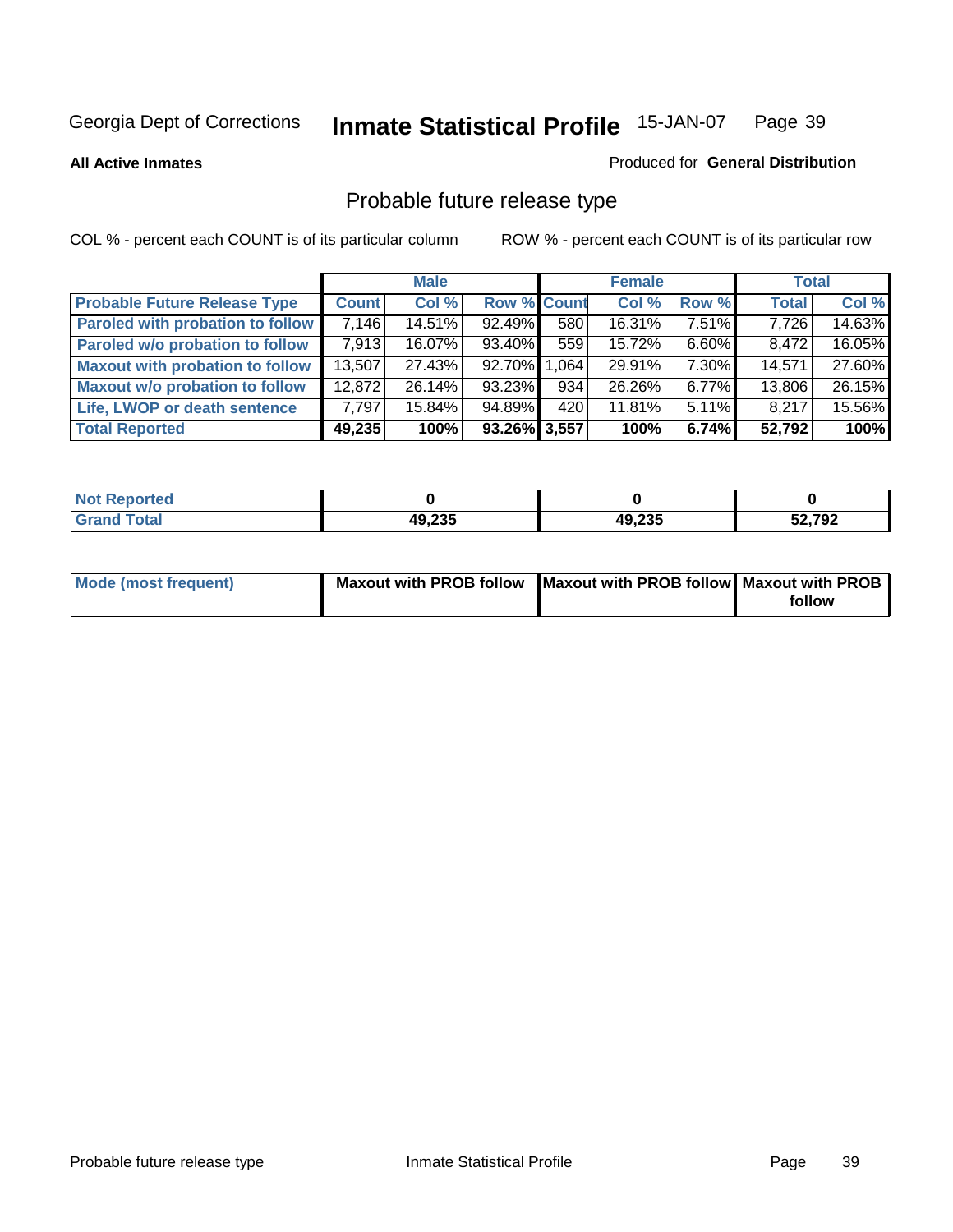Georgia Dept of Corrections **Inmate Statistical Profile** 15-JAN-07 Page 39

**All Active Inmates**

Produced for **General Distribution**

## Probable future release type

COL % - percent each COUNT is of its particular column

ROW % - percent each COUNT is of its particular row

| | Male | | | Female | | | Total | |
|---|---|---|---|---|---|---|---|---|
| **Probable Future Release Type** | **Count** | **Col %** | **Row %** | **Count** | **Col %** | **Row %** | **Total** | **Col %** |
| **Paroled with probation to follow** | 7,146 | 14.51% | 92.49% | 580 | 16.31% | 7.51% | 7,726 | 14.63% |
| **Paroled w/o probation to follow** | 7,913 | 16.07% | 93.40% | 559 | 15.72% | 6.60% | 8,472 | 16.05% |
| **Maxout with probation to follow** | 13,507 | 27.43% | 92.70% | 1,064 | 29.91% | 7.30% | 14,571 | 27.60% |
| **Maxout w/o probation to follow** | 12,872 | 26.14% | 93.23% | 934 | 26.26% | 6.77% | 13,806 | 26.15% |
| **Life, LWOP or death sentence** | 7,797 | 15.84% | 94.89% | 420 | 11.81% | 5.11% | 8,217 | 15.56% |
| **Total Reported** | **49,235** | **100%** | **93.26%** | **3,557** | **100%** | **6.74%** | **52,792** | **100%** |

| | Male | Female | Total |
|---|---|---|---|
| **Not Reported** | **0** | **0** | **0** |
| **Grand Total** | **49,235** | **49,235** | **52,792** |

| | Male | Female | Total |
|---|---|---|---|
| **Mode (most frequent)** | **Maxout with PROB follow** | **Maxout with PROB follow** | **Maxout with PROB follow** |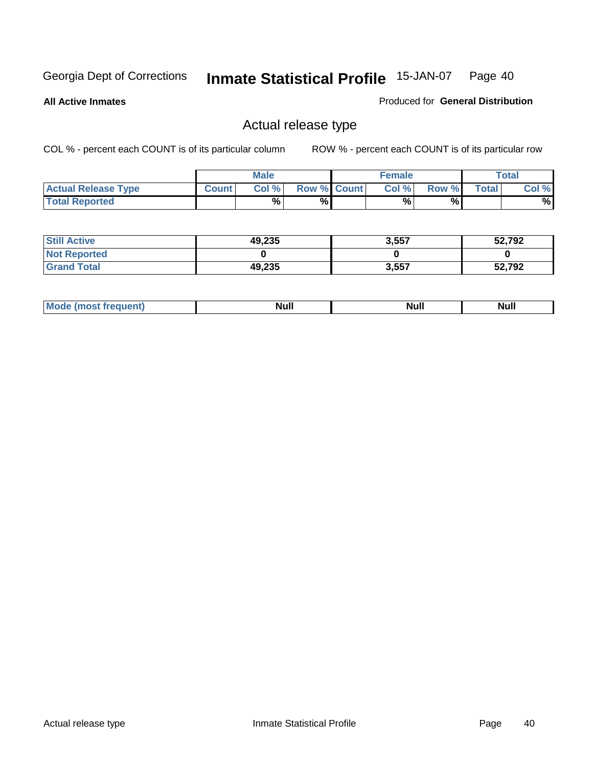Georgia Dept of Corrections **Inmate Statistical Profile** 15-JAN-07

**All Active Inmates**

Produced for **General Distribution**

## Actual release type

COL % - percent each COUNT is of its particular column ROW % - percent each COUNT is of its particular row

| | Male | | | Female | | | Total | |
|---|---|---|---|---|---|---|---|---|
| **Actual Release Type** | **Count** | **Col %** | **Row %** | **Count** | **Col %** | **Row %** | **Total** | **Col %** |
| **Total Reported** | | % | % | | % | % | | % |
| **Still Active** | 49,235 | | | 3,557 | | | 52,792 | |
| **Not Reported** | 0 | | | 0 | | | 0 | |
| **Grand Total** | 49,235 | | | 3,557 | | | 52,792 | |
| **Mode (most frequent)** | Null | | | Null | | | Null | |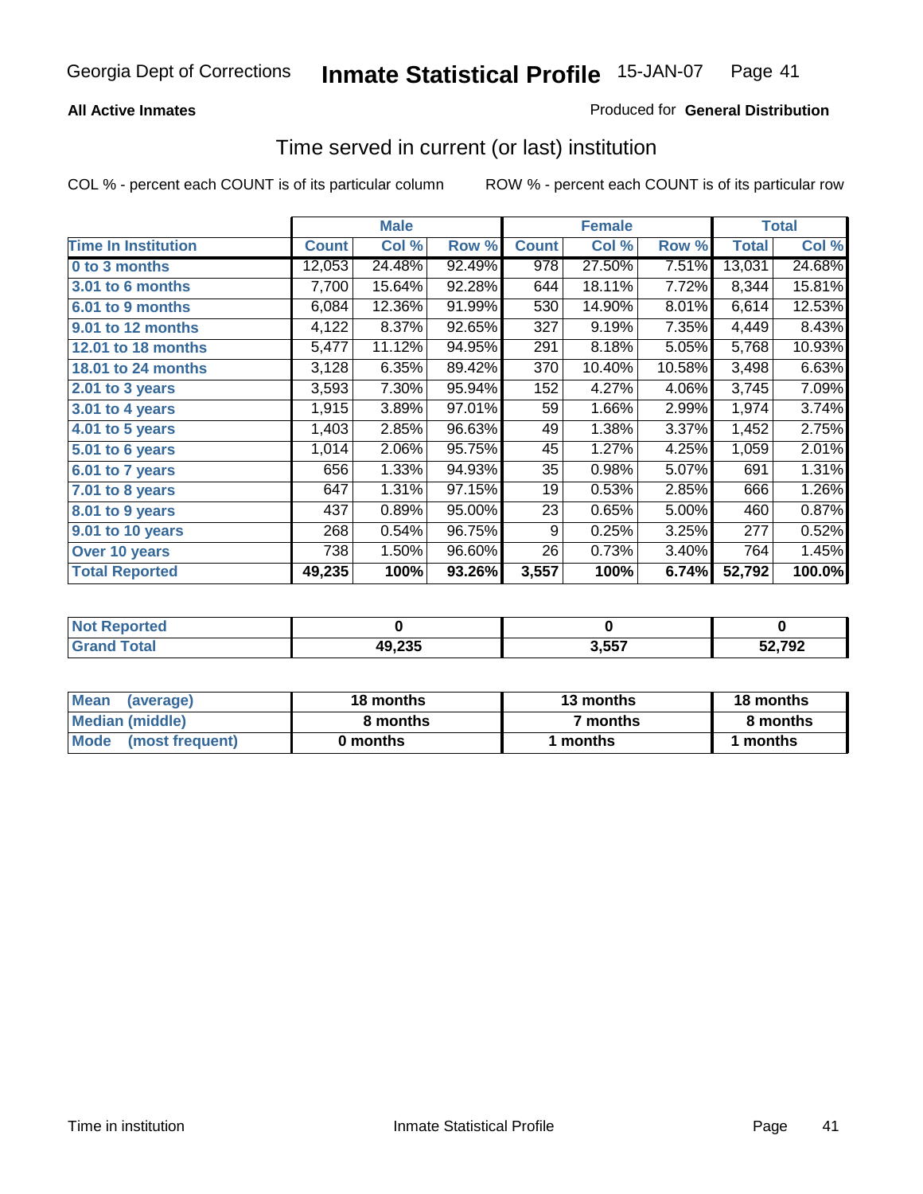Georgia Dept of Corrections **Inmate Statistical Profile** 15-JAN-07

**All Active Inmates**

Produced for **General Distribution**

## Time served in current (or last) institution

COL % - percent each COUNT is of its particular column

ROW % - percent each COUNT is of its particular row

| | Male | | | Female | | | Total | |
|---|---|---|---|---|---|---|---|---|
| **Time In Institution** | **Count** | **Col %** | **Row %** | **Count** | **Col %** | **Row %** | **Total** | **Col %** |
| 0 to 3 months | 12,053 | 24.48% | 92.49% | 978 | 27.50% | 7.51% | 13,031 | 24.68% |
| 3.01 to 6 months | 7,700 | 15.64% | 92.28% | 644 | 18.11% | 7.72% | 8,344 | 15.81% |
| 6.01 to 9 months | 6,084 | 12.36% | 91.99% | 530 | 14.90% | 8.01% | 6,614 | 12.53% |
| 9.01 to 12 months | 4,122 | 8.37% | 92.65% | 327 | 9.19% | 7.35% | 4,449 | 8.43% |
| 12.01 to 18 months | 5,477 | 11.12% | 94.95% | 291 | 8.18% | 5.05% | 5,768 | 10.93% |
| 18.01 to 24 months | 3,128 | 6.35% | 89.42% | 370 | 10.40% | 10.58% | 3,498 | 6.63% |
| 2.01 to 3 years | 3,593 | 7.30% | 95.94% | 152 | 4.27% | 4.06% | 3,745 | 7.09% |
| 3.01 to 4 years | 1,915 | 3.89% | 97.01% | 59 | 1.66% | 2.99% | 1,974 | 3.74% |
| 4.01 to 5 years | 1,403 | 2.85% | 96.63% | 49 | 1.38% | 3.37% | 1,452 | 2.75% |
| 5.01 to 6 years | 1,014 | 2.06% | 95.75% | 45 | 1.27% | 4.25% | 1,059 | 2.01% |
| 6.01 to 7 years | 656 | 1.33% | 94.93% | 35 | 0.98% | 5.07% | 691 | 1.31% |
| 7.01 to 8 years | 647 | 1.31% | 97.15% | 19 | 0.53% | 2.85% | 666 | 1.26% |
| 8.01 to 9 years | 437 | 0.89% | 95.00% | 23 | 0.65% | 5.00% | 460 | 0.87% |
| 9.01 to 10 years | 268 | 0.54% | 96.75% | 9 | 0.25% | 3.25% | 277 | 0.52% |
| Over 10 years | 738 | 1.50% | 96.60% | 26 | 0.73% | 3.40% | 764 | 1.45% |
| **Total Reported** | **49,235** | **100%** | **93.26%** | **3,557** | **100%** | **6.74%** | **52,792** | **100.0%** |

| | Male | Female | Total |
|---|---|---|---|
| Not Reported | **0** | **0** | **0** |
| Grand Total | **49,235** | **3,557** | **52,792** |

| | Male | Female | Total |
|---|---|---|---|
| Mean (average) | **18 months** | **13 months** | **18 months** |
| Median (middle) | **8 months** | **7 months** | **8 months** |
| Mode (most frequent) | **0 months** | **1 months** | **1 months** |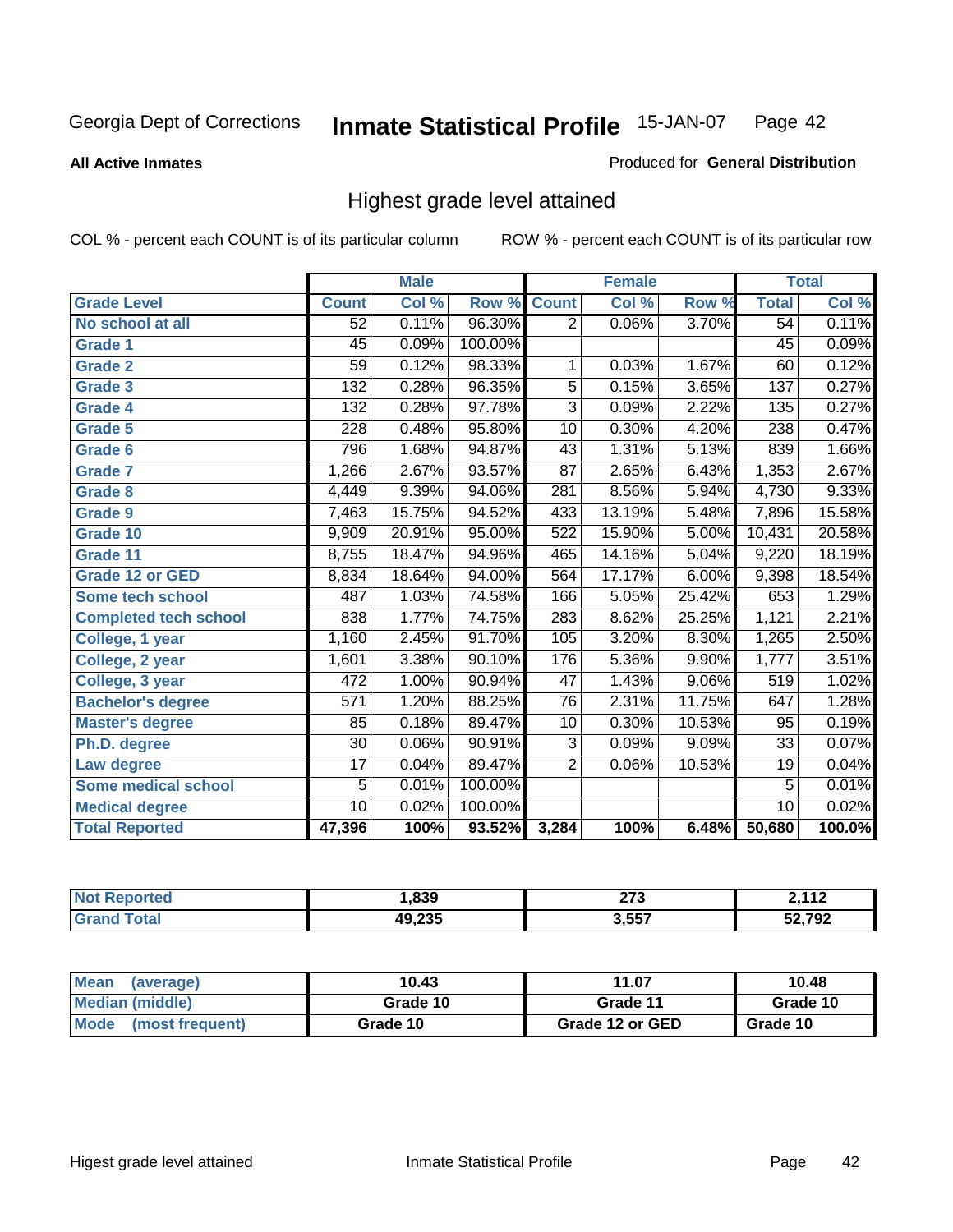Georgia Dept of Corrections **Inmate Statistical Profile** 15-JAN-07

**All Active Inmates** Produced for **General Distribution**

## Highest grade level attained

COL % - percent each COUNT is of its particular column ROW % - percent each COUNT is of its particular row

| | Male | | | Female | | | Total | |
|---|---|---|---|---|---|---|---|---|
| **Grade Level** | **Count** | **Col %** | **Row %** | **Count** | **Col %** | **Row %** | **Total** | **Col %** |
| **No school at all** | 52 | 0.11% | 96.30% | 2 | 0.06% | 3.70% | 54 | 0.11% |
| **Grade 1** | 45 | 0.09% | 100.00% | | | | 45 | 0.09% |
| **Grade 2** | 59 | 0.12% | 98.33% | 1 | 0.03% | 1.67% | 60 | 0.12% |
| **Grade 3** | 132 | 0.28% | 96.35% | 5 | 0.15% | 3.65% | 137 | 0.27% |
| **Grade 4** | 132 | 0.28% | 97.78% | 3 | 0.09% | 2.22% | 135 | 0.27% |
| **Grade 5** | 228 | 0.48% | 95.80% | 10 | 0.30% | 4.20% | 238 | 0.47% |
| **Grade 6** | 796 | 1.68% | 94.87% | 43 | 1.31% | 5.13% | 839 | 1.66% |
| **Grade 7** | 1,266 | 2.67% | 93.57% | 87 | 2.65% | 6.43% | 1,353 | 2.67% |
| **Grade 8** | 4,449 | 9.39% | 94.06% | 281 | 8.56% | 5.94% | 4,730 | 9.33% |
| **Grade 9** | 7,463 | 15.75% | 94.52% | 433 | 13.19% | 5.48% | 7,896 | 15.58% |
| **Grade 10** | 9,909 | 20.91% | 95.00% | 522 | 15.90% | 5.00% | 10,431 | 20.58% |
| **Grade 11** | 8,755 | 18.47% | 94.96% | 465 | 14.16% | 5.04% | 9,220 | 18.19% |
| **Grade 12 or GED** | 8,834 | 18.64% | 94.00% | 564 | 17.17% | 6.00% | 9,398 | 18.54% |
| **Some tech school** | 487 | 1.03% | 74.58% | 166 | 5.05% | 25.42% | 653 | 1.29% |
| **Completed tech school** | 838 | 1.77% | 74.75% | 283 | 8.62% | 25.25% | 1,121 | 2.21% |
| **College, 1 year** | 1,160 | 2.45% | 91.70% | 105 | 3.20% | 8.30% | 1,265 | 2.50% |
| **College, 2 year** | 1,601 | 3.38% | 90.10% | 176 | 5.36% | 9.90% | 1,777 | 3.51% |
| **College, 3 year** | 472 | 1.00% | 90.94% | 47 | 1.43% | 9.06% | 519 | 1.02% |
| **Bachelor's degree** | 571 | 1.20% | 88.25% | 76 | 2.31% | 11.75% | 647 | 1.28% |
| **Master's degree** | 85 | 0.18% | 89.47% | 10 | 0.30% | 10.53% | 95 | 0.19% |
| **Ph.D. degree** | 30 | 0.06% | 90.91% | 3 | 0.09% | 9.09% | 33 | 0.07% |
| **Law degree** | 17 | 0.04% | 89.47% | 2 | 0.06% | 10.53% | 19 | 0.04% |
| **Some medical school** | 5 | 0.01% | 100.00% | | | | 5 | 0.01% |
| **Medical degree** | 10 | 0.02% | 100.00% | | | | 10 | 0.02% |
| **Total Reported** | **47,396** | **100%** | **93.52%** | **3,284** | **100%** | **6.48%** | **50,680** | **100.0%** |

| | Male | Female | Total |
|---|---|---|---|
| **Not Reported** | **1,839** | **273** | **2,112** |
| **Grand Total** | **49,235** | **3,557** | **52,792** |

| | Male | Female | Total |
|---|---|---|---|
| **Mean (average)** | **10.43** | **11.07** | **10.48** |
| **Median (middle)** | **Grade 10** | **Grade 11** | **Grade 10** |
| **Mode (most frequent)** | **Grade 10** | **Grade 12 or GED** | **Grade 10** |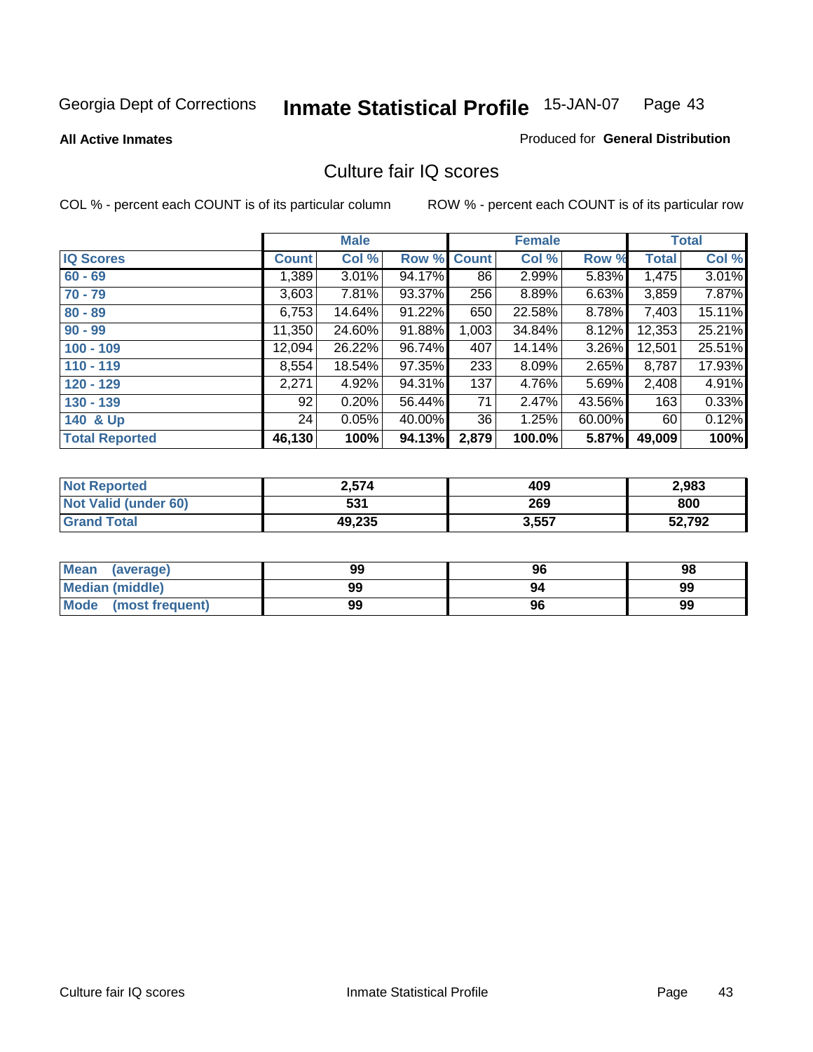Georgia Dept of Corrections **Inmate Statistical Profile** 15-JAN-07

**All Active Inmates**

Produced for **General Distribution**

## Culture fair IQ scores

COL % - percent each COUNT is of its particular column

ROW % - percent each COUNT is of its particular row

| | Male | | | Female | | | Total | |
|---|---|---|---|---|---|---|---|---|
| **IQ Scores** | **Count** | **Col %** | **Row %** | **Count** | **Col %** | **Row %** | **Total** | **Col %** |
| **60 - 69** | 1,389 | 3.01% | 94.17% | 86 | 2.99% | 5.83% | 1,475 | 3.01% |
| **70 - 79** | 3,603 | 7.81% | 93.37% | 256 | 8.89% | 6.63% | 3,859 | 7.87% |
| **80 - 89** | 6,753 | 14.64% | 91.22% | 650 | 22.58% | 8.78% | 7,403 | 15.11% |
| **90 - 99** | 11,350 | 24.60% | 91.88% | 1,003 | 34.84% | 8.12% | 12,353 | 25.21% |
| **100 - 109** | 12,094 | 26.22% | 96.74% | 407 | 14.14% | 3.26% | 12,501 | 25.51% |
| **110 - 119** | 8,554 | 18.54% | 97.35% | 233 | 8.09% | 2.65% | 8,787 | 17.93% |
| **120 - 129** | 2,271 | 4.92% | 94.31% | 137 | 4.76% | 5.69% | 2,408 | 4.91% |
| **130 - 139** | 92 | 0.20% | 56.44% | 71 | 2.47% | 43.56% | 163 | 0.33% |
| **140 & Up** | 24 | 0.05% | 40.00% | 36 | 1.25% | 60.00% | 60 | 0.12% |
| **Total Reported** | **46,130** | **100%** | **94.13%** | **2,879** | **100.0%** | **5.87%** | **49,009** | **100%** |

| | Male | Female | Total |
|---|---|---|---|
| **Not Reported** | **2,574** | **409** | **2,983** |
| **Not Valid (under 60)** | **531** | **269** | **800** |
| **Grand Total** | **49,235** | **3,557** | **52,792** |

| | Male | Female | Total |
|---|---|---|---|
| **Mean (average)** | **99** | **96** | **98** |
| **Median (middle)** | **99** | **94** | **99** |
| **Mode (most frequent)** | **99** | **96** | **99** |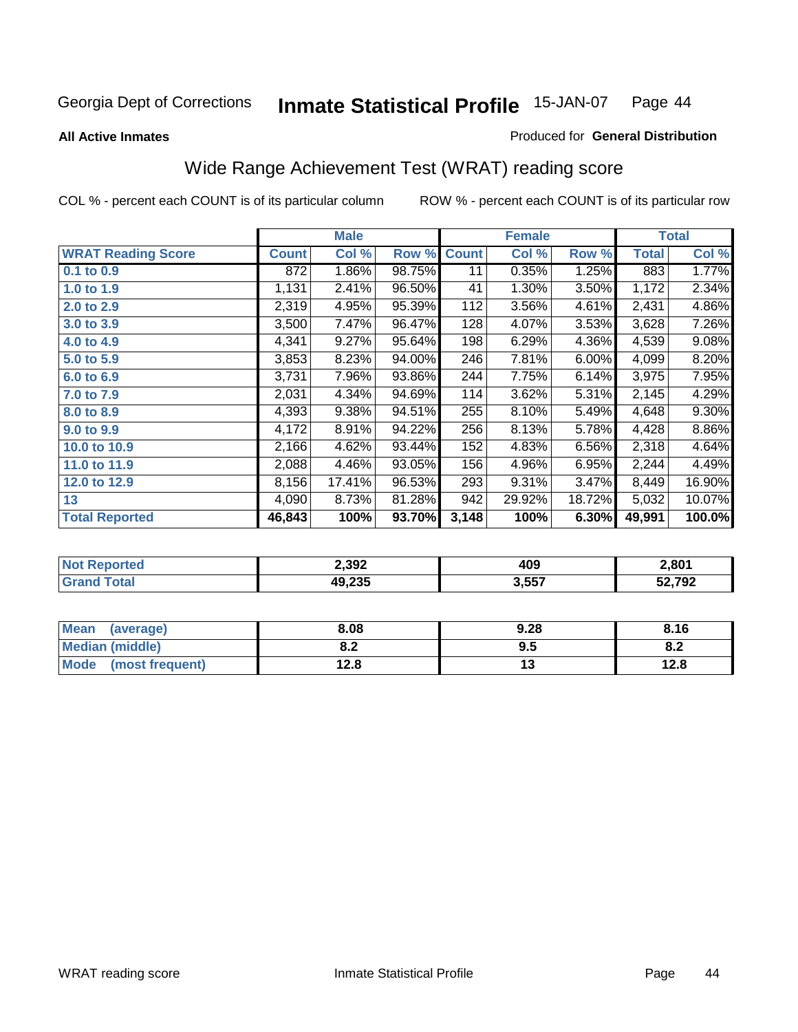Georgia Dept of Corrections **Inmate Statistical Profile** 15-JAN-07

**All Active Inmates**

Produced for **General Distribution**

## Wide Range Achievement Test (WRAT) reading score

COL % - percent each COUNT is of its particular column ROW % - percent each COUNT is of its particular row

| | Male | | | Female | | | Total | |
|---|---|---|---|---|---|---|---|---|
| **WRAT Reading Score** | **Count** | **Col %** | **Row %** | **Count** | **Col %** | **Row %** | **Total** | **Col %** |
| 0.1 to 0.9 | 872 | 1.86% | 98.75% | 11 | 0.35% | 1.25% | 883 | 1.77% |
| 1.0 to 1.9 | 1,131 | 2.41% | 96.50% | 41 | 1.30% | 3.50% | 1,172 | 2.34% |
| 2.0 to 2.9 | 2,319 | 4.95% | 95.39% | 112 | 3.56% | 4.61% | 2,431 | 4.86% |
| 3.0 to 3.9 | 3,500 | 7.47% | 96.47% | 128 | 4.07% | 3.53% | 3,628 | 7.26% |
| 4.0 to 4.9 | 4,341 | 9.27% | 95.64% | 198 | 6.29% | 4.36% | 4,539 | 9.08% |
| 5.0 to 5.9 | 3,853 | 8.23% | 94.00% | 246 | 7.81% | 6.00% | 4,099 | 8.20% |
| 6.0 to 6.9 | 3,731 | 7.96% | 93.86% | 244 | 7.75% | 6.14% | 3,975 | 7.95% |
| 7.0 to 7.9 | 2,031 | 4.34% | 94.69% | 114 | 3.62% | 5.31% | 2,145 | 4.29% |
| 8.0 to 8.9 | 4,393 | 9.38% | 94.51% | 255 | 8.10% | 5.49% | 4,648 | 9.30% |
| 9.0 to 9.9 | 4,172 | 8.91% | 94.22% | 256 | 8.13% | 5.78% | 4,428 | 8.86% |
| 10.0 to 10.9 | 2,166 | 4.62% | 93.44% | 152 | 4.83% | 6.56% | 2,318 | 4.64% |
| 11.0 to 11.9 | 2,088 | 4.46% | 93.05% | 156 | 4.96% | 6.95% | 2,244 | 4.49% |
| 12.0 to 12.9 | 8,156 | 17.41% | 96.53% | 293 | 9.31% | 3.47% | 8,449 | 16.90% |
| 13 | 4,090 | 8.73% | 81.28% | 942 | 29.92% | 18.72% | 5,032 | 10.07% |
| **Total Reported** | **46,843** | **100%** | **93.70%** | **3,148** | **100%** | **6.30%** | **49,991** | **100.0%** |

| | Male | Female | Total |
|---|---|---|---|
| Not Reported | 2,392 | 409 | 2,801 |
| Grand Total | 49,235 | 3,557 | 52,792 |

| | Male | Female | Total |
|---|---|---|---|
| Mean (average) | 8.08 | 9.28 | 8.16 |
| Median (middle) | 8.2 | 9.5 | 8.2 |
| Mode (most frequent) | 12.8 | 13 | 12.8 |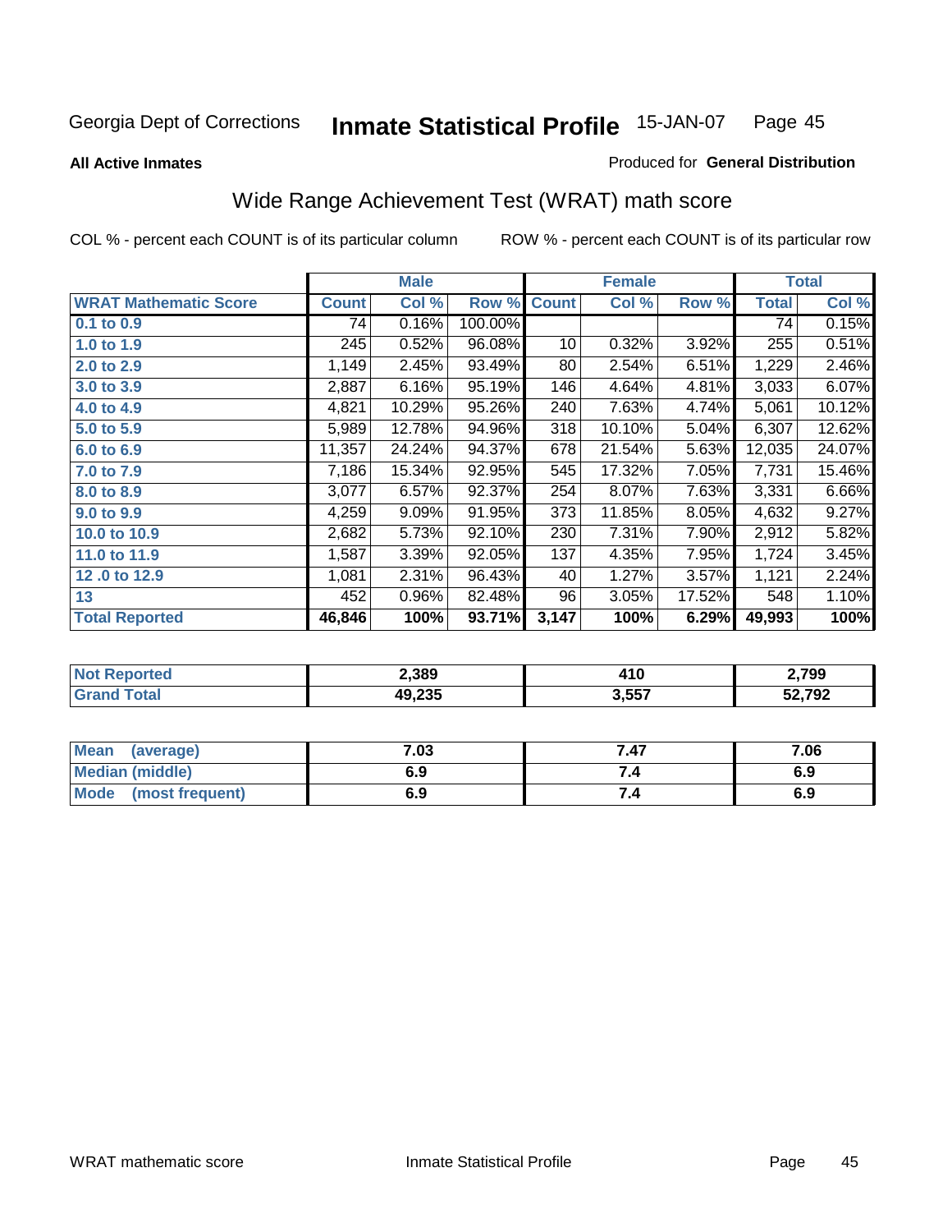Georgia Dept of Corrections **Inmate Statistical Profile** 15-JAN-07

**All Active Inmates**

Produced for **General Distribution**

## Wide Range Achievement Test (WRAT) math score

COL % - percent each COUNT is of its particular column ROW % - percent each COUNT is of its particular row

| | Male | | | Female | | | Total | |
|---|---|---|---|---|---|---|---|---|
| **WRAT Mathematic Score** | **Count** | **Col %** | **Row %** | **Count** | **Col %** | **Row %** | **Total** | **Col %** |
| 0.1 to 0.9 | 74 | 0.16% | 100.00% | | | | 74 | 0.15% |
| 1.0 to 1.9 | 245 | 0.52% | 96.08% | 10 | 0.32% | 3.92% | 255 | 0.51% |
| 2.0 to 2.9 | 1,149 | 2.45% | 93.49% | 80 | 2.54% | 6.51% | 1,229 | 2.46% |
| 3.0 to 3.9 | 2,887 | 6.16% | 95.19% | 146 | 4.64% | 4.81% | 3,033 | 6.07% |
| 4.0 to 4.9 | 4,821 | 10.29% | 95.26% | 240 | 7.63% | 4.74% | 5,061 | 10.12% |
| 5.0 to 5.9 | 5,989 | 12.78% | 94.96% | 318 | 10.10% | 5.04% | 6,307 | 12.62% |
| 6.0 to 6.9 | 11,357 | 24.24% | 94.37% | 678 | 21.54% | 5.63% | 12,035 | 24.07% |
| 7.0 to 7.9 | 7,186 | 15.34% | 92.95% | 545 | 17.32% | 7.05% | 7,731 | 15.46% |
| 8.0 to 8.9 | 3,077 | 6.57% | 92.37% | 254 | 8.07% | 7.63% | 3,331 | 6.66% |
| 9.0 to 9.9 | 4,259 | 9.09% | 91.95% | 373 | 11.85% | 8.05% | 4,632 | 9.27% |
| 10.0 to 10.9 | 2,682 | 5.73% | 92.10% | 230 | 7.31% | 7.90% | 2,912 | 5.82% |
| 11.0 to 11.9 | 1,587 | 3.39% | 92.05% | 137 | 4.35% | 7.95% | 1,724 | 3.45% |
| 12 .0 to 12.9 | 1,081 | 2.31% | 96.43% | 40 | 1.27% | 3.57% | 1,121 | 2.24% |
| 13 | 452 | 0.96% | 82.48% | 96 | 3.05% | 17.52% | 548 | 1.10% |
| **Total Reported** | **46,846** | **100%** | **93.71%** | **3,147** | **100%** | **6.29%** | **49,993** | **100%** |

| | Male | Female | Total |
|---|---|---|---|
| **Not Reported** | **2,389** | **410** | **2,799** |
| **Grand Total** | **49,235** | **3,557** | **52,792** |

| | Male | Female | Total |
|---|---|---|---|
| **Mean (average)** | **7.03** | **7.47** | **7.06** |
| **Median (middle)** | **6.9** | **7.4** | **6.9** |
| **Mode (most frequent)** | **6.9** | **7.4** | **6.9** |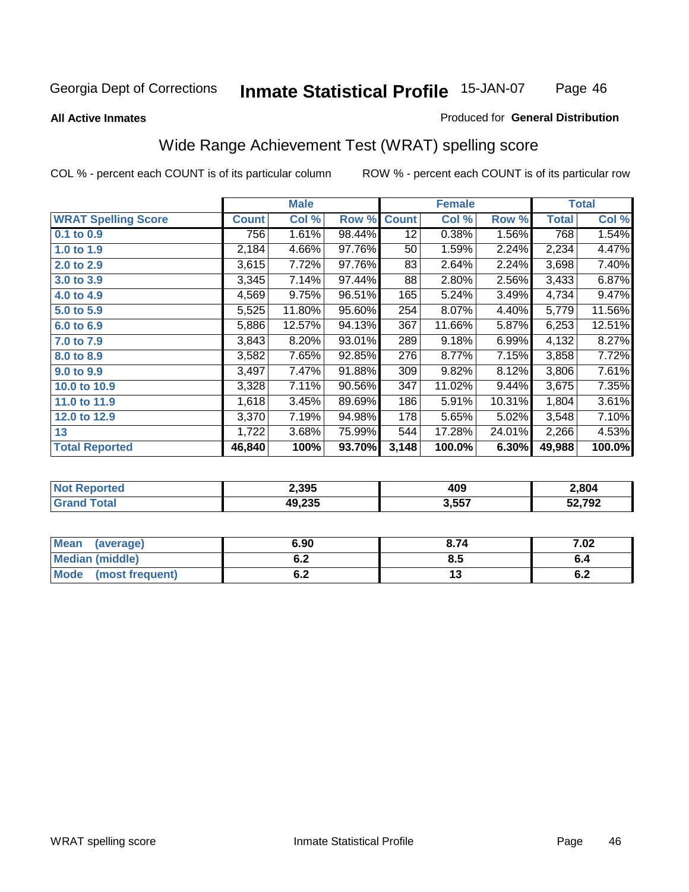Georgia Dept of Corrections **Inmate Statistical Profile** 15-JAN-07

**All Active Inmates**

Produced for **General Distribution**

## Wide Range Achievement Test (WRAT) spelling score

COL % - percent each COUNT is of its particular column ROW % - percent each COUNT is of its particular row

| | Male | | | Female | | | Total | |
|---|---|---|---|---|---|---|---|---|
| **WRAT Spelling Score** | **Count** | **Col %** | **Row %** | **Count** | **Col %** | **Row %** | **Total** | **Col %** |
| 0.1 to 0.9 | 756 | 1.61% | 98.44% | 12 | 0.38% | 1.56% | 768 | 1.54% |
| 1.0 to 1.9 | 2,184 | 4.66% | 97.76% | 50 | 1.59% | 2.24% | 2,234 | 4.47% |
| 2.0 to 2.9 | 3,615 | 7.72% | 97.76% | 83 | 2.64% | 2.24% | 3,698 | 7.40% |
| 3.0 to 3.9 | 3,345 | 7.14% | 97.44% | 88 | 2.80% | 2.56% | 3,433 | 6.87% |
| 4.0 to 4.9 | 4,569 | 9.75% | 96.51% | 165 | 5.24% | 3.49% | 4,734 | 9.47% |
| 5.0 to 5.9 | 5,525 | 11.80% | 95.60% | 254 | 8.07% | 4.40% | 5,779 | 11.56% |
| 6.0 to 6.9 | 5,886 | 12.57% | 94.13% | 367 | 11.66% | 5.87% | 6,253 | 12.51% |
| 7.0 to 7.9 | 3,843 | 8.20% | 93.01% | 289 | 9.18% | 6.99% | 4,132 | 8.27% |
| 8.0 to 8.9 | 3,582 | 7.65% | 92.85% | 276 | 8.77% | 7.15% | 3,858 | 7.72% |
| 9.0 to 9.9 | 3,497 | 7.47% | 91.88% | 309 | 9.82% | 8.12% | 3,806 | 7.61% |
| 10.0 to 10.9 | 3,328 | 7.11% | 90.56% | 347 | 11.02% | 9.44% | 3,675 | 7.35% |
| 11.0 to 11.9 | 1,618 | 3.45% | 89.69% | 186 | 5.91% | 10.31% | 1,804 | 3.61% |
| 12.0 to 12.9 | 3,370 | 7.19% | 94.98% | 178 | 5.65% | 5.02% | 3,548 | 7.10% |
| 13 | 1,722 | 3.68% | 75.99% | 544 | 17.28% | 24.01% | 2,266 | 4.53% |
| **Total Reported** | **46,840** | **100%** | **93.70%** | **3,148** | **100.0%** | **6.30%** | **49,988** | **100.0%** |

| | Male | Female | Total |
|---|---|---|---|
| Not Reported | 2,395 | 409 | 2,804 |
| Grand Total | 49,235 | 3,557 | 52,792 |

| | Male | Female | Total |
|---|---|---|---|
| Mean (average) | 6.90 | 8.74 | 7.02 |
| Median (middle) | 6.2 | 8.5 | 6.4 |
| Mode (most frequent) | 6.2 | 13 | 6.2 |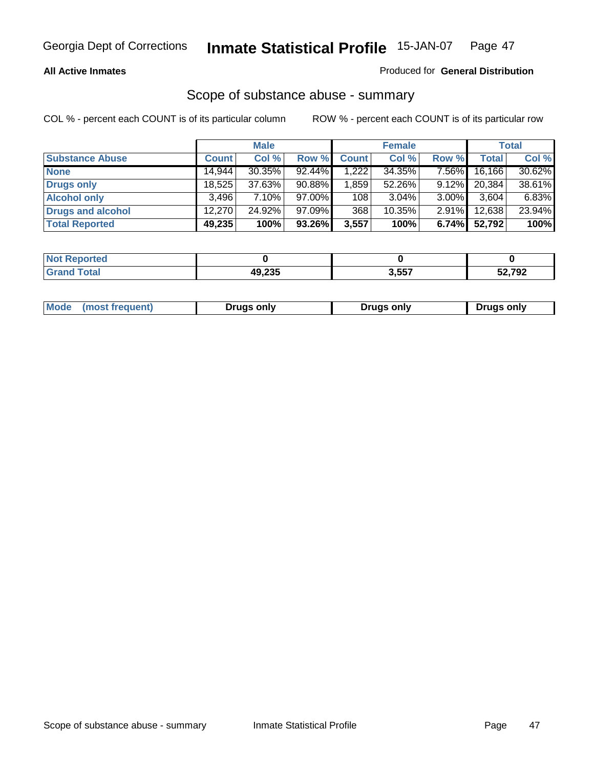Georgia Dept of Corrections **Inmate Statistical Profile** 15-JAN-07

**All Active Inmates** Produced for **General Distribution**

## Scope of substance abuse - summary

COL % - percent each COUNT is of its particular column ROW % - percent each COUNT is of its particular row

| | Male | | | Female | | | Total | |
|---|---|---|---|---|---|---|---|---|
| **Substance Abuse** | **Count** | **Col %** | **Row %** | **Count** | **Col %** | **Row %** | **Total** | **Col %** |
| **None** | 14,944 | 30.35% | 92.44% | 1,222 | 34.35% | 7.56% | 16,166 | 30.62% |
| **Drugs only** | 18,525 | 37.63% | 90.88% | 1,859 | 52.26% | 9.12% | 20,384 | 38.61% |
| **Alcohol only** | 3,496 | 7.10% | 97.00% | 108 | 3.04% | 3.00% | 3,604 | 6.83% |
| **Drugs and alcohol** | 12,270 | 24.92% | 97.09% | 368 | 10.35% | 2.91% | 12,638 | 23.94% |
| **Total Reported** | **49,235** | **100%** | **93.26%** | **3,557** | **100%** | **6.74%** | **52,792** | **100%** |

| | Male | Female | Total |
|---|---|---|---|
| **Not Reported** | **0** | **0** | **0** |
| **Grand Total** | **49,235** | **3,557** | **52,792** |

| | Male | Female | Total |
|---|---|---|---|
| **Mode (most frequent)** | **Drugs only** | **Drugs only** | **Drugs only** |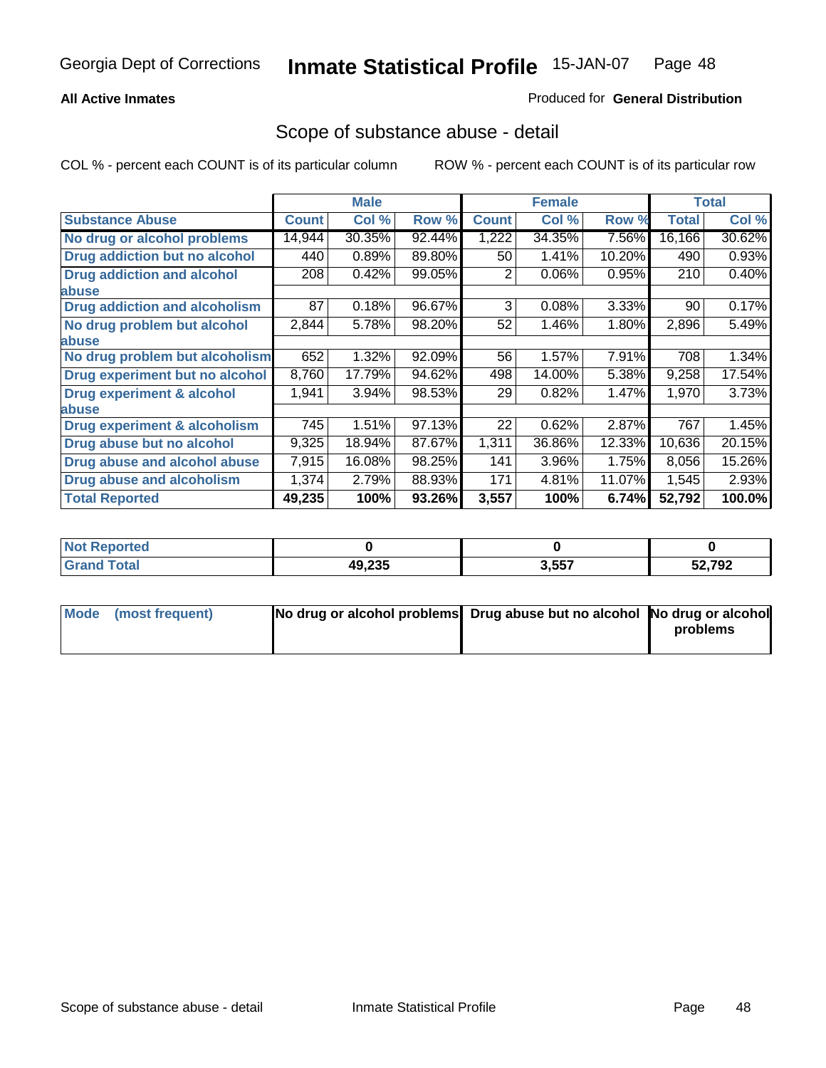Georgia Dept of Corrections **Inmate Statistical Profile** 15-JAN-07

**All Active Inmates**

Produced for **General Distribution**

## Scope of substance abuse - detail

COL % - percent each COUNT is of its particular column ROW % - percent each COUNT is of its particular row

| | Male | | | Female | | | Total | |
|---|---|---|---|---|---|---|---|---|
| **Substance Abuse** | **Count** | **Col %** | **Row %** | **Count** | **Col %** | **Row %** | **Total** | **Col %** |
| **No drug or alcohol problems** | 14,944 | 30.35% | 92.44% | 1,222 | 34.35% | 7.56% | 16,166 | 30.62% |
| **Drug addiction but no alcohol** | 440 | 0.89% | 89.80% | 50 | 1.41% | 10.20% | 490 | 0.93% |
| **Drug addiction and alcohol abuse** | 208 | 0.42% | 99.05% | 2 | 0.06% | 0.95% | 210 | 0.40% |
| **Drug addiction and alcoholism** | 87 | 0.18% | 96.67% | 3 | 0.08% | 3.33% | 90 | 0.17% |
| **No drug problem but alcohol abuse** | 2,844 | 5.78% | 98.20% | 52 | 1.46% | 1.80% | 2,896 | 5.49% |
| **No drug problem but alcoholism** | 652 | 1.32% | 92.09% | 56 | 1.57% | 7.91% | 708 | 1.34% |
| **Drug experiment but no alcohol** | 8,760 | 17.79% | 94.62% | 498 | 14.00% | 5.38% | 9,258 | 17.54% |
| **Drug experiment & alcohol abuse** | 1,941 | 3.94% | 98.53% | 29 | 0.82% | 1.47% | 1,970 | 3.73% |
| **Drug experiment & alcoholism** | 745 | 1.51% | 97.13% | 22 | 0.62% | 2.87% | 767 | 1.45% |
| **Drug abuse but no alcohol** | 9,325 | 18.94% | 87.67% | 1,311 | 36.86% | 12.33% | 10,636 | 20.15% |
| **Drug abuse and alcohol abuse** | 7,915 | 16.08% | 98.25% | 141 | 3.96% | 1.75% | 8,056 | 15.26% |
| **Drug abuse and alcoholism** | 1,374 | 2.79% | 88.93% | 171 | 4.81% | 11.07% | 1,545 | 2.93% |
| **Total Reported** | **49,235** | **100%** | **93.26%** | **3,557** | **100%** | **6.74%** | **52,792** | **100.0%** |

| | Male | Female | Total |
|---|---|---|---|
| **Not Reported** | **0** | **0** | **0** |
| **Grand Total** | **49,235** | **3,557** | **52,792** |

| | Male | Female | Total |
|---|---|---|---|
| **Mode (most frequent)** | **No drug or alcohol problems** | **Drug abuse but no alcohol** | **No drug or alcohol problems** |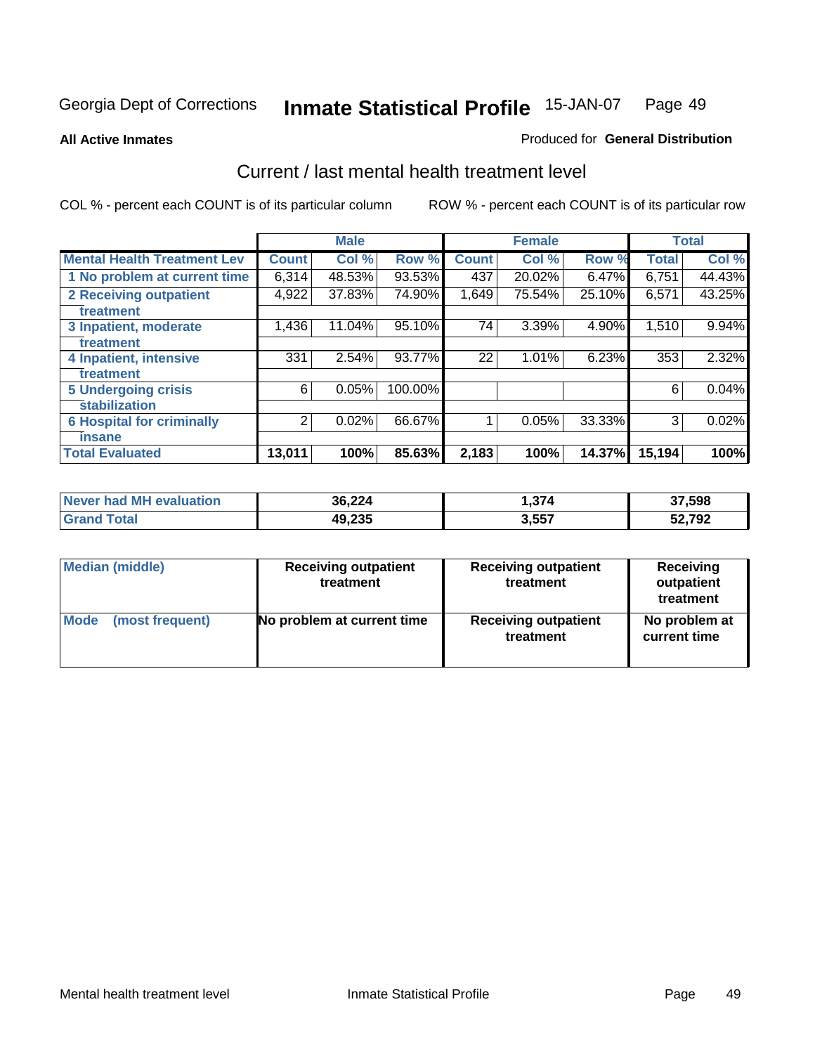Georgia Dept of Corrections **Inmate Statistical Profile** 15-JAN-07 Page 49

**All Active Inmates**

Produced for **General Distribution**

## Current / last mental health treatment level

COL % - percent each COUNT is of its particular column

ROW % - percent each COUNT is of its particular row

| | Male | | | Female | | | Total | |
|---|---|---|---|---|---|---|---|---|
| **Mental Health Treatment Lev** | **Count** | **Col %** | **Row %** | **Count** | **Col %** | **Row %** | **Total** | **Col %** |
| 1 No problem at current time | 6,314 | 48.53% | 93.53% | 437 | 20.02% | 6.47% | 6,751 | 44.43% |
| 2 Receiving outpatient treatment | 4,922 | 37.83% | 74.90% | 1,649 | 75.54% | 25.10% | 6,571 | 43.25% |
| 3 Inpatient, moderate treatment | 1,436 | 11.04% | 95.10% | 74 | 3.39% | 4.90% | 1,510 | 9.94% |
| 4 Inpatient, intensive treatment | 331 | 2.54% | 93.77% | 22 | 1.01% | 6.23% | 353 | 2.32% |
| 5 Undergoing crisis stabilization | 6 | 0.05% | 100.00% | | | | 6 | 0.04% |
| 6 Hospital for criminally insane | 2 | 0.02% | 66.67% | 1 | 0.05% | 33.33% | 3 | 0.02% |
| **Total Evaluated** | **13,011** | **100%** | **85.63%** | **2,183** | **100%** | **14.37%** | **15,194** | **100%** |

| | Male | Female | Total |
|---|---|---|---|
| Never had MH evaluation | 36,224 | 1,374 | 37,598 |
| Grand Total | 49,235 | 3,557 | 52,792 |

| | Male | Female | Total |
|---|---|---|---|
| Median (middle) | Receiving outpatient treatment | Receiving outpatient treatment | Receiving outpatient treatment |
| Mode (most frequent) | No problem at current time | Receiving outpatient treatment | No problem at current time |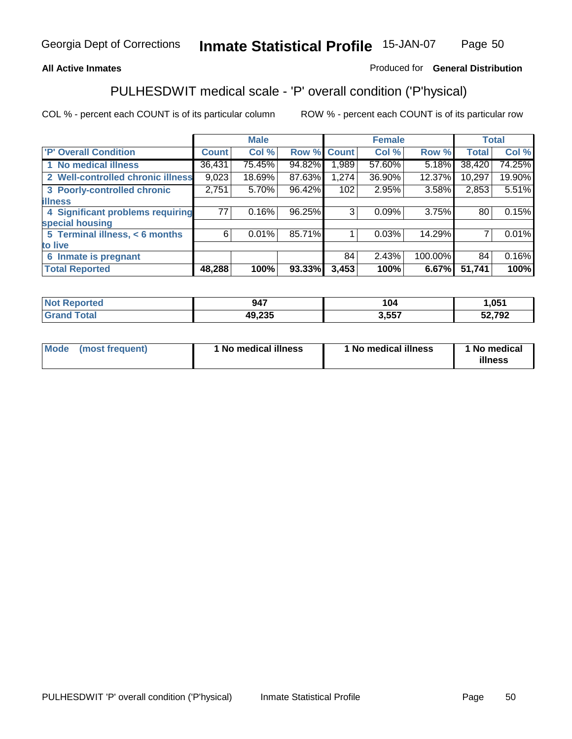**All Active Inmates**

Produced for **General Distribution**

## PULHESDWIT medical scale - 'P' overall condition ('P'hysical)

COL % - percent each COUNT is of its particular column

ROW % - percent each COUNT is of its particular row

| | Male | | | Female | | | Total | |
|---|---|---|---|---|---|---|---|---|
| 'P' Overall Condition | Count | Col % | Row % | Count | Col % | Row % | Total | Col % |
| 1 No medical illness | 36,431 | 75.45% | 94.82% | 1,989 | 57.60% | 5.18% | 38,420 | 74.25% |
| 2 Well-controlled chronic illness | 9,023 | 18.69% | 87.63% | 1,274 | 36.90% | 12.37% | 10,297 | 19.90% |
| 3 Poorly-controlled chronic illness | 2,751 | 5.70% | 96.42% | 102 | 2.95% | 3.58% | 2,853 | 5.51% |
| 4 Significant problems requiring special housing | 77 | 0.16% | 96.25% | 3 | 0.09% | 3.75% | 80 | 0.15% |
| 5 Terminal illness, < 6 months to live | 6 | 0.01% | 85.71% | 1 | 0.03% | 14.29% | 7 | 0.01% |
| 6 Inmate is pregnant | | | | 84 | 2.43% | 100.00% | 84 | 0.16% |
| **Total Reported** | **48,288** | **100%** | **93.33%** | **3,453** | **100%** | **6.67%** | **51,741** | **100%** |

| | Male | Female | Total |
|---|---|---|---|
| Not Reported | 947 | 104 | 1,051 |
| Grand Total | 49,235 | 3,557 | 52,792 |

| | Male | Female | Total |
|---|---|---|---|
| Mode (most frequent) | 1 No medical illness | 1 No medical illness | 1 No medical illness |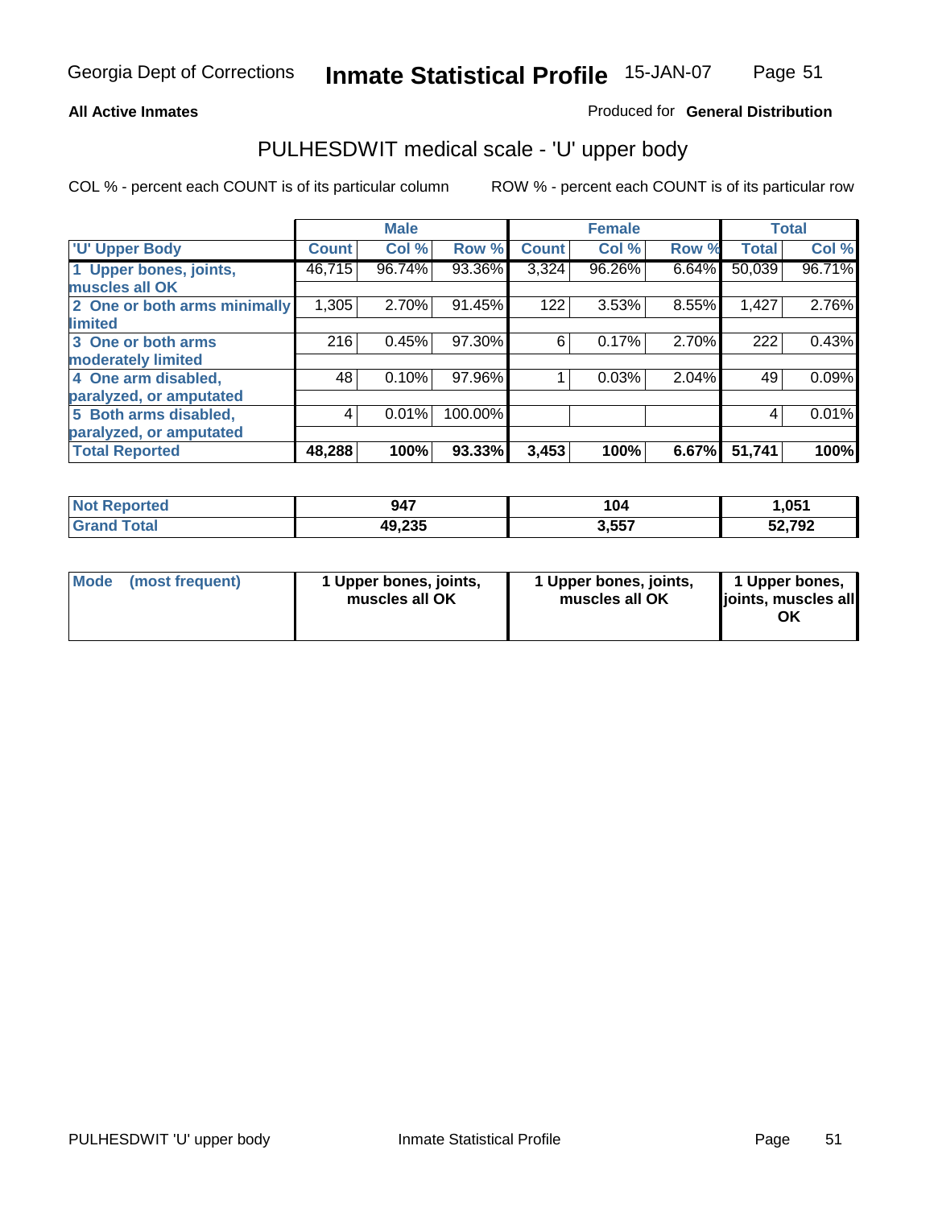Georgia Dept of Corrections **Inmate Statistical Profile** 15-JAN-07

**All Active Inmates**

Produced for **General Distribution**

## PULHESDWIT medical scale - 'U' upper body

COL % - percent each COUNT is of its particular column

ROW % - percent each COUNT is of its particular row

| | Male | | | Female | | | Total | |
|---|---|---|---|---|---|---|---|---|
| **'U' Upper Body** | **Count** | **Col %** | **Row %** | **Count** | **Col %** | **Row %** | **Total** | **Col %** |
| **1 Upper bones, joints, muscles all OK** | 46,715 | 96.74% | 93.36% | 3,324 | 96.26% | 6.64% | 50,039 | 96.71% |
| **2 One or both arms minimally limited** | 1,305 | 2.70% | 91.45% | 122 | 3.53% | 8.55% | 1,427 | 2.76% |
| **3 One or both arms moderately limited** | 216 | 0.45% | 97.30% | 6 | 0.17% | 2.70% | 222 | 0.43% |
| **4 One arm disabled, paralyzed, or amputated** | 48 | 0.10% | 97.96% | 1 | 0.03% | 2.04% | 49 | 0.09% |
| **5 Both arms disabled, paralyzed, or amputated** | 4 | 0.01% | 100.00% | | | | 4 | 0.01% |
| **Total Reported** | **48,288** | **100%** | **93.33%** | **3,453** | **100%** | **6.67%** | **51,741** | **100%** |

| | Male | Female | Total |
|---|---|---|---|
| **Not Reported** | **947** | **104** | **1,051** |
| **Grand Total** | **49,235** | **3,557** | **52,792** |

| | Male | Female | Total |
|---|---|---|---|
| **Mode (most frequent)** | **1 Upper bones, joints, muscles all OK** | **1 Upper bones, joints, muscles all OK** | **1 Upper bones, joints, muscles all OK** |

PULHESDWIT 'U' upper body Inmate Statistical Profile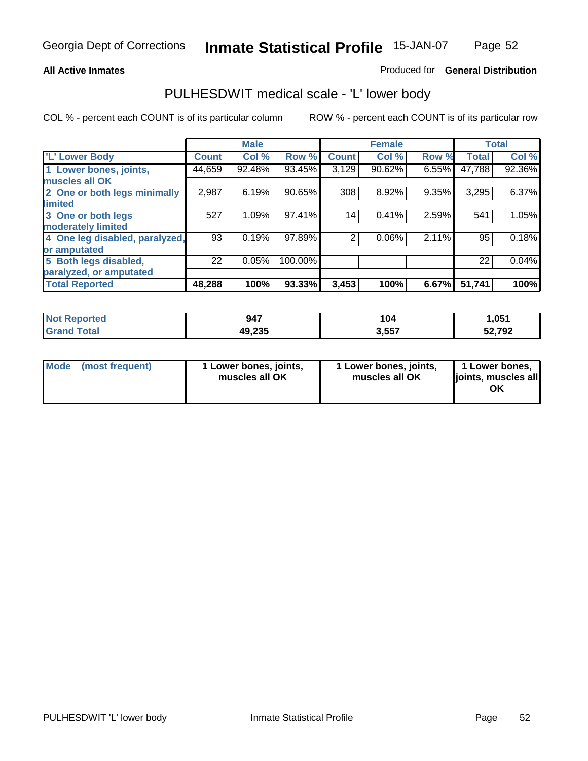Georgia Dept of Corrections **Inmate Statistical Profile** 15-JAN-07

**All Active Inmates**

Produced for **General Distribution**

## PULHESDWIT medical scale - 'L' lower body

COL % - percent each COUNT is of its particular column

ROW % - percent each COUNT is of its particular row

| | Male | | | Female | | | Total | |
|---|---|---|---|---|---|---|---|---|
| 'L' Lower Body | Count | Col % | Row % | Count | Col % | Row % | Total | Col % |
| 1 Lower bones, joints, muscles all OK | 44,659 | 92.48% | 93.45% | 3,129 | 90.62% | 6.55% | 47,788 | 92.36% |
| 2 One or both legs minimally limited | 2,987 | 6.19% | 90.65% | 308 | 8.92% | 9.35% | 3,295 | 6.37% |
| 3 One or both legs moderately limited | 527 | 1.09% | 97.41% | 14 | 0.41% | 2.59% | 541 | 1.05% |
| 4 One leg disabled, paralyzed, or amputated | 93 | 0.19% | 97.89% | 2 | 0.06% | 2.11% | 95 | 0.18% |
| 5 Both legs disabled, paralyzed, or amputated | 22 | 0.05% | 100.00% | | | | 22 | 0.04% |
| **Total Reported** | **48,288** | **100%** | **93.33%** | **3,453** | **100%** | **6.67%** | **51,741** | **100%** |

| | Male | Female | Total |
|---|---|---|---|
| Not Reported | 947 | 104 | 1,051 |
| Grand Total | 49,235 | 3,557 | 52,792 |

| | Male | Female | Total |
|---|---|---|---|
| Mode (most frequent) | 1 Lower bones, joints, muscles all OK | 1 Lower bones, joints, muscles all OK | 1 Lower bones, joints, muscles all OK |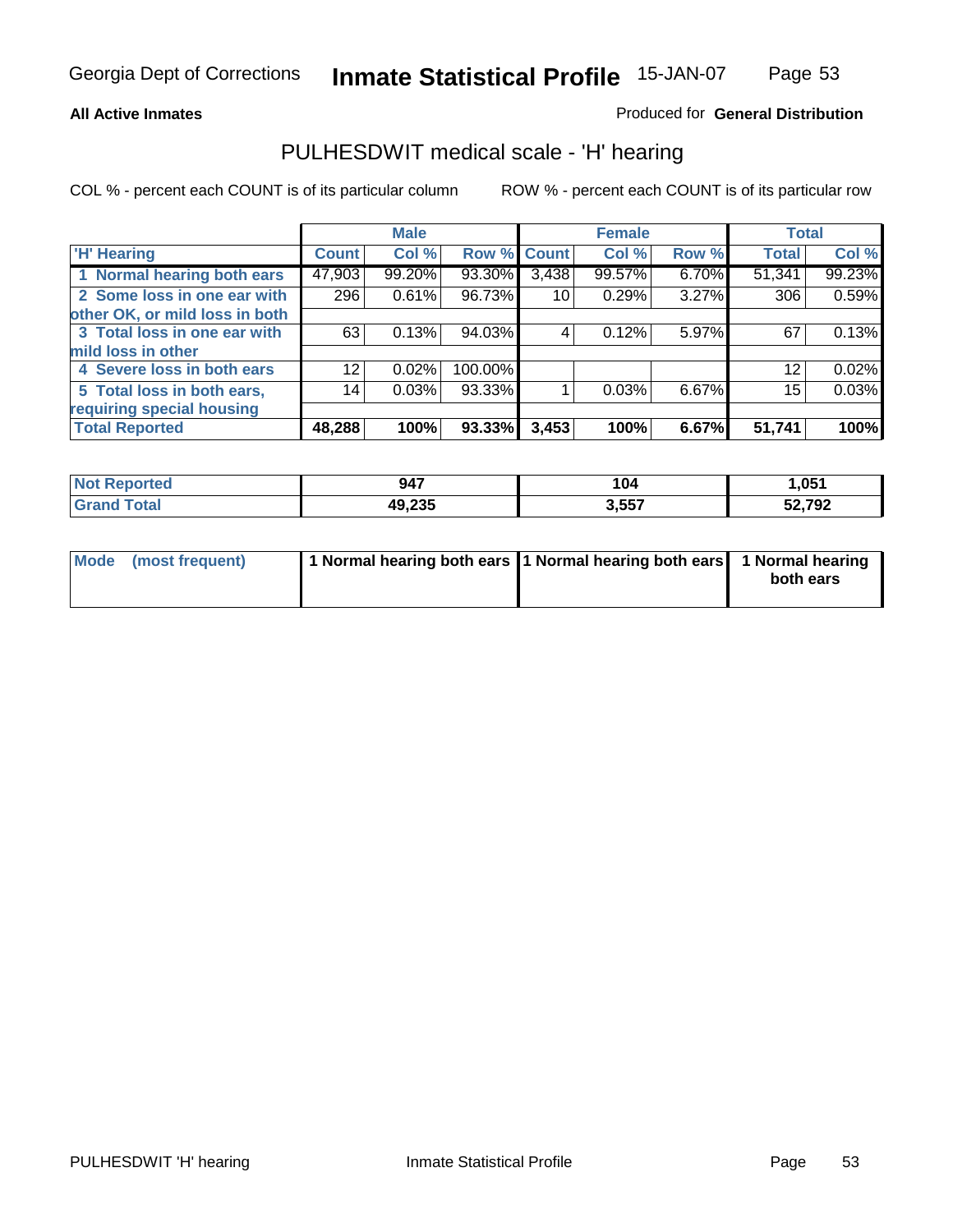Georgia Dept of Corrections **Inmate Statistical Profile** 15-JAN-07

**All Active Inmates**

Produced for **General Distribution**

## PULHESDWIT medical scale - 'H' hearing

COL % - percent each COUNT is of its particular column

ROW % - percent each COUNT is of its particular row

| | Male | | | Female | | | Total | |
|---|---|---|---|---|---|---|---|---|
| 'H' Hearing | Count | Col % | Row % | Count | Col % | Row % | Total | Col % |
| 1 Normal hearing both ears | 47,903 | 99.20% | 93.30% | 3,438 | 99.57% | 6.70% | 51,341 | 99.23% |
| 2 Some loss in one ear with other OK, or mild loss in both | 296 | 0.61% | 96.73% | 10 | 0.29% | 3.27% | 306 | 0.59% |
| 3 Total loss in one ear with mild loss in other | 63 | 0.13% | 94.03% | 4 | 0.12% | 5.97% | 67 | 0.13% |
| 4 Severe loss in both ears | 12 | 0.02% | 100.00% | | | | 12 | 0.02% |
| 5 Total loss in both ears, requiring special housing | 14 | 0.03% | 93.33% | 1 | 0.03% | 6.67% | 15 | 0.03% |
| **Total Reported** | **48,288** | **100%** | **93.33%** | **3,453** | **100%** | **6.67%** | **51,741** | **100%** |

| | Male | Female | Total |
|---|---|---|---|
| **Not Reported** | **947** | **104** | **1,051** |
| **Grand Total** | **49,235** | **3,557** | **52,792** |

| | Male | Female | Total |
|---|---|---|---|
| **Mode (most frequent)** | **1 Normal hearing both ears** | **1 Normal hearing both ears** | **1 Normal hearing both ears** |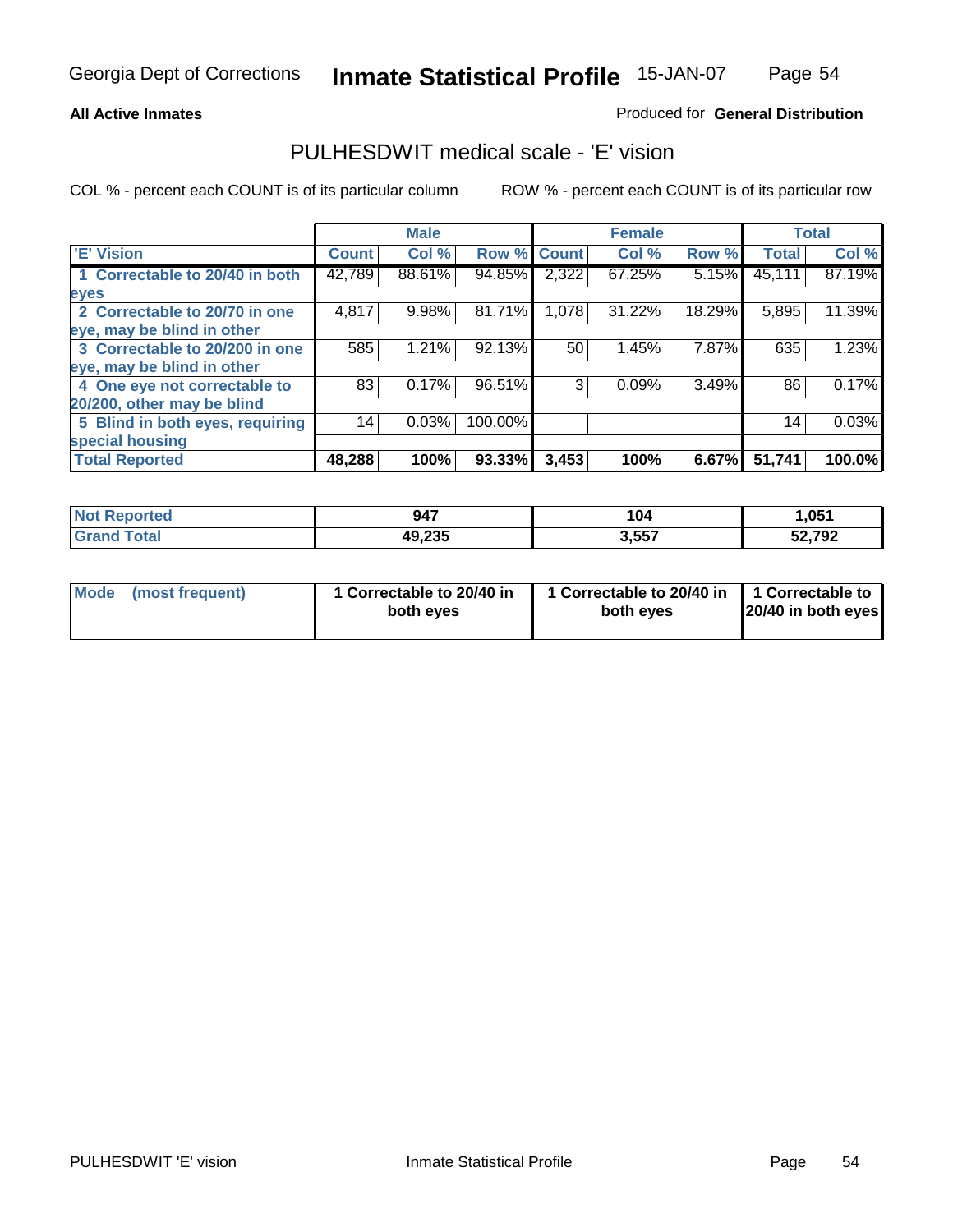Georgia Dept of Corrections **Inmate Statistical Profile** 15-JAN-07

**All Active Inmates**

Produced for **General Distribution**

## PULHESDWIT medical scale - 'E' vision

COL % - percent each COUNT is of its particular column

ROW % - percent each COUNT is of its particular row

| | Male | | | Female | | | Total | |
|---|---|---|---|---|---|---|---|---|
| 'E' Vision | Count | Col % | Row % | Count | Col % | Row % | Total | Col % |
| 1 Correctable to 20/40 in both eyes | 42,789 | 88.61% | 94.85% | 2,322 | 67.25% | 5.15% | 45,111 | 87.19% |
| 2 Correctable to 20/70 in one eye, may be blind in other | 4,817 | 9.98% | 81.71% | 1,078 | 31.22% | 18.29% | 5,895 | 11.39% |
| 3 Correctable to 20/200 in one eye, may be blind in other | 585 | 1.21% | 92.13% | 50 | 1.45% | 7.87% | 635 | 1.23% |
| 4 One eye not correctable to 20/200, other may be blind | 83 | 0.17% | 96.51% | 3 | 0.09% | 3.49% | 86 | 0.17% |
| 5 Blind in both eyes, requiring special housing | 14 | 0.03% | 100.00% | | | | 14 | 0.03% |
| **Total Reported** | **48,288** | **100%** | **93.33%** | **3,453** | **100%** | **6.67%** | **51,741** | **100.0%** |

| | Male | Female | Total |
|---|---|---|---|
| Not Reported | 947 | 104 | 1,051 |
| Grand Total | 49,235 | 3,557 | 52,792 |

| | Male | Female | Total |
|---|---|---|---|
| Mode (most frequent) | 1 Correctable to 20/40 in both eyes | 1 Correctable to 20/40 in both eyes | 1 Correctable to 20/40 in both eyes |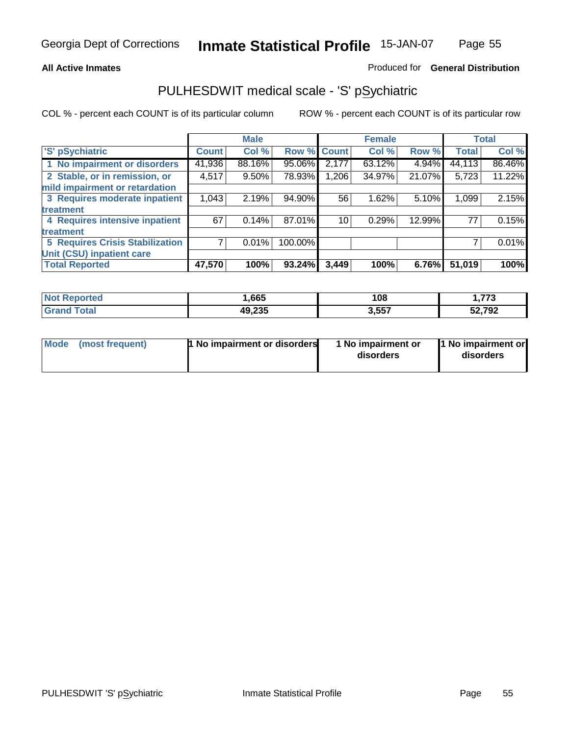**All Active Inmates** Produced for **General Distribution**

## PULHESDWIT medical scale - 'S' pSychiatric

COL % - percent each COUNT is of its particular column ROW % - percent each COUNT is of its particular row

| | Male | | | Female | | | Total | |
|---|---|---|---|---|---|---|---|---|
| 'S' pSychiatric | Count | Col % | Row % | Count | Col % | Row % | Total | Col % |
| 1 No impairment or disorders | 41,936 | 88.16% | 95.06% | 2,177 | 63.12% | 4.94% | 44,113 | 86.46% |
| 2 Stable, or in remission, or mild impairment or retardation | 4,517 | 9.50% | 78.93% | 1,206 | 34.97% | 21.07% | 5,723 | 11.22% |
| 3 Requires moderate inpatient treatment | 1,043 | 2.19% | 94.90% | 56 | 1.62% | 5.10% | 1,099 | 2.15% |
| 4 Requires intensive inpatient treatment | 67 | 0.14% | 87.01% | 10 | 0.29% | 12.99% | 77 | 0.15% |
| 5 Requires Crisis Stabilization Unit (CSU) inpatient care | 7 | 0.01% | 100.00% | | | | 7 | 0.01% |
| **Total Reported** | **47,570** | **100%** | **93.24%** | **3,449** | **100%** | **6.76%** | **51,019** | **100%** |

| | Male | Female | Total |
|---|---|---|---|
| Not Reported | 1,665 | 108 | 1,773 |
| Grand Total | 49,235 | 3,557 | 52,792 |

| Mode (most frequent) | 1 No impairment or disorders | 1 No impairment or disorders | 1 No impairment or disorders |
|---|---|---|---|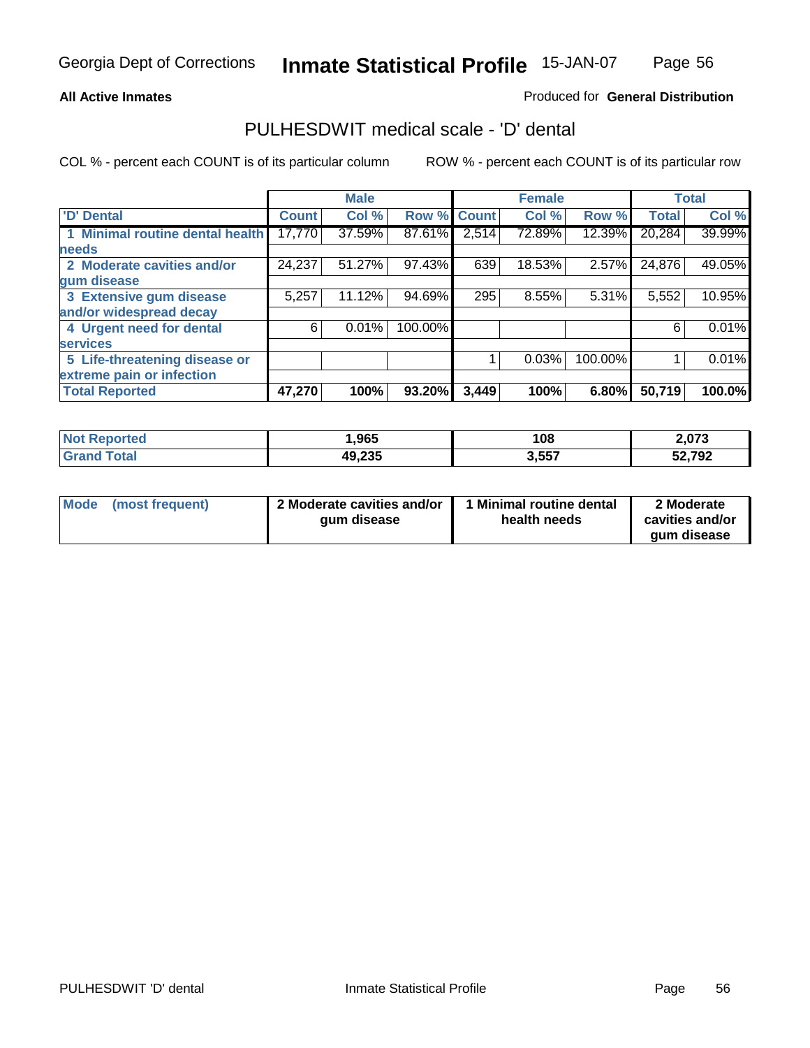Georgia Dept of Corrections **Inmate Statistical Profile** 15-JAN-07

**All Active Inmates**

Produced for **General Distribution**

## PULHESDWIT medical scale - 'D' dental

COL % - percent each COUNT is of its particular column

ROW % - percent each COUNT is of its particular row

| | Male | | | Female | | | Total | |
|---|---|---|---|---|---|---|---|---|
| 'D' Dental | Count | Col % | Row % | Count | Col % | Row % | Total | Col % |
| 1 Minimal routine dental health needs | 17,770 | 37.59% | 87.61% | 2,514 | 72.89% | 12.39% | 20,284 | 39.99% |
| 2 Moderate cavities and/or gum disease | 24,237 | 51.27% | 97.43% | 639 | 18.53% | 2.57% | 24,876 | 49.05% |
| 3 Extensive gum disease and/or widespread decay | 5,257 | 11.12% | 94.69% | 295 | 8.55% | 5.31% | 5,552 | 10.95% |
| 4 Urgent need for dental services | 6 | 0.01% | 100.00% | | | | 6 | 0.01% |
| 5 Life-threatening disease or extreme pain or infection | | | | 1 | 0.03% | 100.00% | 1 | 0.01% |
| **Total Reported** | **47,270** | **100%** | **93.20%** | **3,449** | **100%** | **6.80%** | **50,719** | **100.0%** |

| | Male | Female | Total |
|---|---|---|---|
| Not Reported | 1,965 | 108 | 2,073 |
| Grand Total | 49,235 | 3,557 | 52,792 |

| | Male | Female | Total |
|---|---|---|---|
| Mode (most frequent) | 2 Moderate cavities and/or gum disease | 1 Minimal routine dental health needs | 2 Moderate cavities and/or gum disease |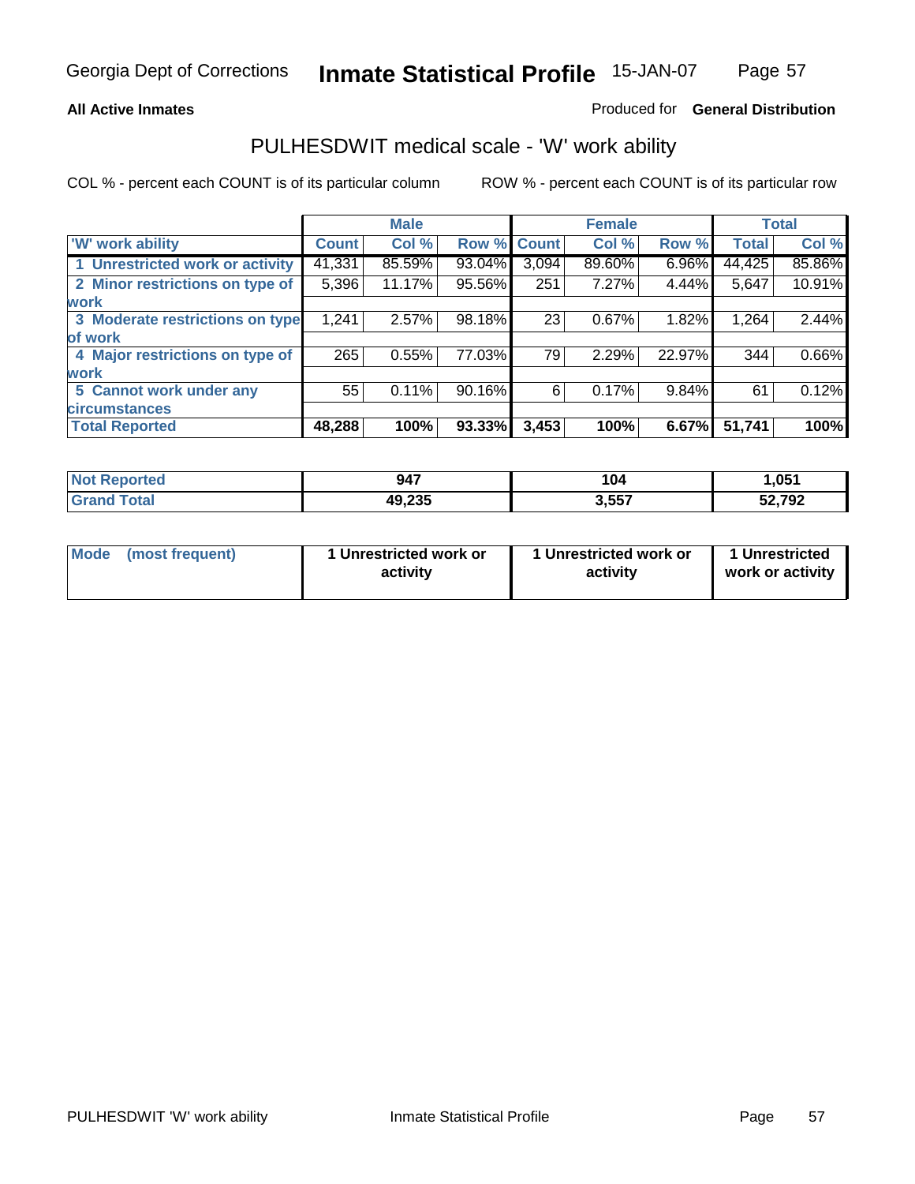Georgia Dept of Corrections **Inmate Statistical Profile** 15-JAN-07

**All Active Inmates**

Produced for **General Distribution**

## PULHESDWIT medical scale - 'W' work ability

COL % - percent each COUNT is of its particular column

ROW % - percent each COUNT is of its particular row

| | Male | | | Female | | | Total | |
|---|---|---|---|---|---|---|---|---|
| 'W' work ability | Count | Col % | Row % | Count | Col % | Row % | Total | Col % |
| 1 Unrestricted work or activity | 41,331 | 85.59% | 93.04% | 3,094 | 89.60% | 6.96% | 44,425 | 85.86% |
| 2 Minor restrictions on type of work | 5,396 | 11.17% | 95.56% | 251 | 7.27% | 4.44% | 5,647 | 10.91% |
| 3 Moderate restrictions on type of work | 1,241 | 2.57% | 98.18% | 23 | 0.67% | 1.82% | 1,264 | 2.44% |
| 4 Major restrictions on type of work | 265 | 0.55% | 77.03% | 79 | 2.29% | 22.97% | 344 | 0.66% |
| 5 Cannot work under any circumstances | 55 | 0.11% | 90.16% | 6 | 0.17% | 9.84% | 61 | 0.12% |
| **Total Reported** | **48,288** | **100%** | **93.33%** | **3,453** | **100%** | **6.67%** | **51,741** | **100%** |

| | Male | Female | Total |
|---|---|---|---|
| Not Reported | 947 | 104 | 1,051 |
| Grand Total | 49,235 | 3,557 | 52,792 |

| | Male | Female | Total |
|---|---|---|---|
| Mode (most frequent) | 1 Unrestricted work or activity | 1 Unrestricted work or activity | 1 Unrestricted work or activity |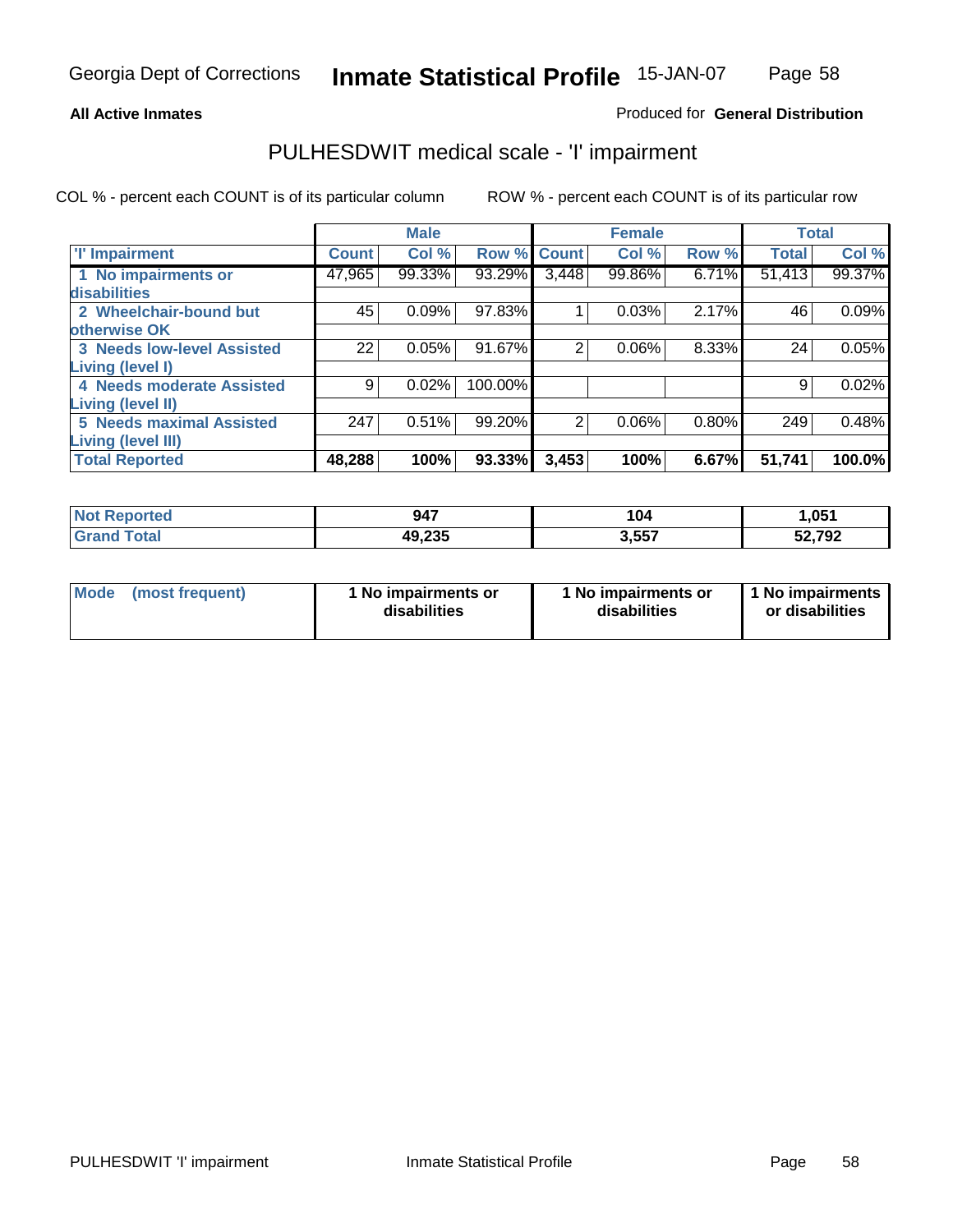Georgia Dept of Corrections **Inventory Statistical Profile** 15-JAN-07

**All Active Inmates**

Produced for **General Distribution**

## PULHESDWIT medical scale - 'I' impairment

COL % - percent each COUNT is of its particular column

ROW % - percent each COUNT is of its particular row

| | Male | | | Female | | | Total | |
|---|---|---|---|---|---|---|---|---|
| **'I' Impairment** | **Count** | **Col %** | **Row %** | **Count** | **Col %** | **Row %** | **Total** | **Col %** |
| 1 No impairments or disabilities | 47,965 | 99.33% | 93.29% | 3,448 | 99.86% | 6.71% | 51,413 | 99.37% |
| 2 Wheelchair-bound but otherwise OK | 45 | 0.09% | 97.83% | 1 | 0.03% | 2.17% | 46 | 0.09% |
| 3 Needs low-level Assisted Living (level I) | 22 | 0.05% | 91.67% | 2 | 0.06% | 8.33% | 24 | 0.05% |
| 4 Needs moderate Assisted Living (level II) | 9 | 0.02% | 100.00% | | | | 9 | 0.02% |
| 5 Needs maximal Assisted Living (level III) | 247 | 0.51% | 99.20% | 2 | 0.06% | 0.80% | 249 | 0.48% |
| **Total Reported** | **48,288** | **100%** | **93.33%** | **3,453** | **100%** | **6.67%** | **51,741** | **100.0%** |

| | Male | Female | Total |
|---|---|---|---|
| **Not Reported** | **947** | **104** | **1,051** |
| **Grand Total** | **49,235** | **3,557** | **52,792** |

| | Male | Female | Total |
|---|---|---|---|
| **Mode (most frequent)** | **1 No impairments or disabilities** | **1 No impairments or disabilities** | **1 No impairments or disabilities** |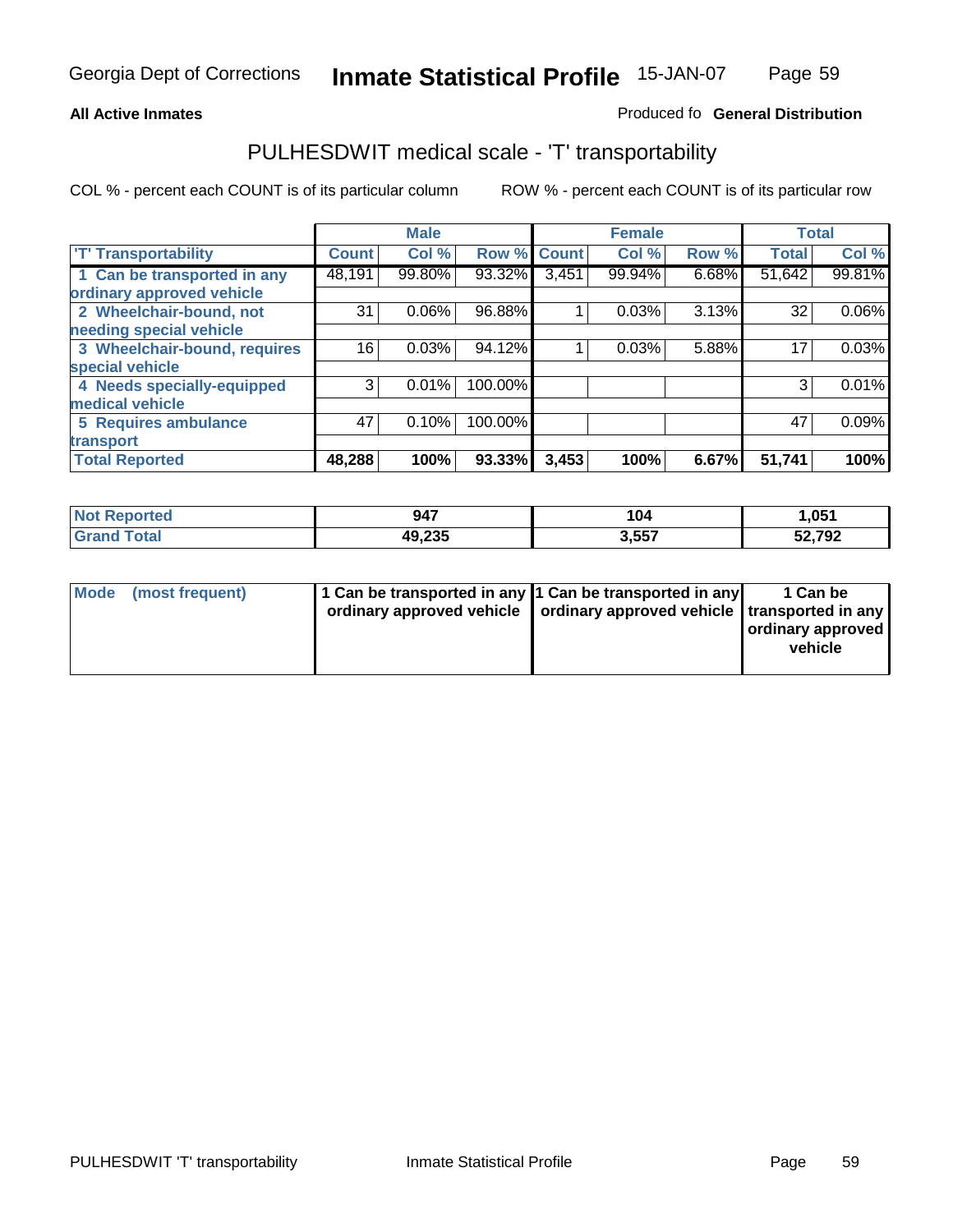**All Active Inmates**

Produced fo **General Distribution**

## PULHESDWIT medical scale - 'T' transportability

COL % - percent each COUNT is of its particular column

ROW % - percent each COUNT is of its particular row

| | Male | | | Female | | | Total | |
|---|---|---|---|---|---|---|---|---|
| 'T' Transportability | Count | Col % | Row % | Count | Col % | Row % | Total | Col % |
| 1 Can be transported in any ordinary approved vehicle | 48,191 | 99.80% | 93.32% | 3,451 | 99.94% | 6.68% | 51,642 | 99.81% |
| 2 Wheelchair-bound, not needing special vehicle | 31 | 0.06% | 96.88% | 1 | 0.03% | 3.13% | 32 | 0.06% |
| 3 Wheelchair-bound, requires special vehicle | 16 | 0.03% | 94.12% | 1 | 0.03% | 5.88% | 17 | 0.03% |
| 4 Needs specially-equipped medical vehicle | 3 | 0.01% | 100.00% | | | | 3 | 0.01% |
| 5 Requires ambulance transport | 47 | 0.10% | 100.00% | | | | 47 | 0.09% |
| **Total Reported** | **48,288** | **100%** | **93.33%** | **3,453** | **100%** | **6.67%** | **51,741** | **100%** |

| | Male | Female | Total |
|---|---|---|---|
| Not Reported | 947 | 104 | 1,051 |
| Grand Total | 49,235 | 3,557 | 52,792 |

| | Male | Female | Total |
|---|---|---|---|
| Mode (most frequent) | 1 Can be transported in any ordinary approved vehicle | 1 Can be transported in any ordinary approved vehicle | 1 Can be transported in any ordinary approved vehicle |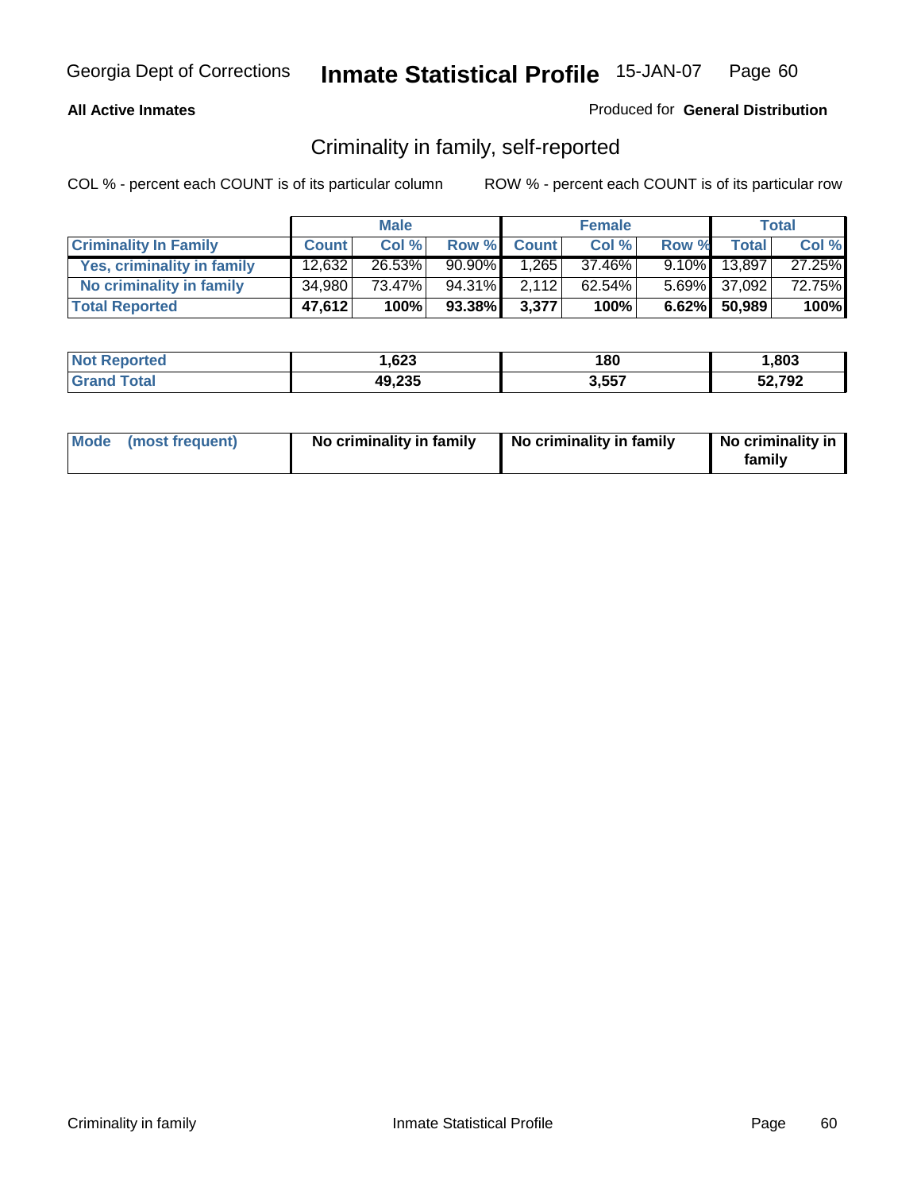**All Active Inmates**

Produced for **General Distribution**

## Criminality in family, self-reported

COL % - percent each COUNT is of its particular column

ROW % - percent each COUNT is of its particular row

| | Male | | | Female | | | Total | |
|---|---|---|---|---|---|---|---|---|
| **Criminality In Family** | **Count** | **Col %** | **Row %** | **Count** | **Col %** | **Row %** | **Total** | **Col %** |
| **Yes, criminality in family** | 12,632 | 26.53% | 90.90% | 1,265 | 37.46% | 9.10% | 13,897 | 27.25% |
| **No criminality in family** | 34,980 | 73.47% | 94.31% | 2,112 | 62.54% | 5.69% | 37,092 | 72.75% |
| **Total Reported** | **47,612** | **100%** | **93.38%** | **3,377** | **100%** | **6.62%** | **50,989** | **100%** |

| | Male | Female | Total |
|---|---|---|---|
| **Not Reported** | **1,623** | **180** | **1,803** |
| **Grand Total** | **49,235** | **3,557** | **52,792** |

| | Male | Female | Total |
|---|---|---|---|
| **Mode (most frequent)** | **No criminality in family** | **No criminality in family** | **No criminality in family** |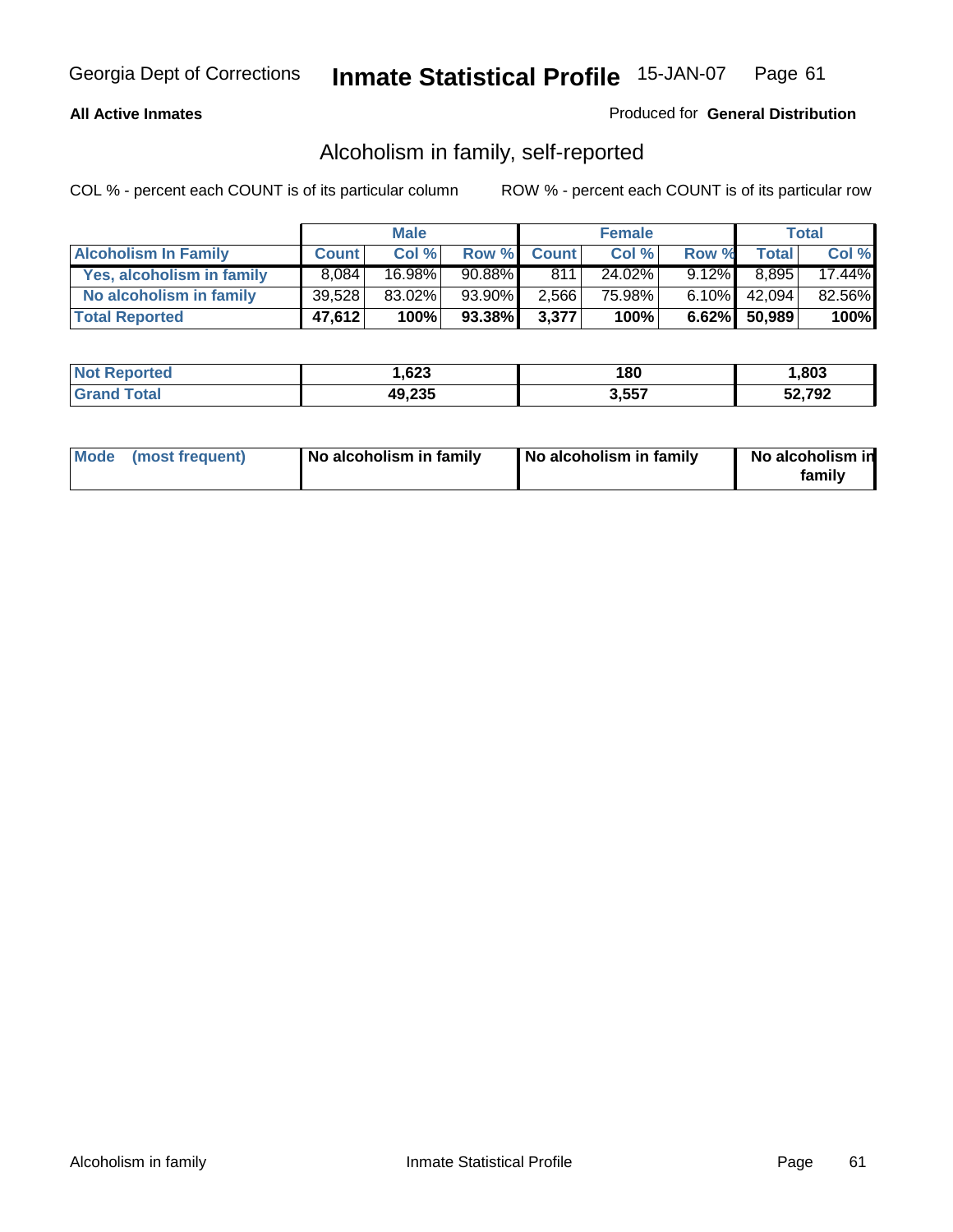Georgia Dept of Corrections **Inmate Statistical Profile** 15-JAN-07

**All Active Inmates** Produced for **General Distribution**

## Alcoholism in family, self-reported

COL % - percent each COUNT is of its particular column     ROW % - percent each COUNT is of its particular row

| | Male | | | Female | | | Total | |
|---|---|---|---|---|---|---|---|---|
| **Alcoholism In Family** | **Count** | **Col %** | **Row %** | **Count** | **Col %** | **Row %** | **Total** | **Col %** |
| **Yes, alcoholism in family** | 8,084 | 16.98% | 90.88% | 811 | 24.02% | 9.12% | 8,895 | 17.44% |
| **No alcoholism in family** | 39,528 | 83.02% | 93.90% | 2,566 | 75.98% | 6.10% | 42,094 | 82.56% |
| **Total Reported** | **47,612** | **100%** | **93.38%** | **3,377** | **100%** | **6.62%** | **50,989** | **100%** |

| | Male | Female | Total |
|---|---|---|---|
| **Not Reported** | **1,623** | **180** | **1,803** |
| **Grand Total** | **49,235** | **3,557** | **52,792** |

| | Male | Female | Total |
|---|---|---|---|
| **Mode (most frequent)** | **No alcoholism in family** | **No alcoholism in family** | **No alcoholism in family** |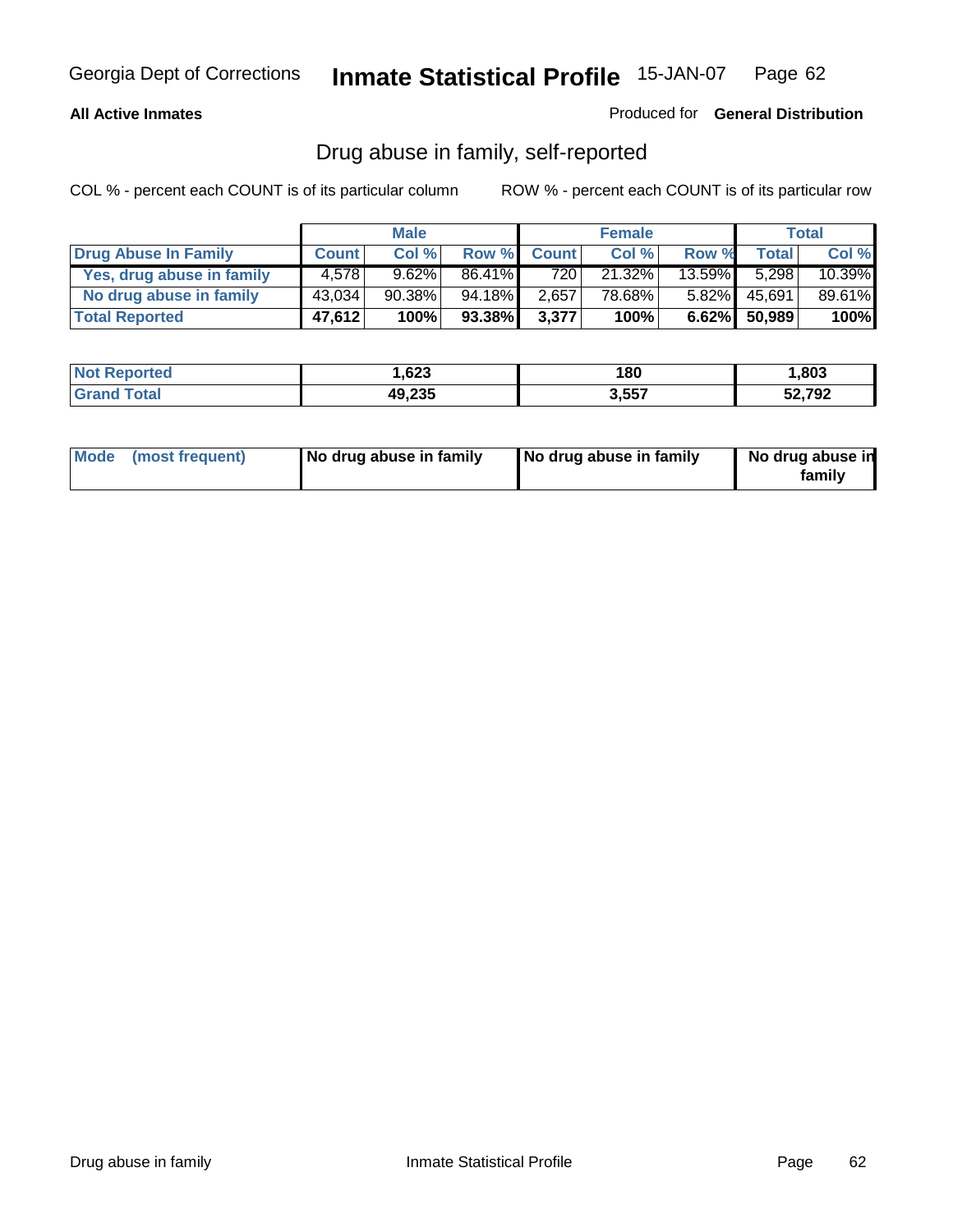Georgia Dept of Corrections **Inmate Statistical Profile** 15-JAN-07

**All Active Inmates**

Produced for **General Distribution**

## Drug abuse in family, self-reported

COL % - percent each COUNT is of its particular column

ROW % - percent each COUNT is of its particular row

| | Male | | | Female | | | Total | |
|---|---|---|---|---|---|---|---|---|
| **Drug Abuse In Family** | **Count** | **Col %** | **Row %** | **Count** | **Col %** | **Row %** | **Total** | **Col %** |
| Yes, drug abuse in family | 4,578 | 9.62% | 86.41% | 720 | 21.32% | 13.59% | 5,298 | 10.39% |
| No drug abuse in family | 43,034 | 90.38% | 94.18% | 2,657 | 78.68% | 5.82% | 45,691 | 89.61% |
| **Total Reported** | **47,612** | **100%** | **93.38%** | **3,377** | **100%** | **6.62%** | **50,989** | **100%** |

| | Male | Female | Total |
|---|---|---|---|
| **Not Reported** | **1,623** | **180** | **1,803** |
| **Grand Total** | **49,235** | **3,557** | **52,792** |

| | Male | Female | Total |
|---|---|---|---|
| **Mode (most frequent)** | **No drug abuse in family** | **No drug abuse in family** | **No drug abuse in family** |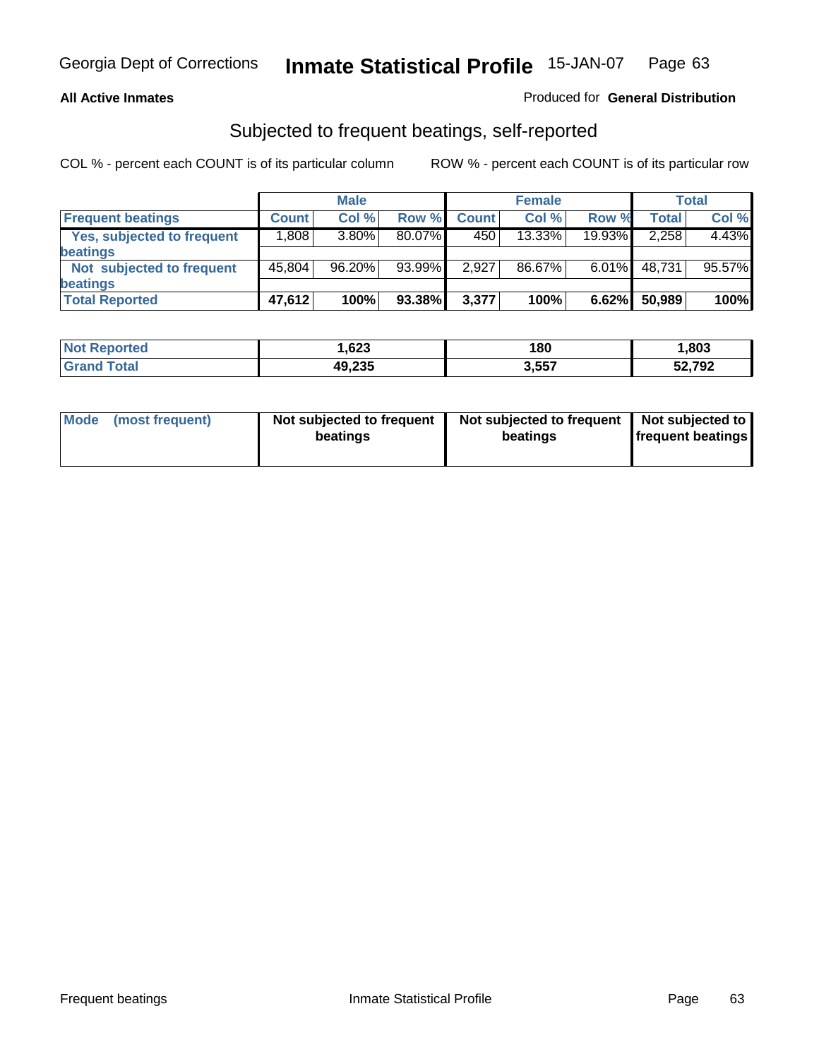**All Active Inmates**

Produced for **General Distribution**

## Subjected to frequent beatings, self-reported

COL % - percent each COUNT is of its particular column

ROW % - percent each COUNT is of its particular row

| | Male | | | Female | | | Total | |
|---|---|---|---|---|---|---|---|---|
| **Frequent beatings** | **Count** | **Col %** | **Row %** | **Count** | **Col %** | **Row %** | **Total** | **Col %** |
| **Yes, subjected to frequent beatings** | 1,808 | 3.80% | 80.07% | 450 | 13.33% | 19.93% | 2,258 | 4.43% |
| **Not subjected to frequent beatings** | 45,804 | 96.20% | 93.99% | 2,927 | 86.67% | 6.01% | 48,731 | 95.57% |
| **Total Reported** | **47,612** | **100%** | **93.38%** | **3,377** | **100%** | **6.62%** | **50,989** | **100%** |

| | Male | Female | Total |
|---|---|---|---|
| **Not Reported** | **1,623** | **180** | **1,803** |
| **Grand Total** | **49,235** | **3,557** | **52,792** |

| | Male | Female | Total |
|---|---|---|---|
| **Mode (most frequent)** | **Not subjected to frequent beatings** | **Not subjected to frequent beatings** | **Not subjected to frequent beatings** |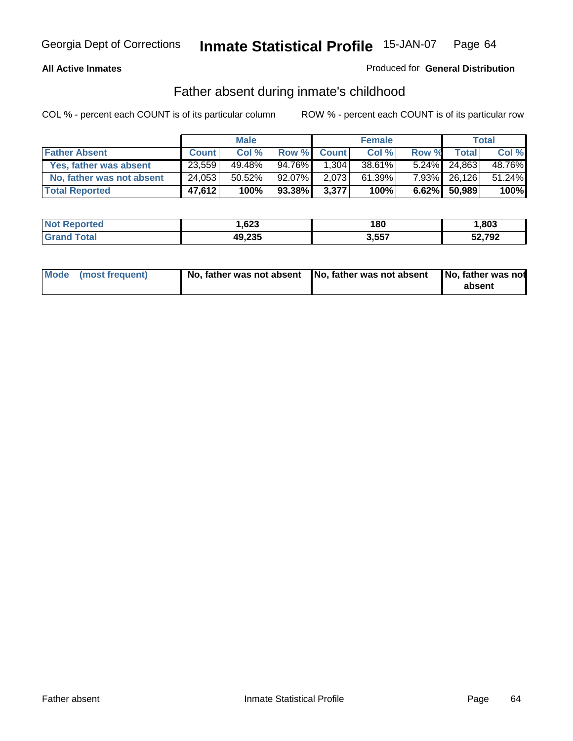Georgia Dept of Corrections **Inmate Statistical Profile** 15-JAN-07

**All Active Inmates**

Produced for **General Distribution**

## Father absent during inmate's childhood

COL % - percent each COUNT is of its particular column    ROW % - percent each COUNT is of its particular row

| | Male | | | Female | | | Total | |
|---|---|---|---|---|---|---|---|---|
| **Father Absent** | **Count** | **Col %** | **Row %** | **Count** | **Col %** | **Row %** | **Total** | **Col %** |
| **Yes, father was absent** | 23,559 | 49.48% | 94.76% | 1,304 | 38.61% | 5.24% | 24,863 | 48.76% |
| **No, father was not absent** | 24,053 | 50.52% | 92.07% | 2,073 | 61.39% | 7.93% | 26,126 | 51.24% |
| **Total Reported** | **47,612** | **100%** | **93.38%** | **3,377** | **100%** | **6.62%** | **50,989** | **100%** |

| | Male | Female | Total |
|---|---|---|---|
| **Not Reported** | **1,623** | **180** | **1,803** |
| **Grand Total** | **49,235** | **3,557** | **52,792** |

| | Male | Female | Total |
|---|---|---|---|
| **Mode (most frequent)** | **No, father was not absent** | **No, father was not absent** | **No, father was not absent** |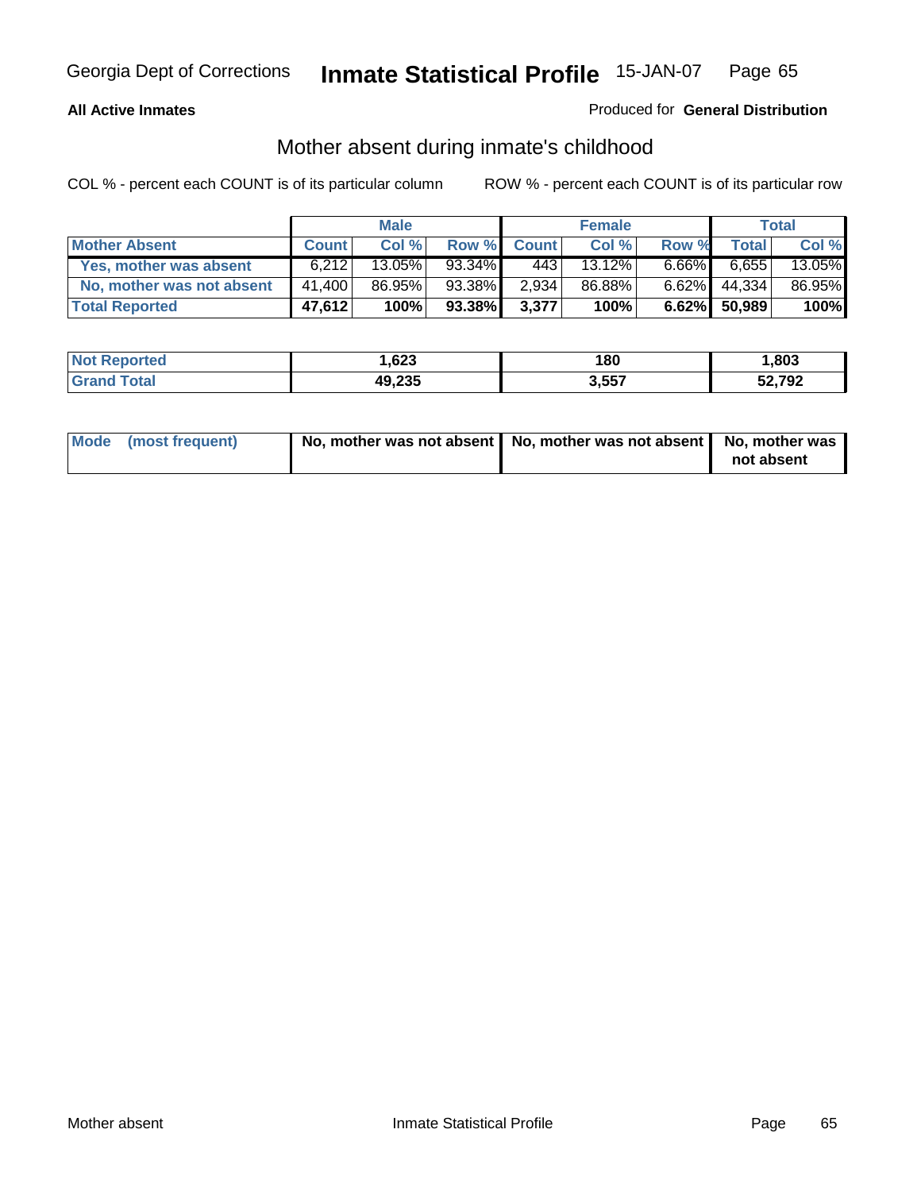Georgia Dept of Corrections **Inmate Statistical Profile** 15-JAN-07

**All Active Inmates**

Produced for **General Distribution**

## Mother absent during inmate's childhood

COL % - percent each COUNT is of its particular column

ROW % - percent each COUNT is of its particular row

| | Male | | | Female | | | Total | |
|---|---|---|---|---|---|---|---|---|
| **Mother Absent** | **Count** | **Col %** | **Row %** | **Count** | **Col %** | **Row %** | **Total** | **Col %** |
| **Yes, mother was absent** | 6,212 | 13.05% | 93.34% | 443 | 13.12% | 6.66% | 6,655 | 13.05% |
| **No, mother was not absent** | 41,400 | 86.95% | 93.38% | 2,934 | 86.88% | 6.62% | 44,334 | 86.95% |
| **Total Reported** | **47,612** | **100%** | **93.38%** | **3,377** | **100%** | **6.62%** | **50,989** | **100%** |

| | Male | Female | Total |
|---|---|---|---|
| **Not Reported** | **1,623** | **180** | **1,803** |
| **Grand Total** | **49,235** | **3,557** | **52,792** |

| | Male | Female | Total |
|---|---|---|---|
| **Mode (most frequent)** | **No, mother was not absent** | **No, mother was not absent** | **No, mother was not absent** |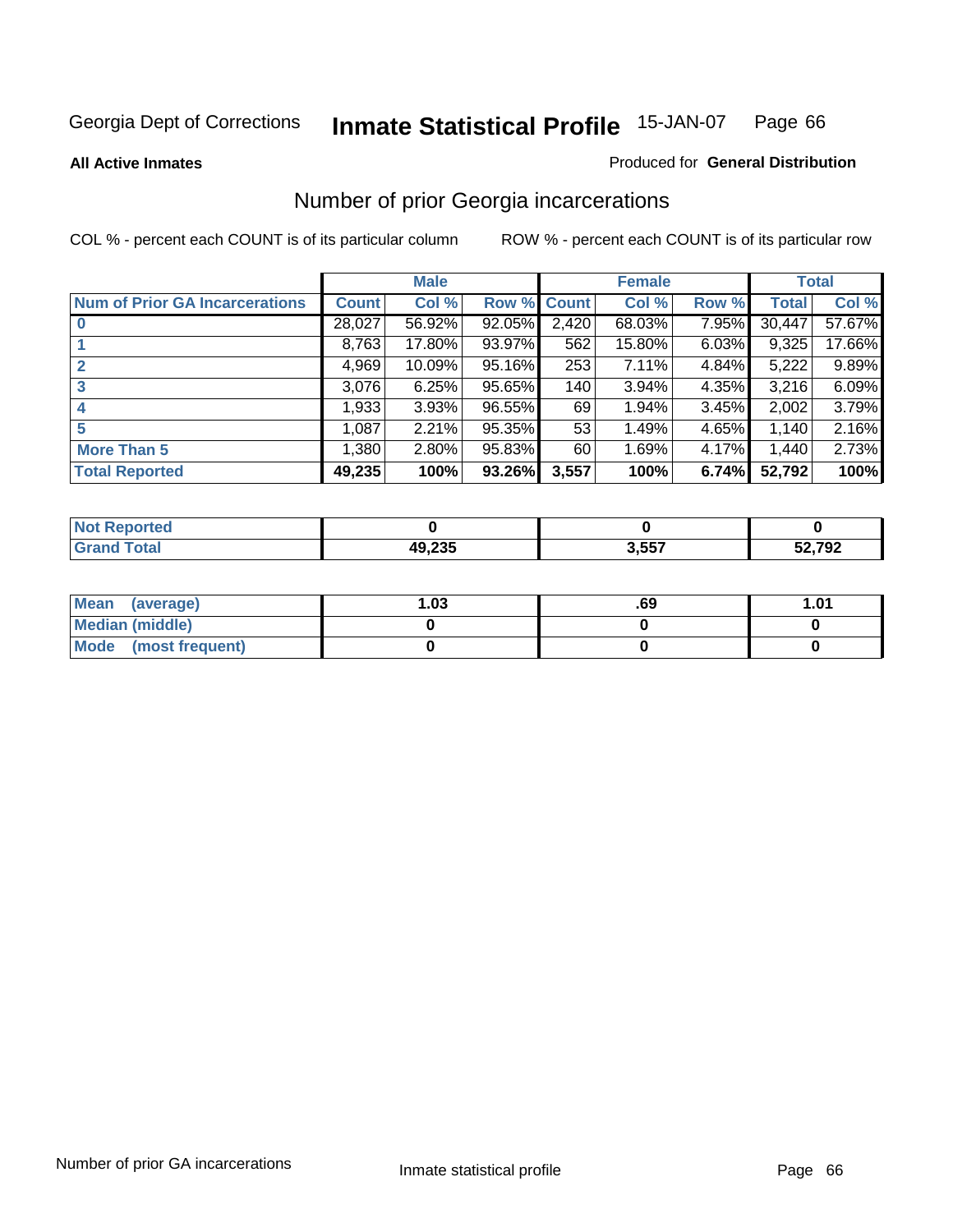Georgia Dept of Corrections **Inmate Statistical Profile** 15-JAN-07

**All Active Inmates**

Produced for **General Distribution**

## Number of prior Georgia incarcerations

COL % - percent each COUNT is of its particular column

ROW % - percent each COUNT is of its particular row

| | Male | | | Female | | | Total | |
|---|---|---|---|---|---|---|---|---|
| **Num of Prior GA Incarcerations** | **Count** | **Col %** | **Row %** | **Count** | **Col %** | **Row %** | **Total** | **Col %** |
| **0** | 28,027 | 56.92% | 92.05% | 2,420 | 68.03% | 7.95% | 30,447 | 57.67% |
| **1** | 8,763 | 17.80% | 93.97% | 562 | 15.80% | 6.03% | 9,325 | 17.66% |
| **2** | 4,969 | 10.09% | 95.16% | 253 | 7.11% | 4.84% | 5,222 | 9.89% |
| **3** | 3,076 | 6.25% | 95.65% | 140 | 3.94% | 4.35% | 3,216 | 6.09% |
| **4** | 1,933 | 3.93% | 96.55% | 69 | 1.94% | 3.45% | 2,002 | 3.79% |
| **5** | 1,087 | 2.21% | 95.35% | 53 | 1.49% | 4.65% | 1,140 | 2.16% |
| **More Than 5** | 1,380 | 2.80% | 95.83% | 60 | 1.69% | 4.17% | 1,440 | 2.73% |
| **Total Reported** | **49,235** | **100%** | **93.26%** | **3,557** | **100%** | **6.74%** | **52,792** | **100%** |

| | Male | Female | Total |
|---|---|---|---|
| **Not Reported** | **0** | **0** | **0** |
| **Grand Total** | **49,235** | **3,557** | **52,792** |

| | Male | Female | Total |
|---|---|---|---|
| **Mean (average)** | **1.03** | **.69** | **1.01** |
| **Median (middle)** | **0** | **0** | **0** |
| **Mode (most frequent)** | **0** | **0** | **0** |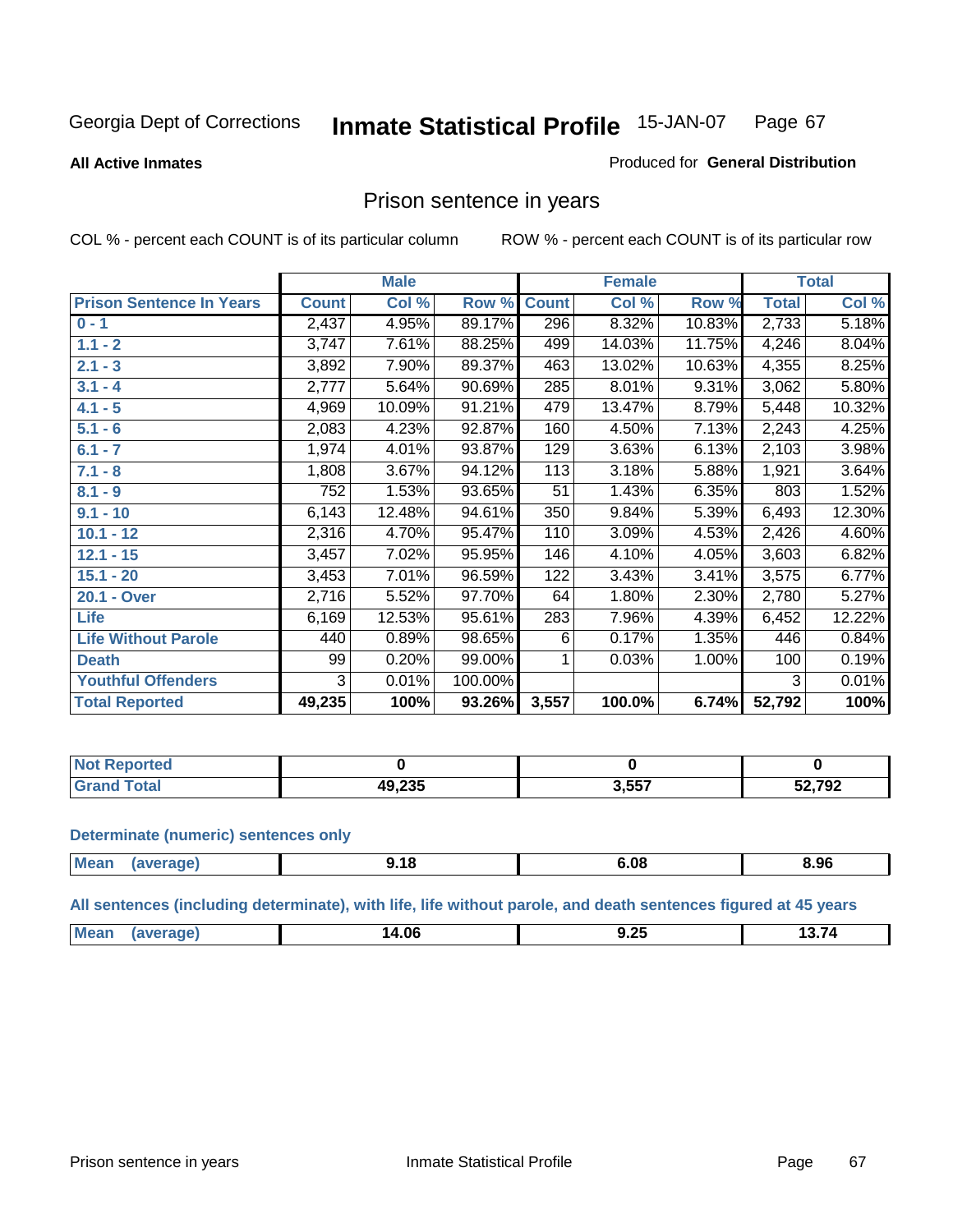Georgia Dept of Corrections **Inmate Statistical Profile** 15-JAN-07 Page 67

**All Active Inmates**

Produced for **General Distribution**

## Prison sentence in years

COL % - percent each COUNT is of its particular column ROW % - percent each COUNT is of its particular row

| | Male | | | Female | | | Total | |
|---|---|---|---|---|---|---|---|---|
| **Prison Sentence In Years** | **Count** | **Col %** | **Row %** | **Count** | **Col %** | **Row %** | **Total** | **Col %** |
| **0 - 1** | 2,437 | 4.95% | 89.17% | 296 | 8.32% | 10.83% | 2,733 | 5.18% |
| **1.1 - 2** | 3,747 | 7.61% | 88.25% | 499 | 14.03% | 11.75% | 4,246 | 8.04% |
| **2.1 - 3** | 3,892 | 7.90% | 89.37% | 463 | 13.02% | 10.63% | 4,355 | 8.25% |
| **3.1 - 4** | 2,777 | 5.64% | 90.69% | 285 | 8.01% | 9.31% | 3,062 | 5.80% |
| **4.1 - 5** | 4,969 | 10.09% | 91.21% | 479 | 13.47% | 8.79% | 5,448 | 10.32% |
| **5.1 - 6** | 2,083 | 4.23% | 92.87% | 160 | 4.50% | 7.13% | 2,243 | 4.25% |
| **6.1 - 7** | 1,974 | 4.01% | 93.87% | 129 | 3.63% | 6.13% | 2,103 | 3.98% |
| **7.1 - 8** | 1,808 | 3.67% | 94.12% | 113 | 3.18% | 5.88% | 1,921 | 3.64% |
| **8.1 - 9** | 752 | 1.53% | 93.65% | 51 | 1.43% | 6.35% | 803 | 1.52% |
| **9.1 - 10** | 6,143 | 12.48% | 94.61% | 350 | 9.84% | 5.39% | 6,493 | 12.30% |
| **10.1 - 12** | 2,316 | 4.70% | 95.47% | 110 | 3.09% | 4.53% | 2,426 | 4.60% |
| **12.1 - 15** | 3,457 | 7.02% | 95.95% | 146 | 4.10% | 4.05% | 3,603 | 6.82% |
| **15.1 - 20** | 3,453 | 7.01% | 96.59% | 122 | 3.43% | 3.41% | 3,575 | 6.77% |
| **20.1 - Over** | 2,716 | 5.52% | 97.70% | 64 | 1.80% | 2.30% | 2,780 | 5.27% |
| **Life** | 6,169 | 12.53% | 95.61% | 283 | 7.96% | 4.39% | 6,452 | 12.22% |
| **Life Without Parole** | 440 | 0.89% | 98.65% | 6 | 0.17% | 1.35% | 446 | 0.84% |
| **Death** | 99 | 0.20% | 99.00% | 1 | 0.03% | 1.00% | 100 | 0.19% |
| **Youthful Offenders** | 3 | 0.01% | 100.00% | | | | 3 | 0.01% |
| **Total Reported** | **49,235** | **100%** | **93.26%** | **3,557** | **100.0%** | **6.74%** | **52,792** | **100%** |

| | Male | Female | Total |
|---|---|---|---|
| **Not Reported** | **0** | **0** | **0** |
| **Grand Total** | **49,235** | **3,557** | **52,792** |

### Determinate (numeric) sentences only

| | Male | Female | Total |
|---|---|---|---|
| **Mean (average)** | **9.18** | **6.08** | **8.96** |

### All sentences (including determinate), with life, life without parole, and death sentences figured at 45 years

| | Male | Female | Total |
|---|---|---|---|
| **Mean (average)** | **14.06** | **9.25** | **13.74** |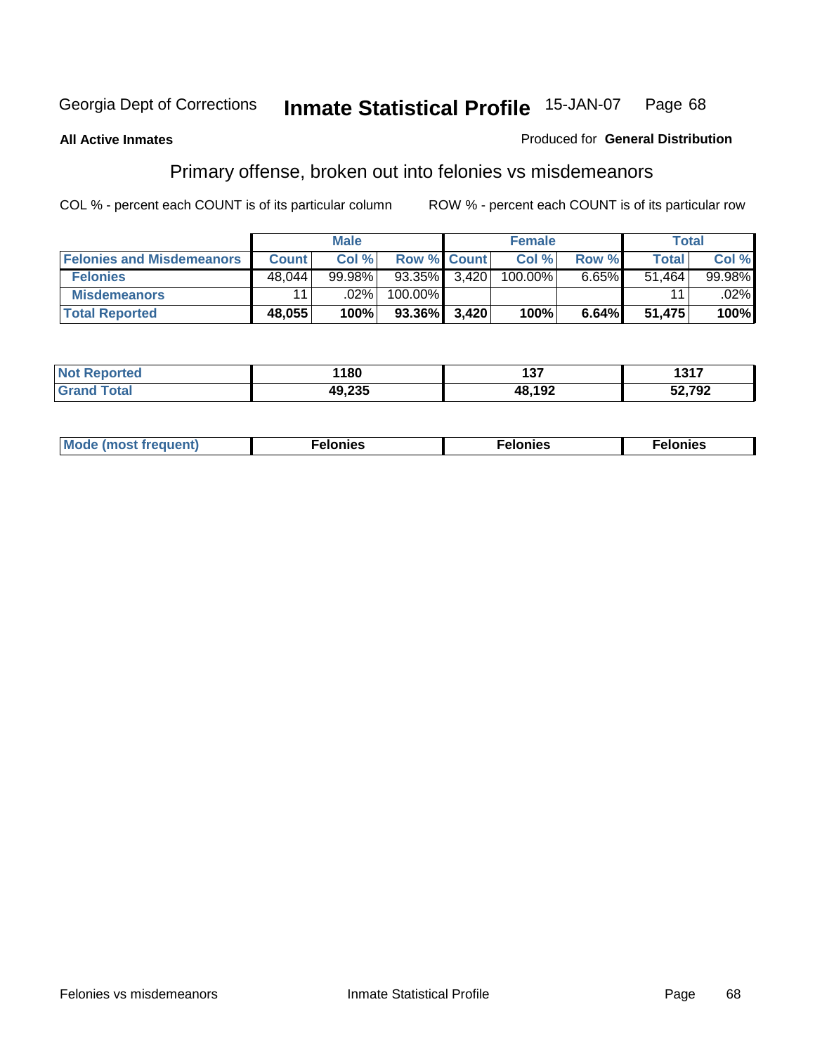Georgia Dept of Corrections **Inmate Statistical Profile** 15-JAN-07

**All Active Inmates**

Produced for **General Distribution**

## Primary offense, broken out into felonies vs misdemeanors

COL % - percent each COUNT is of its particular column ROW % - percent each COUNT is of its particular row

| | Male | | | Female | | | Total | |
|---|---|---|---|---|---|---|---|---|
| **Felonies and Misdemeanors** | **Count** | **Col %** | **Row %** | **Count** | **Col %** | **Row %** | **Total** | **Col %** |
| **Felonies** | 48,044 | 99.98% | 93.35% | 3,420 | 100.00% | 6.65% | 51,464 | 99.98% |
| **Misdemeanors** | 11 | .02% | 100.00% | | | | 11 | .02% |
| **Total Reported** | **48,055** | **100%** | **93.36%** | **3,420** | **100%** | **6.64%** | **51,475** | **100%** |

| | Male | Female | Total |
|---|---|---|---|
| **Not Reported** | **1180** | **137** | **1317** |
| **Grand Total** | **49,235** | **48,192** | **52,792** |

| | Male | Female | Total |
|---|---|---|---|
| **Mode (most frequent)** | **Felonies** | **Felonies** | **Felonies** |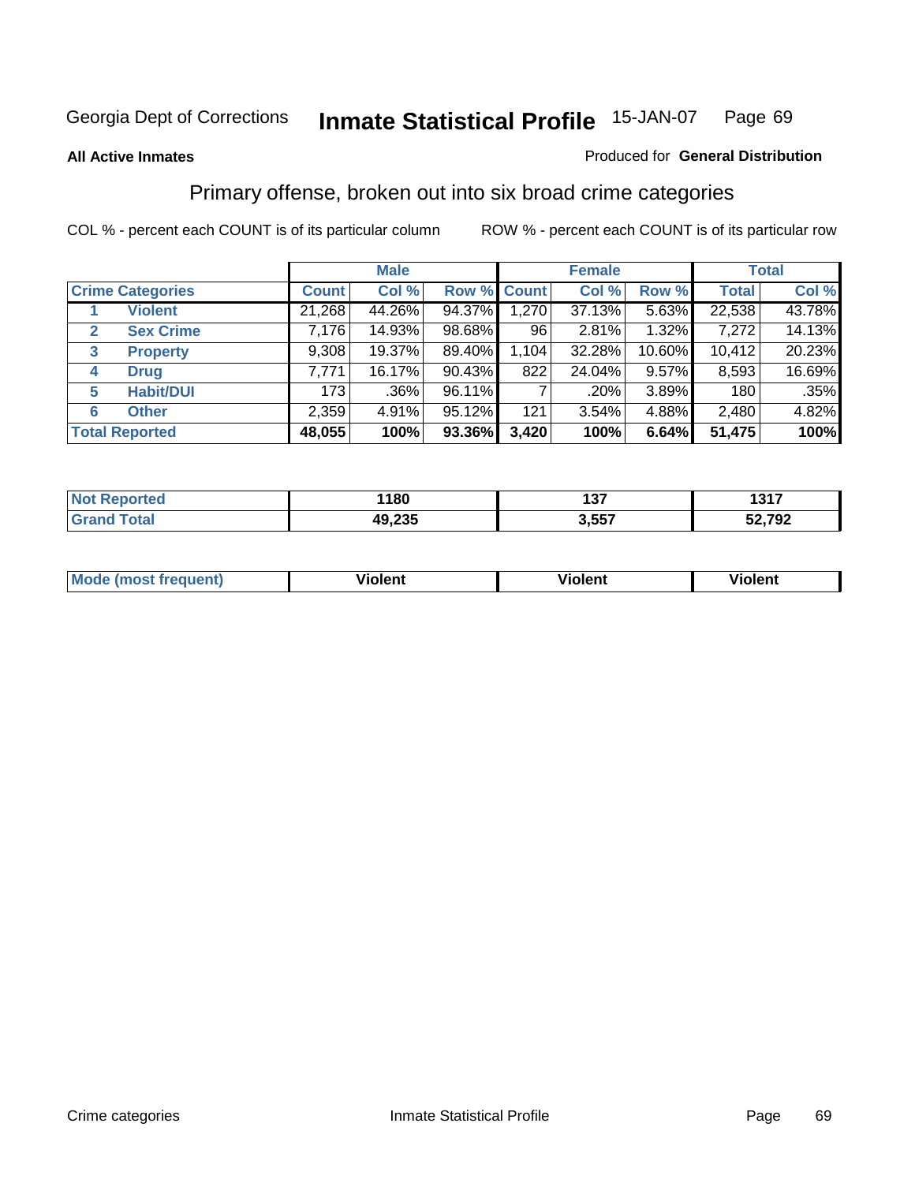Georgia Dept of Corrections **Inmate Statistical Profile** 15-JAN-07

**All Active Inmates**

Produced for **General Distribution**

## Primary offense, broken out into six broad crime categories

COL % - percent each COUNT is of its particular column

ROW % - percent each COUNT is of its particular row

| | | Male | | | Female | | | Total | |
|---|---|---|---|---|---|---|---|---|---|
| **Crime Categories** | | **Count** | **Col %** | **Row %** | **Count** | **Col %** | **Row %** | **Total** | **Col %** |
| 1 | **Violent** | 21,268 | 44.26% | 94.37% | 1,270 | 37.13% | 5.63% | 22,538 | 43.78% |
| 2 | **Sex Crime** | 7,176 | 14.93% | 98.68% | 96 | 2.81% | 1.32% | 7,272 | 14.13% |
| 3 | **Property** | 9,308 | 19.37% | 89.40% | 1,104 | 32.28% | 10.60% | 10,412 | 20.23% |
| 4 | **Drug** | 7,771 | 16.17% | 90.43% | 822 | 24.04% | 9.57% | 8,593 | 16.69% |
| 5 | **Habit/DUI** | 173 | .36% | 96.11% | 7 | .20% | 3.89% | 180 | .35% |
| 6 | **Other** | 2,359 | 4.91% | 95.12% | 121 | 3.54% | 4.88% | 2,480 | 4.82% |
| **Total Reported** | | **48,055** | **100%** | **93.36%** | **3,420** | **100%** | **6.64%** | **51,475** | **100%** |

| | Male | Female | Total |
|---|---|---|---|
| **Not Reported** | **1180** | **137** | **1317** |
| **Grand Total** | **49,235** | **3,557** | **52,792** |

| | Male | Female | Total |
|---|---|---|---|
| **Mode (most frequent)** | **Violent** | **Violent** | **Violent** |

Crime categories Inmate Statistical Profile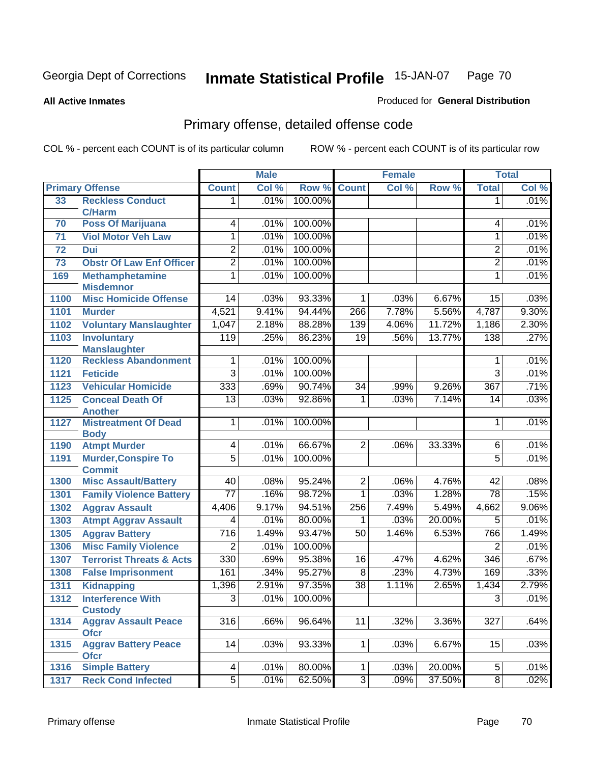Georgia Dept of Corrections **Inmate Statistical Profile** 15-JAN-07

**All Active Inmates**

Produced for **General Distribution**

## Primary offense, detailed offense code

COL % - percent each COUNT is of its particular column ROW % - percent each COUNT is of its particular row

| Primary Offense | | Male | | | Female | | | Total | |
|---|---|---|---|---|---|---|---|---|---|
| | | Count | Col % | Row % | Count | Col % | Row % | Total | Col % |
| 33 | Reckless Conduct C/Harm | 1 | .01% | 100.00% | | | | 1 | .01% |
| 70 | Poss Of Marijuana | 4 | .01% | 100.00% | | | | 4 | .01% |
| 71 | Viol Motor Veh Law | 1 | .01% | 100.00% | | | | 1 | .01% |
| 72 | Dui | 2 | .01% | 100.00% | | | | 2 | .01% |
| 73 | Obstr Of Law Enf Officer | 2 | .01% | 100.00% | | | | 2 | .01% |
| 169 | Methamphetamine Misdemnor | 1 | .01% | 100.00% | | | | 1 | .01% |
| 1100 | Misc Homicide Offense | 14 | .03% | 93.33% | 1 | .03% | 6.67% | 15 | .03% |
| 1101 | Murder | 4,521 | 9.41% | 94.44% | 266 | 7.78% | 5.56% | 4,787 | 9.30% |
| 1102 | Voluntary Manslaughter | 1,047 | 2.18% | 88.28% | 139 | 4.06% | 11.72% | 1,186 | 2.30% |
| 1103 | Involuntary Manslaughter | 119 | .25% | 86.23% | 19 | .56% | 13.77% | 138 | .27% |
| 1120 | Reckless Abandonment | 1 | .01% | 100.00% | | | | 1 | .01% |
| 1121 | Feticide | 3 | .01% | 100.00% | | | | 3 | .01% |
| 1123 | Vehicular Homicide | 333 | .69% | 90.74% | 34 | .99% | 9.26% | 367 | .71% |
| 1125 | Conceal Death Of Another | 13 | .03% | 92.86% | 1 | .03% | 7.14% | 14 | .03% |
| 1127 | Mistreatment Of Dead Body | 1 | .01% | 100.00% | | | | 1 | .01% |
| 1190 | Atmpt Murder | 4 | .01% | 66.67% | 2 | .06% | 33.33% | 6 | .01% |
| 1191 | Murder,Conspire To Commit | 5 | .01% | 100.00% | | | | 5 | .01% |
| 1300 | Misc Assault/Battery | 40 | .08% | 95.24% | 2 | .06% | 4.76% | 42 | .08% |
| 1301 | Family Violence Battery | 77 | .16% | 98.72% | 1 | .03% | 1.28% | 78 | .15% |
| 1302 | Aggrav Assault | 4,406 | 9.17% | 94.51% | 256 | 7.49% | 5.49% | 4,662 | 9.06% |
| 1303 | Atmpt Aggrav Assault | 4 | .01% | 80.00% | 1 | .03% | 20.00% | 5 | .01% |
| 1305 | Aggrav Battery | 716 | 1.49% | 93.47% | 50 | 1.46% | 6.53% | 766 | 1.49% |
| 1306 | Misc Family Violence | 2 | .01% | 100.00% | | | | 2 | .01% |
| 1307 | Terrorist Threats & Acts | 330 | .69% | 95.38% | 16 | .47% | 4.62% | 346 | .67% |
| 1308 | False Imprisonment | 161 | .34% | 95.27% | 8 | .23% | 4.73% | 169 | .33% |
| 1311 | Kidnapping | 1,396 | 2.91% | 97.35% | 38 | 1.11% | 2.65% | 1,434 | 2.79% |
| 1312 | Interference With Custody | 3 | .01% | 100.00% | | | | 3 | .01% |
| 1314 | Aggrav Assault Peace Ofcr | 316 | .66% | 96.64% | 11 | .32% | 3.36% | 327 | .64% |
| 1315 | Aggrav Battery Peace Ofcr | 14 | .03% | 93.33% | 1 | .03% | 6.67% | 15 | .03% |
| 1316 | Simple Battery | 4 | .01% | 80.00% | 1 | .03% | 20.00% | 5 | .01% |
| 1317 | Reck Cond Infected | 5 | .01% | 62.50% | 3 | .09% | 37.50% | 8 | .02% |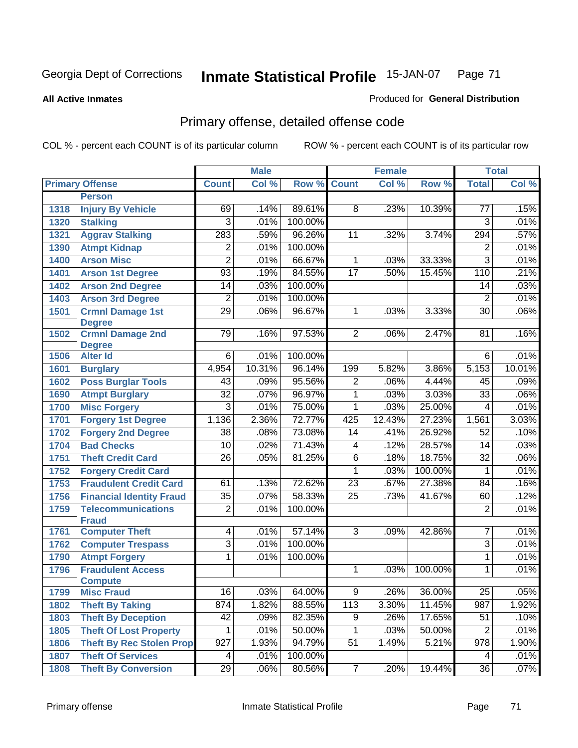Georgia Dept of Corrections **Inmate Statistical Profile** 15-JAN-07

**All Active Inmates**

Produced for **General Distribution**

## Primary offense, detailed offense code

COL % - percent each COUNT is of its particular column ROW % - percent each COUNT is of its particular row

| Primary Offense | | Male | | | Female | | | Total | |
|---|---|---|---|---|---|---|---|---|---|
| | | Count | Col % | Row % | Count | Col % | Row % | Total | Col % |
| | **Person** | | | | | | | | |
| 1318 | Injury By Vehicle | 69 | .14% | 89.61% | 8 | .23% | 10.39% | 77 | .15% |
| 1320 | Stalking | 3 | .01% | 100.00% | | | | 3 | .01% |
| 1321 | Aggrav Stalking | 283 | .59% | 96.26% | 11 | .32% | 3.74% | 294 | .57% |
| 1390 | Atmpt Kidnap | 2 | .01% | 100.00% | | | | 2 | .01% |
| 1400 | Arson Misc | 2 | .01% | 66.67% | 1 | .03% | 33.33% | 3 | .01% |
| 1401 | Arson 1st Degree | 93 | .19% | 84.55% | 17 | .50% | 15.45% | 110 | .21% |
| 1402 | Arson 2nd Degree | 14 | .03% | 100.00% | | | | 14 | .03% |
| 1403 | Arson 3rd Degree | 2 | .01% | 100.00% | | | | 2 | .01% |
| 1501 | Crmnl Damage 1st Degree | 29 | .06% | 96.67% | 1 | .03% | 3.33% | 30 | .06% |
| 1502 | Crmnl Damage 2nd Degree | 79 | .16% | 97.53% | 2 | .06% | 2.47% | 81 | .16% |
| 1506 | Alter Id | 6 | .01% | 100.00% | | | | 6 | .01% |
| 1601 | Burglary | 4,954 | 10.31% | 96.14% | 199 | 5.82% | 3.86% | 5,153 | 10.01% |
| 1602 | Poss Burglar Tools | 43 | .09% | 95.56% | 2 | .06% | 4.44% | 45 | .09% |
| 1690 | Atmpt Burglary | 32 | .07% | 96.97% | 1 | .03% | 3.03% | 33 | .06% |
| 1700 | Misc Forgery | 3 | .01% | 75.00% | 1 | .03% | 25.00% | 4 | .01% |
| 1701 | Forgery 1st Degree | 1,136 | 2.36% | 72.77% | 425 | 12.43% | 27.23% | 1,561 | 3.03% |
| 1702 | Forgery 2nd Degree | 38 | .08% | 73.08% | 14 | .41% | 26.92% | 52 | .10% |
| 1704 | Bad Checks | 10 | .02% | 71.43% | 4 | .12% | 28.57% | 14 | .03% |
| 1751 | Theft Credit Card | 26 | .05% | 81.25% | 6 | .18% | 18.75% | 32 | .06% |
| 1752 | Forgery Credit Card | | | | 1 | .03% | 100.00% | 1 | .01% |
| 1753 | Fraudulent Credit Card | 61 | .13% | 72.62% | 23 | .67% | 27.38% | 84 | .16% |
| 1756 | Financial Identity Fraud | 35 | .07% | 58.33% | 25 | .73% | 41.67% | 60 | .12% |
| 1759 | Telecommunications Fraud | 2 | .01% | 100.00% | | | | 2 | .01% |
| 1761 | Computer Theft | 4 | .01% | 57.14% | 3 | .09% | 42.86% | 7 | .01% |
| 1762 | Computer Trespass | 3 | .01% | 100.00% | | | | 3 | .01% |
| 1790 | Atmpt Forgery | 1 | .01% | 100.00% | | | | 1 | .01% |
| 1796 | Fraudulent Access Compute | | | | 1 | .03% | 100.00% | 1 | .01% |
| 1799 | Misc Fraud | 16 | .03% | 64.00% | 9 | .26% | 36.00% | 25 | .05% |
| 1802 | Theft By Taking | 874 | 1.82% | 88.55% | 113 | 3.30% | 11.45% | 987 | 1.92% |
| 1803 | Theft By Deception | 42 | .09% | 82.35% | 9 | .26% | 17.65% | 51 | .10% |
| 1805 | Theft Of Lost Property | 1 | .01% | 50.00% | 1 | .03% | 50.00% | 2 | .01% |
| 1806 | Theft By Rec Stolen Prop | 927 | 1.93% | 94.79% | 51 | 1.49% | 5.21% | 978 | 1.90% |
| 1807 | Theft Of Services | 4 | .01% | 100.00% | | | | 4 | .01% |
| 1808 | Theft By Conversion | 29 | .06% | 80.56% | 7 | .20% | 19.44% | 36 | .07% |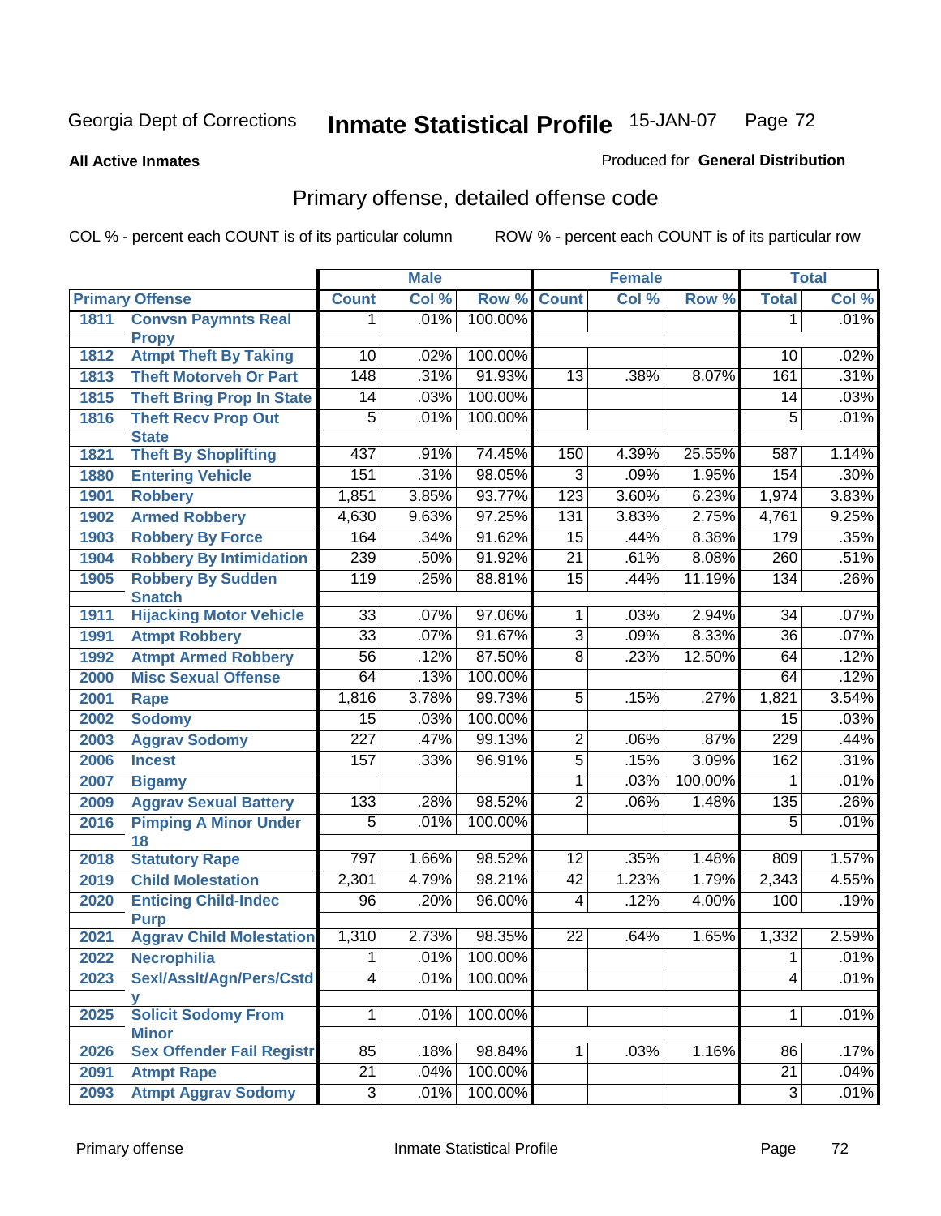Georgia Dept of Corrections **Inmate Statistical Profile** 15-JAN-07

**All Active Inmates**

Produced for **General Distribution**

## Primary offense, detailed offense code

COL % - percent each COUNT is of its particular column     ROW % - percent each COUNT is of its particular row

| Primary Offense | | Male | | | Female | | | Total | |
|---|---|---|---|---|---|---|---|---|---|
| | | Count | Col % | Row % | Count | Col % | Row % | Total | Col % |
| 1811 | Convsn Paymnts Real Propy | 1 | .01% | 100.00% | | | | 1 | .01% |
| 1812 | Atmpt Theft By Taking | 10 | .02% | 100.00% | | | | 10 | .02% |
| 1813 | Theft Motorveh Or Part | 148 | .31% | 91.93% | 13 | .38% | 8.07% | 161 | .31% |
| 1815 | Theft Bring Prop In State | 14 | .03% | 100.00% | | | | 14 | .03% |
| 1816 | Theft Recv Prop Out State | 5 | .01% | 100.00% | | | | 5 | .01% |
| 1821 | Theft By Shoplifting | 437 | .91% | 74.45% | 150 | 4.39% | 25.55% | 587 | 1.14% |
| 1880 | Entering Vehicle | 151 | .31% | 98.05% | 3 | .09% | 1.95% | 154 | .30% |
| 1901 | Robbery | 1,851 | 3.85% | 93.77% | 123 | 3.60% | 6.23% | 1,974 | 3.83% |
| 1902 | Armed Robbery | 4,630 | 9.63% | 97.25% | 131 | 3.83% | 2.75% | 4,761 | 9.25% |
| 1903 | Robbery By Force | 164 | .34% | 91.62% | 15 | .44% | 8.38% | 179 | .35% |
| 1904 | Robbery By Intimidation | 239 | .50% | 91.92% | 21 | .61% | 8.08% | 260 | .51% |
| 1905 | Robbery By Sudden Snatch | 119 | .25% | 88.81% | 15 | .44% | 11.19% | 134 | .26% |
| 1911 | Hijacking Motor Vehicle | 33 | .07% | 97.06% | 1 | .03% | 2.94% | 34 | .07% |
| 1991 | Atmpt Robbery | 33 | .07% | 91.67% | 3 | .09% | 8.33% | 36 | .07% |
| 1992 | Atmpt Armed Robbery | 56 | .12% | 87.50% | 8 | .23% | 12.50% | 64 | .12% |
| 2000 | Misc Sexual Offense | 64 | .13% | 100.00% | | | | 64 | .12% |
| 2001 | Rape | 1,816 | 3.78% | 99.73% | 5 | .15% | .27% | 1,821 | 3.54% |
| 2002 | Sodomy | 15 | .03% | 100.00% | | | | 15 | .03% |
| 2003 | Aggrav Sodomy | 227 | .47% | 99.13% | 2 | .06% | .87% | 229 | .44% |
| 2006 | Incest | 157 | .33% | 96.91% | 5 | .15% | 3.09% | 162 | .31% |
| 2007 | Bigamy | | | | 1 | .03% | 100.00% | 1 | .01% |
| 2009 | Aggrav Sexual Battery | 133 | .28% | 98.52% | 2 | .06% | 1.48% | 135 | .26% |
| 2016 | Pimping A Minor Under 18 | 5 | .01% | 100.00% | | | | 5 | .01% |
| 2018 | Statutory Rape | 797 | 1.66% | 98.52% | 12 | .35% | 1.48% | 809 | 1.57% |
| 2019 | Child Molestation | 2,301 | 4.79% | 98.21% | 42 | 1.23% | 1.79% | 2,343 | 4.55% |
| 2020 | Enticing Child-Indec Purp | 96 | .20% | 96.00% | 4 | .12% | 4.00% | 100 | .19% |
| 2021 | Aggrav Child Molestation | 1,310 | 2.73% | 98.35% | 22 | .64% | 1.65% | 1,332 | 2.59% |
| 2022 | Necrophilia | 1 | .01% | 100.00% | | | | 1 | .01% |
| 2023 | Sexl/Asslt/Agn/Pers/Cstdy | 4 | .01% | 100.00% | | | | 4 | .01% |
| 2025 | Solicit Sodomy From Minor | 1 | .01% | 100.00% | | | | 1 | .01% |
| 2026 | Sex Offender Fail Registr | 85 | .18% | 98.84% | 1 | .03% | 1.16% | 86 | .17% |
| 2091 | Atmpt Rape | 21 | .04% | 100.00% | | | | 21 | .04% |
| 2093 | Atmpt Aggrav Sodomy | 3 | .01% | 100.00% | | | | 3 | .01% |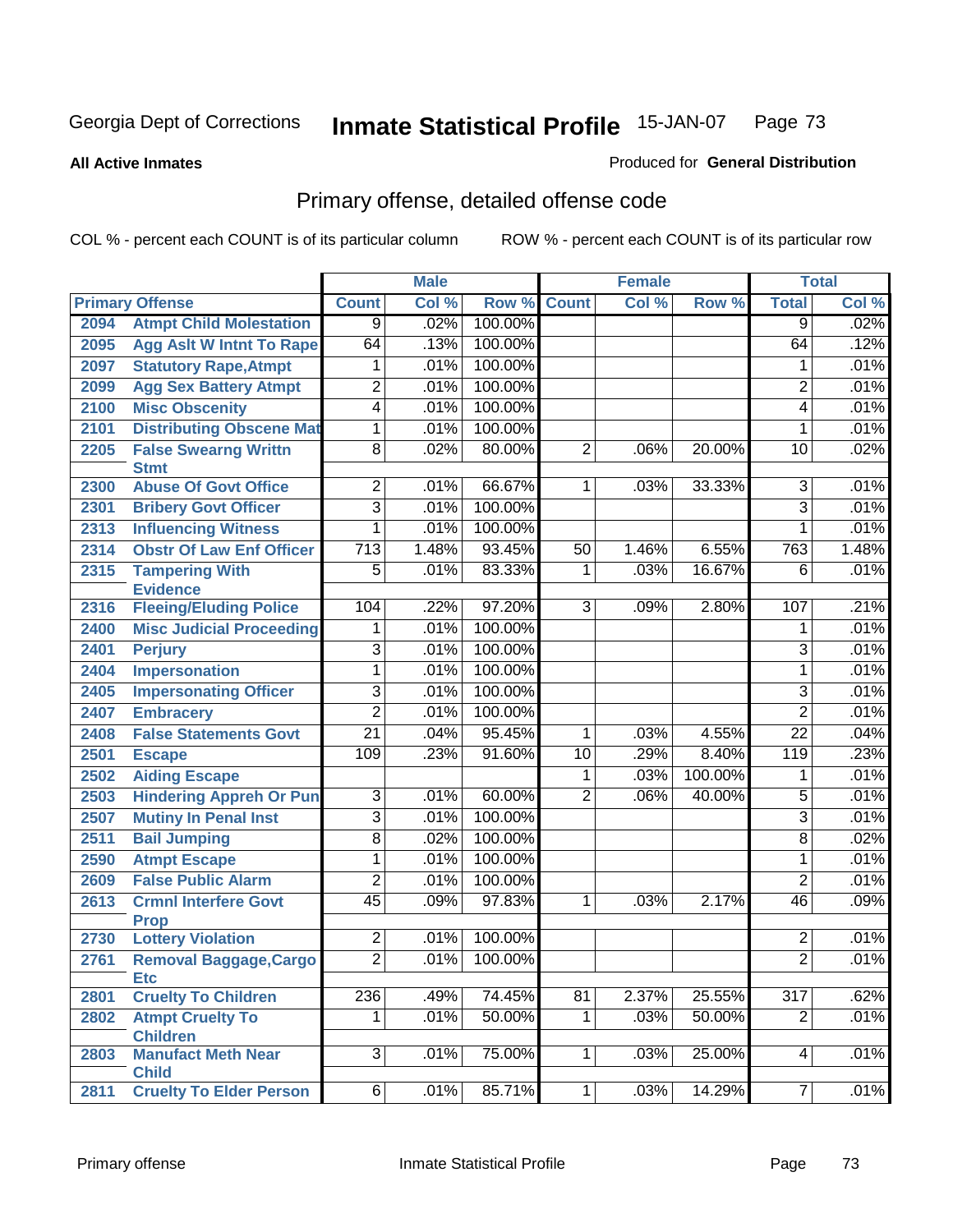Georgia Dept of Corrections **Inmate Statistical Profile** 15-JAN-07

**All Active Inmates** Produced for **General Distribution**

## Primary offense, detailed offense code

COL % - percent each COUNT is of its particular column ROW % - percent each COUNT is of its particular row

| Primary Offense | | Male | | | Female | | | Total | |
|---|---|---|---|---|---|---|---|---|---|
| | | Count | Col % | Row % | Count | Col % | Row % | Total | Col % |
| 2094 | Atmpt Child Molestation | 9 | .02% | 100.00% | | | | 9 | .02% |
| 2095 | Agg Aslt W Intnt To Rape | 64 | .13% | 100.00% | | | | 64 | .12% |
| 2097 | Statutory Rape,Atmpt | 1 | .01% | 100.00% | | | | 1 | .01% |
| 2099 | Agg Sex Battery Atmpt | 2 | .01% | 100.00% | | | | 2 | .01% |
| 2100 | Misc Obscenity | 4 | .01% | 100.00% | | | | 4 | .01% |
| 2101 | Distributing Obscene Mat | 1 | .01% | 100.00% | | | | 1 | .01% |
| 2205 | False Swearng Writtn Stmt | 8 | .02% | 80.00% | 2 | .06% | 20.00% | 10 | .02% |
| 2300 | Abuse Of Govt Office | 2 | .01% | 66.67% | 1 | .03% | 33.33% | 3 | .01% |
| 2301 | Bribery Govt Officer | 3 | .01% | 100.00% | | | | 3 | .01% |
| 2313 | Influencing Witness | 1 | .01% | 100.00% | | | | 1 | .01% |
| 2314 | Obstr Of Law Enf Officer | 713 | 1.48% | 93.45% | 50 | 1.46% | 6.55% | 763 | 1.48% |
| 2315 | Tampering With Evidence | 5 | .01% | 83.33% | 1 | .03% | 16.67% | 6 | .01% |
| 2316 | Fleeing/Eluding Police | 104 | .22% | 97.20% | 3 | .09% | 2.80% | 107 | .21% |
| 2400 | Misc Judicial Proceeding | 1 | .01% | 100.00% | | | | 1 | .01% |
| 2401 | Perjury | 3 | .01% | 100.00% | | | | 3 | .01% |
| 2404 | Impersonation | 1 | .01% | 100.00% | | | | 1 | .01% |
| 2405 | Impersonating Officer | 3 | .01% | 100.00% | | | | 3 | .01% |
| 2407 | Embracery | 2 | .01% | 100.00% | | | | 2 | .01% |
| 2408 | False Statements Govt | 21 | .04% | 95.45% | 1 | .03% | 4.55% | 22 | .04% |
| 2501 | Escape | 109 | .23% | 91.60% | 10 | .29% | 8.40% | 119 | .23% |
| 2502 | Aiding Escape | | | | 1 | .03% | 100.00% | 1 | .01% |
| 2503 | Hindering Appreh Or Pun | 3 | .01% | 60.00% | 2 | .06% | 40.00% | 5 | .01% |
| 2507 | Mutiny In Penal Inst | 3 | .01% | 100.00% | | | | 3 | .01% |
| 2511 | Bail Jumping | 8 | .02% | 100.00% | | | | 8 | .02% |
| 2590 | Atmpt Escape | 1 | .01% | 100.00% | | | | 1 | .01% |
| 2609 | False Public Alarm | 2 | .01% | 100.00% | | | | 2 | .01% |
| 2613 | Crmnl Interfere Govt Prop | 45 | .09% | 97.83% | 1 | .03% | 2.17% | 46 | .09% |
| 2730 | Lottery Violation | 2 | .01% | 100.00% | | | | 2 | .01% |
| 2761 | Removal Baggage,Cargo Etc | 2 | .01% | 100.00% | | | | 2 | .01% |
| 2801 | Cruelty To Children | 236 | .49% | 74.45% | 81 | 2.37% | 25.55% | 317 | .62% |
| 2802 | Atmpt Cruelty To Children | 1 | .01% | 50.00% | 1 | .03% | 50.00% | 2 | .01% |
| 2803 | Manufact Meth Near Child | 3 | .01% | 75.00% | 1 | .03% | 25.00% | 4 | .01% |
| 2811 | Cruelty To Elder Person | 6 | .01% | 85.71% | 1 | .03% | 14.29% | 7 | .01% |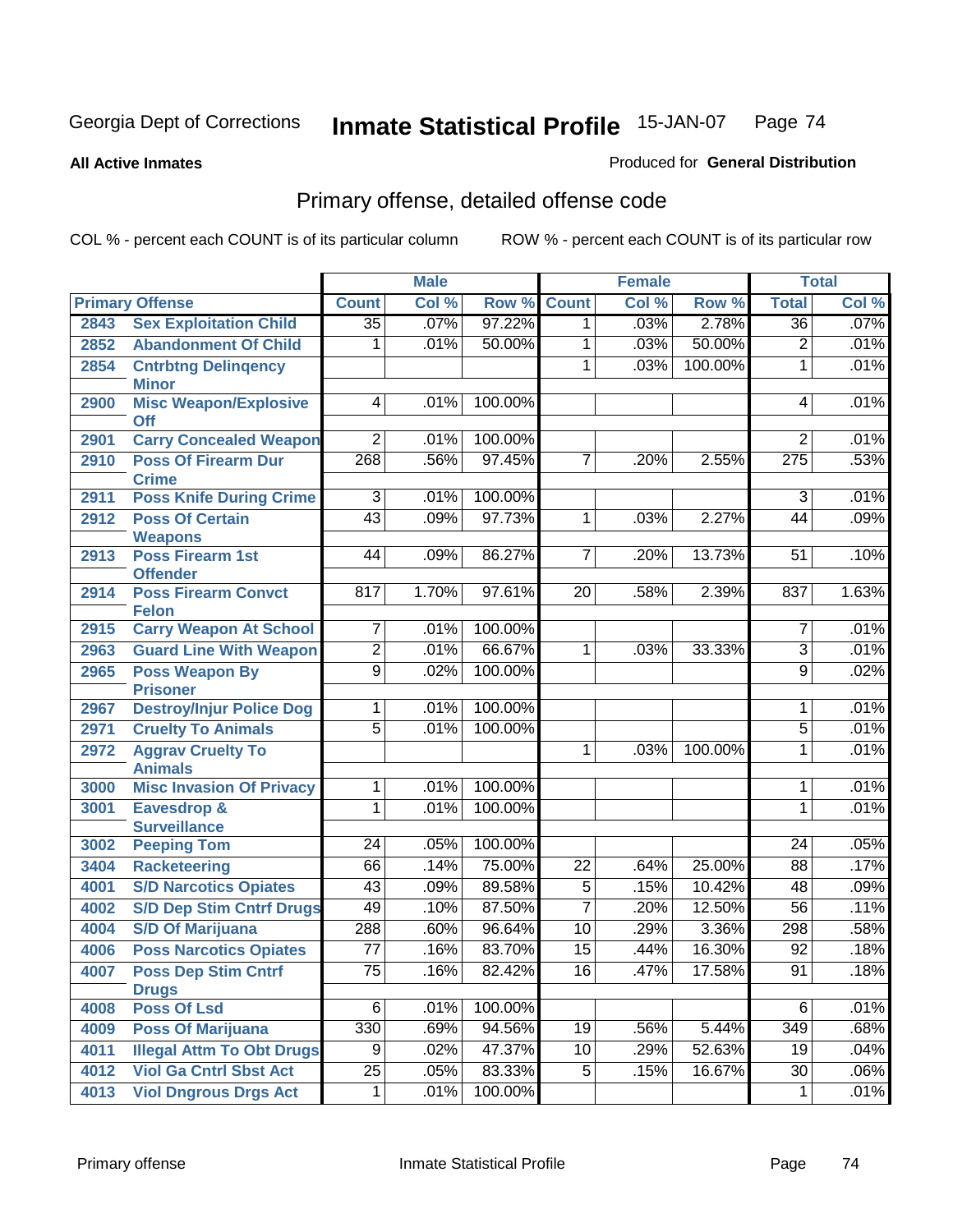Georgia Dept of Corrections **Inmate Statistical Profile** 15-JAN-07

**All Active Inmates**

Produced for **General Distribution**

## Primary offense, detailed offense code

COL % - percent each COUNT is of its particular column ROW % - percent each COUNT is of its particular row

| Primary Offense | | Male | | | Female | | | Total | |
|---|---|---|---|---|---|---|---|---|---|
| | | Count | Col % | Row % | Count | Col % | Row % | Total | Col % |
| 2843 | Sex Exploitation Child | 35 | .07% | 97.22% | 1 | .03% | 2.78% | 36 | .07% |
| 2852 | Abandonment Of Child | 1 | .01% | 50.00% | 1 | .03% | 50.00% | 2 | .01% |
| 2854 | Cntrbtng Delinqency Minor | | | | 1 | .03% | 100.00% | 1 | .01% |
| 2900 | Misc Weapon/Explosive Off | 4 | .01% | 100.00% | | | | 4 | .01% |
| 2901 | Carry Concealed Weapon | 2 | .01% | 100.00% | | | | 2 | .01% |
| 2910 | Poss Of Firearm Dur Crime | 268 | .56% | 97.45% | 7 | .20% | 2.55% | 275 | .53% |
| 2911 | Poss Knife During Crime | 3 | .01% | 100.00% | | | | 3 | .01% |
| 2912 | Poss Of Certain Weapons | 43 | .09% | 97.73% | 1 | .03% | 2.27% | 44 | .09% |
| 2913 | Poss Firearm 1st Offender | 44 | .09% | 86.27% | 7 | .20% | 13.73% | 51 | .10% |
| 2914 | Poss Firearm Convct Felon | 817 | 1.70% | 97.61% | 20 | .58% | 2.39% | 837 | 1.63% |
| 2915 | Carry Weapon At School | 7 | .01% | 100.00% | | | | 7 | .01% |
| 2963 | Guard Line With Weapon | 2 | .01% | 66.67% | 1 | .03% | 33.33% | 3 | .01% |
| 2965 | Poss Weapon By Prisoner | 9 | .02% | 100.00% | | | | 9 | .02% |
| 2967 | Destroy/Injur Police Dog | 1 | .01% | 100.00% | | | | 1 | .01% |
| 2971 | Cruelty To Animals | 5 | .01% | 100.00% | | | | 5 | .01% |
| 2972 | Aggrav Cruelty To Animals | | | | 1 | .03% | 100.00% | 1 | .01% |
| 3000 | Misc Invasion Of Privacy | 1 | .01% | 100.00% | | | | 1 | .01% |
| 3001 | Eavesdrop & Surveillance | 1 | .01% | 100.00% | | | | 1 | .01% |
| 3002 | Peeping Tom | 24 | .05% | 100.00% | | | | 24 | .05% |
| 3404 | Racketeering | 66 | .14% | 75.00% | 22 | .64% | 25.00% | 88 | .17% |
| 4001 | S/D Narcotics Opiates | 43 | .09% | 89.58% | 5 | .15% | 10.42% | 48 | .09% |
| 4002 | S/D Dep Stim Cntrf Drugs | 49 | .10% | 87.50% | 7 | .20% | 12.50% | 56 | .11% |
| 4004 | S/D Of Marijuana | 288 | .60% | 96.64% | 10 | .29% | 3.36% | 298 | .58% |
| 4006 | Poss Narcotics Opiates | 77 | .16% | 83.70% | 15 | .44% | 16.30% | 92 | .18% |
| 4007 | Poss Dep Stim Cntrf Drugs | 75 | .16% | 82.42% | 16 | .47% | 17.58% | 91 | .18% |
| 4008 | Poss Of Lsd | 6 | .01% | 100.00% | | | | 6 | .01% |
| 4009 | Poss Of Marijuana | 330 | .69% | 94.56% | 19 | .56% | 5.44% | 349 | .68% |
| 4011 | Illegal Attm To Obt Drugs | 9 | .02% | 47.37% | 10 | .29% | 52.63% | 19 | .04% |
| 4012 | Viol Ga Cntrl Sbst Act | 25 | .05% | 83.33% | 5 | .15% | 16.67% | 30 | .06% |
| 4013 | Viol Dngrous Drgs Act | 1 | .01% | 100.00% | | | | 1 | .01% |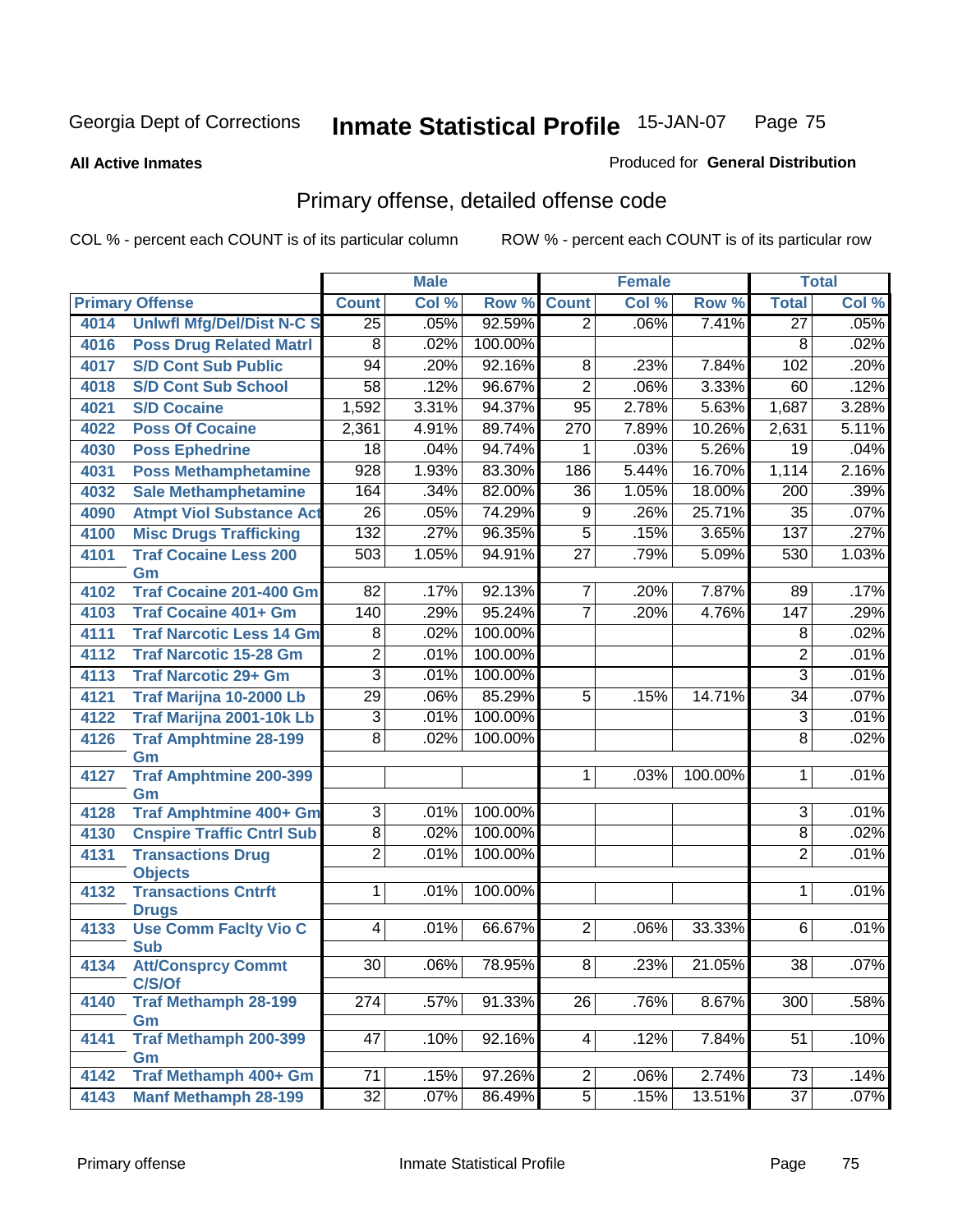Georgia Dept of Corrections **Inmate Statistical Profile** 15-JAN-07

**All Active Inmates**

Produced for **General Distribution**

## Primary offense, detailed offense code

COL % - percent each COUNT is of its particular column

ROW % - percent each COUNT is of its particular row

| Primary Offense | | Male | | | Female | | | Total | |
|---|---|---|---|---|---|---|---|---|---|
| | | Count | Col % | Row % | Count | Col % | Row % | Total | Col % |
| 4014 | Unlwfl Mfg/Del/Dist N-C S | 25 | .05% | 92.59% | 2 | .06% | 7.41% | 27 | .05% |
| 4016 | Poss Drug Related Matrl | 8 | .02% | 100.00% | | | | 8 | .02% |
| 4017 | S/D Cont Sub Public | 94 | .20% | 92.16% | 8 | .23% | 7.84% | 102 | .20% |
| 4018 | S/D Cont Sub School | 58 | .12% | 96.67% | 2 | .06% | 3.33% | 60 | .12% |
| 4021 | S/D Cocaine | 1,592 | 3.31% | 94.37% | 95 | 2.78% | 5.63% | 1,687 | 3.28% |
| 4022 | Poss Of Cocaine | 2,361 | 4.91% | 89.74% | 270 | 7.89% | 10.26% | 2,631 | 5.11% |
| 4030 | Poss Ephedrine | 18 | .04% | 94.74% | 1 | .03% | 5.26% | 19 | .04% |
| 4031 | Poss Methamphetamine | 928 | 1.93% | 83.30% | 186 | 5.44% | 16.70% | 1,114 | 2.16% |
| 4032 | Sale Methamphetamine | 164 | .34% | 82.00% | 36 | 1.05% | 18.00% | 200 | .39% |
| 4090 | Atmpt Viol Substance Act | 26 | .05% | 74.29% | 9 | .26% | 25.71% | 35 | .07% |
| 4100 | Misc Drugs Trafficking | 132 | .27% | 96.35% | 5 | .15% | 3.65% | 137 | .27% |
| 4101 | Traf Cocaine Less 200 Gm | 503 | 1.05% | 94.91% | 27 | .79% | 5.09% | 530 | 1.03% |
| 4102 | Traf Cocaine 201-400 Gm | 82 | .17% | 92.13% | 7 | .20% | 7.87% | 89 | .17% |
| 4103 | Traf Cocaine 401+ Gm | 140 | .29% | 95.24% | 7 | .20% | 4.76% | 147 | .29% |
| 4111 | Traf Narcotic Less 14 Gm | 8 | .02% | 100.00% | | | | 8 | .02% |
| 4112 | Traf Narcotic 15-28 Gm | 2 | .01% | 100.00% | | | | 2 | .01% |
| 4113 | Traf Narcotic 29+ Gm | 3 | .01% | 100.00% | | | | 3 | .01% |
| 4121 | Traf Marijna 10-2000 Lb | 29 | .06% | 85.29% | 5 | .15% | 14.71% | 34 | .07% |
| 4122 | Traf Marijna 2001-10k Lb | 3 | .01% | 100.00% | | | | 3 | .01% |
| 4126 | Traf Amphtmine 28-199 Gm | 8 | .02% | 100.00% | | | | 8 | .02% |
| 4127 | Traf Amphtmine 200-399 Gm | | | | 1 | .03% | 100.00% | 1 | .01% |
| 4128 | Traf Amphtmine 400+ Gm | 3 | .01% | 100.00% | | | | 3 | .01% |
| 4130 | Cnspire Traffic Cntrl Sub | 8 | .02% | 100.00% | | | | 8 | .02% |
| 4131 | Transactions Drug Objects | 2 | .01% | 100.00% | | | | 2 | .01% |
| 4132 | Transactions Cntrft Drugs | 1 | .01% | 100.00% | | | | 1 | .01% |
| 4133 | Use Comm Faclty Vio C Sub | 4 | .01% | 66.67% | 2 | .06% | 33.33% | 6 | .01% |
| 4134 | Att/Consprcy Commt C/S/Of | 30 | .06% | 78.95% | 8 | .23% | 21.05% | 38 | .07% |
| 4140 | Traf Methamph 28-199 Gm | 274 | .57% | 91.33% | 26 | .76% | 8.67% | 300 | .58% |
| 4141 | Traf Methamph 200-399 Gm | 47 | .10% | 92.16% | 4 | .12% | 7.84% | 51 | .10% |
| 4142 | Traf Methamph 400+ Gm | 71 | .15% | 97.26% | 2 | .06% | 2.74% | 73 | .14% |
| 4143 | Manf Methamph 28-199 | 32 | .07% | 86.49% | 5 | .15% | 13.51% | 37 | .07% |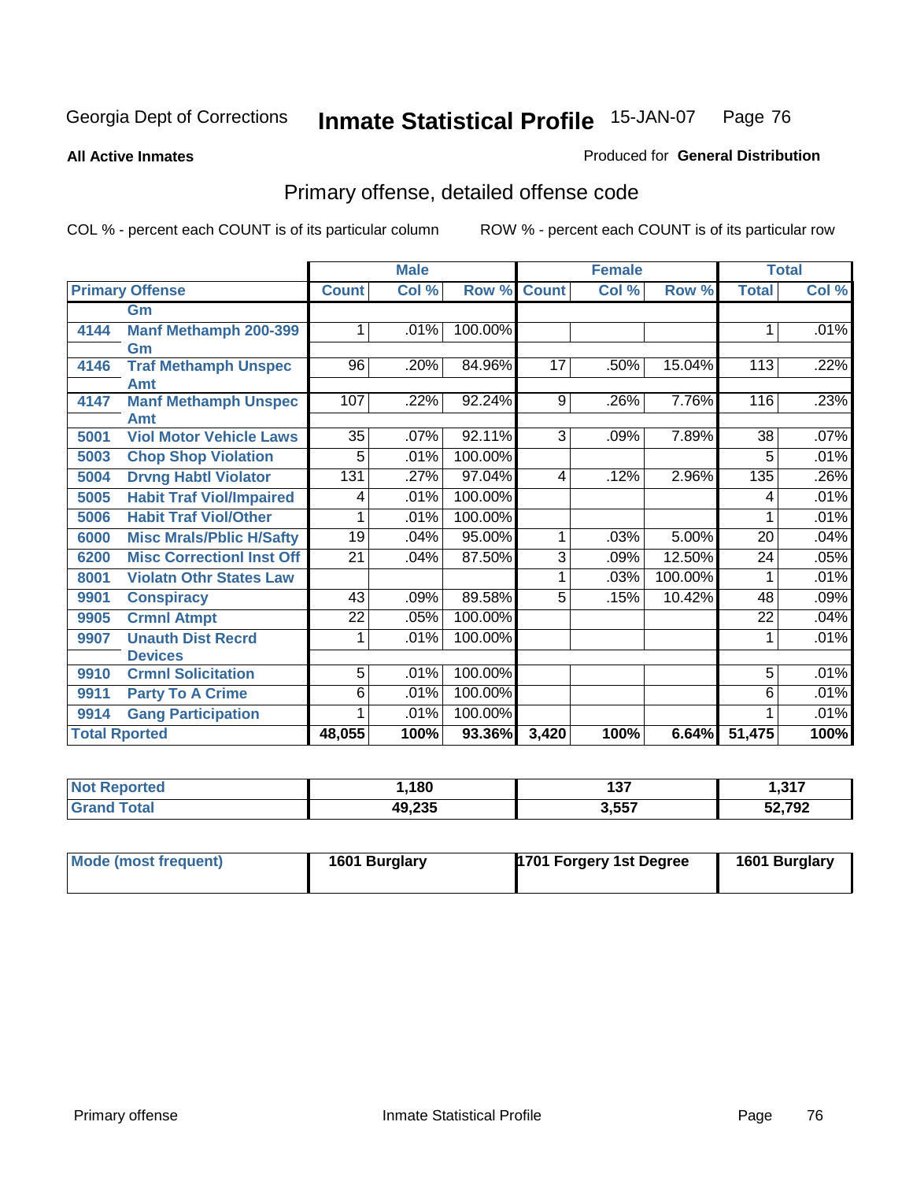Georgia Dept of Corrections **Inmate Statistical Profile** 15-JAN-07

**All Active Inmates**

Produced for **General Distribution**

## Primary offense, detailed offense code

COL % - percent each COUNT is of its particular column

ROW % - percent each COUNT is of its particular row

| | | Male | | | Female | | | Total | |
|---|---|---|---|---|---|---|---|---|---|
| Primary Offense | | Count | Col % | Row % | Count | Col % | Row % | Total | Col % |
| | Gm | | | | | | | | |
| 4144 | Manf Methamph 200-399 Gm | 1 | .01% | 100.00% | | | | 1 | .01% |
| 4146 | Traf Methamph Unspec Amt | 96 | .20% | 84.96% | 17 | .50% | 15.04% | 113 | .22% |
| 4147 | Manf Methamph Unspec Amt | 107 | .22% | 92.24% | 9 | .26% | 7.76% | 116 | .23% |
| 5001 | Viol Motor Vehicle Laws | 35 | .07% | 92.11% | 3 | .09% | 7.89% | 38 | .07% |
| 5003 | Chop Shop Violation | 5 | .01% | 100.00% | | | | 5 | .01% |
| 5004 | Drvng Habtl Violator | 131 | .27% | 97.04% | 4 | .12% | 2.96% | 135 | .26% |
| 5005 | Habit Traf Viol/Impaired | 4 | .01% | 100.00% | | | | 4 | .01% |
| 5006 | Habit Traf Viol/Other | 1 | .01% | 100.00% | | | | 1 | .01% |
| 6000 | Misc Mrals/Pblic H/Safty | 19 | .04% | 95.00% | 1 | .03% | 5.00% | 20 | .04% |
| 6200 | Misc Correctionl Inst Off | 21 | .04% | 87.50% | 3 | .09% | 12.50% | 24 | .05% |
| 8001 | Violatn Othr States Law | | | | 1 | .03% | 100.00% | 1 | .01% |
| 9901 | Conspiracy | 43 | .09% | 89.58% | 5 | .15% | 10.42% | 48 | .09% |
| 9905 | Crmnl Atmpt | 22 | .05% | 100.00% | | | | 22 | .04% |
| 9907 | Unauth Dist Recrd Devices | 1 | .01% | 100.00% | | | | 1 | .01% |
| 9910 | Crmnl Solicitation | 5 | .01% | 100.00% | | | | 5 | .01% |
| 9911 | Party To A Crime | 6 | .01% | 100.00% | | | | 6 | .01% |
| 9914 | Gang Participation | 1 | .01% | 100.00% | | | | 1 | .01% |
| Total Rported | | 48,055 | 100% | 93.36% | 3,420 | 100% | 6.64% | 51,475 | 100% |

| | Male | Female | Total |
|---|---|---|---|
| Not Reported | 1,180 | 137 | 1,317 |
| Grand Total | 49,235 | 3,557 | 52,792 |

| | Male | Female | Total |
|---|---|---|---|
| Mode (most frequent) | 1601 Burglary | 1701 Forgery 1st Degree | 1601 Burglary |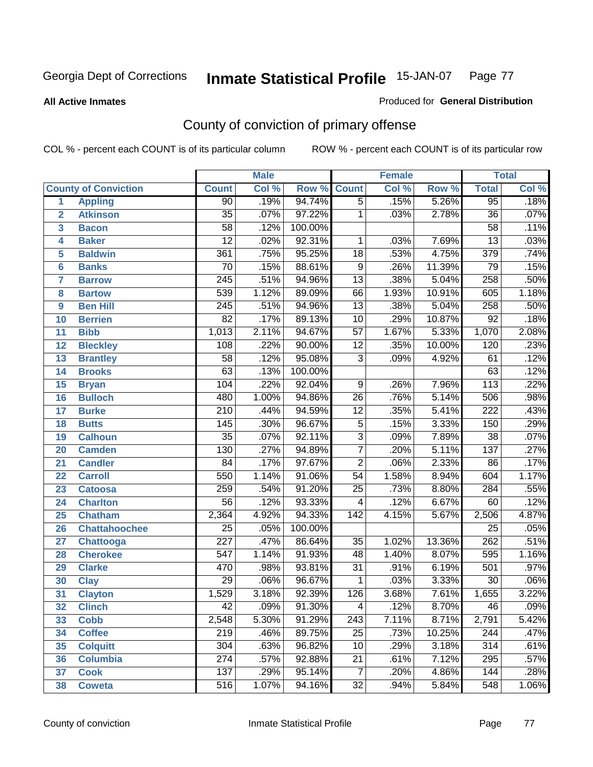Georgia Dept of Corrections **Inmate Statistical Profile** 15-JAN-07

**All Active Inmates** Produced for **General Distribution**

## County of conviction of primary offense

COL % - percent each COUNT is of its particular column ROW % - percent each COUNT is of its particular row

| | | Male | | | Female | | | Total | |
|---|---|---|---|---|---|---|---|---|---|
| | **County of Conviction** | **Count** | **Col %** | **Row %** | **Count** | **Col %** | **Row %** | **Total** | **Col %** |
| 1 | **Appling** | 90 | .19% | 94.74% | 5 | .15% | 5.26% | 95 | .18% |
| 2 | **Atkinson** | 35 | .07% | 97.22% | 1 | .03% | 2.78% | 36 | .07% |
| 3 | **Bacon** | 58 | .12% | 100.00% | | | | 58 | .11% |
| 4 | **Baker** | 12 | .02% | 92.31% | 1 | .03% | 7.69% | 13 | .03% |
| 5 | **Baldwin** | 361 | .75% | 95.25% | 18 | .53% | 4.75% | 379 | .74% |
| 6 | **Banks** | 70 | .15% | 88.61% | 9 | .26% | 11.39% | 79 | .15% |
| 7 | **Barrow** | 245 | .51% | 94.96% | 13 | .38% | 5.04% | 258 | .50% |
| 8 | **Bartow** | 539 | 1.12% | 89.09% | 66 | 1.93% | 10.91% | 605 | 1.18% |
| 9 | **Ben Hill** | 245 | .51% | 94.96% | 13 | .38% | 5.04% | 258 | .50% |
| 10 | **Berrien** | 82 | .17% | 89.13% | 10 | .29% | 10.87% | 92 | .18% |
| 11 | **Bibb** | 1,013 | 2.11% | 94.67% | 57 | 1.67% | 5.33% | 1,070 | 2.08% |
| 12 | **Bleckley** | 108 | .22% | 90.00% | 12 | .35% | 10.00% | 120 | .23% |
| 13 | **Brantley** | 58 | .12% | 95.08% | 3 | .09% | 4.92% | 61 | .12% |
| 14 | **Brooks** | 63 | .13% | 100.00% | | | | 63 | .12% |
| 15 | **Bryan** | 104 | .22% | 92.04% | 9 | .26% | 7.96% | 113 | .22% |
| 16 | **Bulloch** | 480 | 1.00% | 94.86% | 26 | .76% | 5.14% | 506 | .98% |
| 17 | **Burke** | 210 | .44% | 94.59% | 12 | .35% | 5.41% | 222 | .43% |
| 18 | **Butts** | 145 | .30% | 96.67% | 5 | .15% | 3.33% | 150 | .29% |
| 19 | **Calhoun** | 35 | .07% | 92.11% | 3 | .09% | 7.89% | 38 | .07% |
| 20 | **Camden** | 130 | .27% | 94.89% | 7 | .20% | 5.11% | 137 | .27% |
| 21 | **Candler** | 84 | .17% | 97.67% | 2 | .06% | 2.33% | 86 | .17% |
| 22 | **Carroll** | 550 | 1.14% | 91.06% | 54 | 1.58% | 8.94% | 604 | 1.17% |
| 23 | **Catoosa** | 259 | .54% | 91.20% | 25 | .73% | 8.80% | 284 | .55% |
| 24 | **Charlton** | 56 | .12% | 93.33% | 4 | .12% | 6.67% | 60 | .12% |
| 25 | **Chatham** | 2,364 | 4.92% | 94.33% | 142 | 4.15% | 5.67% | 2,506 | 4.87% |
| 26 | **Chattahoochee** | 25 | .05% | 100.00% | | | | 25 | .05% |
| 27 | **Chattooga** | 227 | .47% | 86.64% | 35 | 1.02% | 13.36% | 262 | .51% |
| 28 | **Cherokee** | 547 | 1.14% | 91.93% | 48 | 1.40% | 8.07% | 595 | 1.16% |
| 29 | **Clarke** | 470 | .98% | 93.81% | 31 | .91% | 6.19% | 501 | .97% |
| 30 | **Clay** | 29 | .06% | 96.67% | 1 | .03% | 3.33% | 30 | .06% |
| 31 | **Clayton** | 1,529 | 3.18% | 92.39% | 126 | 3.68% | 7.61% | 1,655 | 3.22% |
| 32 | **Clinch** | 42 | .09% | 91.30% | 4 | .12% | 8.70% | 46 | .09% |
| 33 | **Cobb** | 2,548 | 5.30% | 91.29% | 243 | 7.11% | 8.71% | 2,791 | 5.42% |
| 34 | **Coffee** | 219 | .46% | 89.75% | 25 | .73% | 10.25% | 244 | .47% |
| 35 | **Colquitt** | 304 | .63% | 96.82% | 10 | .29% | 3.18% | 314 | .61% |
| 36 | **Columbia** | 274 | .57% | 92.88% | 21 | .61% | 7.12% | 295 | .57% |
| 37 | **Cook** | 137 | .29% | 95.14% | 7 | .20% | 4.86% | 144 | .28% |
| 38 | **Coweta** | 516 | 1.07% | 94.16% | 32 | .94% | 5.84% | 548 | 1.06% |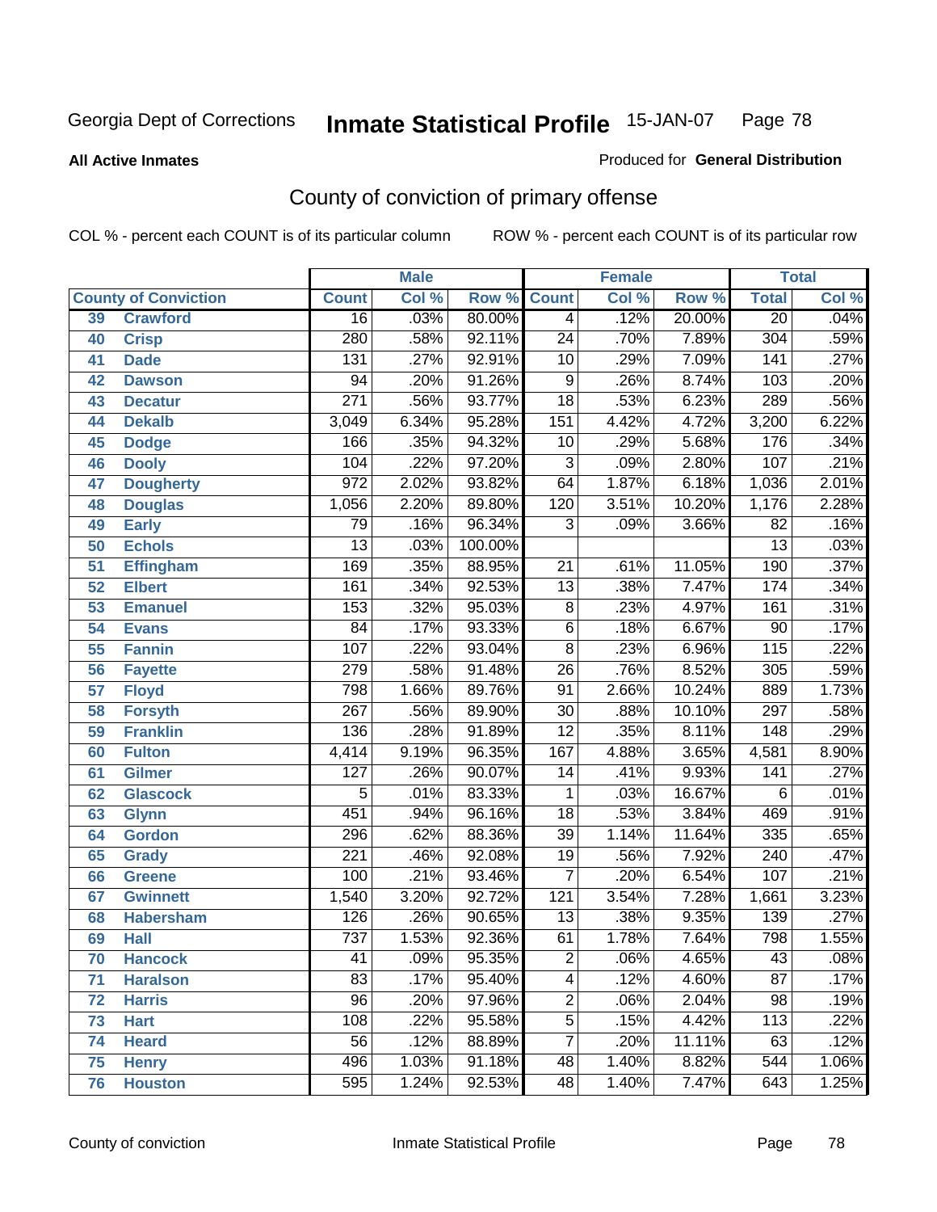Georgia Dept of Corrections **Inmate Statistical Profile** 15-JAN-07

**All Active Inmates** Produced for **General Distribution**

## County of conviction of primary offense

COL % - percent each COUNT is of its particular column ROW % - percent each COUNT is of its particular row

| County of Conviction | | Male | | | Female | | | Total | |
|---|---|---|---|---|---|---|---|---|---|
| | | Count | Col % | Row % | Count | Col % | Row % | Total | Col % |
| 39 | Crawford | 16 | .03% | 80.00% | 4 | .12% | 20.00% | 20 | .04% |
| 40 | Crisp | 280 | .58% | 92.11% | 24 | .70% | 7.89% | 304 | .59% |
| 41 | Dade | 131 | .27% | 92.91% | 10 | .29% | 7.09% | 141 | .27% |
| 42 | Dawson | 94 | .20% | 91.26% | 9 | .26% | 8.74% | 103 | .20% |
| 43 | Decatur | 271 | .56% | 93.77% | 18 | .53% | 6.23% | 289 | .56% |
| 44 | Dekalb | 3,049 | 6.34% | 95.28% | 151 | 4.42% | 4.72% | 3,200 | 6.22% |
| 45 | Dodge | 166 | .35% | 94.32% | 10 | .29% | 5.68% | 176 | .34% |
| 46 | Dooly | 104 | .22% | 97.20% | 3 | .09% | 2.80% | 107 | .21% |
| 47 | Dougherty | 972 | 2.02% | 93.82% | 64 | 1.87% | 6.18% | 1,036 | 2.01% |
| 48 | Douglas | 1,056 | 2.20% | 89.80% | 120 | 3.51% | 10.20% | 1,176 | 2.28% |
| 49 | Early | 79 | .16% | 96.34% | 3 | .09% | 3.66% | 82 | .16% |
| 50 | Echols | 13 | .03% | 100.00% | | | | 13 | .03% |
| 51 | Effingham | 169 | .35% | 88.95% | 21 | .61% | 11.05% | 190 | .37% |
| 52 | Elbert | 161 | .34% | 92.53% | 13 | .38% | 7.47% | 174 | .34% |
| 53 | Emanuel | 153 | .32% | 95.03% | 8 | .23% | 4.97% | 161 | .31% |
| 54 | Evans | 84 | .17% | 93.33% | 6 | .18% | 6.67% | 90 | .17% |
| 55 | Fannin | 107 | .22% | 93.04% | 8 | .23% | 6.96% | 115 | .22% |
| 56 | Fayette | 279 | .58% | 91.48% | 26 | .76% | 8.52% | 305 | .59% |
| 57 | Floyd | 798 | 1.66% | 89.76% | 91 | 2.66% | 10.24% | 889 | 1.73% |
| 58 | Forsyth | 267 | .56% | 89.90% | 30 | .88% | 10.10% | 297 | .58% |
| 59 | Franklin | 136 | .28% | 91.89% | 12 | .35% | 8.11% | 148 | .29% |
| 60 | Fulton | 4,414 | 9.19% | 96.35% | 167 | 4.88% | 3.65% | 4,581 | 8.90% |
| 61 | Gilmer | 127 | .26% | 90.07% | 14 | .41% | 9.93% | 141 | .27% |
| 62 | Glascock | 5 | .01% | 83.33% | 1 | .03% | 16.67% | 6 | .01% |
| 63 | Glynn | 451 | .94% | 96.16% | 18 | .53% | 3.84% | 469 | .91% |
| 64 | Gordon | 296 | .62% | 88.36% | 39 | 1.14% | 11.64% | 335 | .65% |
| 65 | Grady | 221 | .46% | 92.08% | 19 | .56% | 7.92% | 240 | .47% |
| 66 | Greene | 100 | .21% | 93.46% | 7 | .20% | 6.54% | 107 | .21% |
| 67 | Gwinnett | 1,540 | 3.20% | 92.72% | 121 | 3.54% | 7.28% | 1,661 | 3.23% |
| 68 | Habersham | 126 | .26% | 90.65% | 13 | .38% | 9.35% | 139 | .27% |
| 69 | Hall | 737 | 1.53% | 92.36% | 61 | 1.78% | 7.64% | 798 | 1.55% |
| 70 | Hancock | 41 | .09% | 95.35% | 2 | .06% | 4.65% | 43 | .08% |
| 71 | Haralson | 83 | .17% | 95.40% | 4 | .12% | 4.60% | 87 | .17% |
| 72 | Harris | 96 | .20% | 97.96% | 2 | .06% | 2.04% | 98 | .19% |
| 73 | Hart | 108 | .22% | 95.58% | 5 | .15% | 4.42% | 113 | .22% |
| 74 | Heard | 56 | .12% | 88.89% | 7 | .20% | 11.11% | 63 | .12% |
| 75 | Henry | 496 | 1.03% | 91.18% | 48 | 1.40% | 8.82% | 544 | 1.06% |
| 76 | Houston | 595 | 1.24% | 92.53% | 48 | 1.40% | 7.47% | 643 | 1.25% |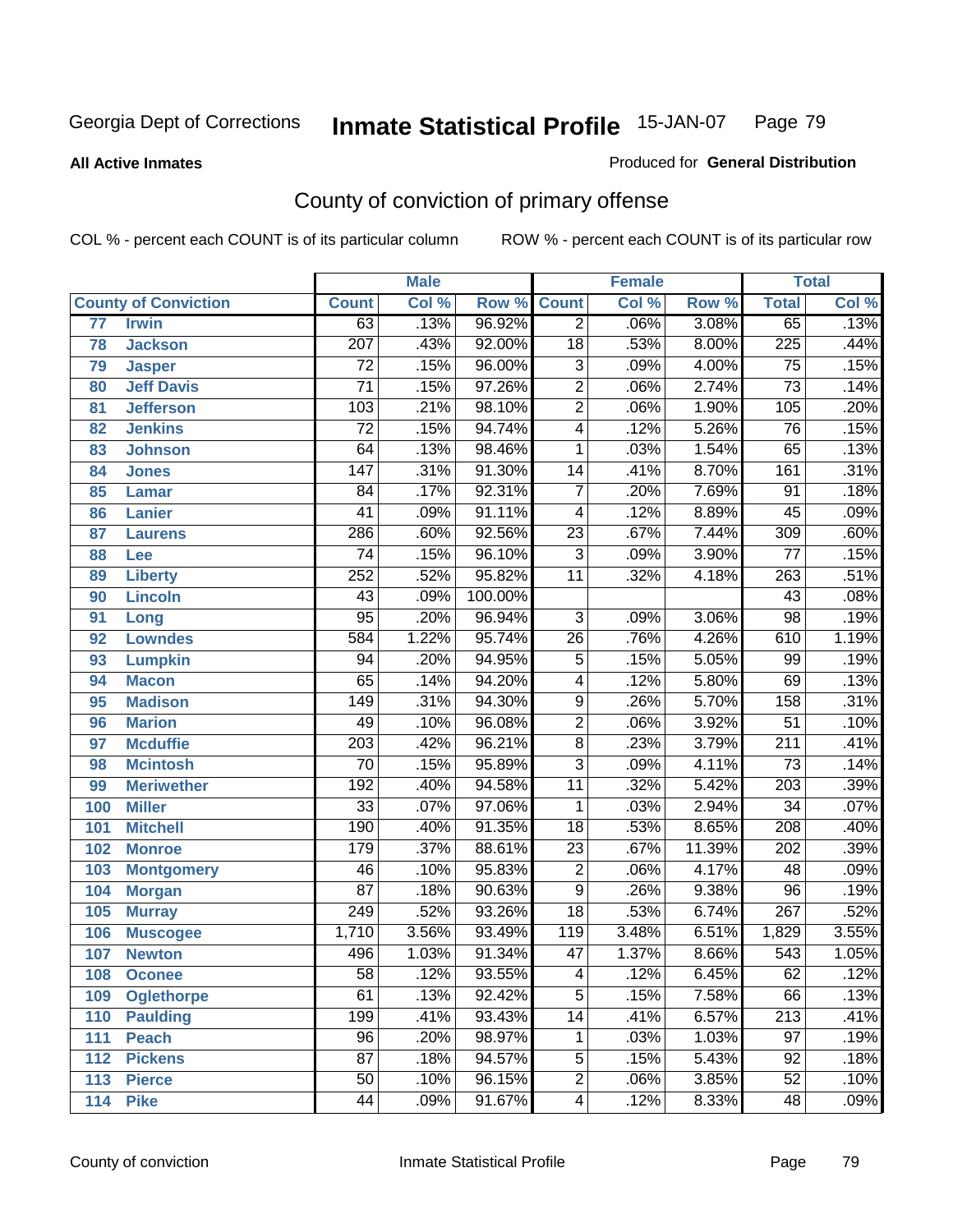Georgia Dept of Corrections

# Inmate Statistical Profile

15-JAN-07

**All Active Inmates**

Produced for **General Distribution**

## County of conviction of primary offense

COL % - percent each COUNT is of its particular column

ROW % - percent each COUNT is of its particular row

| | | Male | | | Female | | | Total | |
|---|---|---|---|---|---|---|---|---|---|
| **County of Conviction** | | **Count** | **Col %** | **Row %** | **Count** | **Col %** | **Row %** | **Total** | **Col %** |
| 77 | Irwin | 63 | .13% | 96.92% | 2 | .06% | 3.08% | 65 | .13% |
| 78 | Jackson | 207 | .43% | 92.00% | 18 | .53% | 8.00% | 225 | .44% |
| 79 | Jasper | 72 | .15% | 96.00% | 3 | .09% | 4.00% | 75 | .15% |
| 80 | Jeff Davis | 71 | .15% | 97.26% | 2 | .06% | 2.74% | 73 | .14% |
| 81 | Jefferson | 103 | .21% | 98.10% | 2 | .06% | 1.90% | 105 | .20% |
| 82 | Jenkins | 72 | .15% | 94.74% | 4 | .12% | 5.26% | 76 | .15% |
| 83 | Johnson | 64 | .13% | 98.46% | 1 | .03% | 1.54% | 65 | .13% |
| 84 | Jones | 147 | .31% | 91.30% | 14 | .41% | 8.70% | 161 | .31% |
| 85 | Lamar | 84 | .17% | 92.31% | 7 | .20% | 7.69% | 91 | .18% |
| 86 | Lanier | 41 | .09% | 91.11% | 4 | .12% | 8.89% | 45 | .09% |
| 87 | Laurens | 286 | .60% | 92.56% | 23 | .67% | 7.44% | 309 | .60% |
| 88 | Lee | 74 | .15% | 96.10% | 3 | .09% | 3.90% | 77 | .15% |
| 89 | Liberty | 252 | .52% | 95.82% | 11 | .32% | 4.18% | 263 | .51% |
| 90 | Lincoln | 43 | .09% | 100.00% | | | | 43 | .08% |
| 91 | Long | 95 | .20% | 96.94% | 3 | .09% | 3.06% | 98 | .19% |
| 92 | Lowndes | 584 | 1.22% | 95.74% | 26 | .76% | 4.26% | 610 | 1.19% |
| 93 | Lumpkin | 94 | .20% | 94.95% | 5 | .15% | 5.05% | 99 | .19% |
| 94 | Macon | 65 | .14% | 94.20% | 4 | .12% | 5.80% | 69 | .13% |
| 95 | Madison | 149 | .31% | 94.30% | 9 | .26% | 5.70% | 158 | .31% |
| 96 | Marion | 49 | .10% | 96.08% | 2 | .06% | 3.92% | 51 | .10% |
| 97 | Mcduffie | 203 | .42% | 96.21% | 8 | .23% | 3.79% | 211 | .41% |
| 98 | Mcintosh | 70 | .15% | 95.89% | 3 | .09% | 4.11% | 73 | .14% |
| 99 | Meriwether | 192 | .40% | 94.58% | 11 | .32% | 5.42% | 203 | .39% |
| 100 | Miller | 33 | .07% | 97.06% | 1 | .03% | 2.94% | 34 | .07% |
| 101 | Mitchell | 190 | .40% | 91.35% | 18 | .53% | 8.65% | 208 | .40% |
| 102 | Monroe | 179 | .37% | 88.61% | 23 | .67% | 11.39% | 202 | .39% |
| 103 | Montgomery | 46 | .10% | 95.83% | 2 | .06% | 4.17% | 48 | .09% |
| 104 | Morgan | 87 | .18% | 90.63% | 9 | .26% | 9.38% | 96 | .19% |
| 105 | Murray | 249 | .52% | 93.26% | 18 | .53% | 6.74% | 267 | .52% |
| 106 | Muscogee | 1,710 | 3.56% | 93.49% | 119 | 3.48% | 6.51% | 1,829 | 3.55% |
| 107 | Newton | 496 | 1.03% | 91.34% | 47 | 1.37% | 8.66% | 543 | 1.05% |
| 108 | Oconee | 58 | .12% | 93.55% | 4 | .12% | 6.45% | 62 | .12% |
| 109 | Oglethorpe | 61 | .13% | 92.42% | 5 | .15% | 7.58% | 66 | .13% |
| 110 | Paulding | 199 | .41% | 93.43% | 14 | .41% | 6.57% | 213 | .41% |
| 111 | Peach | 96 | .20% | 98.97% | 1 | .03% | 1.03% | 97 | .19% |
| 112 | Pickens | 87 | .18% | 94.57% | 5 | .15% | 5.43% | 92 | .18% |
| 113 | Pierce | 50 | .10% | 96.15% | 2 | .06% | 3.85% | 52 | .10% |
| 114 | Pike | 44 | .09% | 91.67% | 4 | .12% | 8.33% | 48 | .09% |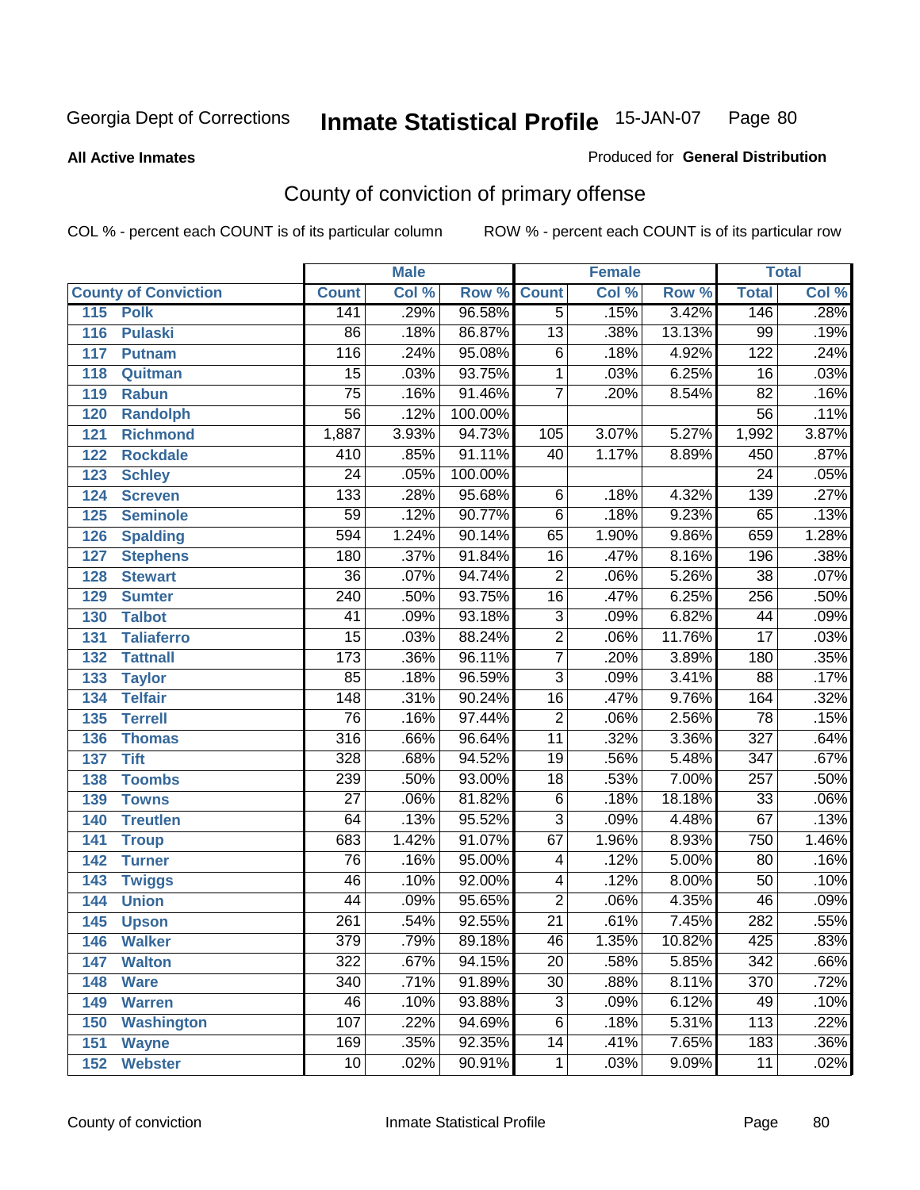Georgia Dept of Corrections **Inmate Statistical Profile** 15-JAN-07

**All Active Inmates**

Produced for **General Distribution**

## County of conviction of primary offense

COL % - percent each COUNT is of its particular column ROW % - percent each COUNT is of its particular row

| County of Conviction | Male | | | Female | | | Total | |
|---|---|---|---|---|---|---|---|---|
| | Count | Col % | Row % | Count | Col % | Row % | Total | Col % |
| 115 Polk | 141 | .29% | 96.58% | 5 | .15% | 3.42% | 146 | .28% |
| 116 Pulaski | 86 | .18% | 86.87% | 13 | .38% | 13.13% | 99 | .19% |
| 117 Putnam | 116 | .24% | 95.08% | 6 | .18% | 4.92% | 122 | .24% |
| 118 Quitman | 15 | .03% | 93.75% | 1 | .03% | 6.25% | 16 | .03% |
| 119 Rabun | 75 | .16% | 91.46% | 7 | .20% | 8.54% | 82 | .16% |
| 120 Randolph | 56 | .12% | 100.00% | | | | 56 | .11% |
| 121 Richmond | 1,887 | 3.93% | 94.73% | 105 | 3.07% | 5.27% | 1,992 | 3.87% |
| 122 Rockdale | 410 | .85% | 91.11% | 40 | 1.17% | 8.89% | 450 | .87% |
| 123 Schley | 24 | .05% | 100.00% | | | | 24 | .05% |
| 124 Screven | 133 | .28% | 95.68% | 6 | .18% | 4.32% | 139 | .27% |
| 125 Seminole | 59 | .12% | 90.77% | 6 | .18% | 9.23% | 65 | .13% |
| 126 Spalding | 594 | 1.24% | 90.14% | 65 | 1.90% | 9.86% | 659 | 1.28% |
| 127 Stephens | 180 | .37% | 91.84% | 16 | .47% | 8.16% | 196 | .38% |
| 128 Stewart | 36 | .07% | 94.74% | 2 | .06% | 5.26% | 38 | .07% |
| 129 Sumter | 240 | .50% | 93.75% | 16 | .47% | 6.25% | 256 | .50% |
| 130 Talbot | 41 | .09% | 93.18% | 3 | .09% | 6.82% | 44 | .09% |
| 131 Taliaferro | 15 | .03% | 88.24% | 2 | .06% | 11.76% | 17 | .03% |
| 132 Tattnall | 173 | .36% | 96.11% | 7 | .20% | 3.89% | 180 | .35% |
| 133 Taylor | 85 | .18% | 96.59% | 3 | .09% | 3.41% | 88 | .17% |
| 134 Telfair | 148 | .31% | 90.24% | 16 | .47% | 9.76% | 164 | .32% |
| 135 Terrell | 76 | .16% | 97.44% | 2 | .06% | 2.56% | 78 | .15% |
| 136 Thomas | 316 | .66% | 96.64% | 11 | .32% | 3.36% | 327 | .64% |
| 137 Tift | 328 | .68% | 94.52% | 19 | .56% | 5.48% | 347 | .67% |
| 138 Toombs | 239 | .50% | 93.00% | 18 | .53% | 7.00% | 257 | .50% |
| 139 Towns | 27 | .06% | 81.82% | 6 | .18% | 18.18% | 33 | .06% |
| 140 Treutlen | 64 | .13% | 95.52% | 3 | .09% | 4.48% | 67 | .13% |
| 141 Troup | 683 | 1.42% | 91.07% | 67 | 1.96% | 8.93% | 750 | 1.46% |
| 142 Turner | 76 | .16% | 95.00% | 4 | .12% | 5.00% | 80 | .16% |
| 143 Twiggs | 46 | .10% | 92.00% | 4 | .12% | 8.00% | 50 | .10% |
| 144 Union | 44 | .09% | 95.65% | 2 | .06% | 4.35% | 46 | .09% |
| 145 Upson | 261 | .54% | 92.55% | 21 | .61% | 7.45% | 282 | .55% |
| 146 Walker | 379 | .79% | 89.18% | 46 | 1.35% | 10.82% | 425 | .83% |
| 147 Walton | 322 | .67% | 94.15% | 20 | .58% | 5.85% | 342 | .66% |
| 148 Ware | 340 | .71% | 91.89% | 30 | .88% | 8.11% | 370 | .72% |
| 149 Warren | 46 | .10% | 93.88% | 3 | .09% | 6.12% | 49 | .10% |
| 150 Washington | 107 | .22% | 94.69% | 6 | .18% | 5.31% | 113 | .22% |
| 151 Wayne | 169 | .35% | 92.35% | 14 | .41% | 7.65% | 183 | .36% |
| 152 Webster | 10 | .02% | 90.91% | 1 | .03% | 9.09% | 11 | .02% |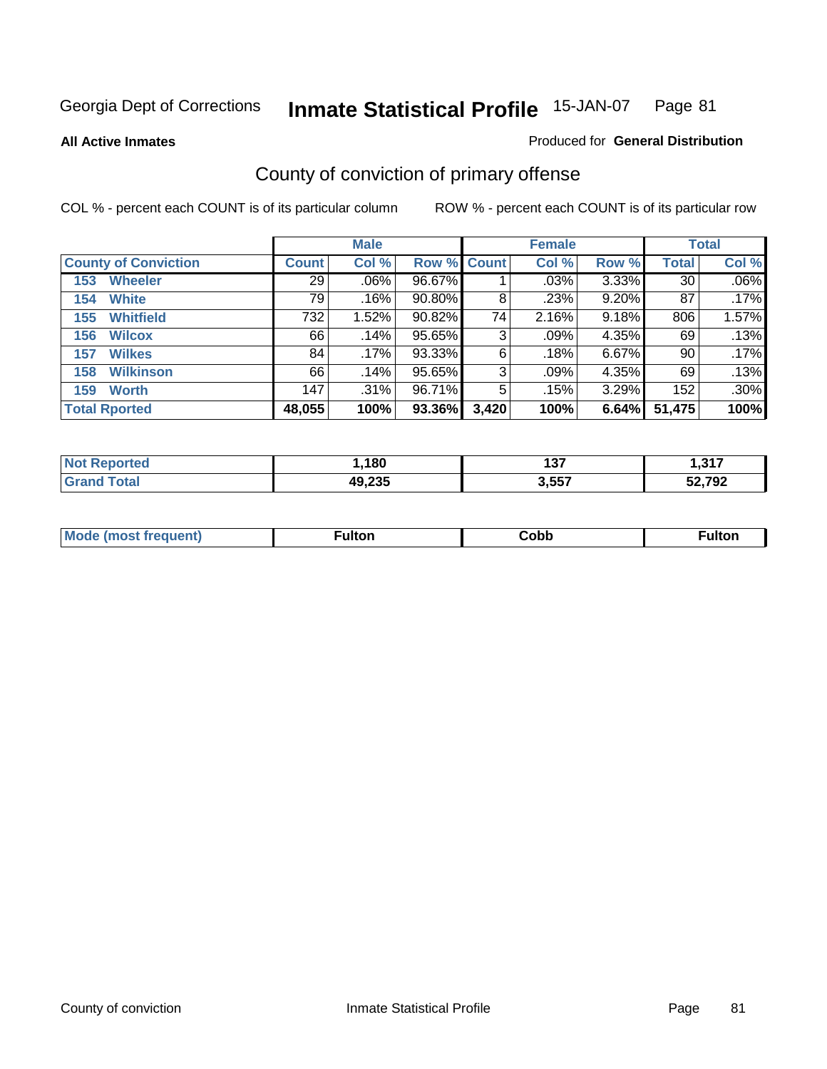Georgia Dept of Corrections **Inmate Statistical Profile** 15-JAN-07

**All Active Inmates**

Produced for **General Distribution**

## County of conviction of primary offense

COL % - percent each COUNT is of its particular column    ROW % - percent each COUNT is of its particular row

| | Male | | | Female | | | Total | |
|---|---|---|---|---|---|---|---|---|
| **County of Conviction** | **Count** | **Col %** | **Row %** | **Count** | **Col %** | **Row %** | **Total** | **Col %** |
| 153 Wheeler | 29 | .06% | 96.67% | 1 | .03% | 3.33% | 30 | .06% |
| 154 White | 79 | .16% | 90.80% | 8 | .23% | 9.20% | 87 | .17% |
| 155 Whitfield | 732 | 1.52% | 90.82% | 74 | 2.16% | 9.18% | 806 | 1.57% |
| 156 Wilcox | 66 | .14% | 95.65% | 3 | .09% | 4.35% | 69 | .13% |
| 157 Wilkes | 84 | .17% | 93.33% | 6 | .18% | 6.67% | 90 | .17% |
| 158 Wilkinson | 66 | .14% | 95.65% | 3 | .09% | 4.35% | 69 | .13% |
| 159 Worth | 147 | .31% | 96.71% | 5 | .15% | 3.29% | 152 | .30% |
| **Total Rported** | **48,055** | **100%** | **93.36%** | **3,420** | **100%** | **6.64%** | **51,475** | **100%** |

| | Male | Female | Total |
|---|---|---|---|
| **Not Reported** | **1,180** | **137** | **1,317** |
| **Grand Total** | **49,235** | **3,557** | **52,792** |

| | Male | Female | Total |
|---|---|---|---|
| **Mode (most frequent)** | **Fulton** | **Cobb** | **Fulton** |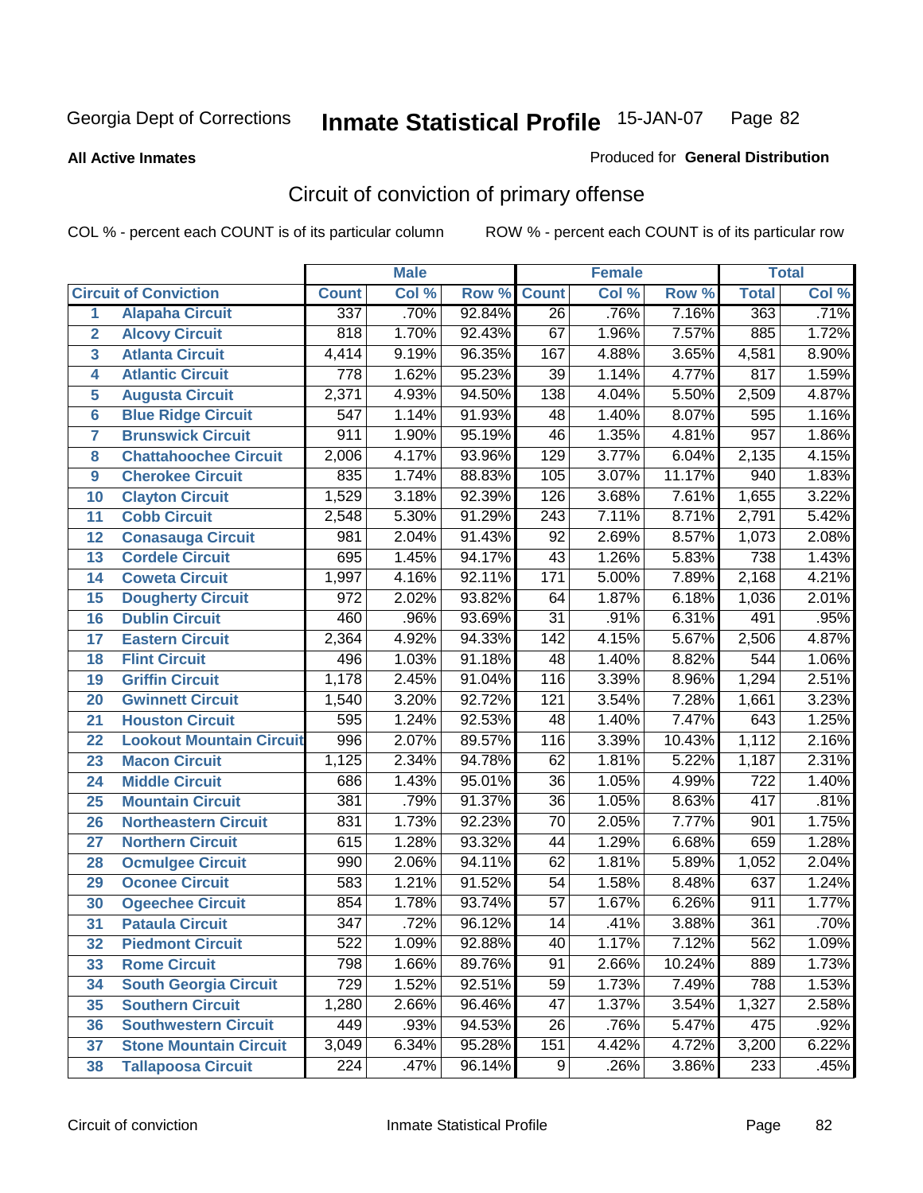Georgia Dept of Corrections **Inmate Statistical Profile** 15-JAN-07

**All Active Inmates**

Produced for **General Distribution**

## Circuit of conviction of primary offense

COL % - percent each COUNT is of its particular column ROW % - percent each COUNT is of its particular row

| | | Male | | | Female | | | Total | |
|---|---|---|---|---|---|---|---|---|---|
| **Circuit of Conviction** | | **Count** | **Col %** | **Row %** | **Count** | **Col %** | **Row %** | **Total** | **Col %** |
| 1 | Alapaha Circuit | 337 | .70% | 92.84% | 26 | .76% | 7.16% | 363 | .71% |
| 2 | Alcovy Circuit | 818 | 1.70% | 92.43% | 67 | 1.96% | 7.57% | 885 | 1.72% |
| 3 | Atlanta Circuit | 4,414 | 9.19% | 96.35% | 167 | 4.88% | 3.65% | 4,581 | 8.90% |
| 4 | Atlantic Circuit | 778 | 1.62% | 95.23% | 39 | 1.14% | 4.77% | 817 | 1.59% |
| 5 | Augusta Circuit | 2,371 | 4.93% | 94.50% | 138 | 4.04% | 5.50% | 2,509 | 4.87% |
| 6 | Blue Ridge Circuit | 547 | 1.14% | 91.93% | 48 | 1.40% | 8.07% | 595 | 1.16% |
| 7 | Brunswick Circuit | 911 | 1.90% | 95.19% | 46 | 1.35% | 4.81% | 957 | 1.86% |
| 8 | Chattahoochee Circuit | 2,006 | 4.17% | 93.96% | 129 | 3.77% | 6.04% | 2,135 | 4.15% |
| 9 | Cherokee Circuit | 835 | 1.74% | 88.83% | 105 | 3.07% | 11.17% | 940 | 1.83% |
| 10 | Clayton Circuit | 1,529 | 3.18% | 92.39% | 126 | 3.68% | 7.61% | 1,655 | 3.22% |
| 11 | Cobb Circuit | 2,548 | 5.30% | 91.29% | 243 | 7.11% | 8.71% | 2,791 | 5.42% |
| 12 | Conasauga Circuit | 981 | 2.04% | 91.43% | 92 | 2.69% | 8.57% | 1,073 | 2.08% |
| 13 | Cordele Circuit | 695 | 1.45% | 94.17% | 43 | 1.26% | 5.83% | 738 | 1.43% |
| 14 | Coweta Circuit | 1,997 | 4.16% | 92.11% | 171 | 5.00% | 7.89% | 2,168 | 4.21% |
| 15 | Dougherty Circuit | 972 | 2.02% | 93.82% | 64 | 1.87% | 6.18% | 1,036 | 2.01% |
| 16 | Dublin Circuit | 460 | .96% | 93.69% | 31 | .91% | 6.31% | 491 | .95% |
| 17 | Eastern Circuit | 2,364 | 4.92% | 94.33% | 142 | 4.15% | 5.67% | 2,506 | 4.87% |
| 18 | Flint Circuit | 496 | 1.03% | 91.18% | 48 | 1.40% | 8.82% | 544 | 1.06% |
| 19 | Griffin Circuit | 1,178 | 2.45% | 91.04% | 116 | 3.39% | 8.96% | 1,294 | 2.51% |
| 20 | Gwinnett Circuit | 1,540 | 3.20% | 92.72% | 121 | 3.54% | 7.28% | 1,661 | 3.23% |
| 21 | Houston Circuit | 595 | 1.24% | 92.53% | 48 | 1.40% | 7.47% | 643 | 1.25% |
| 22 | Lookout Mountain Circuit | 996 | 2.07% | 89.57% | 116 | 3.39% | 10.43% | 1,112 | 2.16% |
| 23 | Macon Circuit | 1,125 | 2.34% | 94.78% | 62 | 1.81% | 5.22% | 1,187 | 2.31% |
| 24 | Middle Circuit | 686 | 1.43% | 95.01% | 36 | 1.05% | 4.99% | 722 | 1.40% |
| 25 | Mountain Circuit | 381 | .79% | 91.37% | 36 | 1.05% | 8.63% | 417 | .81% |
| 26 | Northeastern Circuit | 831 | 1.73% | 92.23% | 70 | 2.05% | 7.77% | 901 | 1.75% |
| 27 | Northern Circuit | 615 | 1.28% | 93.32% | 44 | 1.29% | 6.68% | 659 | 1.28% |
| 28 | Ocmulgee Circuit | 990 | 2.06% | 94.11% | 62 | 1.81% | 5.89% | 1,052 | 2.04% |
| 29 | Oconee Circuit | 583 | 1.21% | 91.52% | 54 | 1.58% | 8.48% | 637 | 1.24% |
| 30 | Ogeechee Circuit | 854 | 1.78% | 93.74% | 57 | 1.67% | 6.26% | 911 | 1.77% |
| 31 | Pataula Circuit | 347 | .72% | 96.12% | 14 | .41% | 3.88% | 361 | .70% |
| 32 | Piedmont Circuit | 522 | 1.09% | 92.88% | 40 | 1.17% | 7.12% | 562 | 1.09% |
| 33 | Rome Circuit | 798 | 1.66% | 89.76% | 91 | 2.66% | 10.24% | 889 | 1.73% |
| 34 | South Georgia Circuit | 729 | 1.52% | 92.51% | 59 | 1.73% | 7.49% | 788 | 1.53% |
| 35 | Southern Circuit | 1,280 | 2.66% | 96.46% | 47 | 1.37% | 3.54% | 1,327 | 2.58% |
| 36 | Southwestern Circuit | 449 | .93% | 94.53% | 26 | .76% | 5.47% | 475 | .92% |
| 37 | Stone Mountain Circuit | 3,049 | 6.34% | 95.28% | 151 | 4.42% | 4.72% | 3,200 | 6.22% |
| 38 | Tallapoosa Circuit | 224 | .47% | 96.14% | 9 | .26% | 3.86% | 233 | .45% |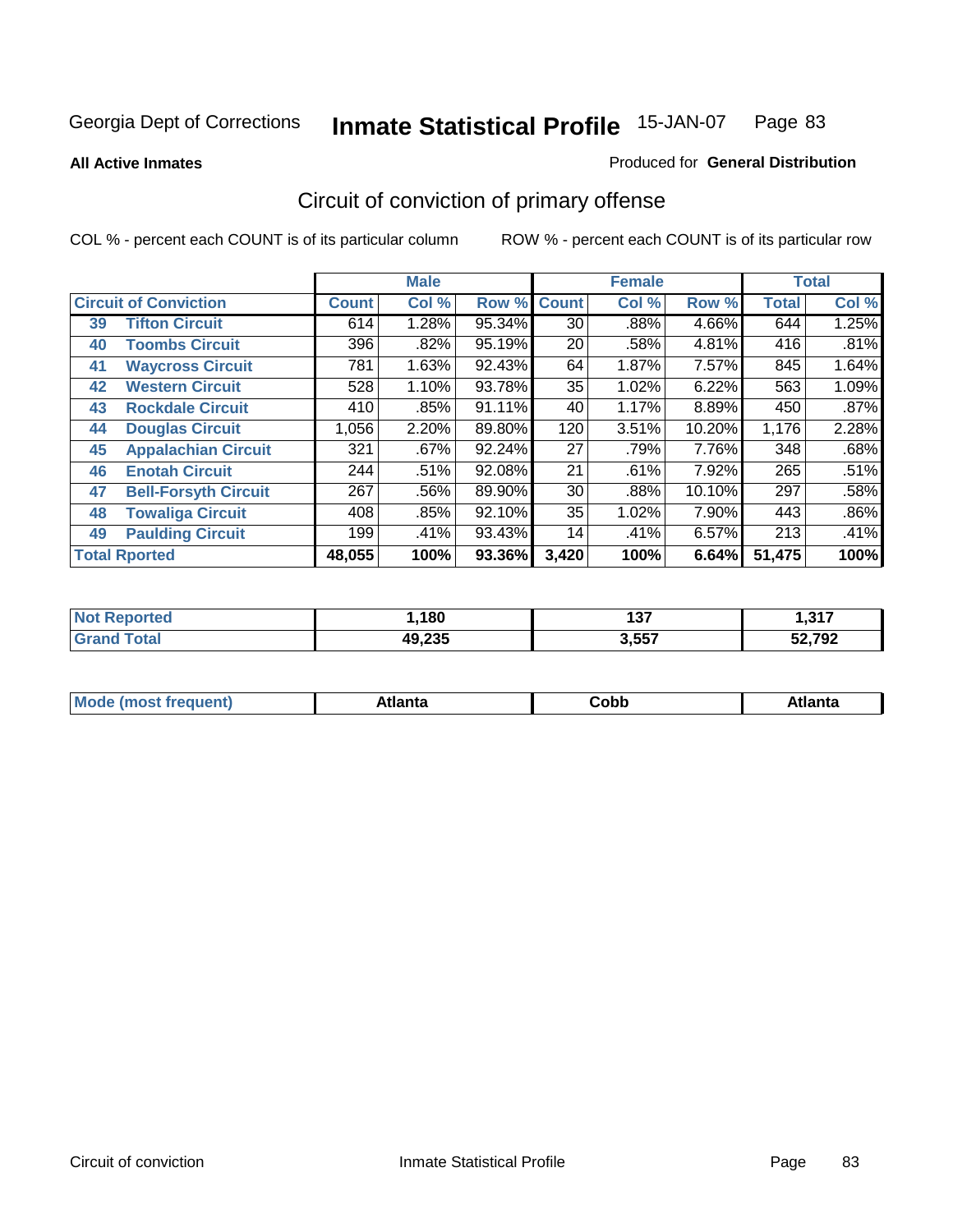Georgia Dept of Corrections **Inmate Statistical Profile** 15-JAN-07

**All Active Inmates**

Produced for **General Distribution**

## Circuit of conviction of primary offense

COL % - percent each COUNT is of its particular column

ROW % - percent each COUNT is of its particular row

| Circuit of Conviction | | Male | | | Female | | | Total | |
|---|---|---|---|---|---|---|---|---|---|
| | | Count | Col % | Row % | Count | Col % | Row % | Total | Col % |
| 39 | Tifton Circuit | 614 | 1.28% | 95.34% | 30 | .88% | 4.66% | 644 | 1.25% |
| 40 | Toombs Circuit | 396 | .82% | 95.19% | 20 | .58% | 4.81% | 416 | .81% |
| 41 | Waycross Circuit | 781 | 1.63% | 92.43% | 64 | 1.87% | 7.57% | 845 | 1.64% |
| 42 | Western Circuit | 528 | 1.10% | 93.78% | 35 | 1.02% | 6.22% | 563 | 1.09% |
| 43 | Rockdale Circuit | 410 | .85% | 91.11% | 40 | 1.17% | 8.89% | 450 | .87% |
| 44 | Douglas Circuit | 1,056 | 2.20% | 89.80% | 120 | 3.51% | 10.20% | 1,176 | 2.28% |
| 45 | Appalachian Circuit | 321 | .67% | 92.24% | 27 | .79% | 7.76% | 348 | .68% |
| 46 | Enotah Circuit | 244 | .51% | 92.08% | 21 | .61% | 7.92% | 265 | .51% |
| 47 | Bell-Forsyth Circuit | 267 | .56% | 89.90% | 30 | .88% | 10.10% | 297 | .58% |
| 48 | Towaliga Circuit | 408 | .85% | 92.10% | 35 | 1.02% | 7.90% | 443 | .86% |
| 49 | Paulding Circuit | 199 | .41% | 93.43% | 14 | .41% | 6.57% | 213 | .41% |
| **Total Rported** | | **48,055** | **100%** | **93.36%** | **3,420** | **100%** | **6.64%** | **51,475** | **100%** |

| | Male | Female | Total |
|---|---|---|---|
| Not Reported | 1,180 | 137 | 1,317 |
| Grand Total | 49,235 | 3,557 | 52,792 |

| | Male | Female | Total |
|---|---|---|---|
| Mode (most frequent) | Atlanta | Cobb | Atlanta |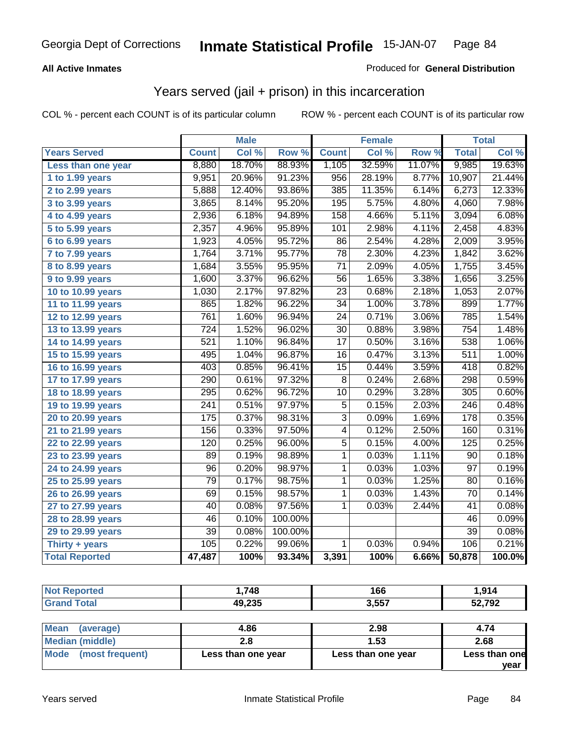Georgia Dept of Corrections **Inmate Statistical Profile** 15-JAN-07

**All Active Inmates**

Produced for **General Distribution**

## Years served (jail + prison) in this incarceration

COL % - percent each COUNT is of its particular column

ROW % - percent each COUNT is of its particular row

| | Male | | | Female | | | Total | |
|---|---|---|---|---|---|---|---|---|
| **Years Served** | **Count** | **Col %** | **Row %** | **Count** | **Col %** | **Row %** | **Total** | **Col %** |
| Less than one year | 8,880 | 18.70% | 88.93% | 1,105 | 32.59% | 11.07% | 9,985 | 19.63% |
| 1 to 1.99 years | 9,951 | 20.96% | 91.23% | 956 | 28.19% | 8.77% | 10,907 | 21.44% |
| 2 to 2.99 years | 5,888 | 12.40% | 93.86% | 385 | 11.35% | 6.14% | 6,273 | 12.33% |
| 3 to 3.99 years | 3,865 | 8.14% | 95.20% | 195 | 5.75% | 4.80% | 4,060 | 7.98% |
| 4 to 4.99 years | 2,936 | 6.18% | 94.89% | 158 | 4.66% | 5.11% | 3,094 | 6.08% |
| 5 to 5.99 years | 2,357 | 4.96% | 95.89% | 101 | 2.98% | 4.11% | 2,458 | 4.83% |
| 6 to 6.99 years | 1,923 | 4.05% | 95.72% | 86 | 2.54% | 4.28% | 2,009 | 3.95% |
| 7 to 7.99 years | 1,764 | 3.71% | 95.77% | 78 | 2.30% | 4.23% | 1,842 | 3.62% |
| 8 to 8.99 years | 1,684 | 3.55% | 95.95% | 71 | 2.09% | 4.05% | 1,755 | 3.45% |
| 9 to 9.99 years | 1,600 | 3.37% | 96.62% | 56 | 1.65% | 3.38% | 1,656 | 3.25% |
| 10 to 10.99 years | 1,030 | 2.17% | 97.82% | 23 | 0.68% | 2.18% | 1,053 | 2.07% |
| 11 to 11.99 years | 865 | 1.82% | 96.22% | 34 | 1.00% | 3.78% | 899 | 1.77% |
| 12 to 12.99 years | 761 | 1.60% | 96.94% | 24 | 0.71% | 3.06% | 785 | 1.54% |
| 13 to 13.99 years | 724 | 1.52% | 96.02% | 30 | 0.88% | 3.98% | 754 | 1.48% |
| 14 to 14.99 years | 521 | 1.10% | 96.84% | 17 | 0.50% | 3.16% | 538 | 1.06% |
| 15 to 15.99 years | 495 | 1.04% | 96.87% | 16 | 0.47% | 3.13% | 511 | 1.00% |
| 16 to 16.99 years | 403 | 0.85% | 96.41% | 15 | 0.44% | 3.59% | 418 | 0.82% |
| 17 to 17.99 years | 290 | 0.61% | 97.32% | 8 | 0.24% | 2.68% | 298 | 0.59% |
| 18 to 18.99 years | 295 | 0.62% | 96.72% | 10 | 0.29% | 3.28% | 305 | 0.60% |
| 19 to 19.99 years | 241 | 0.51% | 97.97% | 5 | 0.15% | 2.03% | 246 | 0.48% |
| 20 to 20.99 years | 175 | 0.37% | 98.31% | 3 | 0.09% | 1.69% | 178 | 0.35% |
| 21 to 21.99 years | 156 | 0.33% | 97.50% | 4 | 0.12% | 2.50% | 160 | 0.31% |
| 22 to 22.99 years | 120 | 0.25% | 96.00% | 5 | 0.15% | 4.00% | 125 | 0.25% |
| 23 to 23.99 years | 89 | 0.19% | 98.89% | 1 | 0.03% | 1.11% | 90 | 0.18% |
| 24 to 24.99 years | 96 | 0.20% | 98.97% | 1 | 0.03% | 1.03% | 97 | 0.19% |
| 25 to 25.99 years | 79 | 0.17% | 98.75% | 1 | 0.03% | 1.25% | 80 | 0.16% |
| 26 to 26.99 years | 69 | 0.15% | 98.57% | 1 | 0.03% | 1.43% | 70 | 0.14% |
| 27 to 27.99 years | 40 | 0.08% | 97.56% | 1 | 0.03% | 2.44% | 41 | 0.08% |
| 28 to 28.99 years | 46 | 0.10% | 100.00% | | | | 46 | 0.09% |
| 29 to 29.99 years | 39 | 0.08% | 100.00% | | | | 39 | 0.08% |
| Thirty + years | 105 | 0.22% | 99.06% | 1 | 0.03% | 0.94% | 106 | 0.21% |
| **Total Reported** | **47,487** | **100%** | **93.34%** | **3,391** | **100%** | **6.66%** | **50,878** | **100.0%** |

| | Male | Female | Total |
|---|---|---|---|
| Not Reported | **1,748** | **166** | **1,914** |
| Grand Total | **49,235** | **3,557** | **52,792** |

| | Male | Female | Total |
|---|---|---|---|
| Mean (average) | **4.86** | **2.98** | **4.74** |
| Median (middle) | **2.8** | **1.53** | **2.68** |
| Mode (most frequent) | **Less than one year** | **Less than one year** | **Less than one year** |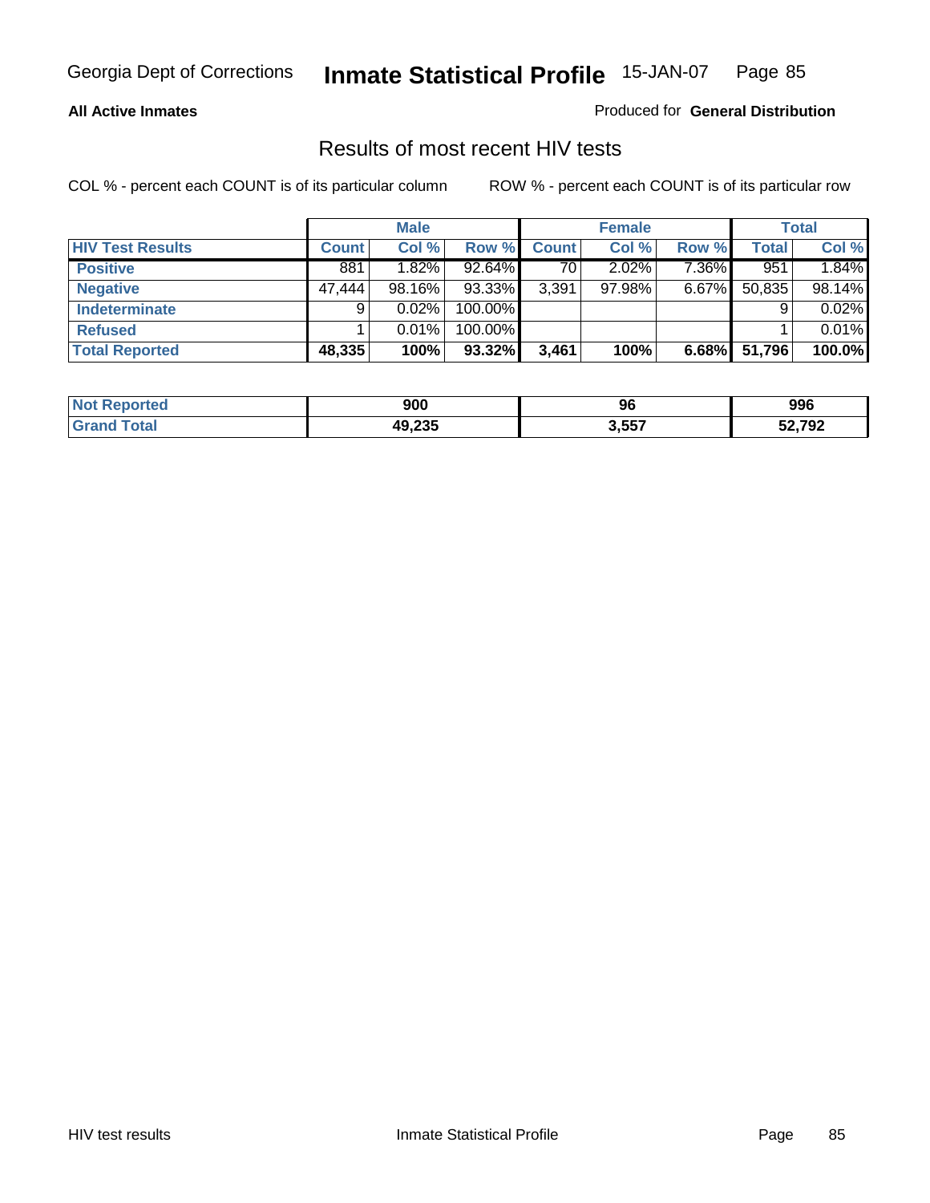Georgia Dept of Corrections **Inmate Statistical Profile** 15-JAN-07

**All Active Inmates** Produced for **General Distribution**

## Results of most recent HIV tests

COL % - percent each COUNT is of its particular column    ROW % - percent each COUNT is of its particular row

| | Male | | | Female | | | Total | |
|---|---|---|---|---|---|---|---|---|
| **HIV Test Results** | **Count** | **Col %** | **Row %** | **Count** | **Col %** | **Row %** | **Total** | **Col %** |
| **Positive** | 881 | 1.82% | 92.64% | 70 | 2.02% | 7.36% | 951 | 1.84% |
| **Negative** | 47,444 | 98.16% | 93.33% | 3,391 | 97.98% | 6.67% | 50,835 | 98.14% |
| **Indeterminate** | 9 | 0.02% | 100.00% | | | | 9 | 0.02% |
| **Refused** | 1 | 0.01% | 100.00% | | | | 1 | 0.01% |
| **Total Reported** | **48,335** | **100%** | **93.32%** | **3,461** | **100%** | **6.68%** | **51,796** | **100.0%** |

| | Male | Female | Total |
|---|---|---|---|
| **Not Reported** | **900** | **96** | **996** |
| **Grand Total** | **49,235** | **3,557** | **52,792** |

HIV test results    Inmate Statistical Profile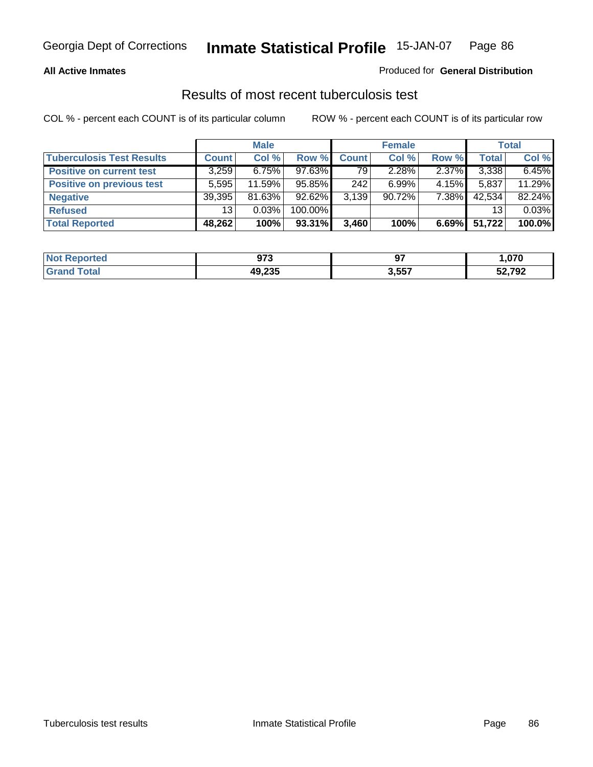**All Active Inmates**

Produced for **General Distribution**

## Results of most recent tuberculosis test

COL % - percent each COUNT is of its particular column

ROW % - percent each COUNT is of its particular row

| | Male | | | Female | | | Total | |
|---|---|---|---|---|---|---|---|---|
| **Tuberculosis Test Results** | **Count** | **Col %** | **Row %** | **Count** | **Col %** | **Row %** | **Total** | **Col %** |
| **Positive on current test** | 3,259 | 6.75% | 97.63% | 79 | 2.28% | 2.37% | 3,338 | 6.45% |
| **Positive on previous test** | 5,595 | 11.59% | 95.85% | 242 | 6.99% | 4.15% | 5,837 | 11.29% |
| **Negative** | 39,395 | 81.63% | 92.62% | 3,139 | 90.72% | 7.38% | 42,534 | 82.24% |
| **Refused** | 13 | 0.03% | 100.00% | | | | 13 | 0.03% |
| **Total Reported** | **48,262** | **100%** | **93.31%** | **3,460** | **100%** | **6.69%** | **51,722** | **100.0%** |

| | Male | Female | Total |
|---|---|---|---|
| **Not Reported** | **973** | **97** | **1,070** |
| **Grand Total** | **49,235** | **3,557** | **52,792** |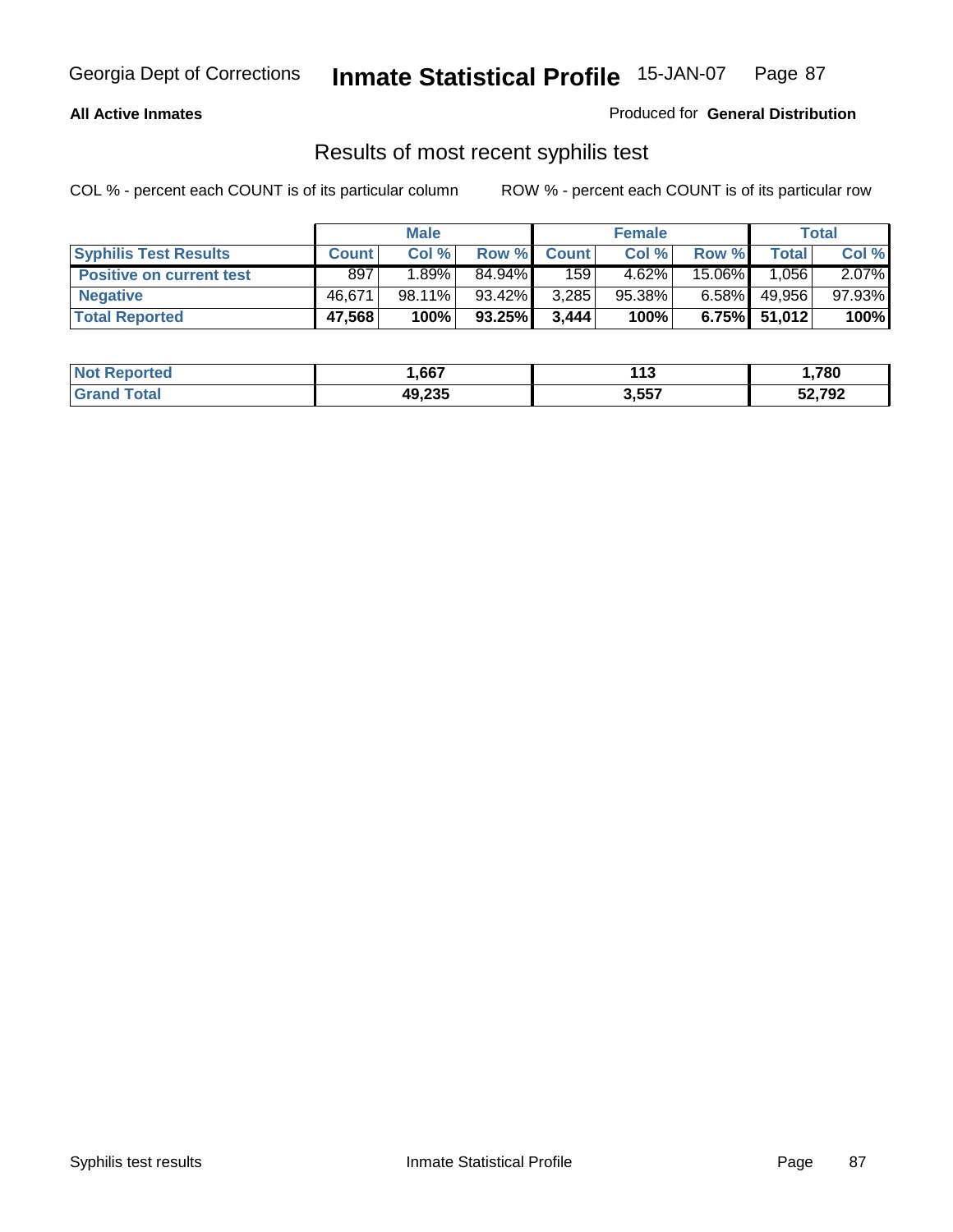**All Active Inmates**

Produced for **General Distribution**

## Results of most recent syphilis test

COL % - percent each COUNT is of its particular column

ROW % - percent each COUNT is of its particular row

| | Male | | | Female | | | Total | |
|---|---|---|---|---|---|---|---|---|
| **Syphilis Test Results** | **Count** | **Col %** | **Row %** | **Count** | **Col %** | **Row %** | **Total** | **Col %** |
| **Positive on current test** | 897 | 1.89% | 84.94% | 159 | 4.62% | 15.06% | 1,056 | 2.07% |
| **Negative** | 46,671 | 98.11% | 93.42% | 3,285 | 95.38% | 6.58% | 49,956 | 97.93% |
| **Total Reported** | **47,568** | **100%** | **93.25%** | **3,444** | **100%** | **6.75%** | **51,012** | **100%** |

| | Male | Female | Total |
|---|---|---|---|
| **Not Reported** | **1,667** | **113** | **1,780** |
| **Grand Total** | **49,235** | **3,557** | **52,792** |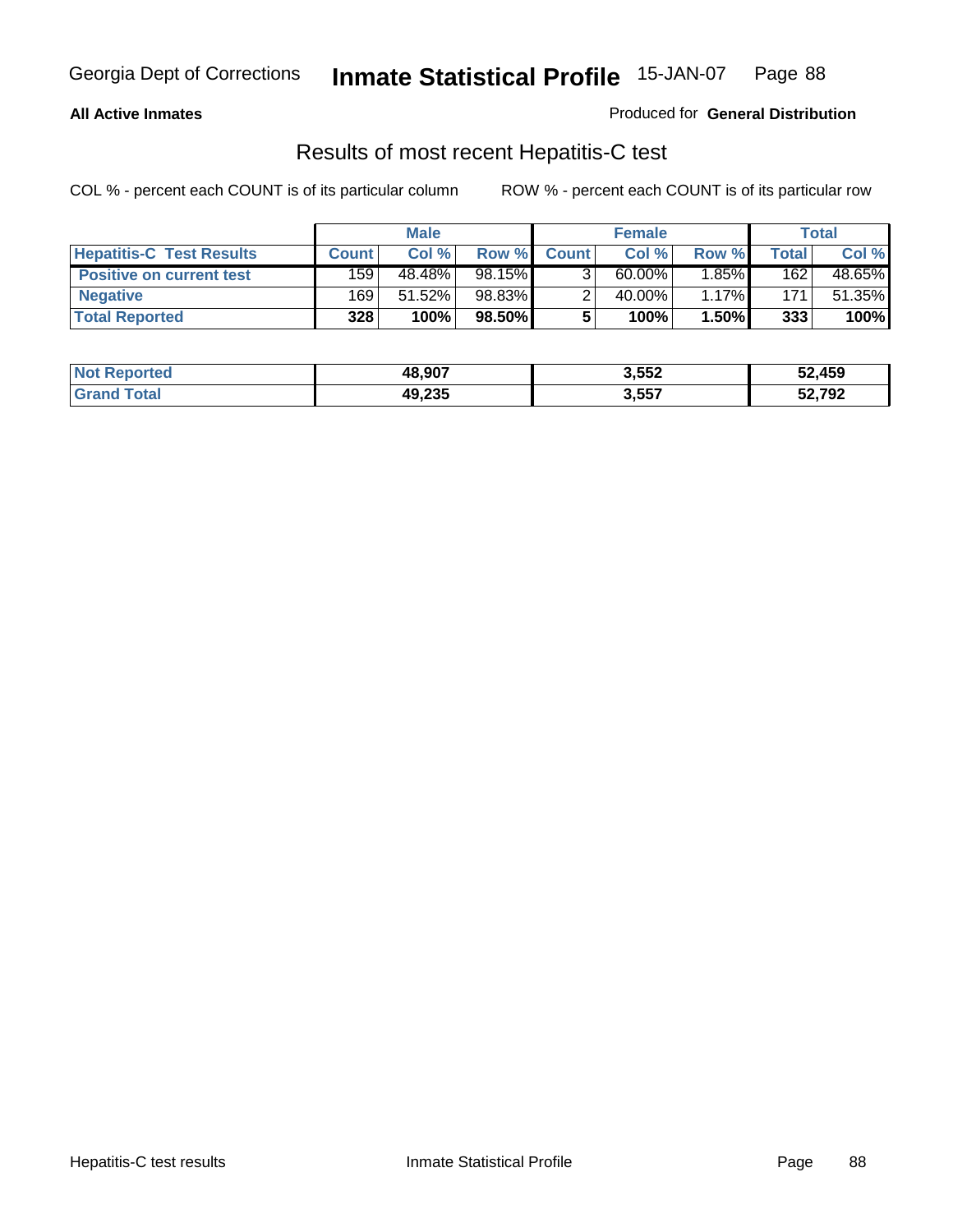**All Active Inmates**

Produced for **General Distribution**

## Results of most recent Hepatitis-C test

COL % - percent each COUNT is of its particular column

ROW % - percent each COUNT is of its particular row

| | Male | | | Female | | | Total | |
|---|---|---|---|---|---|---|---|---|
| **Hepatitis-C Test Results** | **Count** | **Col %** | **Row %** | **Count** | **Col %** | **Row %** | **Total** | **Col %** |
| **Positive on current test** | 159 | 48.48% | 98.15% | 3 | 60.00% | 1.85% | 162 | 48.65% |
| **Negative** | 169 | 51.52% | 98.83% | 2 | 40.00% | 1.17% | 171 | 51.35% |
| **Total Reported** | **328** | **100%** | **98.50%** | **5** | **100%** | **1.50%** | **333** | **100%** |

| | Male | Female | Total |
|---|---|---|---|
| **Not Reported** | **48,907** | **3,552** | **52,459** |
| **Grand Total** | **49,235** | **3,557** | **52,792** |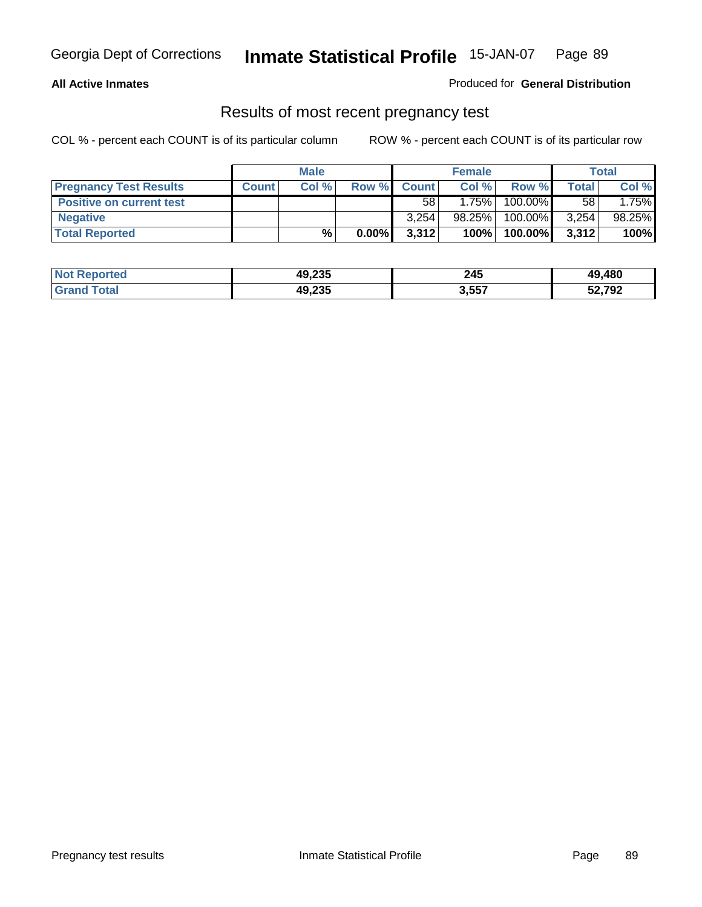**All Active Inmates**

Produced for **General Distribution**

## Results of most recent pregnancy test

COL % - percent each COUNT is of its particular column

ROW % - percent each COUNT is of its particular row

| | Male | | | Female | | | Total | |
|---|---|---|---|---|---|---|---|---|
| **Pregnancy Test Results** | **Count** | **Col %** | **Row %** | **Count** | **Col %** | **Row %** | **Total** | **Col %** |
| **Positive on current test** | | | | 58 | 1.75% | 100.00% | 58 | 1.75% |
| **Negative** | | | | 3,254 | 98.25% | 100.00% | 3,254 | 98.25% |
| **Total Reported** | | **%** | **0.00%** | **3,312** | **100%** | **100.00%** | **3,312** | **100%** |

| | Male | Female | Total |
|---|---|---|---|
| **Not Reported** | **49,235** | **245** | **49,480** |
| **Grand Total** | **49,235** | **3,557** | **52,792** |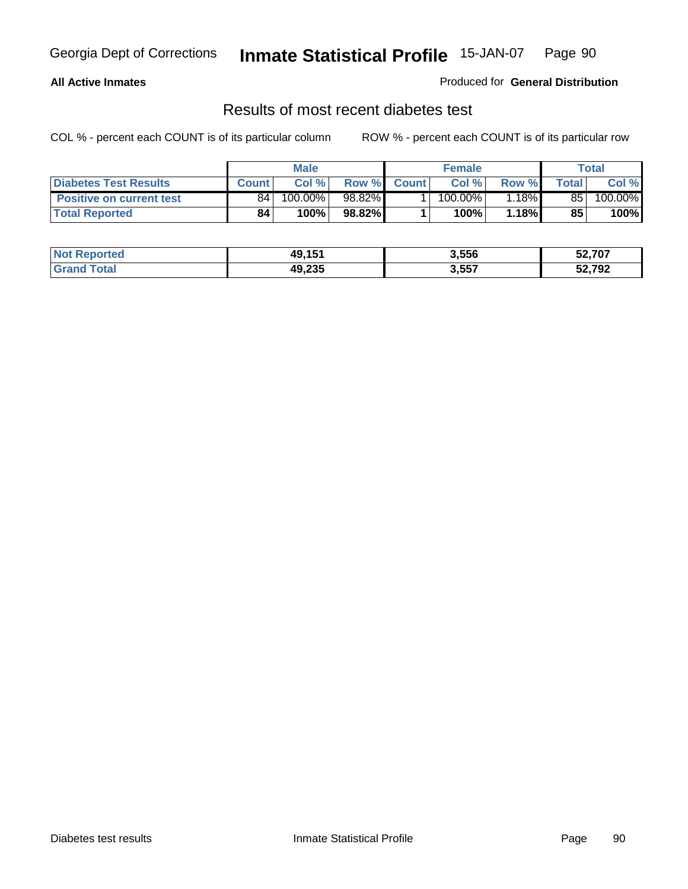**All Active Inmates** Produced for **General Distribution**

## Results of most recent diabetes test

COL % - percent each COUNT is of its particular column    ROW % - percent each COUNT is of its particular row

| | Male | | | Female | | | Total | |
|---|---|---|---|---|---|---|---|---|
| **Diabetes Test Results** | **Count** | **Col %** | **Row %** | **Count** | **Col %** | **Row %** | **Total** | **Col %** |
| **Positive on current test** | 84 | 100.00% | 98.82% | 1 | 100.00% | 1.18% | 85 | 100.00% |
| **Total Reported** | **84** | **100%** | **98.82%** | **1** | **100%** | **1.18%** | **85** | **100%** |

| | Male | Female | Total |
|---|---|---|---|
| **Not Reported** | **49,151** | **3,556** | **52,707** |
| **Grand Total** | **49,235** | **3,557** | **52,792** |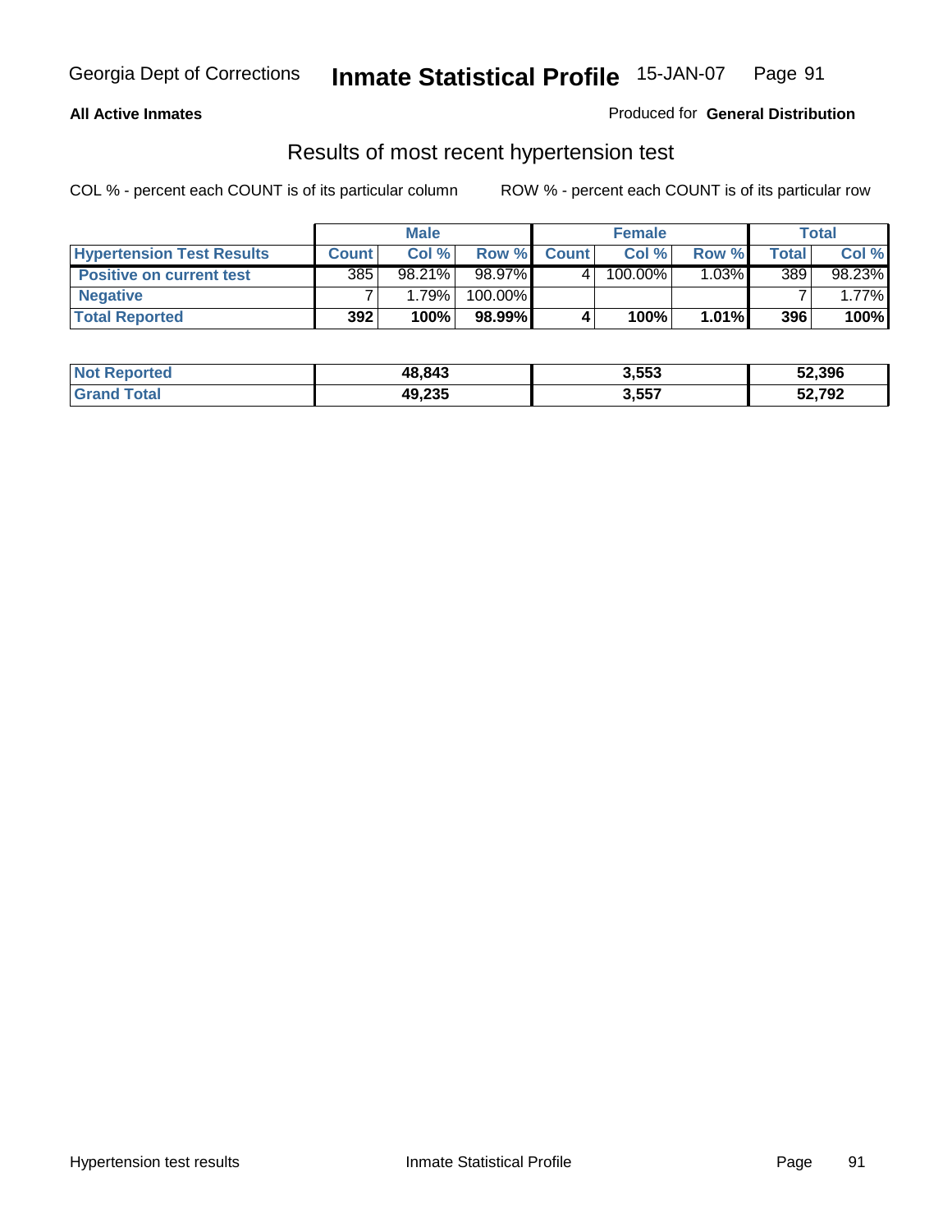**All Active Inmates** Produced for **General Distribution**

## Results of most recent hypertension test

COL % - percent each COUNT is of its particular column ROW % - percent each COUNT is of its particular row

| | Male | | | Female | | | Total | |
|---|---|---|---|---|---|---|---|---|
| **Hypertension Test Results** | **Count** | **Col %** | **Row %** | **Count** | **Col %** | **Row %** | **Total** | **Col %** |
| **Positive on current test** | 385 | 98.21% | 98.97% | 4 | 100.00% | 1.03% | 389 | 98.23% |
| **Negative** | 7 | 1.79% | 100.00% | | | | 7 | 1.77% |
| **Total Reported** | **392** | **100%** | **98.99%** | **4** | **100%** | **1.01%** | **396** | **100%** |

| | Male | Female | Total |
|---|---|---|---|
| **Not Reported** | **48,843** | **3,553** | **52,396** |
| **Grand Total** | **49,235** | **3,557** | **52,792** |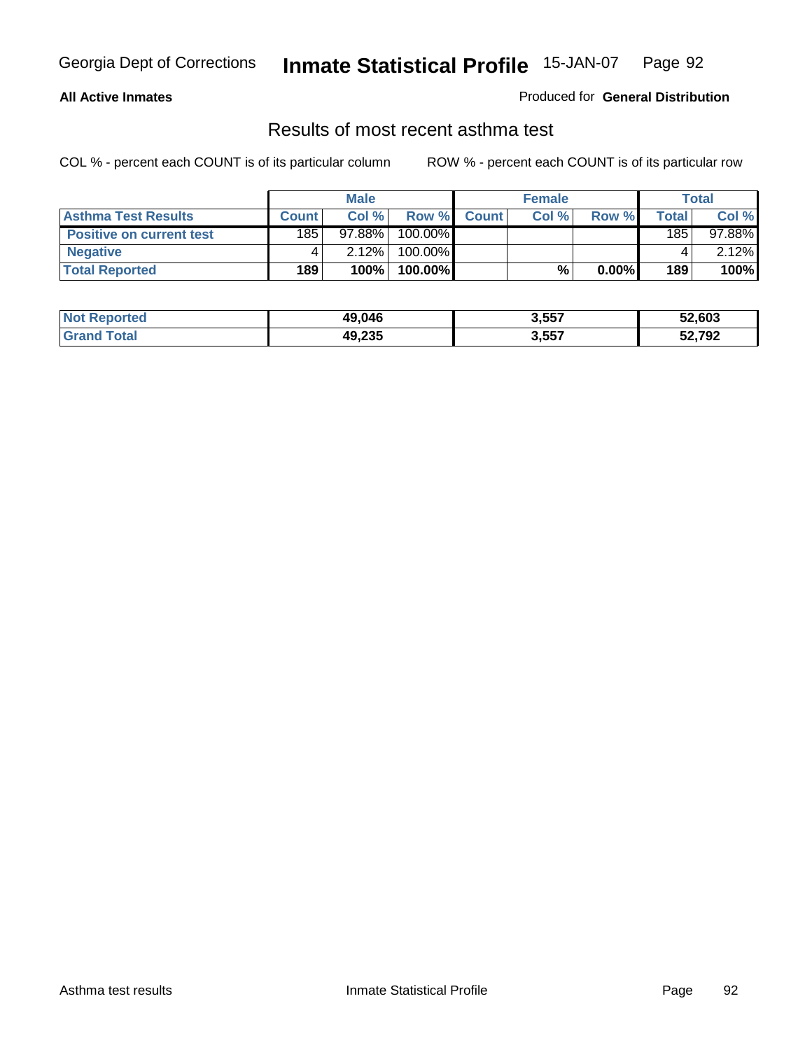**All Active Inmates**

Produced for **General Distribution**

## Results of most recent asthma test

COL % - percent each COUNT is of its particular column

ROW % - percent each COUNT is of its particular row

| | Male | | | Female | | | Total | |
|---|---|---|---|---|---|---|---|---|
| **Asthma Test Results** | **Count** | **Col %** | **Row %** | **Count** | **Col %** | **Row %** | **Total** | **Col %** |
| **Positive on current test** | 185 | 97.88% | 100.00% | | | | 185 | 97.88% |
| **Negative** | 4 | 2.12% | 100.00% | | | | 4 | 2.12% |
| **Total Reported** | **189** | **100%** | **100.00%** | | **%** | **0.00%** | **189** | **100%** |

| | Male | Female | Total |
|---|---|---|---|
| **Not Reported** | **49,046** | **3,557** | **52,603** |
| **Grand Total** | **49,235** | **3,557** | **52,792** |

Asthma test results